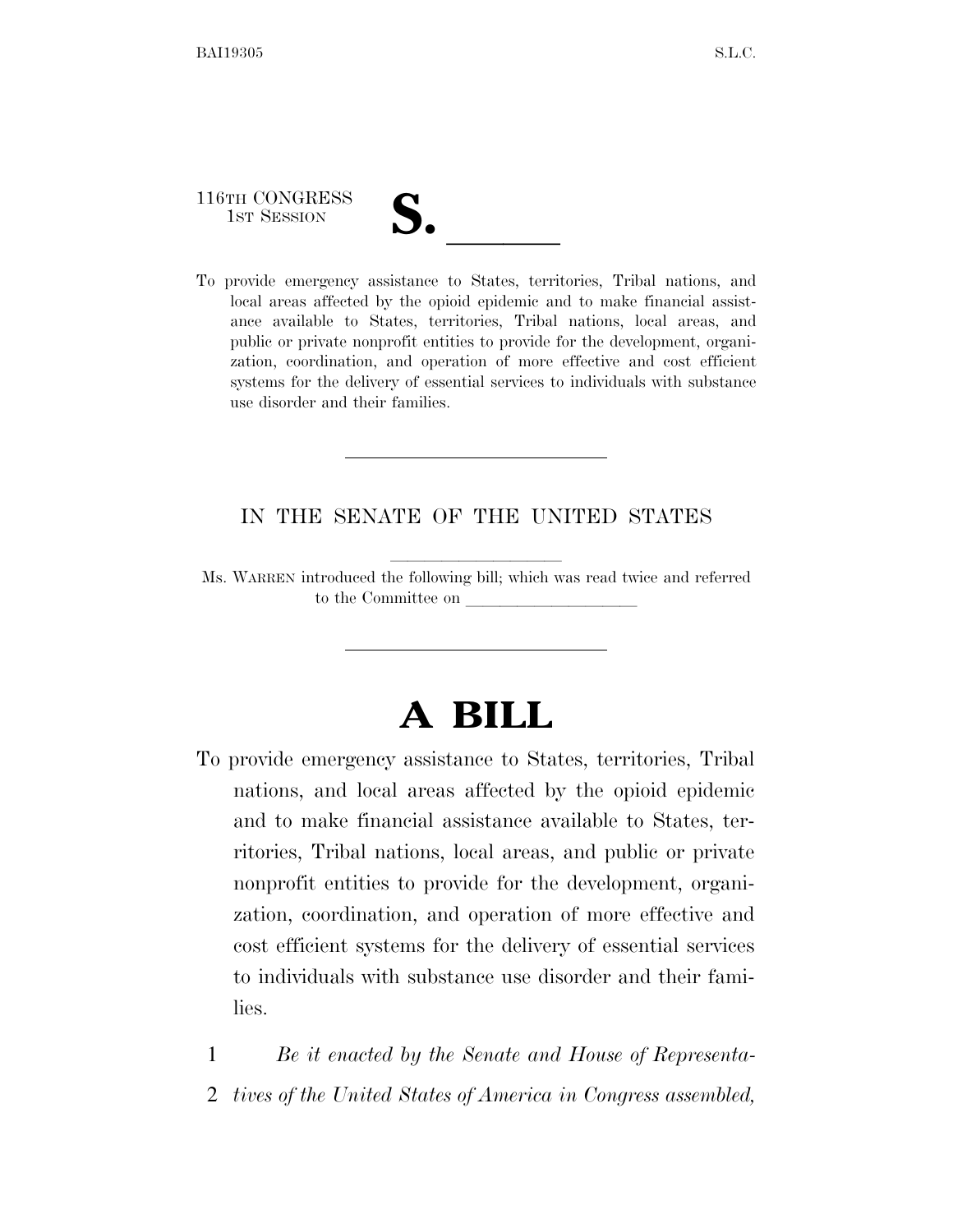116TH CONGRESS
1ST SESSION

# S. \_\_\_\_\_\_

To provide emergency assistance to States, territories, Tribal nations, and local areas affected by the opioid epidemic and to make financial assistance available to States, territories, Tribal nations, local areas, and public or private nonprofit entities to provide for the development, organization, coordination, and operation of more effective and cost efficient systems for the delivery of essential services to individuals with substance use disorder and their families.

---

IN THE SENATE OF THE UNITED STATES

Ms. WARREN introduced the following bill; which was read twice and referred to the Committee on \_\_\_\_\_\_\_\_\_\_\_\_\_\_\_\_\_\_\_\_

---

# A BILL

To provide emergency assistance to States, territories, Tribal nations, and local areas affected by the opioid epidemic and to make financial assistance available to States, territories, Tribal nations, local areas, and public or private nonprofit entities to provide for the development, organization, coordination, and operation of more effective and cost efficient systems for the delivery of essential services to individuals with substance use disorder and their families.

1 *Be it enacted by the Senate and House of Representa-*
2 *tives of the United States of America in Congress assembled,*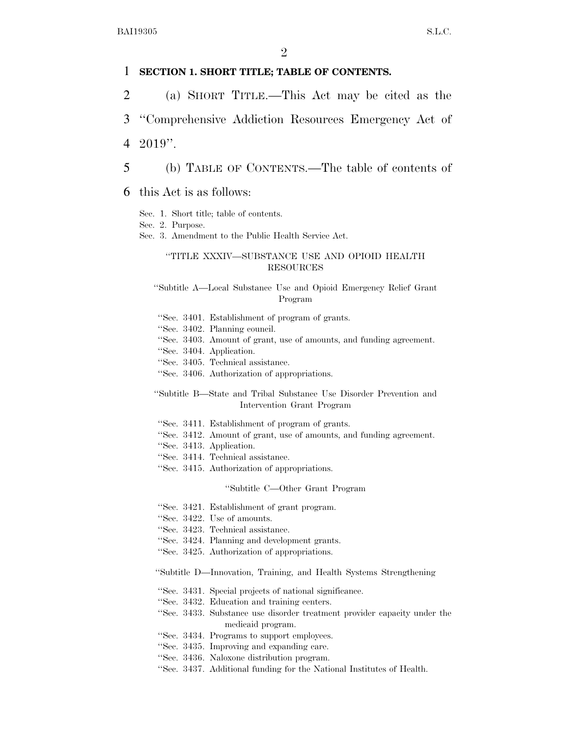**SECTION 1. SHORT TITLE; TABLE OF CONTENTS.**

(a) SHORT TITLE.—This Act may be cited as the "Comprehensive Addiction Resources Emergency Act of 2019".

(b) TABLE OF CONTENTS.—The table of contents of this Act is as follows:

Sec. 1. Short title; table of contents.
Sec. 2. Purpose.
Sec. 3. Amendment to the Public Health Service Act.

"TITLE XXXIV—SUBSTANCE USE AND OPIOID HEALTH RESOURCES

"Subtitle A—Local Substance Use and Opioid Emergency Relief Grant Program

"Sec. 3401. Establishment of program of grants.
"Sec. 3402. Planning council.
"Sec. 3403. Amount of grant, use of amounts, and funding agreement.
"Sec. 3404. Application.
"Sec. 3405. Technical assistance.
"Sec. 3406. Authorization of appropriations.

"Subtitle B—State and Tribal Substance Use Disorder Prevention and Intervention Grant Program

"Sec. 3411. Establishment of program of grants.
"Sec. 3412. Amount of grant, use of amounts, and funding agreement.
"Sec. 3413. Application.
"Sec. 3414. Technical assistance.
"Sec. 3415. Authorization of appropriations.

"Subtitle C—Other Grant Program

"Sec. 3421. Establishment of grant program.
"Sec. 3422. Use of amounts.
"Sec. 3423. Technical assistance.
"Sec. 3424. Planning and development grants.
"Sec. 3425. Authorization of appropriations.

"Subtitle D—Innovation, Training, and Health Systems Strengthening

"Sec. 3431. Special projects of national significance.
"Sec. 3432. Education and training centers.
"Sec. 3433. Substance use disorder treatment provider capacity under the medicaid program.
"Sec. 3434. Programs to support employees.
"Sec. 3435. Improving and expanding care.
"Sec. 3436. Naloxone distribution program.
"Sec. 3437. Additional funding for the National Institutes of Health.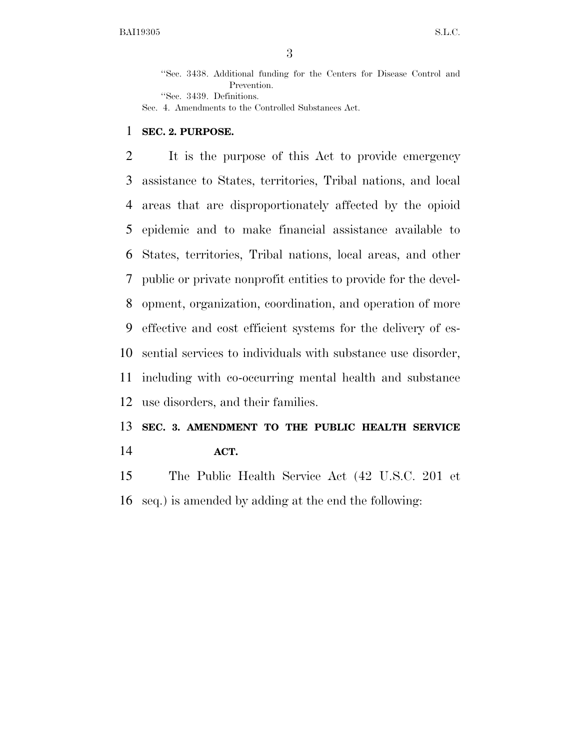"Sec. 3438. Additional funding for the Centers for Disease Control and Prevention.

"Sec. 3439. Definitions.

Sec. 4. Amendments to the Controlled Substances Act.

**SEC. 2. PURPOSE.**

It is the purpose of this Act to provide emergency assistance to States, territories, Tribal nations, and local areas that are disproportionately affected by the opioid epidemic and to make financial assistance available to States, territories, Tribal nations, local areas, and other public or private nonprofit entities to provide for the development, organization, coordination, and operation of more effective and cost efficient systems for the delivery of essential services to individuals with substance use disorder, including with co-occurring mental health and substance use disorders, and their families.

**SEC. 3. AMENDMENT TO THE PUBLIC HEALTH SERVICE ACT.**

The Public Health Service Act (42 U.S.C. 201 et seq.) is amended by adding at the end the following: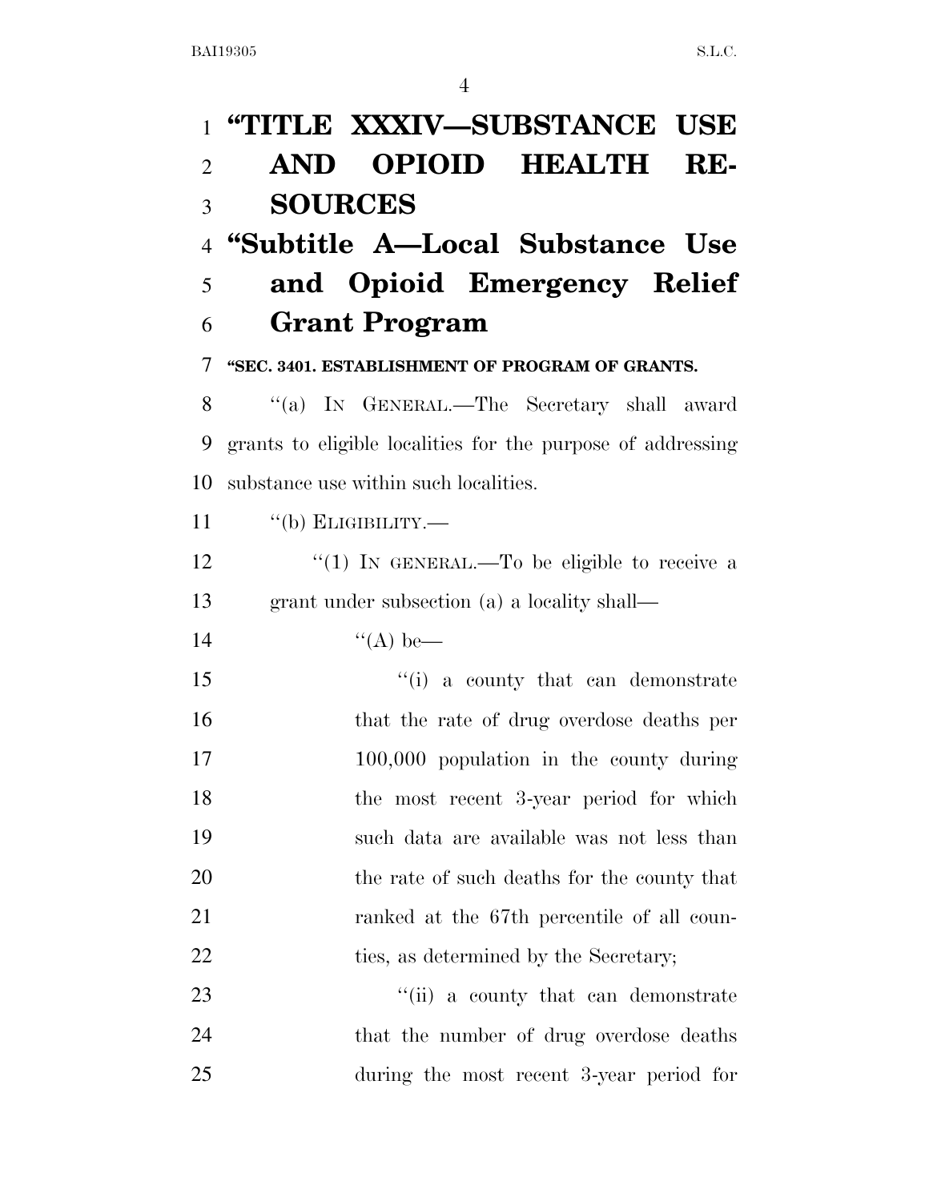# "TITLE XXXIV—SUBSTANCE USE AND OPIOID HEALTH RESOURCES

## "Subtitle A—Local Substance Use and Opioid Emergency Relief Grant Program

### "SEC. 3401. ESTABLISHMENT OF PROGRAM OF GRANTS.

"(a) IN GENERAL.—The Secretary shall award grants to eligible localities for the purpose of addressing substance use within such localities.

"(b) ELIGIBILITY.—

"(1) IN GENERAL.—To be eligible to receive a grant under subsection (a) a locality shall—

"(A) be—

"(i) a county that can demonstrate that the rate of drug overdose deaths per 100,000 population in the county during the most recent 3-year period for which such data are available was not less than the rate of such deaths for the county that ranked at the 67th percentile of all counties, as determined by the Secretary;

"(ii) a county that can demonstrate that the number of drug overdose deaths during the most recent 3-year period for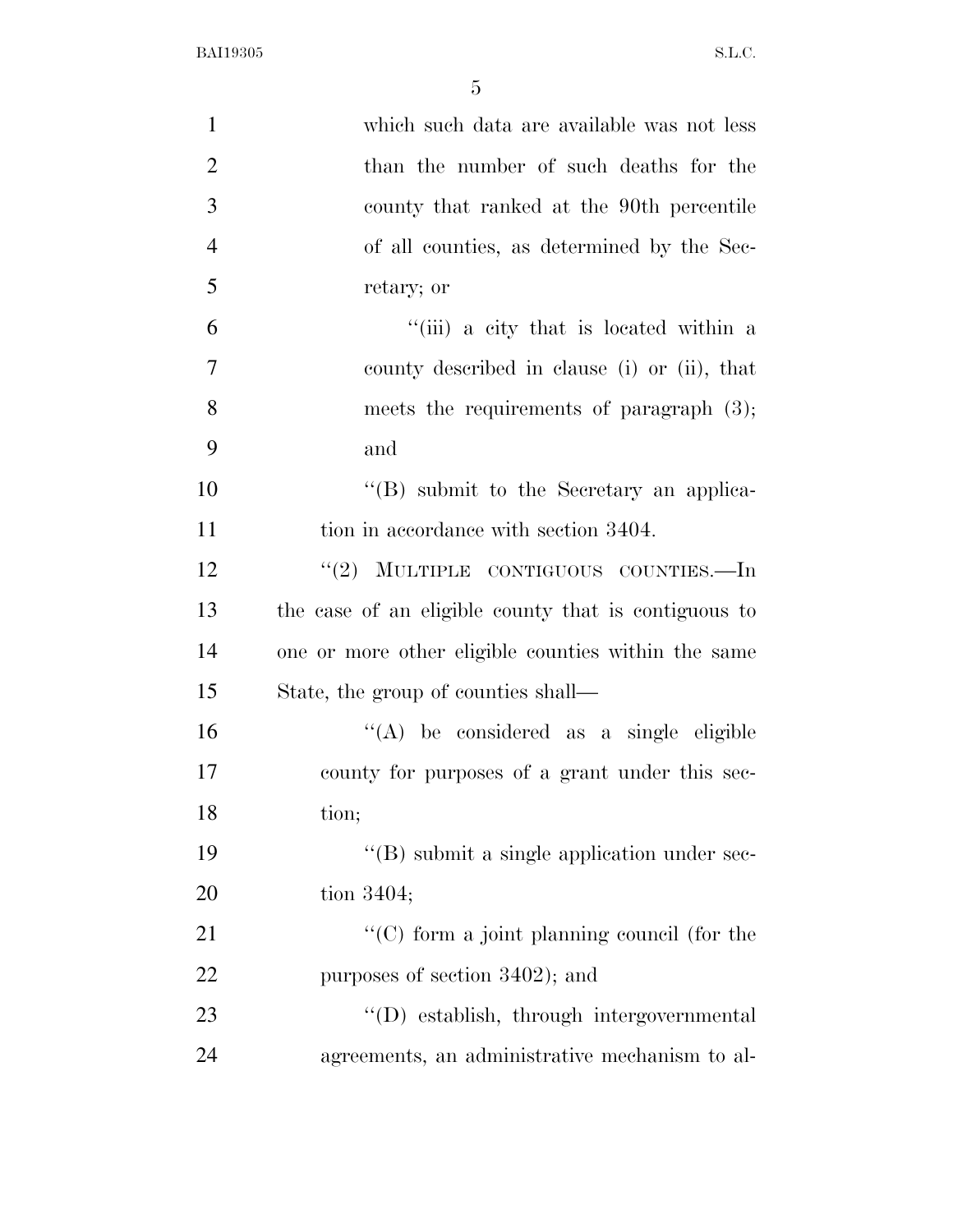which such data are available was not less than the number of such deaths for the county that ranked at the 90th percentile of all counties, as determined by the Secretary; or

''(iii) a city that is located within a county described in clause (i) or (ii), that meets the requirements of paragraph (3); and

''(B) submit to the Secretary an application in accordance with section 3404.

''(2) MULTIPLE CONTIGUOUS COUNTIES.—In the case of an eligible county that is contiguous to one or more other eligible counties within the same State, the group of counties shall—

''(A) be considered as a single eligible county for purposes of a grant under this section;

''(B) submit a single application under section 3404;

''(C) form a joint planning council (for the purposes of section 3402); and

''(D) establish, through intergovernmental agreements, an administrative mechanism to al-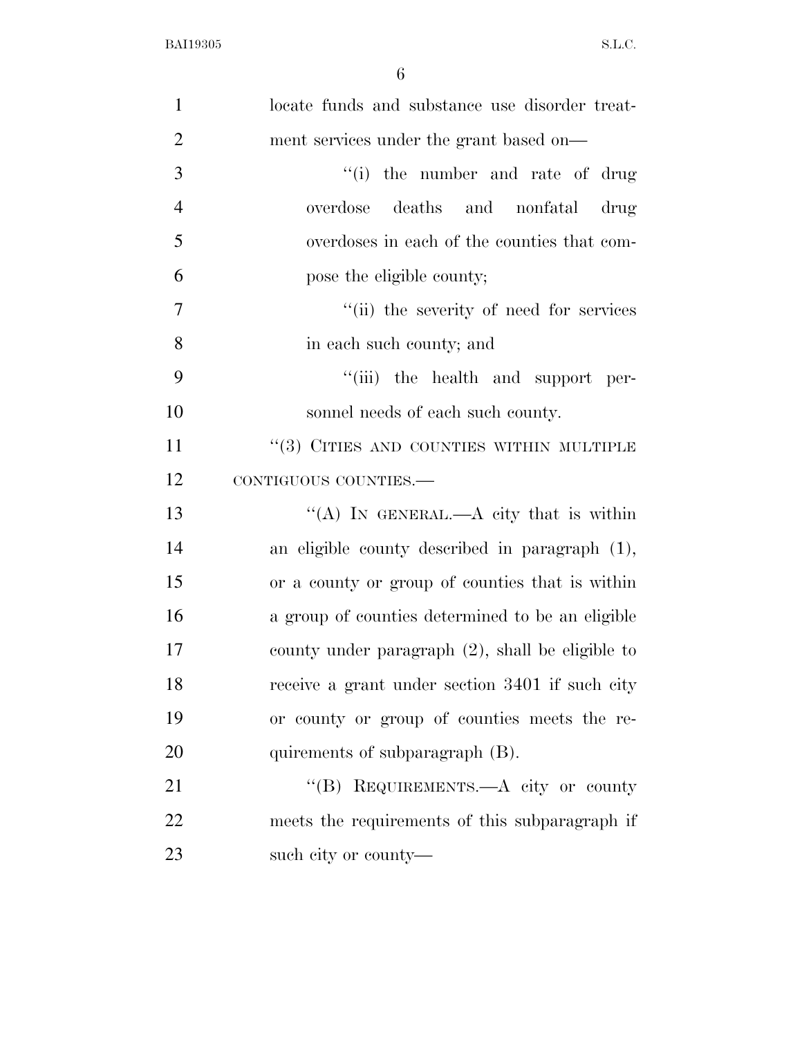locate funds and substance use disorder treatment services under the grant based on—

"(i) the number and rate of drug overdose deaths and nonfatal drug overdoses in each of the counties that compose the eligible county;

"(ii) the severity of need for services in each such county; and

"(iii) the health and support personnel needs of each such county.

"(3) CITIES AND COUNTIES WITHIN MULTIPLE CONTIGUOUS COUNTIES.—

"(A) IN GENERAL.—A city that is within an eligible county described in paragraph (1), or a county or group of counties that is within a group of counties determined to be an eligible county under paragraph (2), shall be eligible to receive a grant under section 3401 if such city or county or group of counties meets the requirements of subparagraph (B).

"(B) REQUIREMENTS.—A city or county meets the requirements of this subparagraph if such city or county—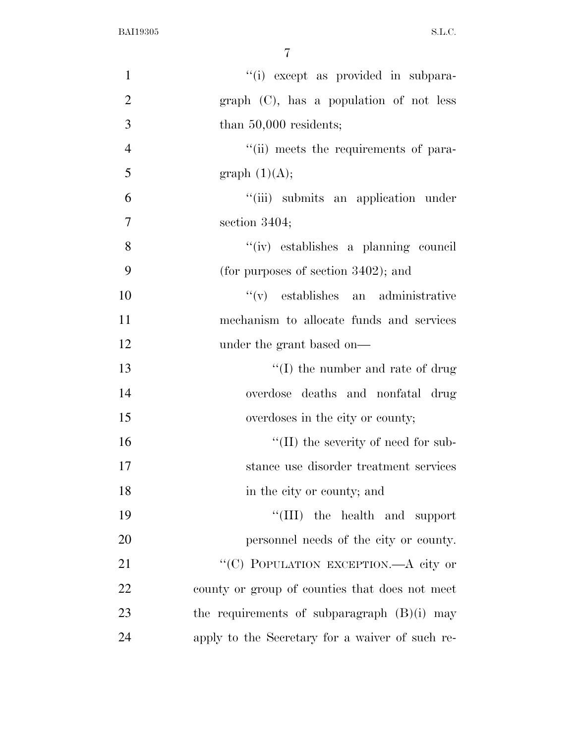"(i) except as provided in subparagraph (C), has a population of not less than 50,000 residents;

"(ii) meets the requirements of paragraph (1)(A);

"(iii) submits an application under section 3404;

"(iv) establishes a planning council (for purposes of section 3402); and

"(v) establishes an administrative mechanism to allocate funds and services under the grant based on—

"(I) the number and rate of drug overdose deaths and nonfatal drug overdoses in the city or county;

"(II) the severity of need for substance use disorder treatment services in the city or county; and

"(III) the health and support personnel needs of the city or county.

"(C) POPULATION EXCEPTION.—A city or county or group of counties that does not meet the requirements of subparagraph (B)(i) may apply to the Secretary for a waiver of such re-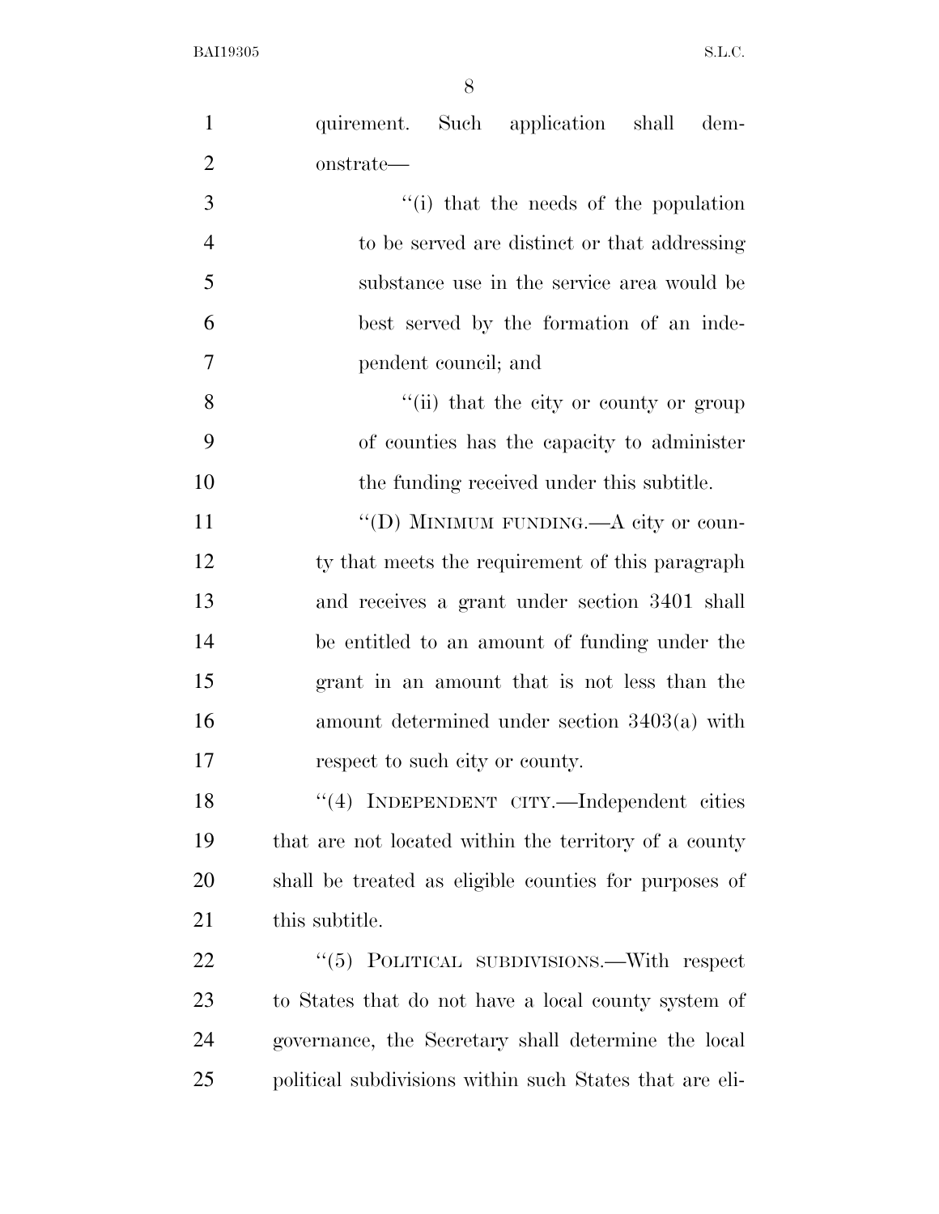quirement. Such application shall demonstrate—

"(i) that the needs of the population to be served are distinct or that addressing substance use in the service area would be best served by the formation of an independent council; and

"(ii) that the city or county or group of counties has the capacity to administer the funding received under this subtitle.

"(D) MINIMUM FUNDING.—A city or county that meets the requirement of this paragraph and receives a grant under section 3401 shall be entitled to an amount of funding under the grant in an amount that is not less than the amount determined under section 3403(a) with respect to such city or county.

"(4) INDEPENDENT CITY.—Independent cities that are not located within the territory of a county shall be treated as eligible counties for purposes of this subtitle.

"(5) POLITICAL SUBDIVISIONS.—With respect to States that do not have a local county system of governance, the Secretary shall determine the local political subdivisions within such States that are eli-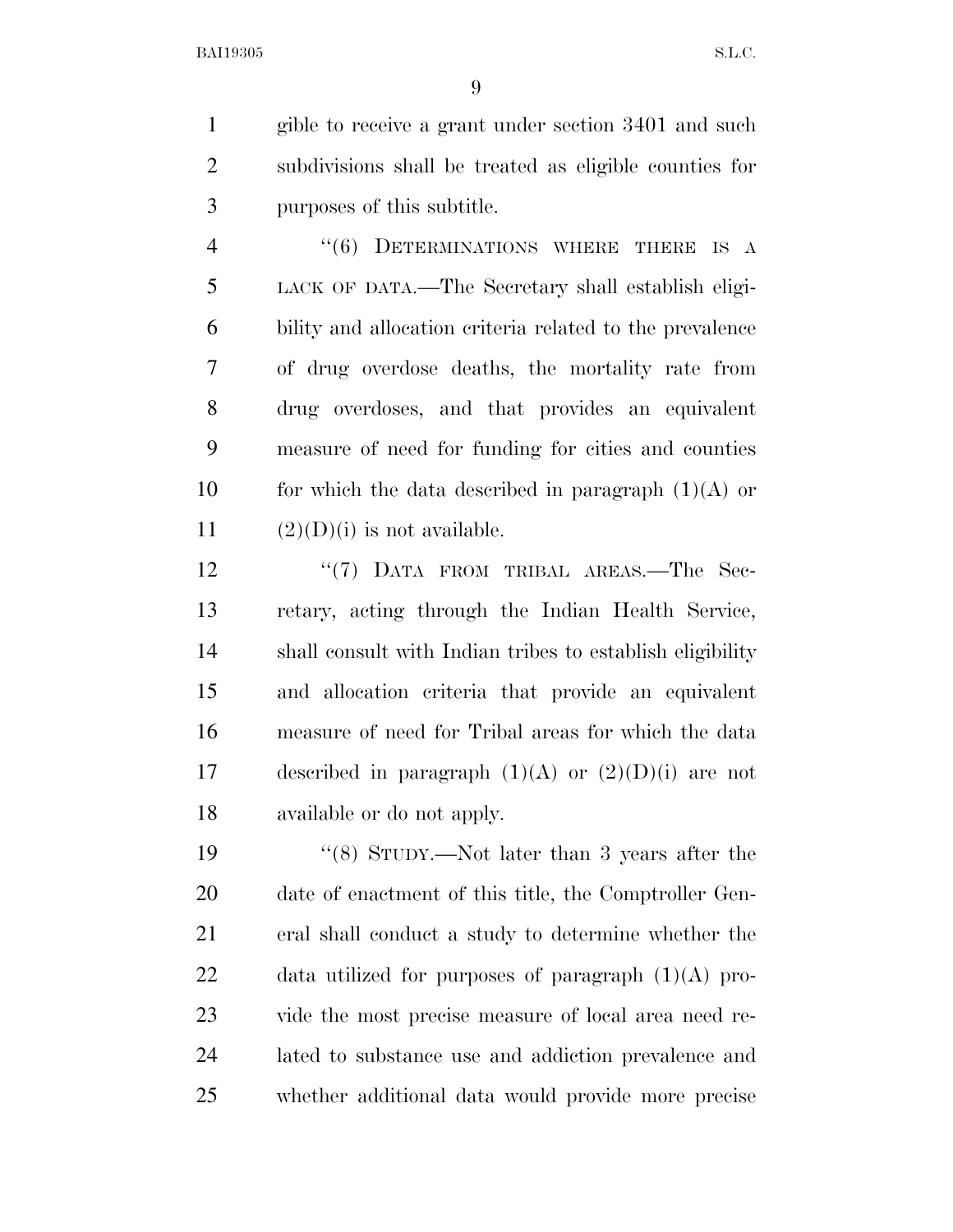gible to receive a grant under section 3401 and such subdivisions shall be treated as eligible counties for purposes of this subtitle.

''(6) DETERMINATIONS WHERE THERE IS A LACK OF DATA.—The Secretary shall establish eligibility and allocation criteria related to the prevalence of drug overdose deaths, the mortality rate from drug overdoses, and that provides an equivalent measure of need for funding for cities and counties for which the data described in paragraph (1)(A) or (2)(D)(i) is not available.

''(7) DATA FROM TRIBAL AREAS.—The Secretary, acting through the Indian Health Service, shall consult with Indian tribes to establish eligibility and allocation criteria that provide an equivalent measure of need for Tribal areas for which the data described in paragraph (1)(A) or (2)(D)(i) are not available or do not apply.

''(8) STUDY.—Not later than 3 years after the date of enactment of this title, the Comptroller General shall conduct a study to determine whether the data utilized for purposes of paragraph (1)(A) provide the most precise measure of local area need related to substance use and addiction prevalence and whether additional data would provide more precise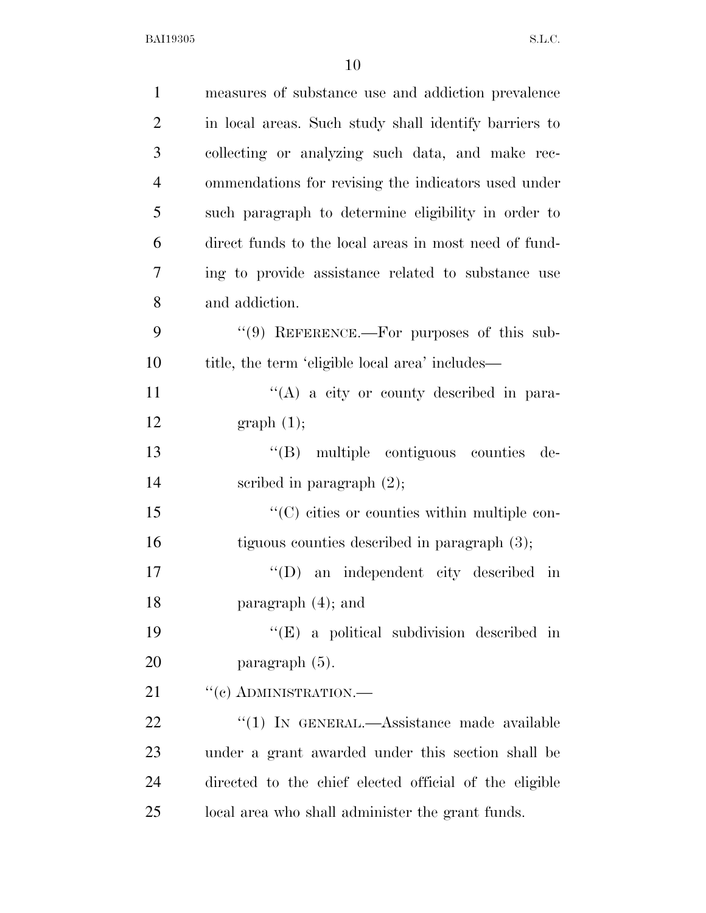measures of substance use and addiction prevalence in local areas. Such study shall identify barriers to collecting or analyzing such data, and make recommendations for revising the indicators used under such paragraph to determine eligibility in order to direct funds to the local areas in most need of funding to provide assistance related to substance use and addiction.

"(9) REFERENCE.—For purposes of this subtitle, the term 'eligible local area' includes—

"(A) a city or county described in paragraph (1);

"(B) multiple contiguous counties described in paragraph (2);

"(C) cities or counties within multiple contiguous counties described in paragraph (3);

"(D) an independent city described in paragraph (4); and

"(E) a political subdivision described in paragraph (5).

"(c) ADMINISTRATION.—

"(1) IN GENERAL.—Assistance made available under a grant awarded under this section shall be directed to the chief elected official of the eligible local area who shall administer the grant funds.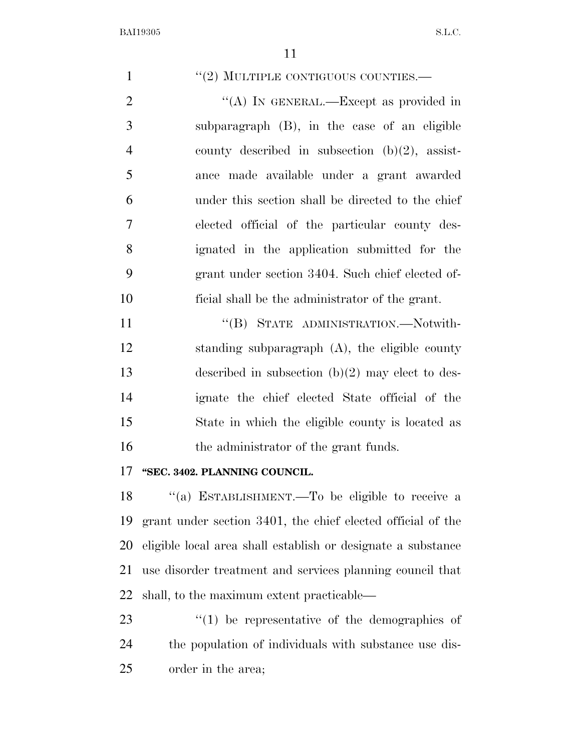"(2) MULTIPLE CONTIGUOUS COUNTIES.—

"(A) IN GENERAL.—Except as provided in subparagraph (B), in the case of an eligible county described in subsection (b)(2), assistance made available under a grant awarded under this section shall be directed to the chief elected official of the particular county designated in the application submitted for the grant under section 3404. Such chief elected official shall be the administrator of the grant.

"(B) STATE ADMINISTRATION.—Notwithstanding subparagraph (A), the eligible county described in subsection (b)(2) may elect to designate the chief elected State official of the State in which the eligible county is located as the administrator of the grant funds.

**"SEC. 3402. PLANNING COUNCIL.**

"(a) ESTABLISHMENT.—To be eligible to receive a grant under section 3401, the chief elected official of the eligible local area shall establish or designate a substance use disorder treatment and services planning council that shall, to the maximum extent practicable—

"(1) be representative of the demographics of the population of individuals with substance use disorder in the area;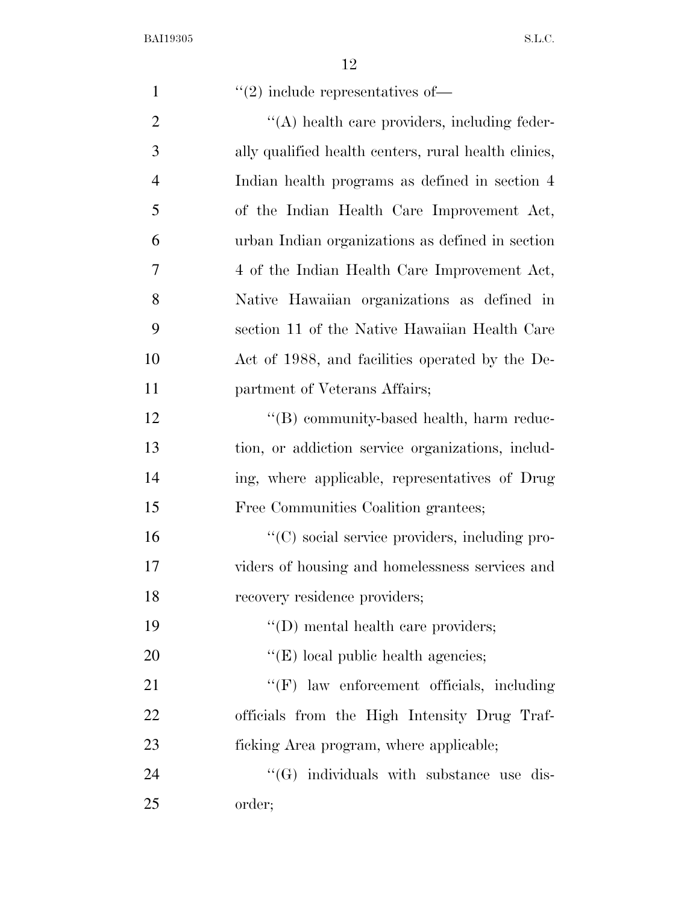"(2) include representatives of—

"(A) health care providers, including federally qualified health centers, rural health clinics, Indian health programs as defined in section 4 of the Indian Health Care Improvement Act, urban Indian organizations as defined in section 4 of the Indian Health Care Improvement Act, Native Hawaiian organizations as defined in section 11 of the Native Hawaiian Health Care Act of 1988, and facilities operated by the Department of Veterans Affairs;

"(B) community-based health, harm reduction, or addiction service organizations, including, where applicable, representatives of Drug Free Communities Coalition grantees;

"(C) social service providers, including providers of housing and homelessness services and recovery residence providers;

"(D) mental health care providers;

"(E) local public health agencies;

"(F) law enforcement officials, including officials from the High Intensity Drug Trafficking Area program, where applicable;

"(G) individuals with substance use disorder;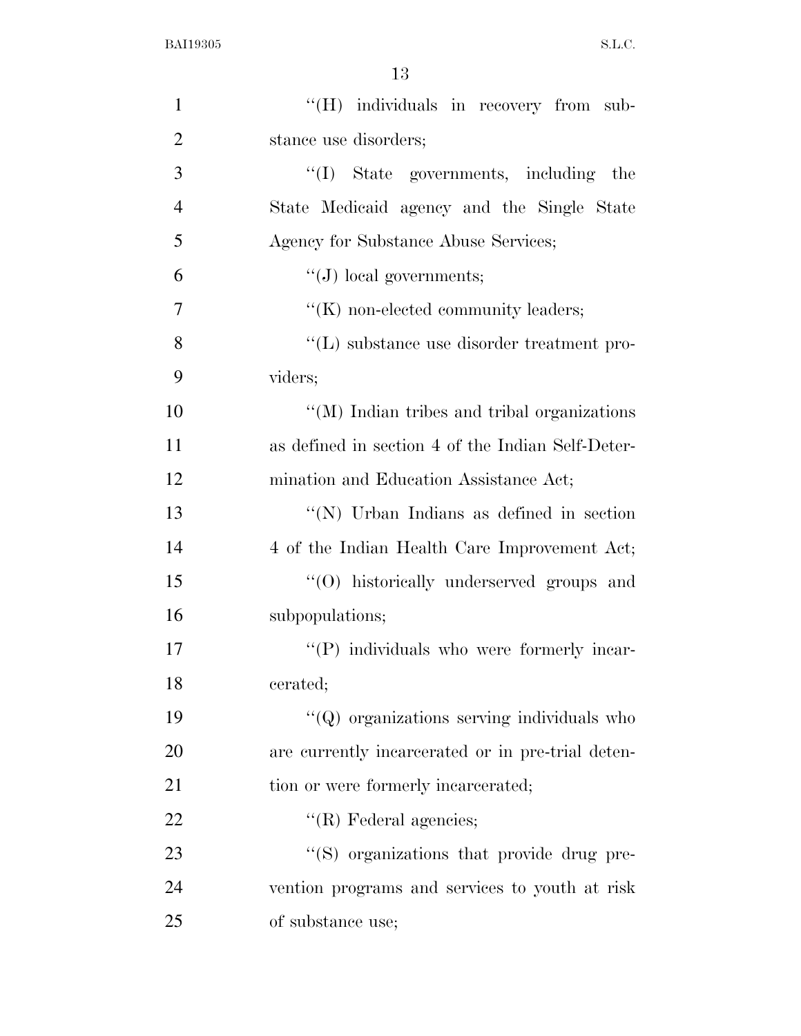''(H) individuals in recovery from substance use disorders;

''(I) State governments, including the State Medicaid agency and the Single State Agency for Substance Abuse Services;

''(J) local governments;

''(K) non-elected community leaders;

''(L) substance use disorder treatment providers;

''(M) Indian tribes and tribal organizations as defined in section 4 of the Indian Self-Determination and Education Assistance Act;

''(N) Urban Indians as defined in section 4 of the Indian Health Care Improvement Act;

''(O) historically underserved groups and subpopulations;

''(P) individuals who were formerly incarcerated;

''(Q) organizations serving individuals who are currently incarcerated or in pre-trial detention or were formerly incarcerated;

''(R) Federal agencies;

''(S) organizations that provide drug prevention programs and services to youth at risk of substance use;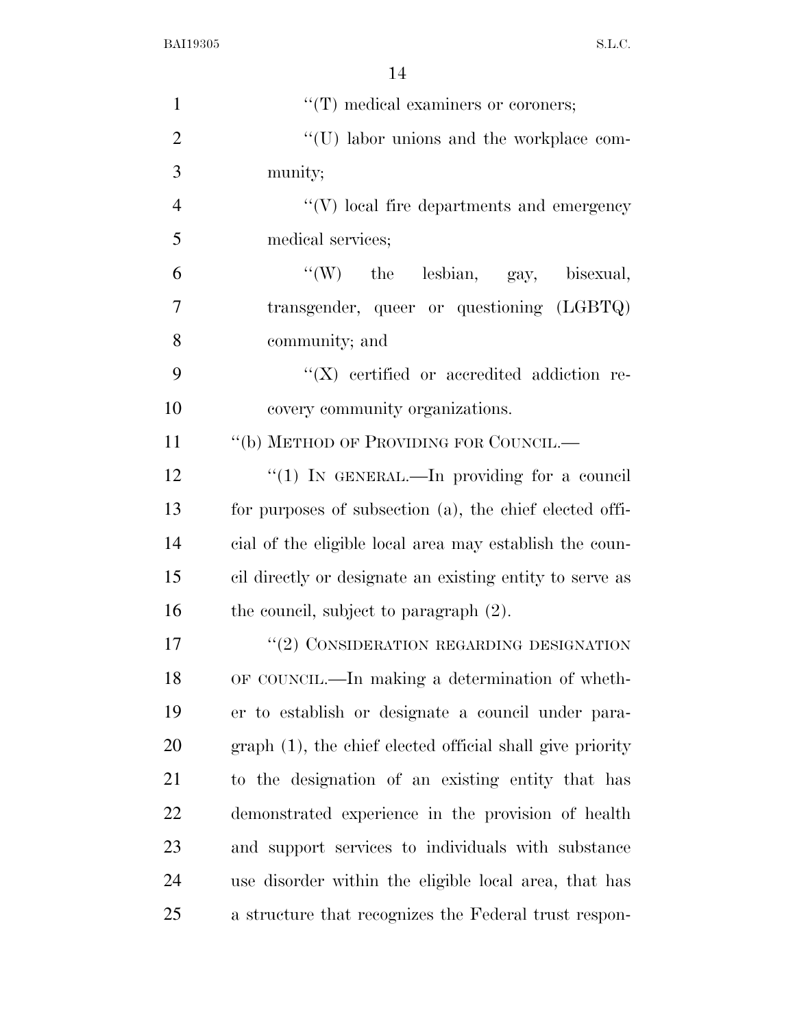''(T) medical examiners or coroners;

''(U) labor unions and the workplace community;

''(V) local fire departments and emergency medical services;

''(W) the lesbian, gay, bisexual, transgender, queer or questioning (LGBTQ) community; and

''(X) certified or accredited addiction recovery community organizations.

''(b) METHOD OF PROVIDING FOR COUNCIL.—

''(1) IN GENERAL.—In providing for a council for purposes of subsection (a), the chief elected official of the eligible local area may establish the council directly or designate an existing entity to serve as the council, subject to paragraph (2).

''(2) CONSIDERATION REGARDING DESIGNATION OF COUNCIL.—In making a determination of whether to establish or designate a council under paragraph (1), the chief elected official shall give priority to the designation of an existing entity that has demonstrated experience in the provision of health and support services to individuals with substance use disorder within the eligible local area, that has a structure that recognizes the Federal trust respon-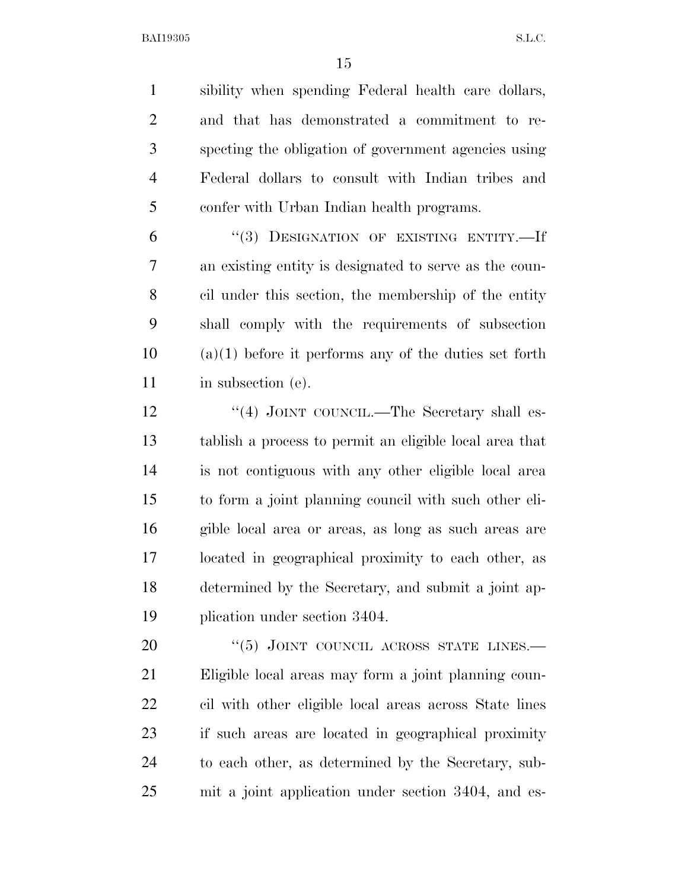sibility when spending Federal health care dollars, and that has demonstrated a commitment to respecting the obligation of government agencies using Federal dollars to consult with Indian tribes and confer with Urban Indian health programs.

"(3) DESIGNATION OF EXISTING ENTITY.—If an existing entity is designated to serve as the council under this section, the membership of the entity shall comply with the requirements of subsection (a)(1) before it performs any of the duties set forth in subsection (e).

"(4) JOINT COUNCIL.—The Secretary shall establish a process to permit an eligible local area that is not contiguous with any other eligible local area to form a joint planning council with such other eligible local area or areas, as long as such areas are located in geographical proximity to each other, as determined by the Secretary, and submit a joint application under section 3404.

"(5) JOINT COUNCIL ACROSS STATE LINES.—Eligible local areas may form a joint planning council with other eligible local areas across State lines if such areas are located in geographical proximity to each other, as determined by the Secretary, submit a joint application under section 3404, and es-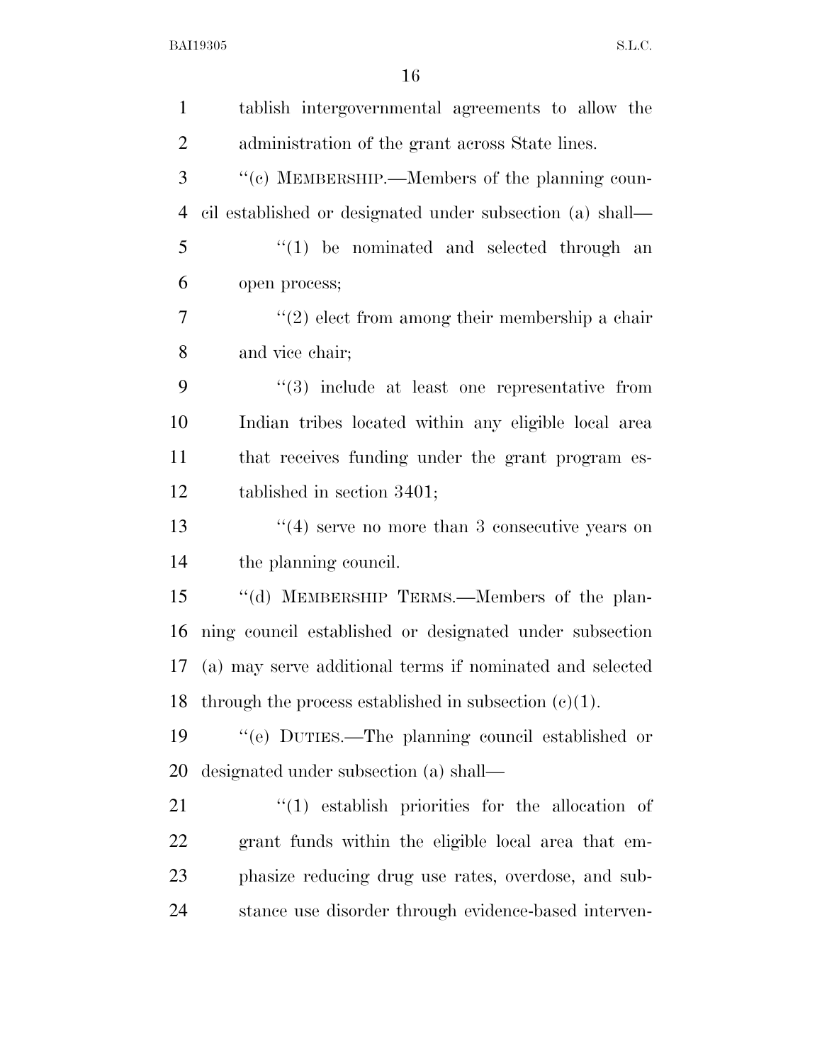tablish intergovernmental agreements to allow the administration of the grant across State lines.

"(c) MEMBERSHIP.—Members of the planning council established or designated under subsection (a) shall—

"(1) be nominated and selected through an open process;

"(2) elect from among their membership a chair and vice chair;

"(3) include at least one representative from Indian tribes located within any eligible local area that receives funding under the grant program established in section 3401;

"(4) serve no more than 3 consecutive years on the planning council.

"(d) MEMBERSHIP TERMS.—Members of the planning council established or designated under subsection (a) may serve additional terms if nominated and selected through the process established in subsection (c)(1).

"(e) DUTIES.—The planning council established or designated under subsection (a) shall—

"(1) establish priorities for the allocation of grant funds within the eligible local area that emphasize reducing drug use rates, overdose, and substance use disorder through evidence-based interven-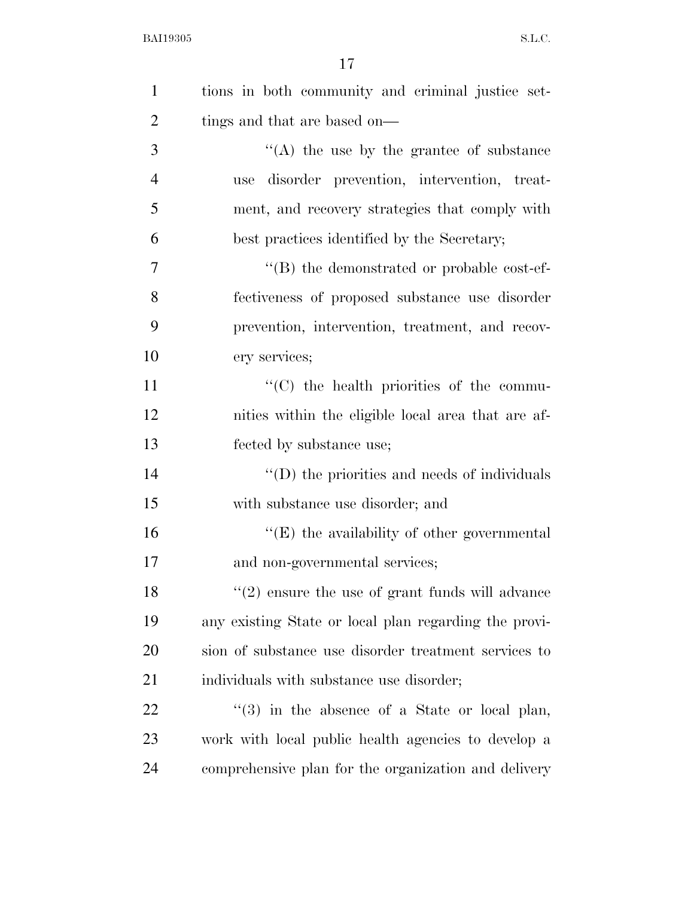tions in both community and criminal justice settings and that are based on—

"(A) the use by the grantee of substance use disorder prevention, intervention, treatment, and recovery strategies that comply with best practices identified by the Secretary;

"(B) the demonstrated or probable cost-effectiveness of proposed substance use disorder prevention, intervention, treatment, and recovery services;

"(C) the health priorities of the communities within the eligible local area that are affected by substance use;

"(D) the priorities and needs of individuals with substance use disorder; and

"(E) the availability of other governmental and non-governmental services;

"(2) ensure the use of grant funds will advance any existing State or local plan regarding the provision of substance use disorder treatment services to individuals with substance use disorder;

"(3) in the absence of a State or local plan, work with local public health agencies to develop a comprehensive plan for the organization and delivery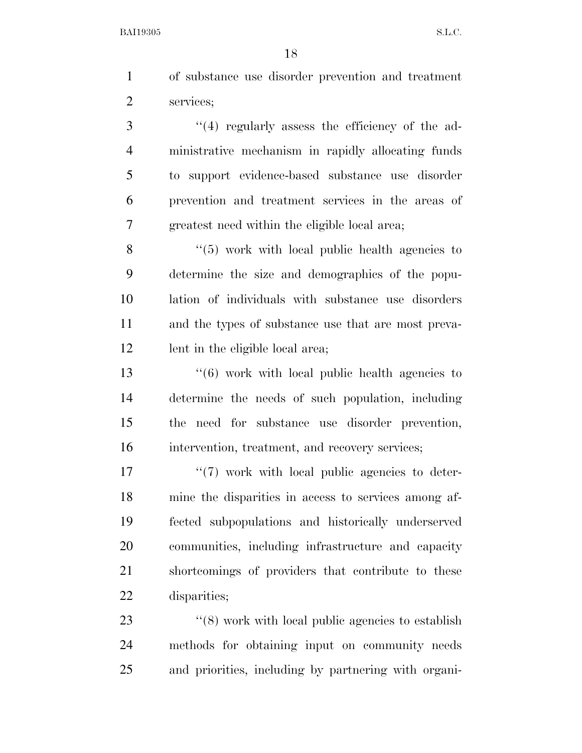of substance use disorder prevention and treatment services;

''(4) regularly assess the efficiency of the administrative mechanism in rapidly allocating funds to support evidence-based substance use disorder prevention and treatment services in the areas of greatest need within the eligible local area;

''(5) work with local public health agencies to determine the size and demographics of the population of individuals with substance use disorders and the types of substance use that are most prevalent in the eligible local area;

''(6) work with local public health agencies to determine the needs of such population, including the need for substance use disorder prevention, intervention, treatment, and recovery services;

''(7) work with local public agencies to determine the disparities in access to services among affected subpopulations and historically underserved communities, including infrastructure and capacity shortcomings of providers that contribute to these disparities;

''(8) work with local public agencies to establish methods for obtaining input on community needs and priorities, including by partnering with organi-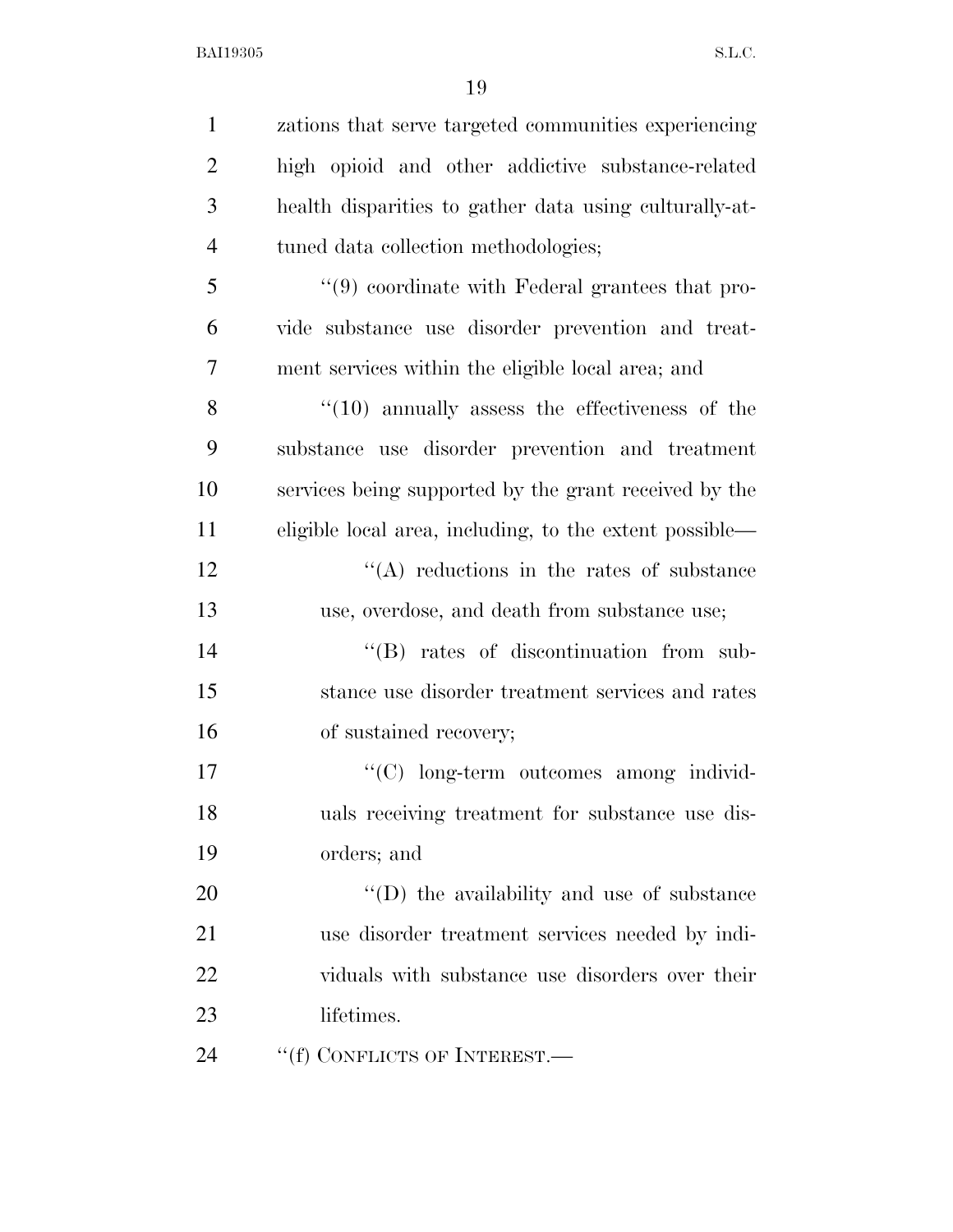zations that serve targeted communities experiencing high opioid and other addictive substance-related health disparities to gather data using culturally-attuned data collection methodologies;

"(9) coordinate with Federal grantees that provide substance use disorder prevention and treatment services within the eligible local area; and

"(10) annually assess the effectiveness of the substance use disorder prevention and treatment services being supported by the grant received by the eligible local area, including, to the extent possible—

"(A) reductions in the rates of substance use, overdose, and death from substance use;

"(B) rates of discontinuation from substance use disorder treatment services and rates of sustained recovery;

"(C) long-term outcomes among individuals receiving treatment for substance use disorders; and

"(D) the availability and use of substance use disorder treatment services needed by individuals with substance use disorders over their lifetimes.

"(f) CONFLICTS OF INTEREST.—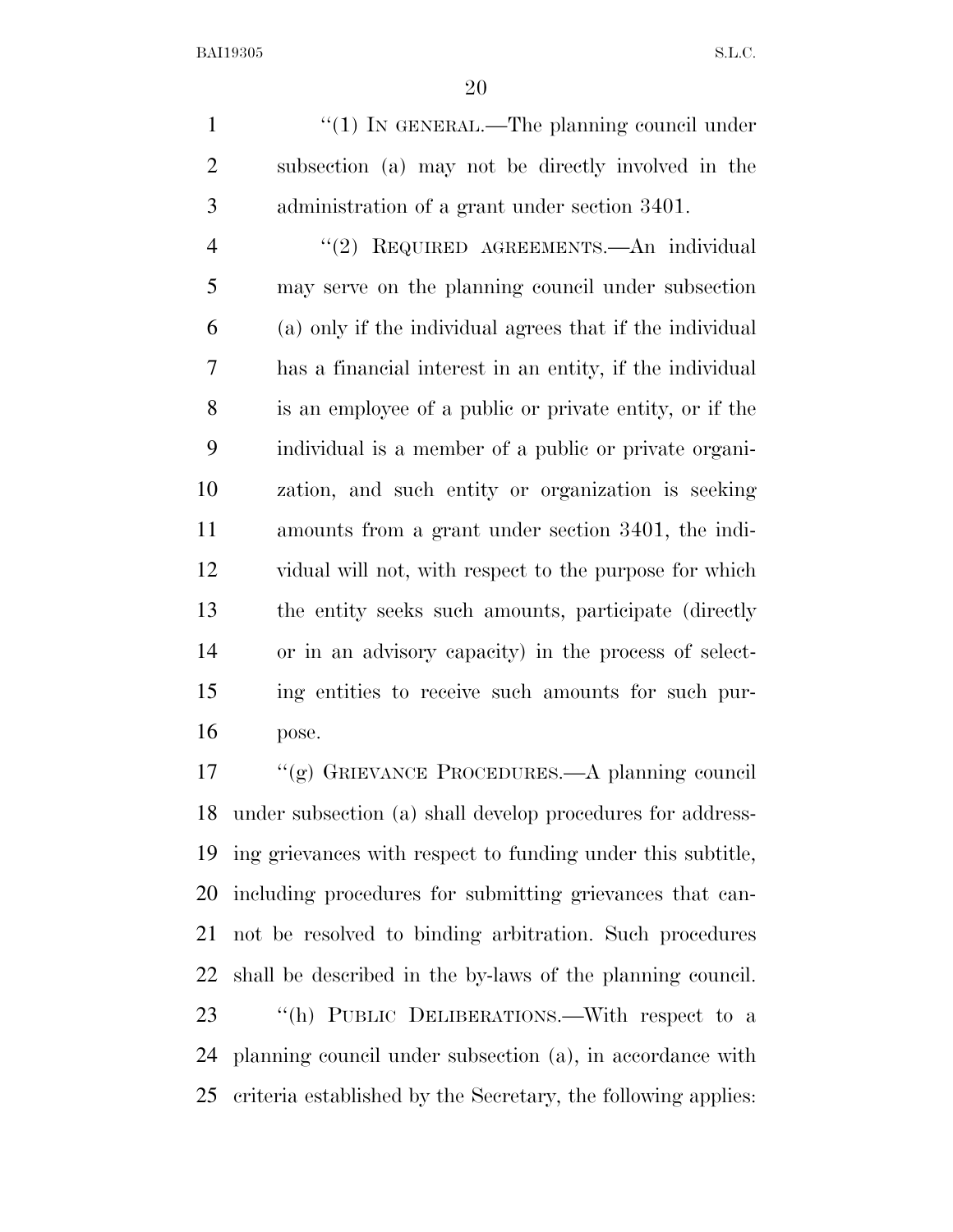"(1) IN GENERAL.—The planning council under subsection (a) may not be directly involved in the administration of a grant under section 3401.

"(2) REQUIRED AGREEMENTS.—An individual may serve on the planning council under subsection (a) only if the individual agrees that if the individual has a financial interest in an entity, if the individual is an employee of a public or private entity, or if the individual is a member of a public or private organization, and such entity or organization is seeking amounts from a grant under section 3401, the individual will not, with respect to the purpose for which the entity seeks such amounts, participate (directly or in an advisory capacity) in the process of selecting entities to receive such amounts for such purpose.

"(g) GRIEVANCE PROCEDURES.—A planning council under subsection (a) shall develop procedures for addressing grievances with respect to funding under this subtitle, including procedures for submitting grievances that cannot be resolved to binding arbitration. Such procedures shall be described in the by-laws of the planning council.

"(h) PUBLIC DELIBERATIONS.—With respect to a planning council under subsection (a), in accordance with criteria established by the Secretary, the following applies: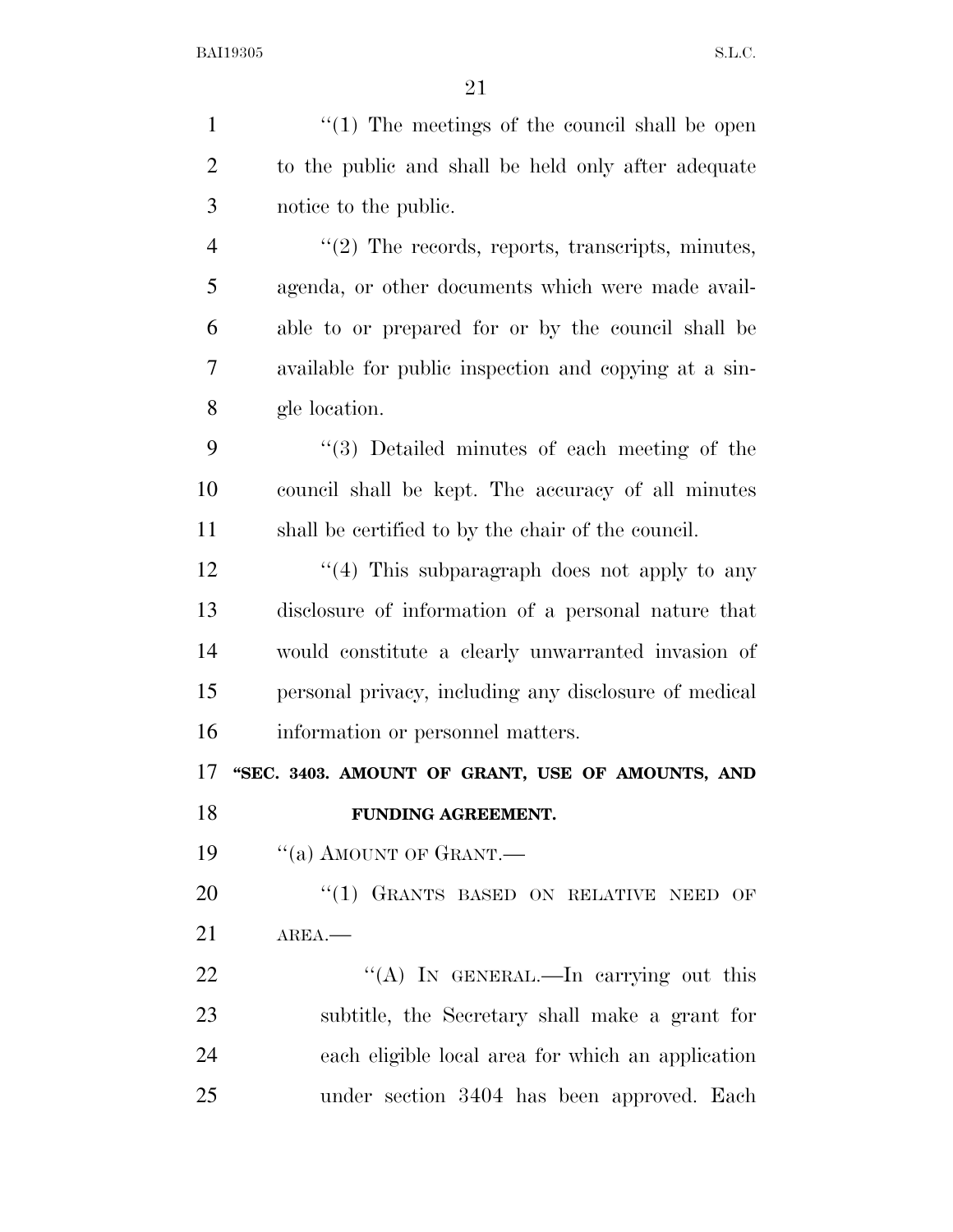"(1) The meetings of the council shall be open to the public and shall be held only after adequate notice to the public.

"(2) The records, reports, transcripts, minutes, agenda, or other documents which were made available to or prepared for or by the council shall be available for public inspection and copying at a single location.

"(3) Detailed minutes of each meeting of the council shall be kept. The accuracy of all minutes shall be certified to by the chair of the council.

"(4) This subparagraph does not apply to any disclosure of information of a personal nature that would constitute a clearly unwarranted invasion of personal privacy, including any disclosure of medical information or personnel matters.

**"SEC. 3403. AMOUNT OF GRANT, USE OF AMOUNTS, AND FUNDING AGREEMENT.**

"(a) AMOUNT OF GRANT.—

"(1) GRANTS BASED ON RELATIVE NEED OF AREA.—

"(A) IN GENERAL.—In carrying out this subtitle, the Secretary shall make a grant for each eligible local area for which an application under section 3404 has been approved. Each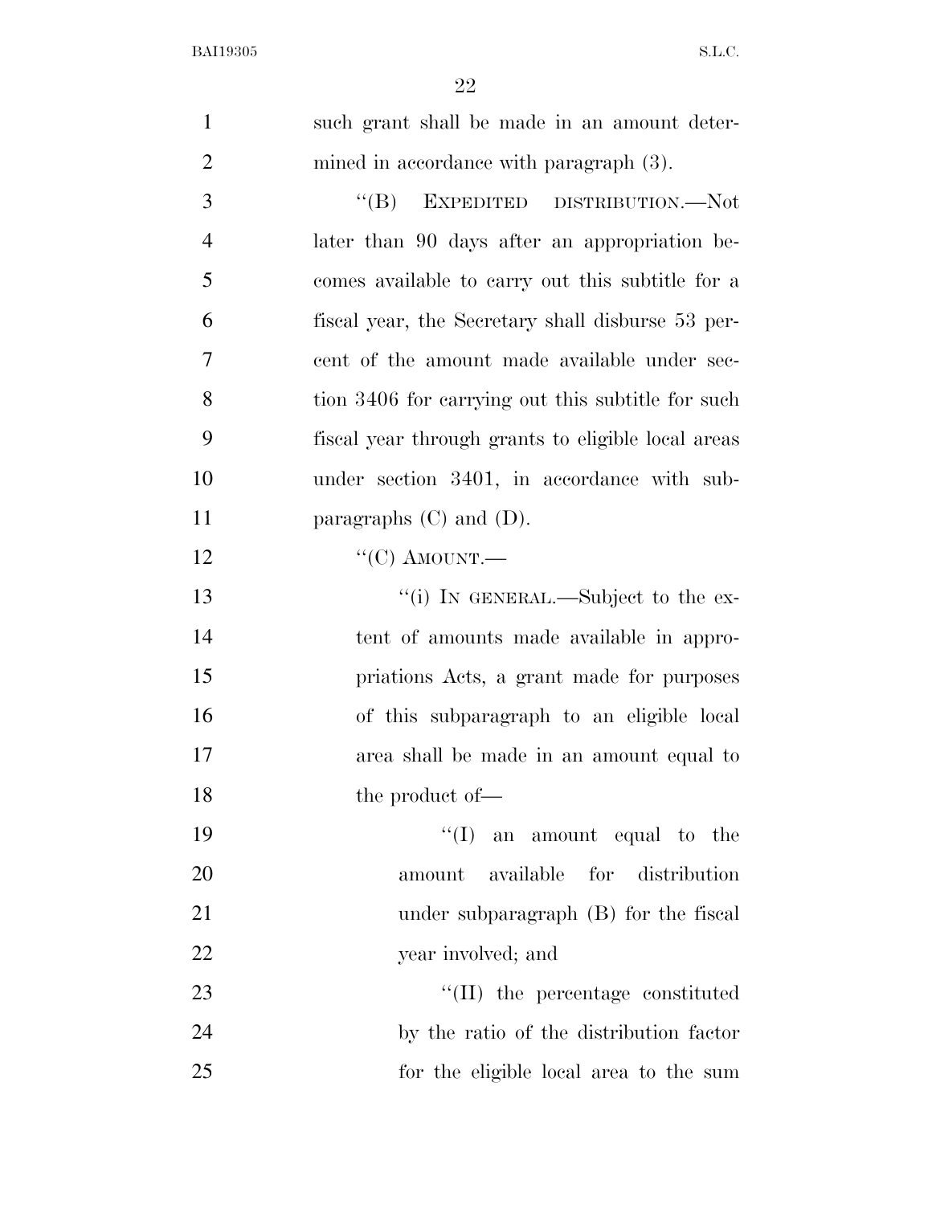such grant shall be made in an amount determined in accordance with paragraph (3).

"(B) EXPEDITED DISTRIBUTION.—Not later than 90 days after an appropriation becomes available to carry out this subtitle for a fiscal year, the Secretary shall disburse 53 percent of the amount made available under section 3406 for carrying out this subtitle for such fiscal year through grants to eligible local areas under section 3401, in accordance with subparagraphs (C) and (D).

"(C) AMOUNT.—

"(i) IN GENERAL.—Subject to the extent of amounts made available in appropriations Acts, a grant made for purposes of this subparagraph to an eligible local area shall be made in an amount equal to the product of—

"(I) an amount equal to the amount available for distribution under subparagraph (B) for the fiscal year involved; and

"(II) the percentage constituted by the ratio of the distribution factor for the eligible local area to the sum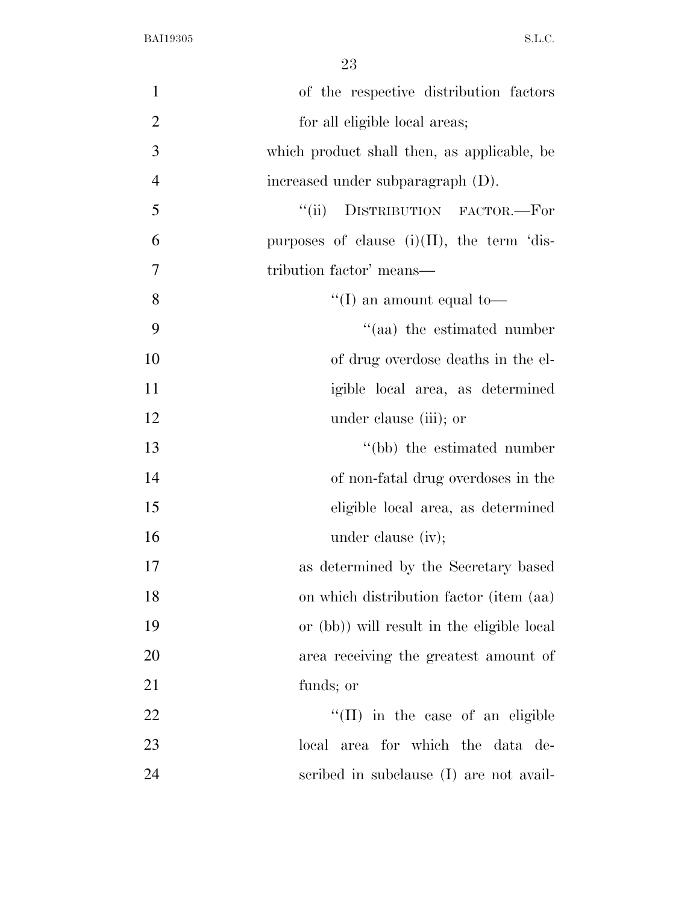of the respective distribution factors for all eligible local areas;

which product shall then, as applicable, be increased under subparagraph (D).

"(ii) DISTRIBUTION FACTOR.—For purposes of clause (i)(II), the term 'distribution factor' means—

"(I) an amount equal to—

"(aa) the estimated number of drug overdose deaths in the eligible local area, as determined under clause (iii); or

"(bb) the estimated number of non-fatal drug overdoses in the eligible local area, as determined under clause (iv);

as determined by the Secretary based on which distribution factor (item (aa) or (bb)) will result in the eligible local area receiving the greatest amount of funds; or

"(II) in the case of an eligible local area for which the data described in subclause (I) are not avail-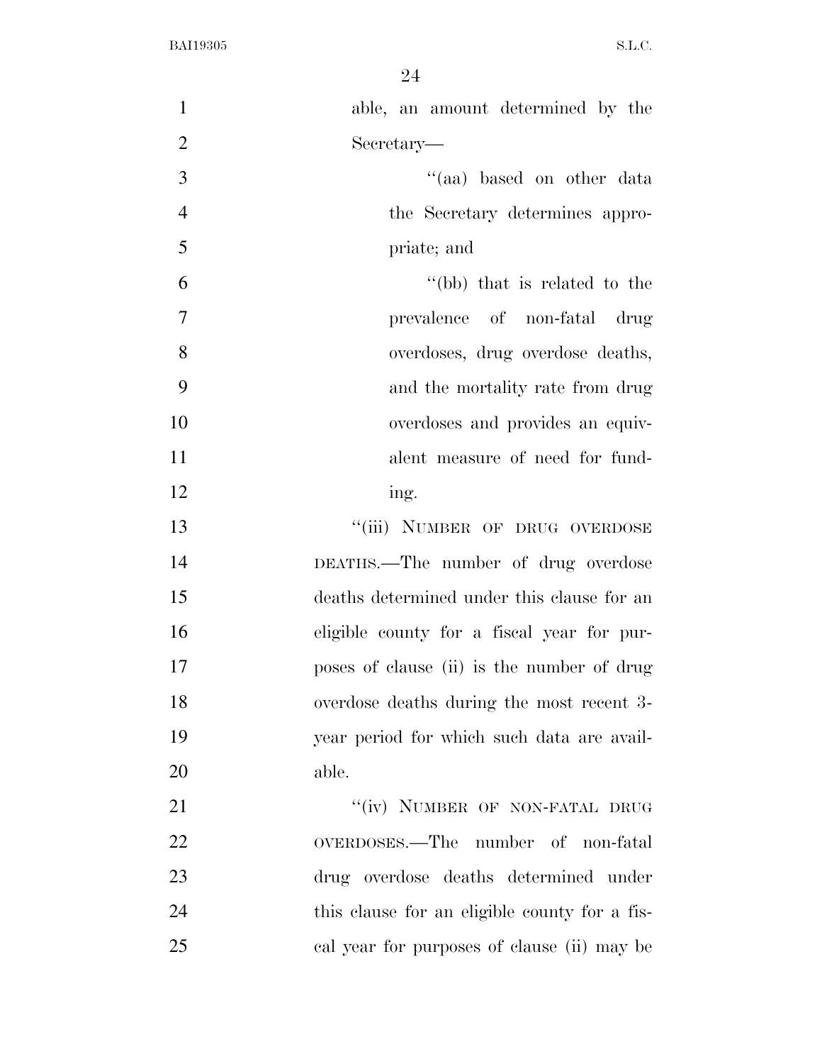able, an amount determined by the Secretary—

"(aa) based on other data the Secretary determines appropriate; and

"(bb) that is related to the prevalence of non-fatal drug overdoses, drug overdose deaths, and the mortality rate from drug overdoses and provides an equivalent measure of need for funding.

"(iii) NUMBER OF DRUG OVERDOSE DEATHS.—The number of drug overdose deaths determined under this clause for an eligible county for a fiscal year for purposes of clause (ii) is the number of drug overdose deaths during the most recent 3-year period for which such data are available.

"(iv) NUMBER OF NON-FATAL DRUG OVERDOSES.—The number of non-fatal drug overdose deaths determined under this clause for an eligible county for a fiscal year for purposes of clause (ii) may be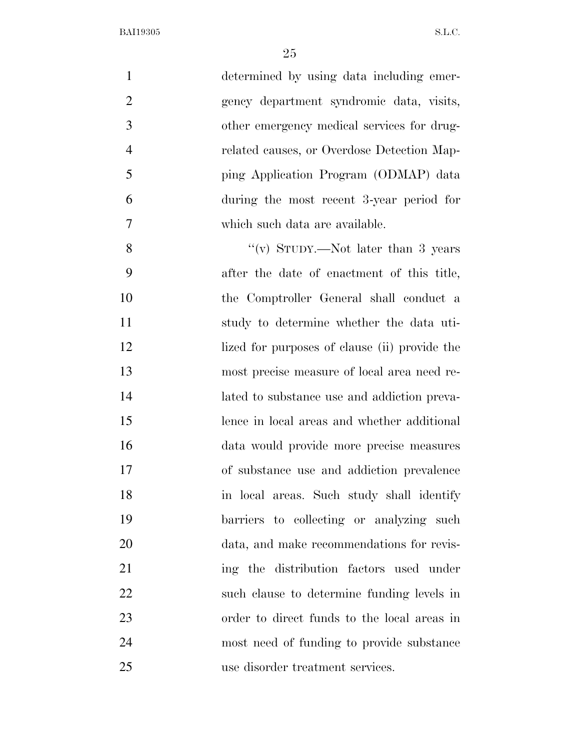determined by using data including emergency department syndromic data, visits, other emergency medical services for drug-related causes, or Overdose Detection Mapping Application Program (ODMAP) data during the most recent 3-year period for which such data are available.

"(v) STUDY.—Not later than 3 years after the date of enactment of this title, the Comptroller General shall conduct a study to determine whether the data utilized for purposes of clause (ii) provide the most precise measure of local area need related to substance use and addiction prevalence in local areas and whether additional data would provide more precise measures of substance use and addiction prevalence in local areas. Such study shall identify barriers to collecting or analyzing such data, and make recommendations for revising the distribution factors used under such clause to determine funding levels in order to direct funds to the local areas in most need of funding to provide substance use disorder treatment services.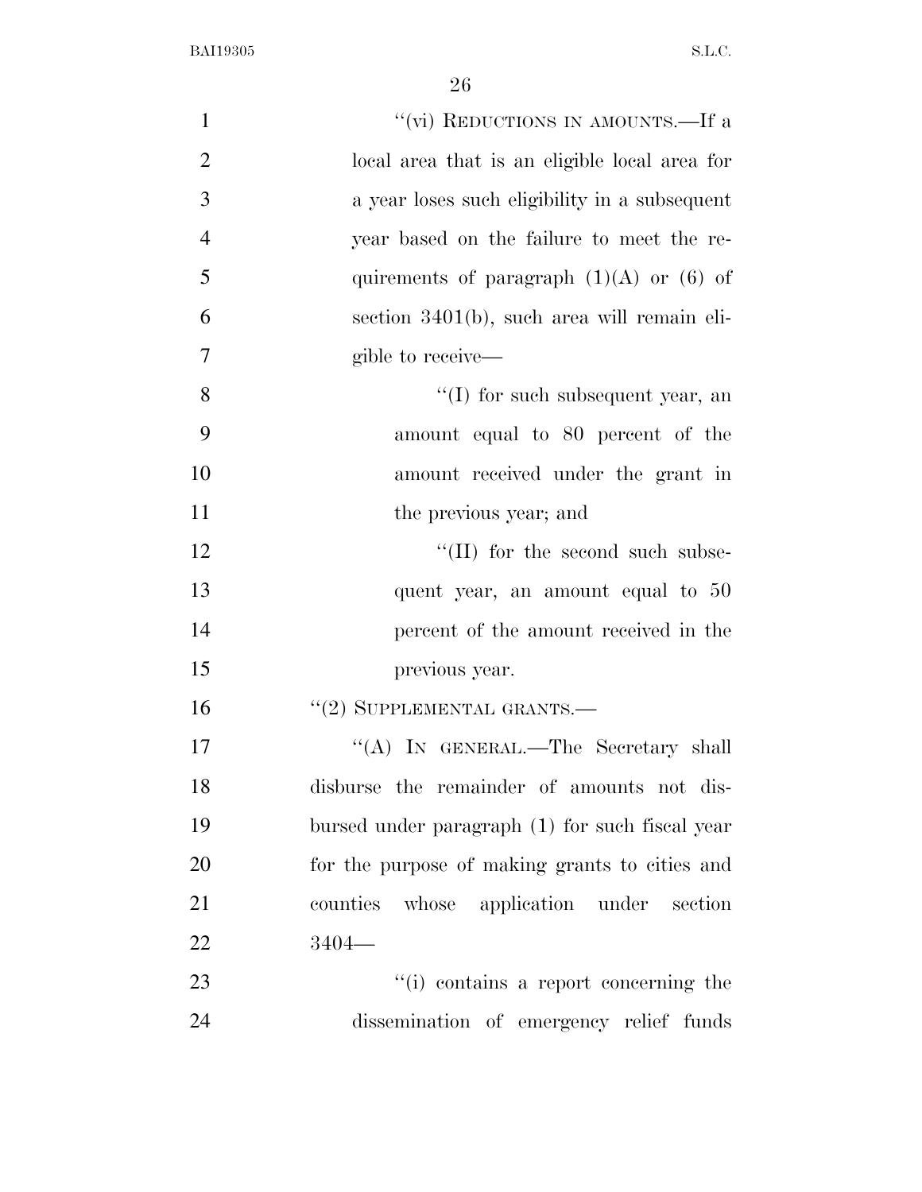"(vi) REDUCTIONS IN AMOUNTS.—If a local area that is an eligible local area for a year loses such eligibility in a subsequent year based on the failure to meet the requirements of paragraph (1)(A) or (6) of section 3401(b), such area will remain eligible to receive—

"(I) for such subsequent year, an amount equal to 80 percent of the amount received under the grant in the previous year; and

"(II) for the second such subsequent year, an amount equal to 50 percent of the amount received in the previous year.

"(2) SUPPLEMENTAL GRANTS.—

"(A) IN GENERAL.—The Secretary shall disburse the remainder of amounts not disbursed under paragraph (1) for such fiscal year for the purpose of making grants to cities and counties whose application under section 3404—

"(i) contains a report concerning the dissemination of emergency relief funds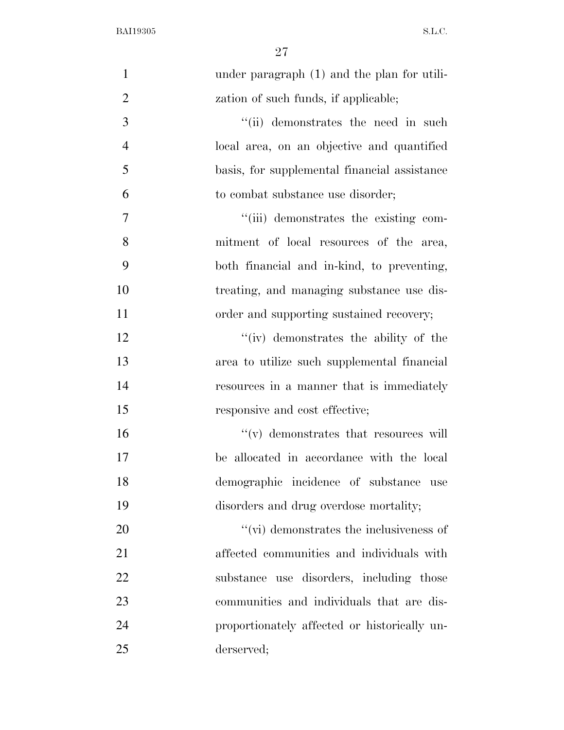under paragraph (1) and the plan for utilization of such funds, if applicable;

"(ii) demonstrates the need in such local area, on an objective and quantified basis, for supplemental financial assistance to combat substance use disorder;

"(iii) demonstrates the existing commitment of local resources of the area, both financial and in-kind, to preventing, treating, and managing substance use disorder and supporting sustained recovery;

"(iv) demonstrates the ability of the area to utilize such supplemental financial resources in a manner that is immediately responsive and cost effective;

"(v) demonstrates that resources will be allocated in accordance with the local demographic incidence of substance use disorders and drug overdose mortality;

"(vi) demonstrates the inclusiveness of affected communities and individuals with substance use disorders, including those communities and individuals that are disproportionately affected or historically underserved;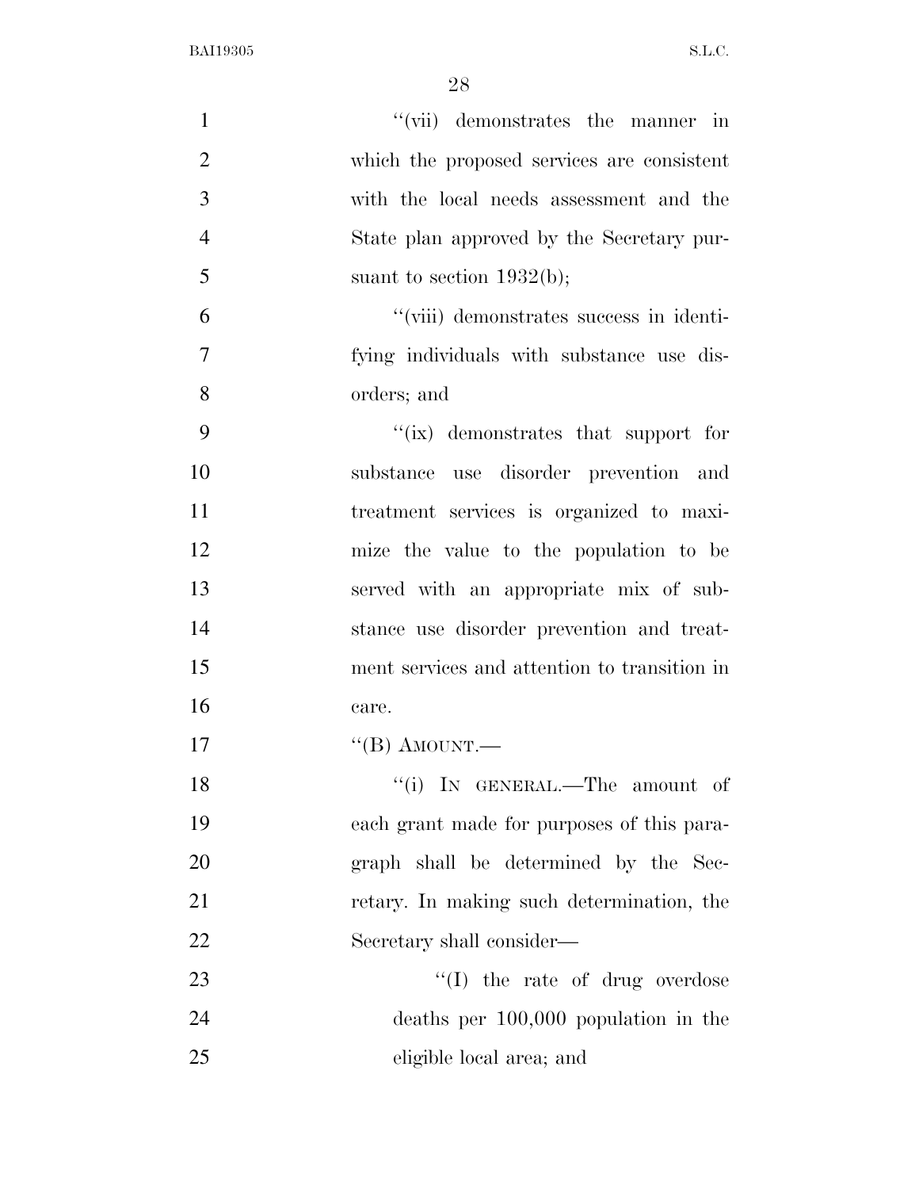"(vii) demonstrates the manner in which the proposed services are consistent with the local needs assessment and the State plan approved by the Secretary pursuant to section 1932(b);

"(viii) demonstrates success in identifying individuals with substance use disorders; and

"(ix) demonstrates that support for substance use disorder prevention and treatment services is organized to maximize the value to the population to be served with an appropriate mix of substance use disorder prevention and treatment services and attention to transition in care.

"(B) AMOUNT.—

"(i) IN GENERAL.—The amount of each grant made for purposes of this paragraph shall be determined by the Secretary. In making such determination, the Secretary shall consider—

"(I) the rate of drug overdose deaths per 100,000 population in the eligible local area; and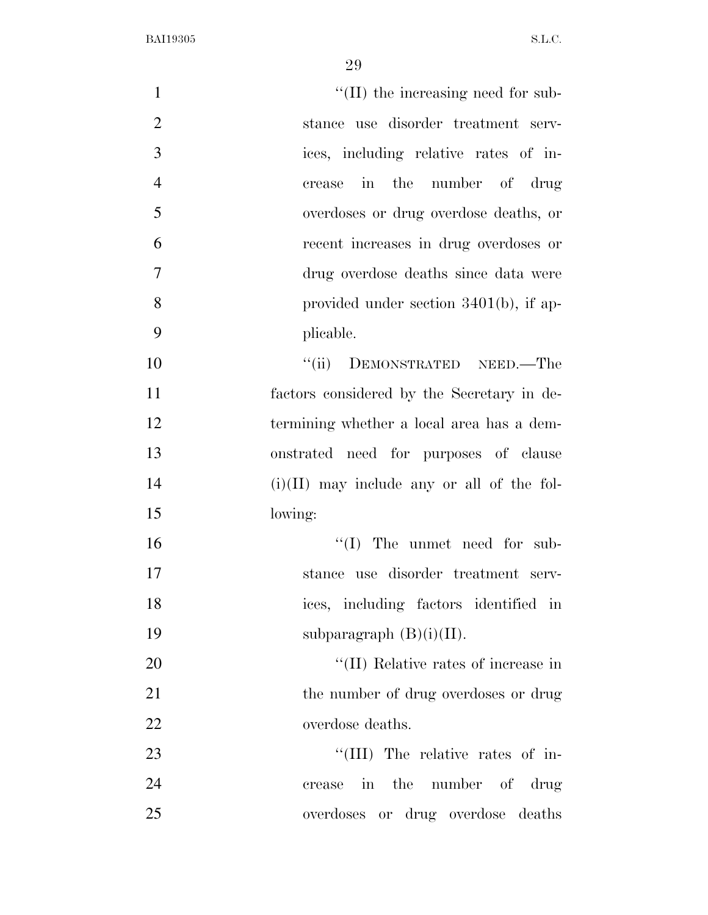"(II) the increasing need for substance use disorder treatment services, including relative rates of increase in the number of drug overdoses or drug overdose deaths, or recent increases in drug overdoses or drug overdose deaths since data were provided under section 3401(b), if applicable.

"(ii) DEMONSTRATED NEED.—The factors considered by the Secretary in determining whether a local area has a demonstrated need for purposes of clause (i)(II) may include any or all of the following:

"(I) The unmet need for substance use disorder treatment services, including factors identified in subparagraph (B)(i)(II).

"(II) Relative rates of increase in the number of drug overdoses or drug overdose deaths.

"(III) The relative rates of increase in the number of drug overdoses or drug overdose deaths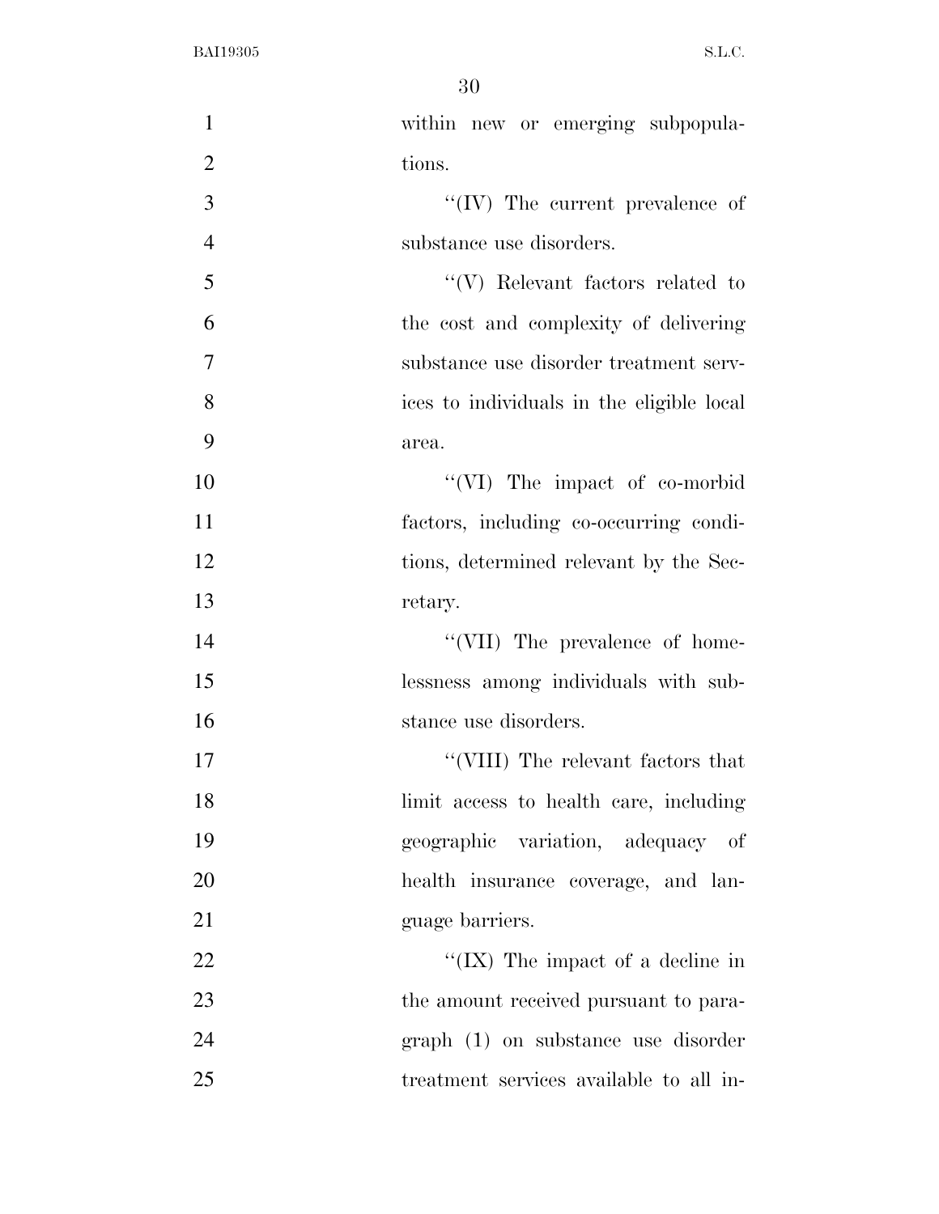within new or emerging subpopulations.

''(IV) The current prevalence of substance use disorders.

''(V) Relevant factors related to the cost and complexity of delivering substance use disorder treatment services to individuals in the eligible local area.

''(VI) The impact of co-morbid factors, including co-occurring conditions, determined relevant by the Secretary.

''(VII) The prevalence of homelessness among individuals with substance use disorders.

''(VIII) The relevant factors that limit access to health care, including geographic variation, adequacy of health insurance coverage, and language barriers.

''(IX) The impact of a decline in the amount received pursuant to paragraph (1) on substance use disorder treatment services available to all in-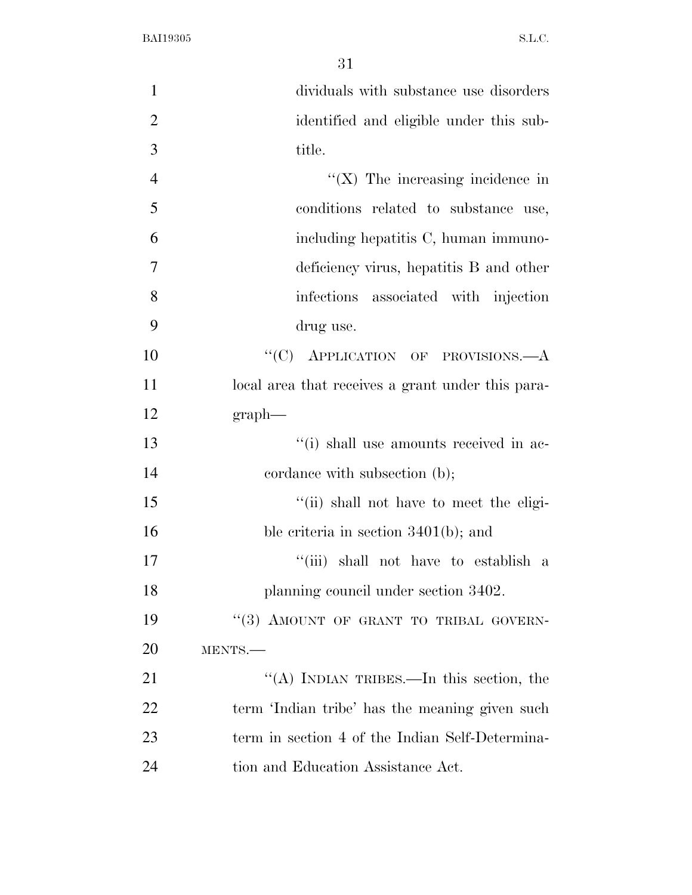dividuals with substance use disorders identified and eligible under this subtitle.

"(X) The increasing incidence in conditions related to substance use, including hepatitis C, human immunodeficiency virus, hepatitis B and other infections associated with injection drug use.

"(C) APPLICATION OF PROVISIONS.—A local area that receives a grant under this paragraph—

"(i) shall use amounts received in accordance with subsection (b);

"(ii) shall not have to meet the eligible criteria in section 3401(b); and

"(iii) shall not have to establish a planning council under section 3402.

"(3) AMOUNT OF GRANT TO TRIBAL GOVERNMENTS.—

"(A) INDIAN TRIBES.—In this section, the term 'Indian tribe' has the meaning given such term in section 4 of the Indian Self-Determination and Education Assistance Act.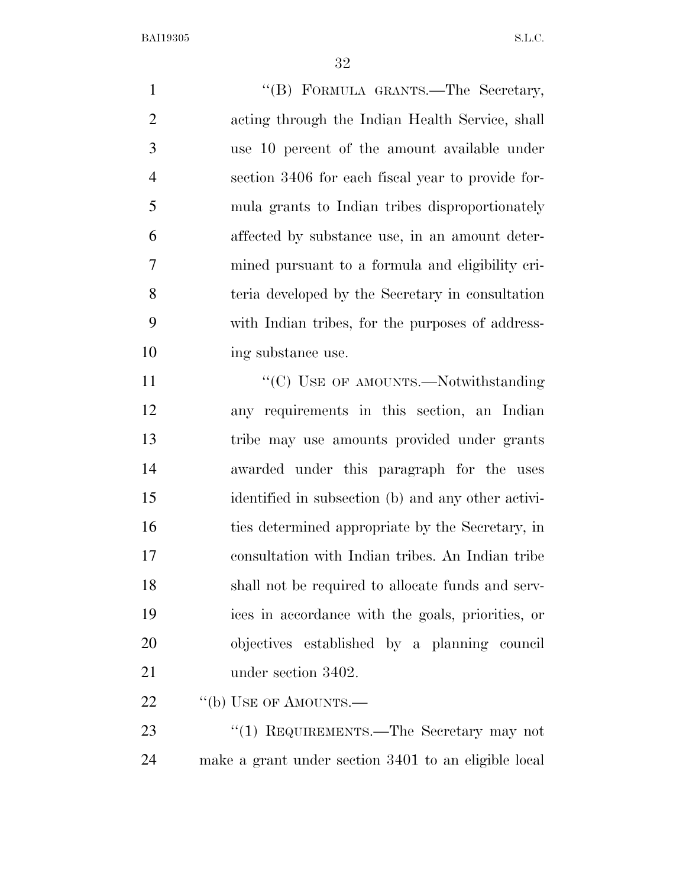"(B) FORMULA GRANTS.—The Secretary, acting through the Indian Health Service, shall use 10 percent of the amount available under section 3406 for each fiscal year to provide formula grants to Indian tribes disproportionately affected by substance use, in an amount determined pursuant to a formula and eligibility criteria developed by the Secretary in consultation with Indian tribes, for the purposes of addressing substance use.

"(C) USE OF AMOUNTS.—Notwithstanding any requirements in this section, an Indian tribe may use amounts provided under grants awarded under this paragraph for the uses identified in subsection (b) and any other activities determined appropriate by the Secretary, in consultation with Indian tribes. An Indian tribe shall not be required to allocate funds and services in accordance with the goals, priorities, or objectives established by a planning council under section 3402.

"(b) USE OF AMOUNTS.—

"(1) REQUIREMENTS.—The Secretary may not make a grant under section 3401 to an eligible local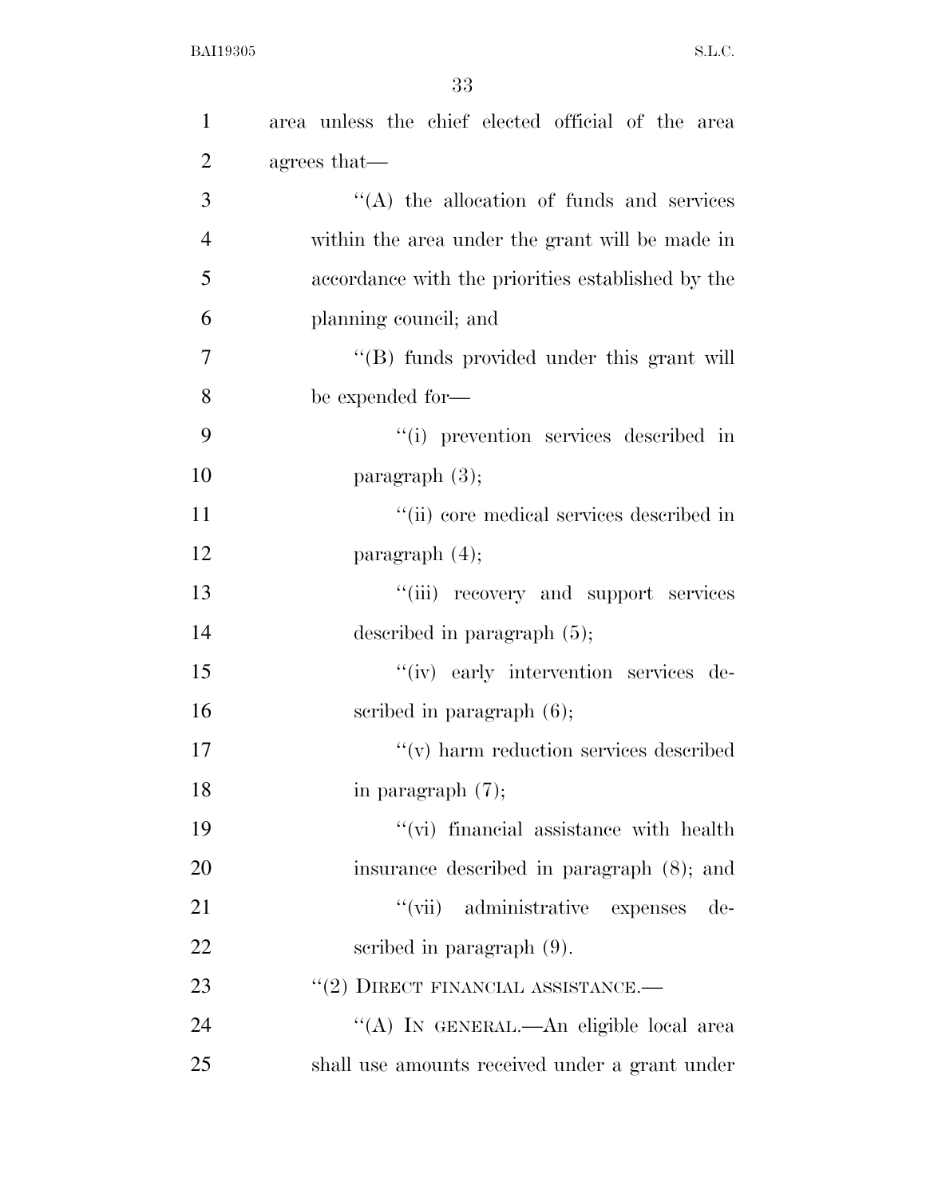area unless the chief elected official of the area agrees that—

''(A) the allocation of funds and services within the area under the grant will be made in accordance with the priorities established by the planning council; and

''(B) funds provided under this grant will be expended for—

''(i) prevention services described in paragraph (3);

''(ii) core medical services described in paragraph (4);

''(iii) recovery and support services described in paragraph (5);

''(iv) early intervention services described in paragraph (6);

''(v) harm reduction services described in paragraph (7);

''(vi) financial assistance with health insurance described in paragraph (8); and

''(vii) administrative expenses described in paragraph (9).

''(2) DIRECT FINANCIAL ASSISTANCE.—

''(A) IN GENERAL.—An eligible local area shall use amounts received under a grant under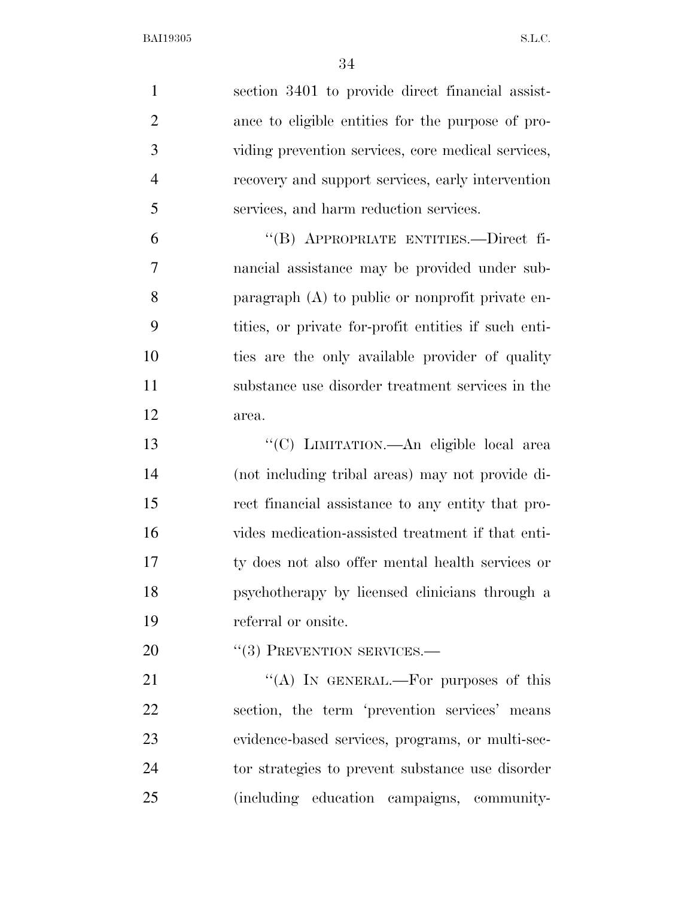section 3401 to provide direct financial assistance to eligible entities for the purpose of providing prevention services, core medical services, recovery and support services, early intervention services, and harm reduction services.

"(B) APPROPRIATE ENTITIES.—Direct financial assistance may be provided under subparagraph (A) to public or nonprofit private entities, or private for-profit entities if such entities are the only available provider of quality substance use disorder treatment services in the area.

"(C) LIMITATION.—An eligible local area (not including tribal areas) may not provide direct financial assistance to any entity that provides medication-assisted treatment if that entity does not also offer mental health services or psychotherapy by licensed clinicians through a referral or onsite.

"(3) PREVENTION SERVICES.—

"(A) IN GENERAL.—For purposes of this section, the term 'prevention services' means evidence-based services, programs, or multi-sector strategies to prevent substance use disorder (including education campaigns, community-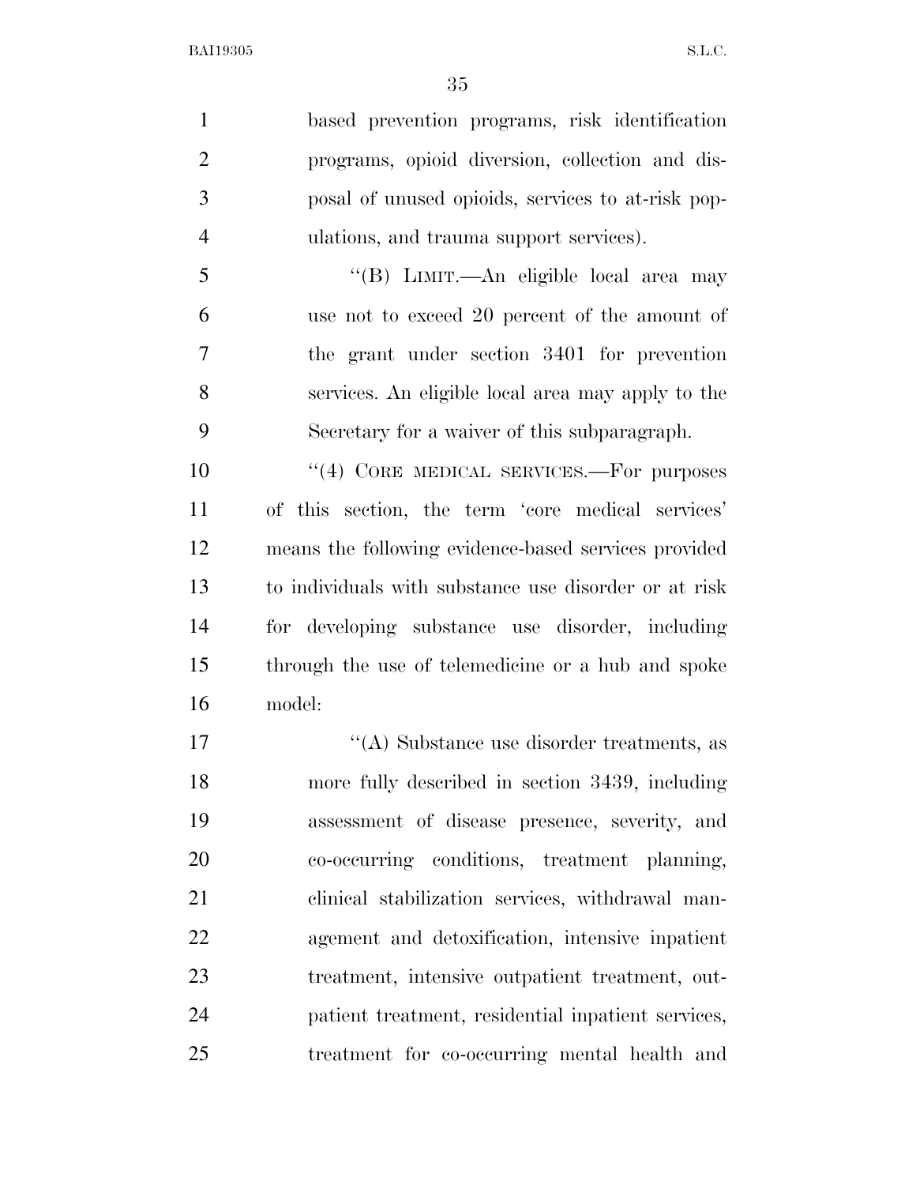based prevention programs, risk identification programs, opioid diversion, collection and disposal of unused opioids, services to at-risk populations, and trauma support services).

"(B) LIMIT.—An eligible local area may use not to exceed 20 percent of the amount of the grant under section 3401 for prevention services. An eligible local area may apply to the Secretary for a waiver of this subparagraph.

"(4) CORE MEDICAL SERVICES.—For purposes of this section, the term 'core medical services' means the following evidence-based services provided to individuals with substance use disorder or at risk for developing substance use disorder, including through the use of telemedicine or a hub and spoke model:

"(A) Substance use disorder treatments, as more fully described in section 3439, including assessment of disease presence, severity, and co-occurring conditions, treatment planning, clinical stabilization services, withdrawal management and detoxification, intensive inpatient treatment, intensive outpatient treatment, outpatient treatment, residential inpatient services, treatment for co-occurring mental health and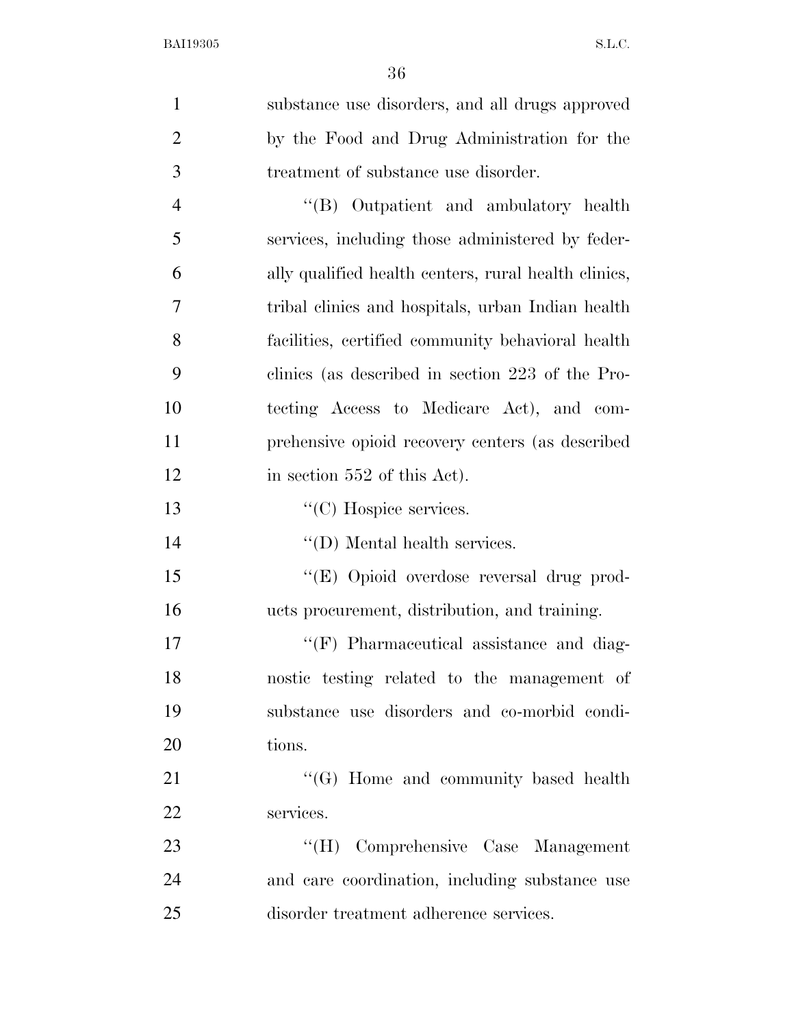substance use disorders, and all drugs approved by the Food and Drug Administration for the treatment of substance use disorder.

''(B) Outpatient and ambulatory health services, including those administered by federally qualified health centers, rural health clinics, tribal clinics and hospitals, urban Indian health facilities, certified community behavioral health clinics (as described in section 223 of the Protecting Access to Medicare Act), and comprehensive opioid recovery centers (as described in section 552 of this Act).

''(C) Hospice services.

''(D) Mental health services.

''(E) Opioid overdose reversal drug products procurement, distribution, and training.

''(F) Pharmaceutical assistance and diagnostic testing related to the management of substance use disorders and co-morbid conditions.

''(G) Home and community based health services.

''(H) Comprehensive Case Management and care coordination, including substance use disorder treatment adherence services.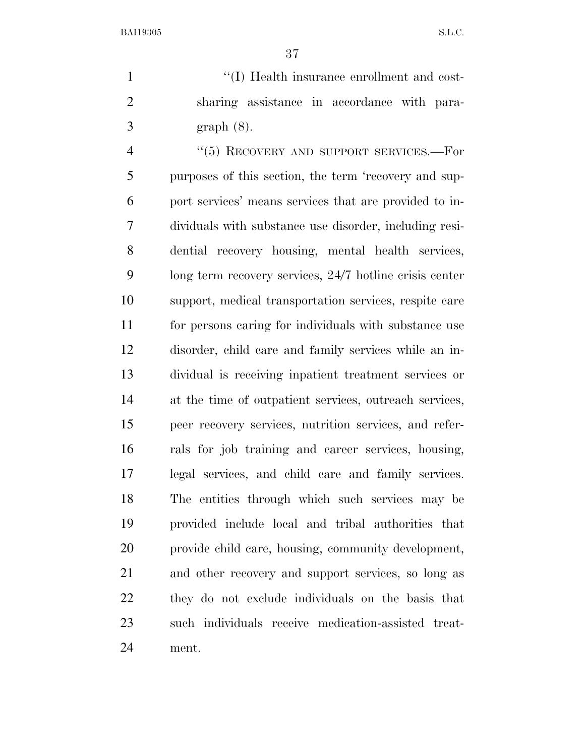''(I) Health insurance enrollment and cost-sharing assistance in accordance with paragraph (8).

''(5) RECOVERY AND SUPPORT SERVICES.—For purposes of this section, the term 'recovery and support services' means services that are provided to individuals with substance use disorder, including residential recovery housing, mental health services, long term recovery services, 24/7 hotline crisis center support, medical transportation services, respite care for persons caring for individuals with substance use disorder, child care and family services while an individual is receiving inpatient treatment services or at the time of outpatient services, outreach services, peer recovery services, nutrition services, and referrals for job training and career services, housing, legal services, and child care and family services. The entities through which such services may be provided include local and tribal authorities that provide child care, housing, community development, and other recovery and support services, so long as they do not exclude individuals on the basis that such individuals receive medication-assisted treatment.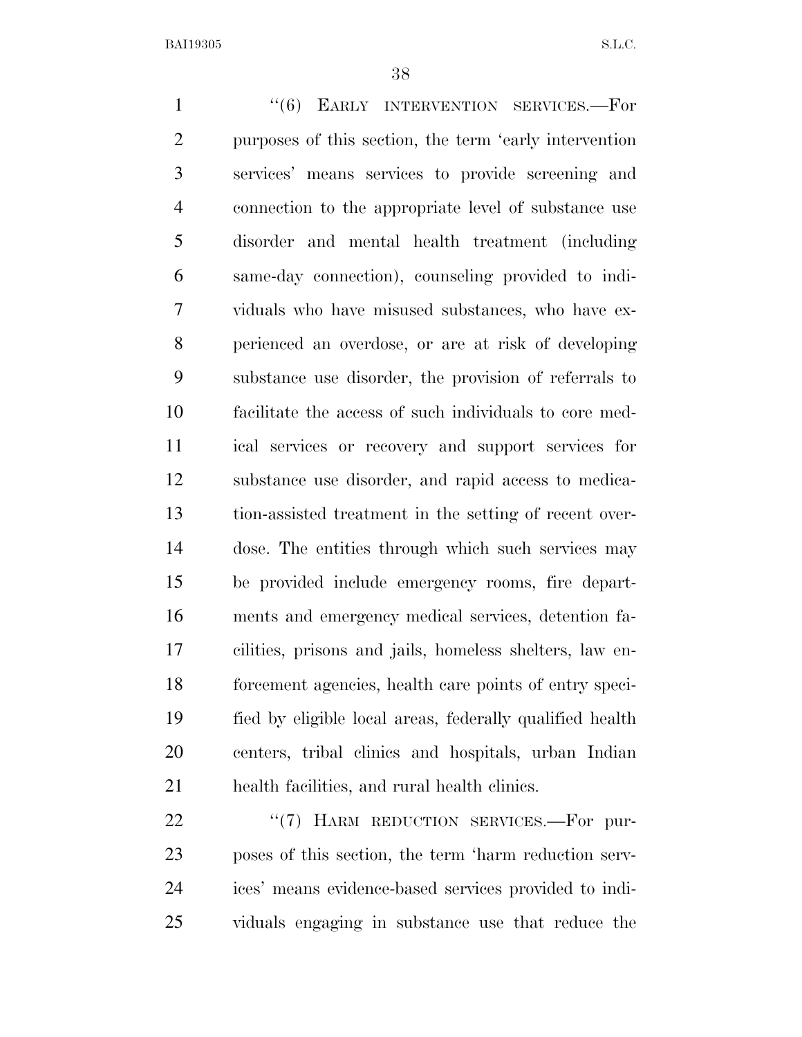"(6) EARLY INTERVENTION SERVICES.—For purposes of this section, the term 'early intervention services' means services to provide screening and connection to the appropriate level of substance use disorder and mental health treatment (including same-day connection), counseling provided to individuals who have misused substances, who have experienced an overdose, or are at risk of developing substance use disorder, the provision of referrals to facilitate the access of such individuals to core medical services or recovery and support services for substance use disorder, and rapid access to medication-assisted treatment in the setting of recent overdose. The entities through which such services may be provided include emergency rooms, fire departments and emergency medical services, detention facilities, prisons and jails, homeless shelters, law enforcement agencies, health care points of entry specified by eligible local areas, federally qualified health centers, tribal clinics and hospitals, urban Indian health facilities, and rural health clinics.

"(7) HARM REDUCTION SERVICES.—For purposes of this section, the term 'harm reduction services' means evidence-based services provided to individuals engaging in substance use that reduce the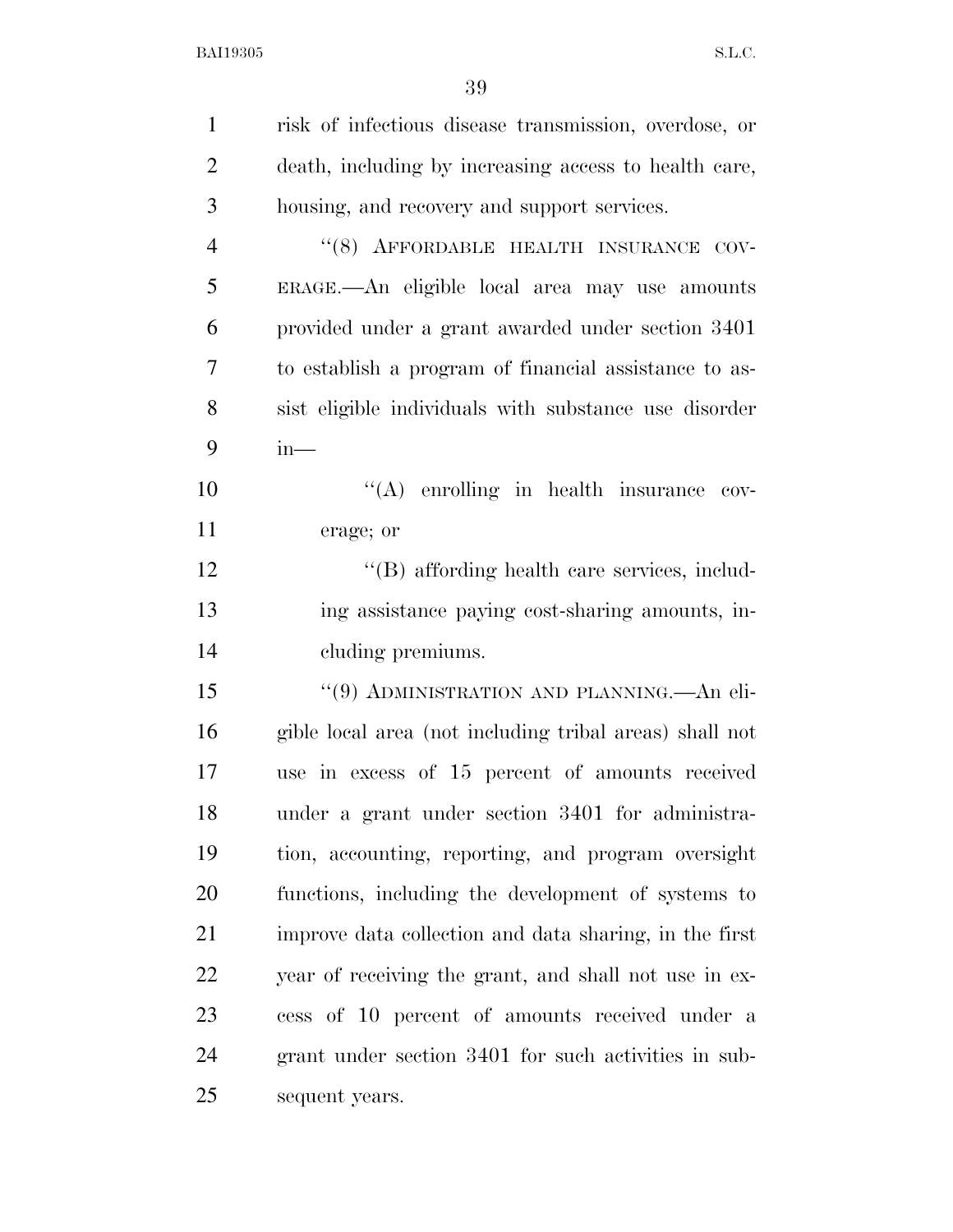risk of infectious disease transmission, overdose, or death, including by increasing access to health care, housing, and recovery and support services.

''(8) AFFORDABLE HEALTH INSURANCE COVERAGE.—An eligible local area may use amounts provided under a grant awarded under section 3401 to establish a program of financial assistance to assist eligible individuals with substance use disorder in—

''(A) enrolling in health insurance coverage; or

''(B) affording health care services, including assistance paying cost-sharing amounts, including premiums.

''(9) ADMINISTRATION AND PLANNING.—An eligible local area (not including tribal areas) shall not use in excess of 15 percent of amounts received under a grant under section 3401 for administration, accounting, reporting, and program oversight functions, including the development of systems to improve data collection and data sharing, in the first year of receiving the grant, and shall not use in excess of 10 percent of amounts received under a grant under section 3401 for such activities in subsequent years.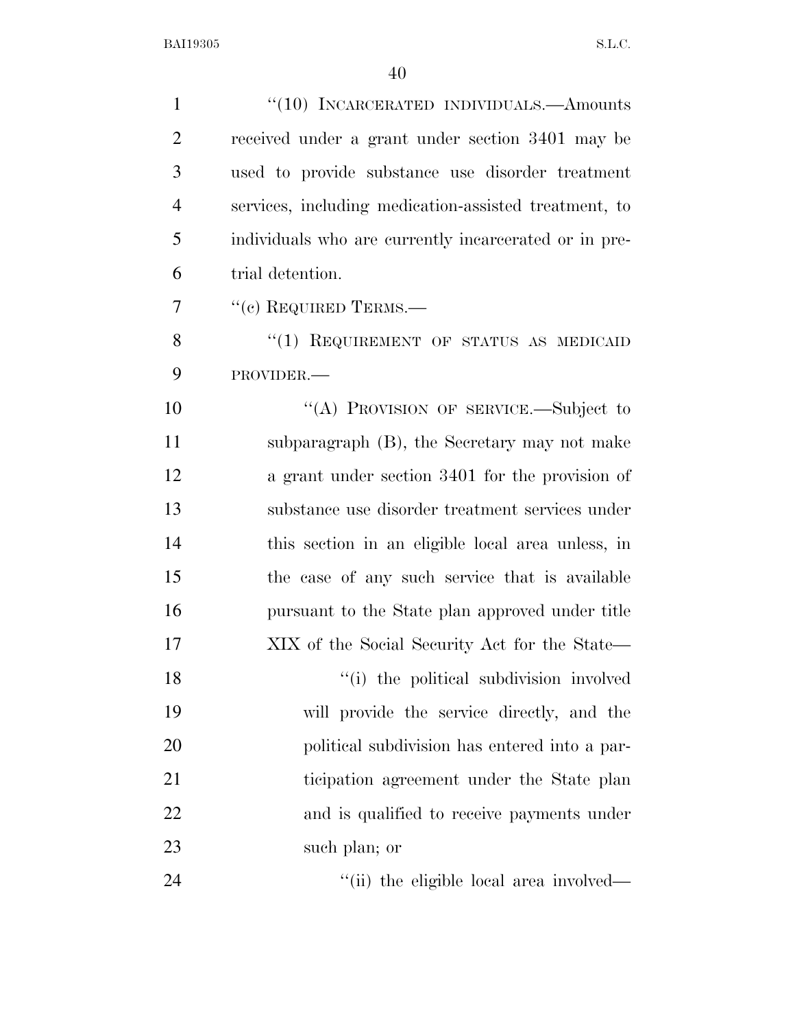"(10) INCARCERATED INDIVIDUALS.—Amounts received under a grant under section 3401 may be used to provide substance use disorder treatment services, including medication-assisted treatment, to individuals who are currently incarcerated or in pre-trial detention.

"(c) REQUIRED TERMS.—

"(1) REQUIREMENT OF STATUS AS MEDICAID PROVIDER.—

"(A) PROVISION OF SERVICE.—Subject to subparagraph (B), the Secretary may not make a grant under section 3401 for the provision of substance use disorder treatment services under this section in an eligible local area unless, in the case of any such service that is available pursuant to the State plan approved under title XIX of the Social Security Act for the State—

"(i) the political subdivision involved will provide the service directly, and the political subdivision has entered into a participation agreement under the State plan and is qualified to receive payments under such plan; or

"(ii) the eligible local area involved—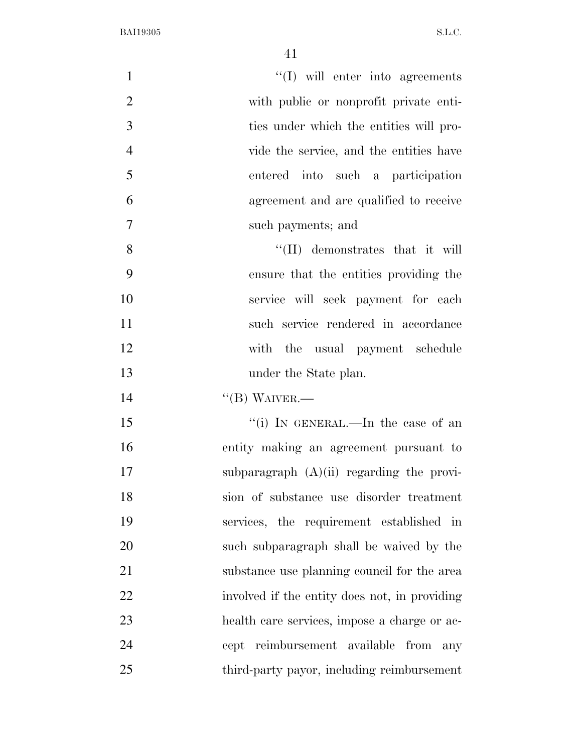"(I) will enter into agreements with public or nonprofit private entities under which the entities will provide the service, and the entities have entered into such a participation agreement and are qualified to receive such payments; and

"(II) demonstrates that it will ensure that the entities providing the service will seek payment for each such service rendered in accordance with the usual payment schedule under the State plan.

"(B) WAIVER.—

"(i) IN GENERAL.—In the case of an entity making an agreement pursuant to subparagraph (A)(ii) regarding the provision of substance use disorder treatment services, the requirement established in such subparagraph shall be waived by the substance use planning council for the area involved if the entity does not, in providing health care services, impose a charge or accept reimbursement available from any third-party payor, including reimbursement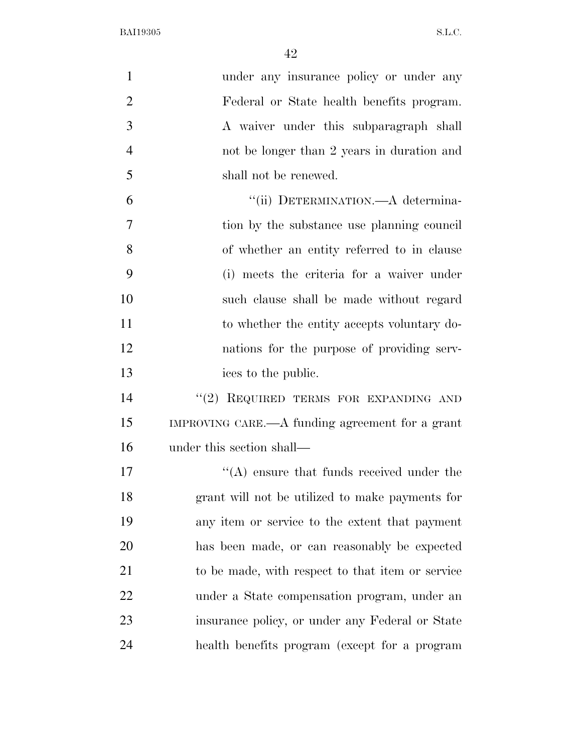under any insurance policy or under any Federal or State health benefits program. A waiver under this subparagraph shall not be longer than 2 years in duration and shall not be renewed.

''(ii) DETERMINATION.—A determination by the substance use planning council of whether an entity referred to in clause (i) meets the criteria for a waiver under such clause shall be made without regard to whether the entity accepts voluntary donations for the purpose of providing services to the public.

''(2) REQUIRED TERMS FOR EXPANDING AND IMPROVING CARE.—A funding agreement for a grant under this section shall—

''(A) ensure that funds received under the grant will not be utilized to make payments for any item or service to the extent that payment has been made, or can reasonably be expected to be made, with respect to that item or service under a State compensation program, under an insurance policy, or under any Federal or State health benefits program (except for a program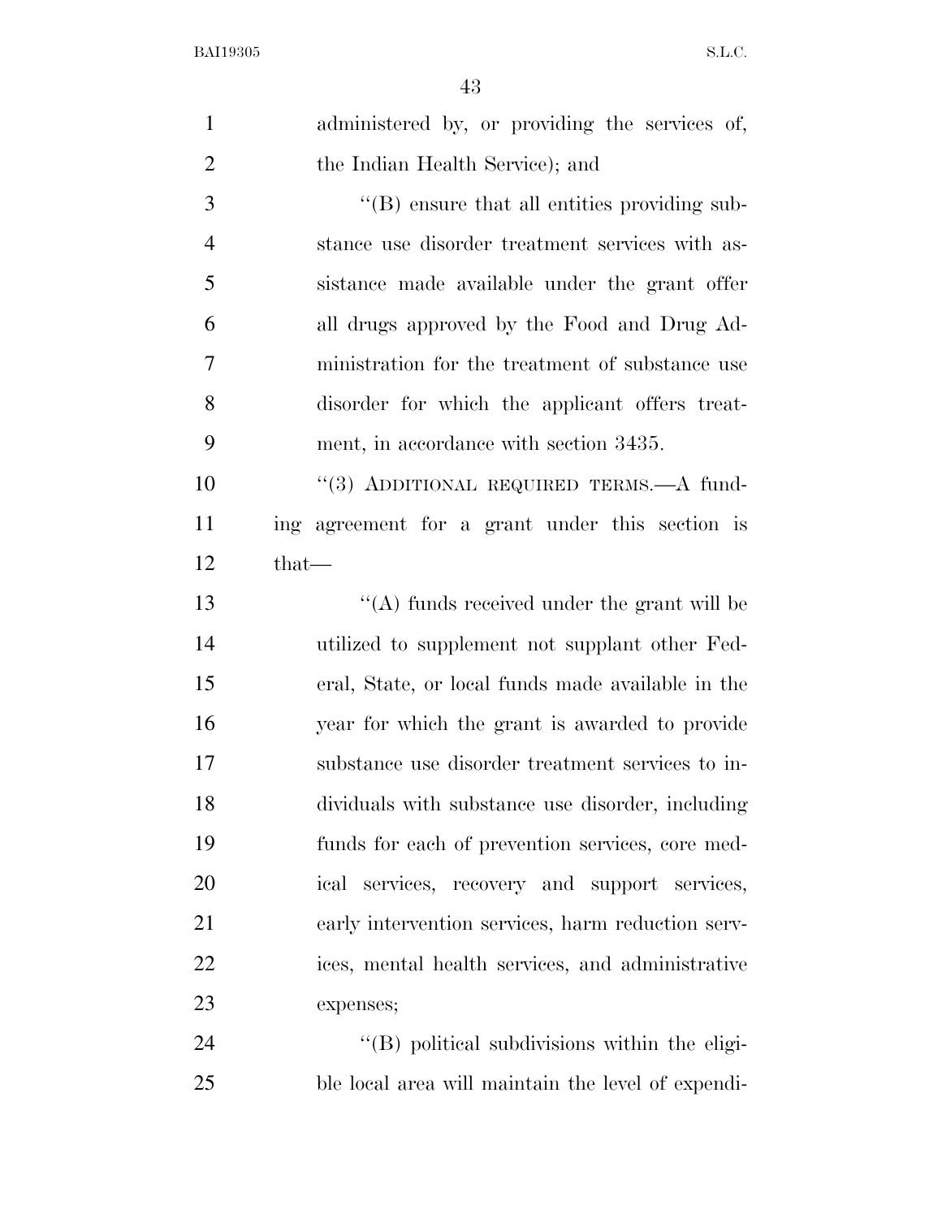administered by, or providing the services of, the Indian Health Service); and

''(B) ensure that all entities providing substance use disorder treatment services with assistance made available under the grant offer all drugs approved by the Food and Drug Administration for the treatment of substance use disorder for which the applicant offers treatment, in accordance with section 3435.

''(3) ADDITIONAL REQUIRED TERMS.—A funding agreement for a grant under this section is that—

''(A) funds received under the grant will be utilized to supplement not supplant other Federal, State, or local funds made available in the year for which the grant is awarded to provide substance use disorder treatment services to individuals with substance use disorder, including funds for each of prevention services, core medical services, recovery and support services, early intervention services, harm reduction services, mental health services, and administrative expenses;

''(B) political subdivisions within the eligible local area will maintain the level of expendi-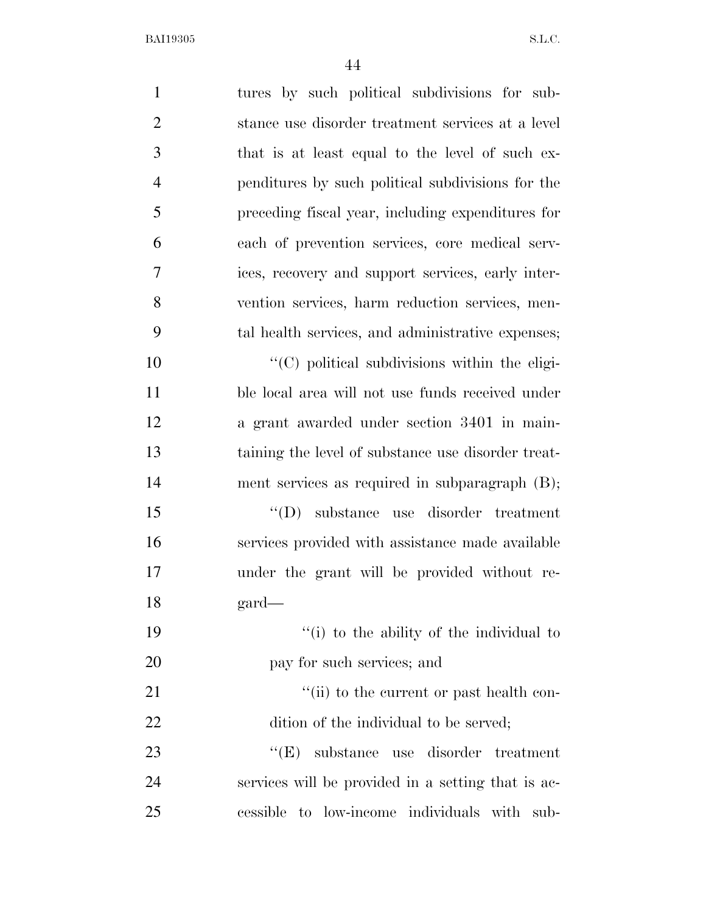tures by such political subdivisions for substance use disorder treatment services at a level that is at least equal to the level of such expenditures by such political subdivisions for the preceding fiscal year, including expenditures for each of prevention services, core medical services, recovery and support services, early intervention services, harm reduction services, mental health services, and administrative expenses;

''(C) political subdivisions within the eligible local area will not use funds received under a grant awarded under section 3401 in maintaining the level of substance use disorder treatment services as required in subparagraph (B);

''(D) substance use disorder treatment services provided with assistance made available under the grant will be provided without regard—

''(i) to the ability of the individual to pay for such services; and

''(ii) to the current or past health condition of the individual to be served;

''(E) substance use disorder treatment services will be provided in a setting that is accessible to low-income individuals with sub-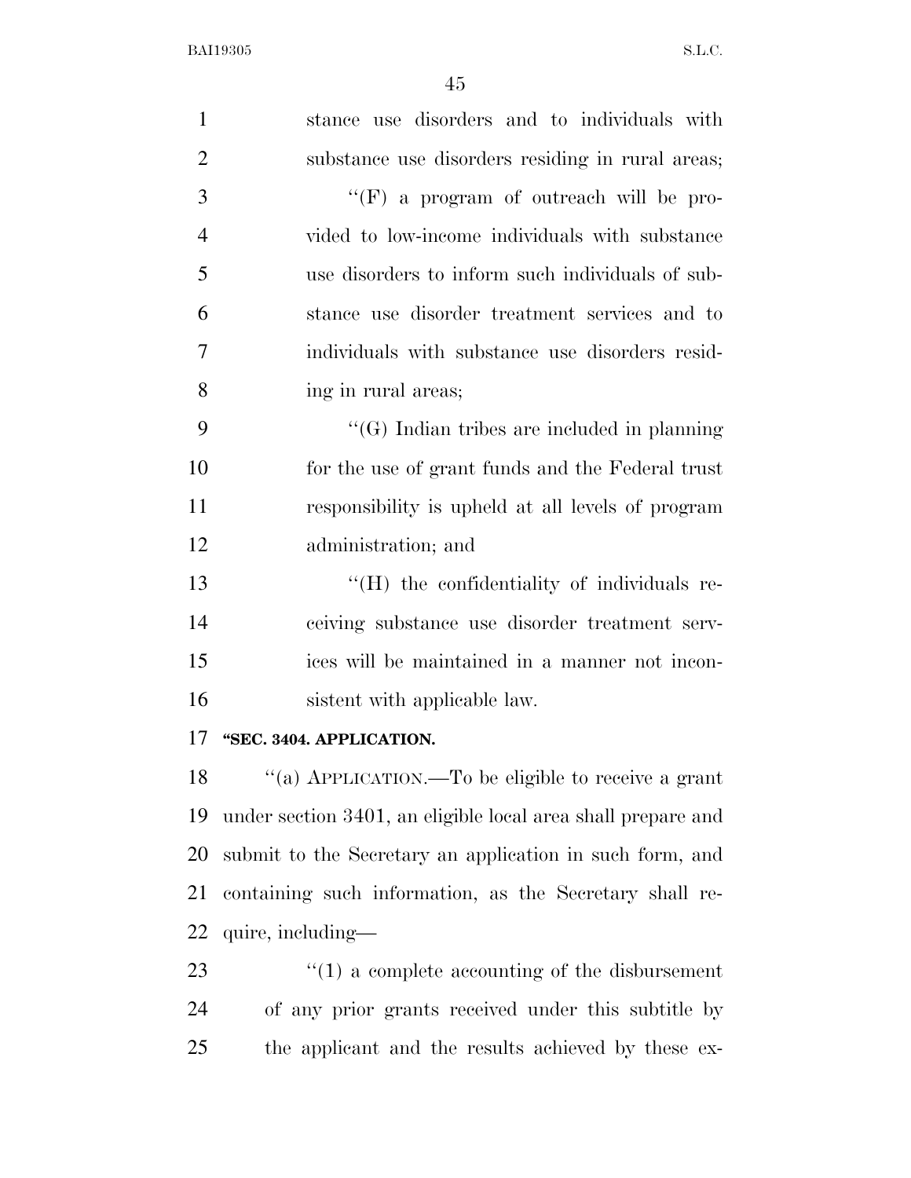stance use disorders and to individuals with substance use disorders residing in rural areas;

"(F) a program of outreach will be provided to low-income individuals with substance use disorders to inform such individuals of substance use disorder treatment services and to individuals with substance use disorders residing in rural areas;

"(G) Indian tribes are included in planning for the use of grant funds and the Federal trust responsibility is upheld at all levels of program administration; and

"(H) the confidentiality of individuals receiving substance use disorder treatment services will be maintained in a manner not inconsistent with applicable law.

**"SEC. 3404. APPLICATION.**

"(a) APPLICATION.—To be eligible to receive a grant under section 3401, an eligible local area shall prepare and submit to the Secretary an application in such form, and containing such information, as the Secretary shall require, including—

"(1) a complete accounting of the disbursement of any prior grants received under this subtitle by the applicant and the results achieved by these ex-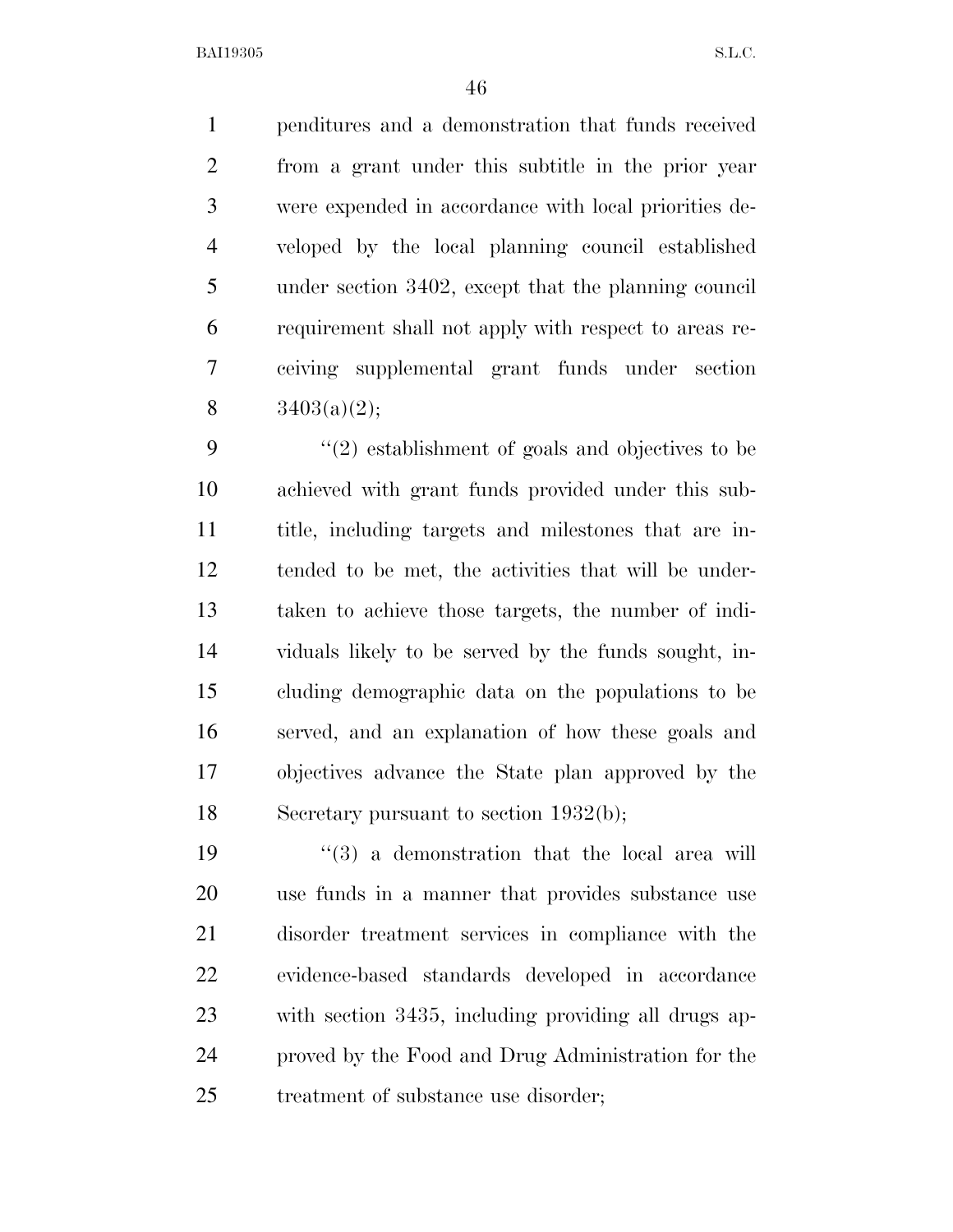penditures and a demonstration that funds received from a grant under this subtitle in the prior year were expended in accordance with local priorities developed by the local planning council established under section 3402, except that the planning council requirement shall not apply with respect to areas receiving supplemental grant funds under section 3403(a)(2);

"(2) establishment of goals and objectives to be achieved with grant funds provided under this subtitle, including targets and milestones that are intended to be met, the activities that will be undertaken to achieve those targets, the number of individuals likely to be served by the funds sought, including demographic data on the populations to be served, and an explanation of how these goals and objectives advance the State plan approved by the Secretary pursuant to section 1932(b);

"(3) a demonstration that the local area will use funds in a manner that provides substance use disorder treatment services in compliance with the evidence-based standards developed in accordance with section 3435, including providing all drugs approved by the Food and Drug Administration for the treatment of substance use disorder;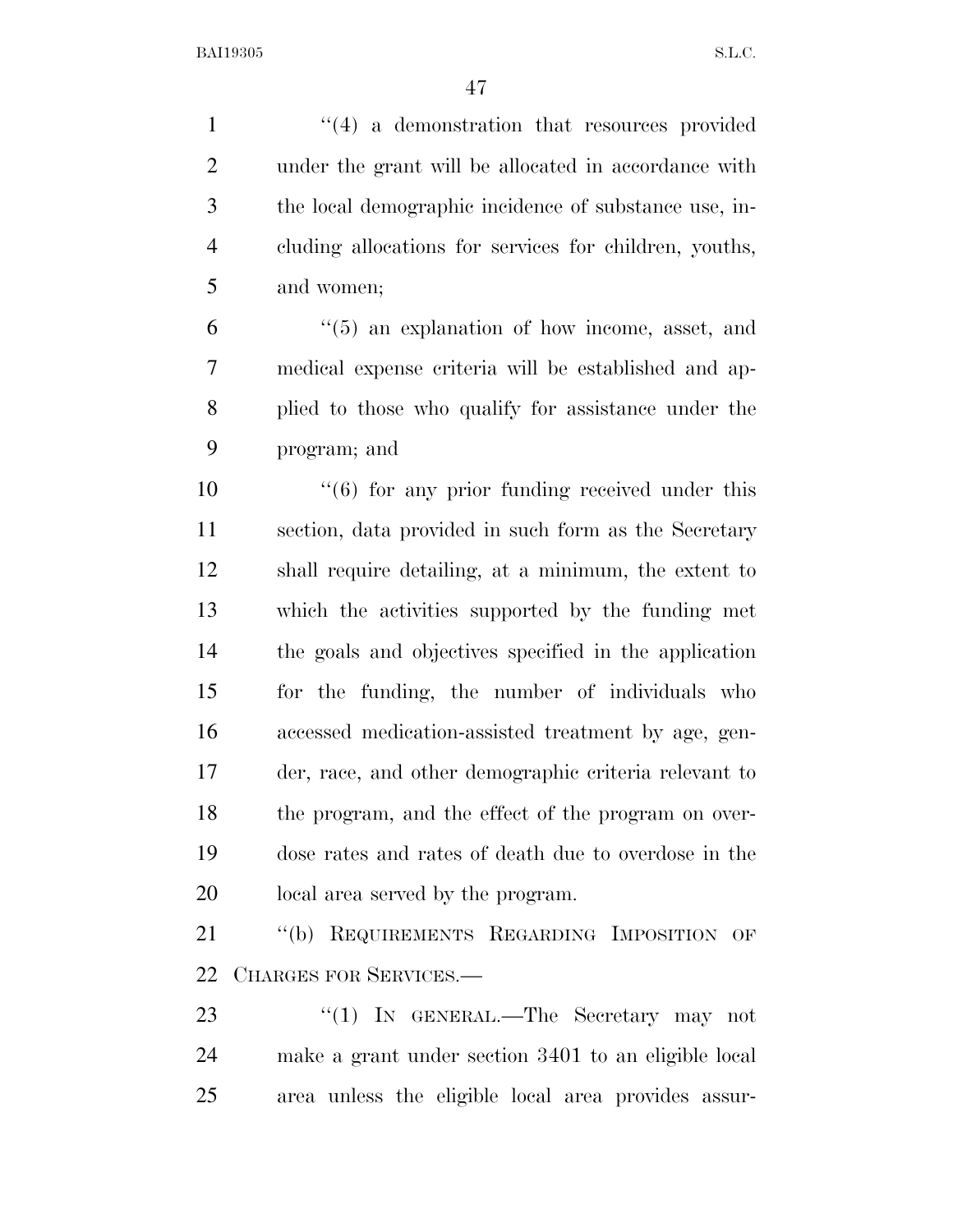''(4) a demonstration that resources provided under the grant will be allocated in accordance with the local demographic incidence of substance use, including allocations for services for children, youths, and women;

''(5) an explanation of how income, asset, and medical expense criteria will be established and applied to those who qualify for assistance under the program; and

''(6) for any prior funding received under this section, data provided in such form as the Secretary shall require detailing, at a minimum, the extent to which the activities supported by the funding met the goals and objectives specified in the application for the funding, the number of individuals who accessed medication-assisted treatment by age, gender, race, and other demographic criteria relevant to the program, and the effect of the program on overdose rates and rates of death due to overdose in the local area served by the program.

''(b) REQUIREMENTS REGARDING IMPOSITION OF CHARGES FOR SERVICES.—

''(1) IN GENERAL.—The Secretary may not make a grant under section 3401 to an eligible local area unless the eligible local area provides assur-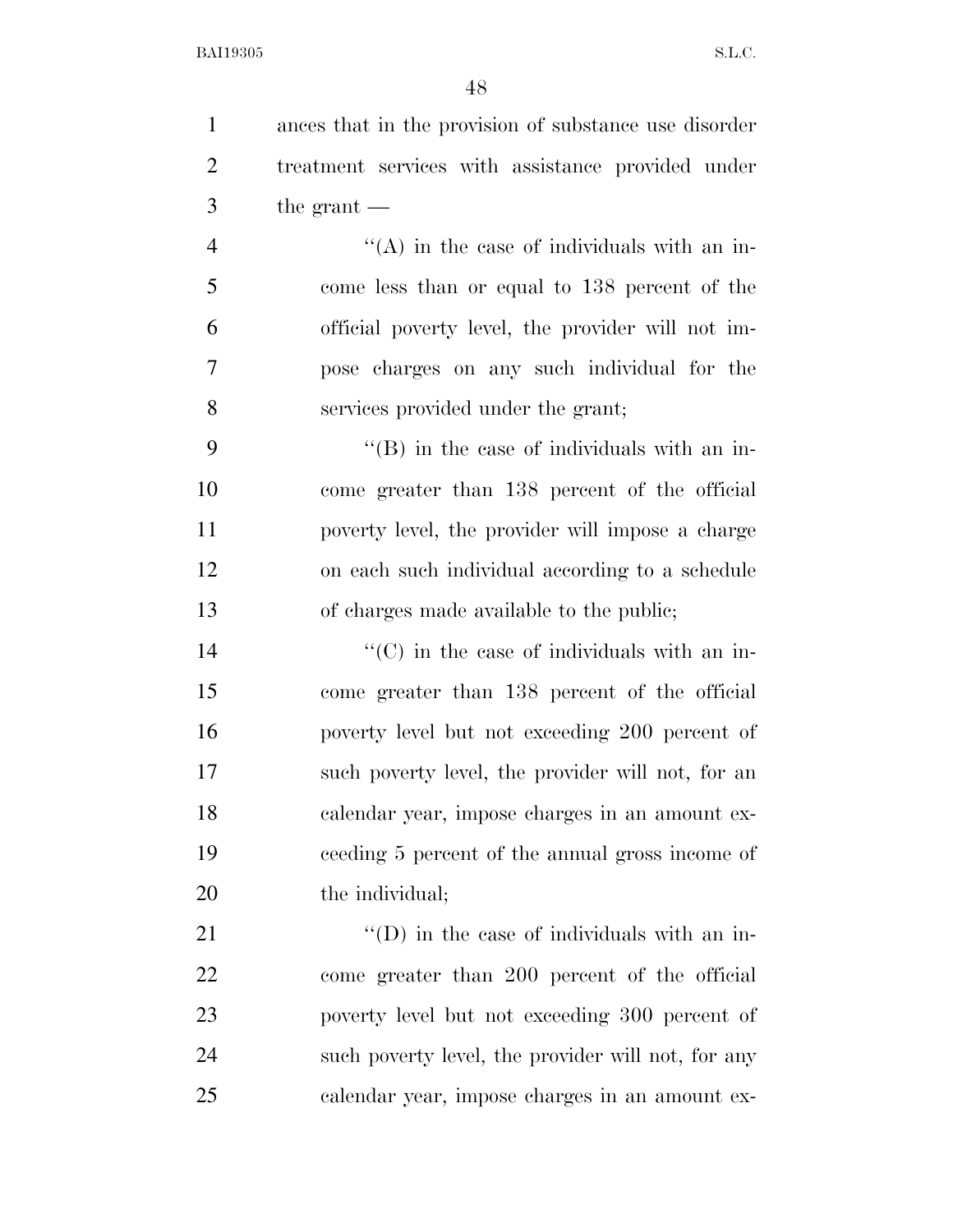ances that in the provision of substance use disorder treatment services with assistance provided under the grant —

''(A) in the case of individuals with an income less than or equal to 138 percent of the official poverty level, the provider will not impose charges on any such individual for the services provided under the grant;

''(B) in the case of individuals with an income greater than 138 percent of the official poverty level, the provider will impose a charge on each such individual according to a schedule of charges made available to the public;

''(C) in the case of individuals with an income greater than 138 percent of the official poverty level but not exceeding 200 percent of such poverty level, the provider will not, for an calendar year, impose charges in an amount exceeding 5 percent of the annual gross income of the individual;

''(D) in the case of individuals with an income greater than 200 percent of the official poverty level but not exceeding 300 percent of such poverty level, the provider will not, for any calendar year, impose charges in an amount ex-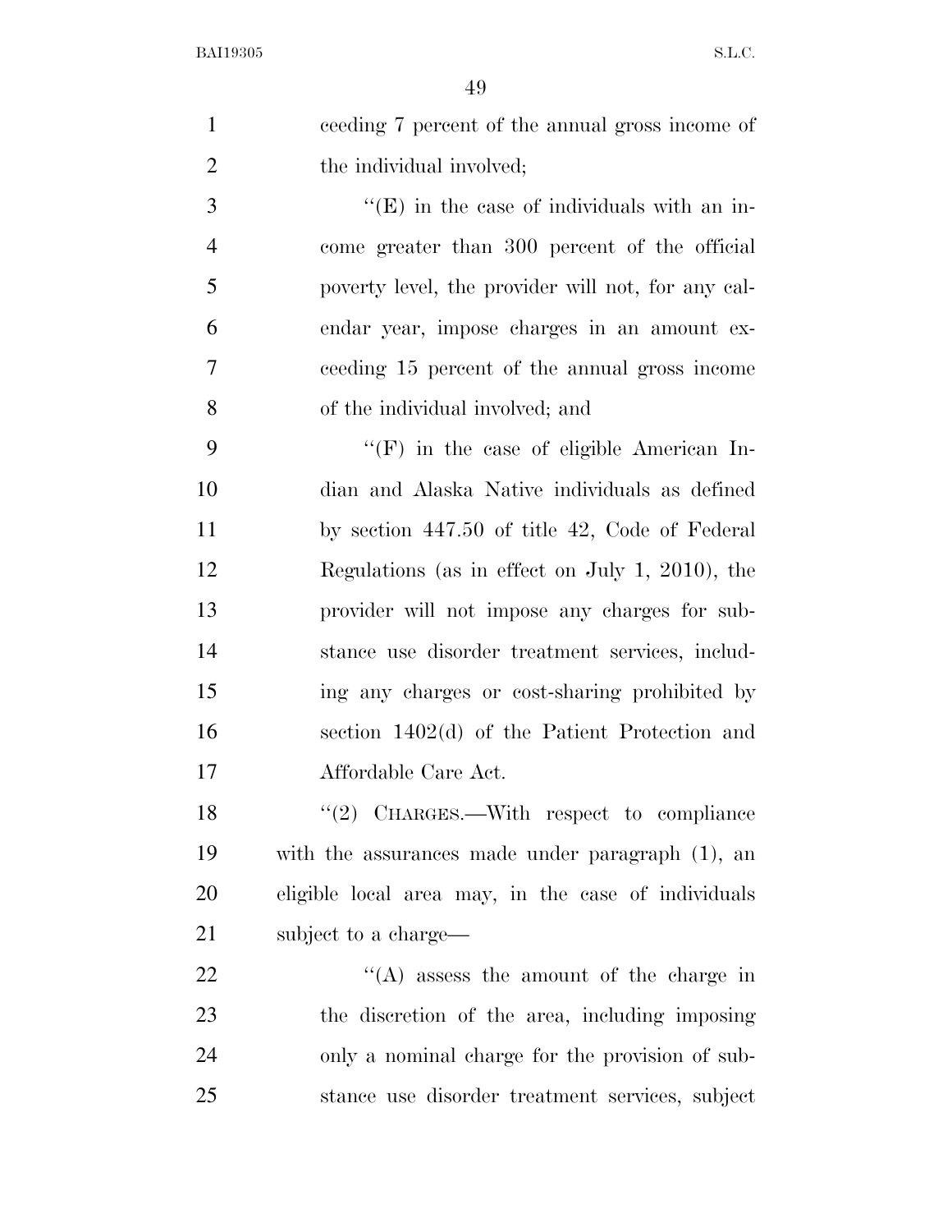ceeding 7 percent of the annual gross income of the individual involved;

''(E) in the case of individuals with an income greater than 300 percent of the official poverty level, the provider will not, for any calendar year, impose charges in an amount exceeding 15 percent of the annual gross income of the individual involved; and

''(F) in the case of eligible American Indian and Alaska Native individuals as defined by section 447.50 of title 42, Code of Federal Regulations (as in effect on July 1, 2010), the provider will not impose any charges for substance use disorder treatment services, including any charges or cost-sharing prohibited by section 1402(d) of the Patient Protection and Affordable Care Act.

''(2) CHARGES.—With respect to compliance with the assurances made under paragraph (1), an eligible local area may, in the case of individuals subject to a charge—

''(A) assess the amount of the charge in the discretion of the area, including imposing only a nominal charge for the provision of substance use disorder treatment services, subject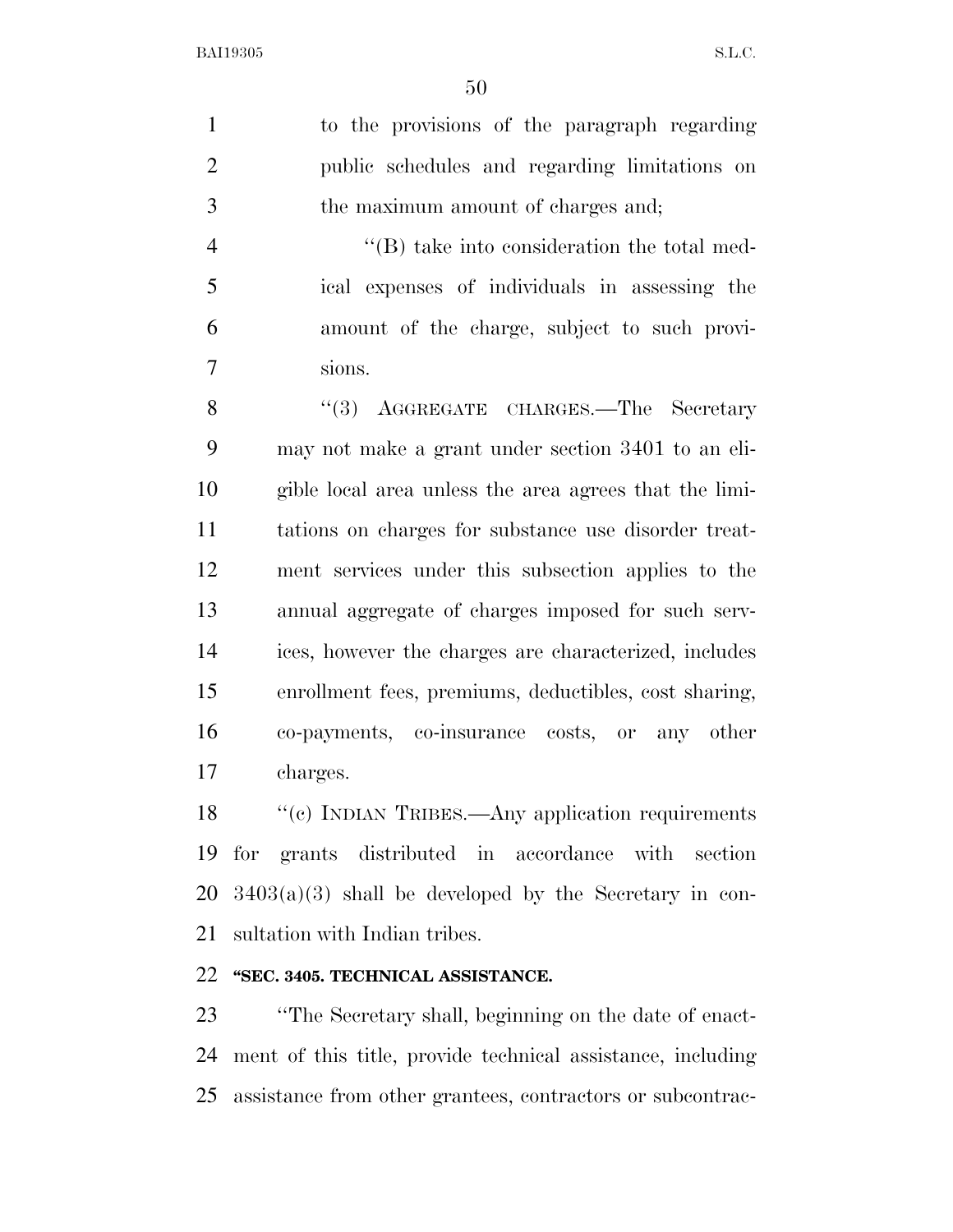to the provisions of the paragraph regarding public schedules and regarding limitations on the maximum amount of charges and;

"(B) take into consideration the total medical expenses of individuals in assessing the amount of the charge, subject to such provisions.

"(3) AGGREGATE CHARGES.—The Secretary may not make a grant under section 3401 to an eligible local area unless the area agrees that the limitations on charges for substance use disorder treatment services under this subsection applies to the annual aggregate of charges imposed for such services, however the charges are characterized, includes enrollment fees, premiums, deductibles, cost sharing, co-payments, co-insurance costs, or any other charges.

"(c) INDIAN TRIBES.—Any application requirements for grants distributed in accordance with section 3403(a)(3) shall be developed by the Secretary in consultation with Indian tribes.

**"SEC. 3405. TECHNICAL ASSISTANCE.**

"The Secretary shall, beginning on the date of enactment of this title, provide technical assistance, including assistance from other grantees, contractors or subcontrac-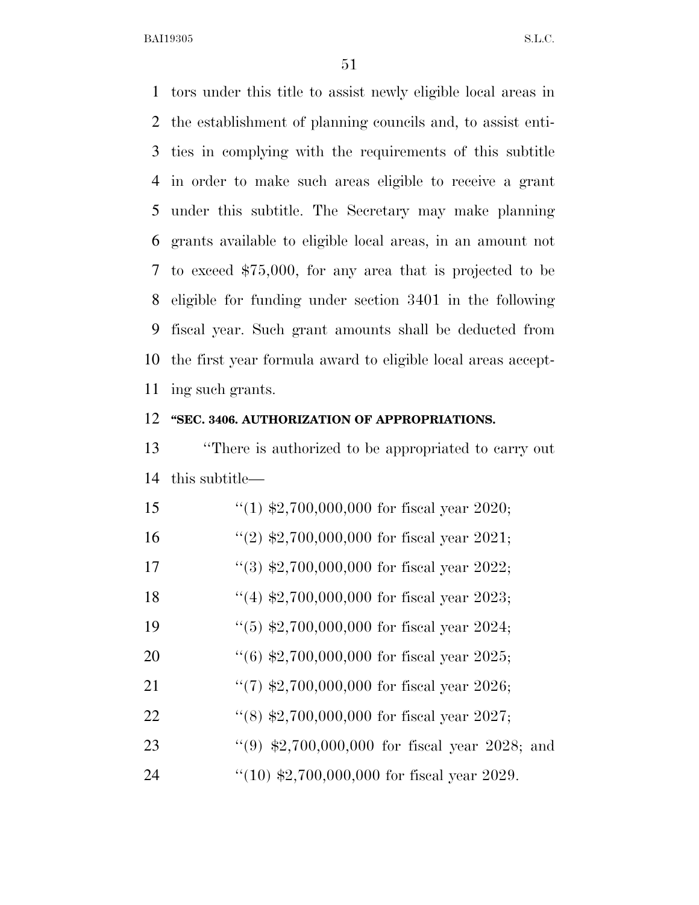tors under this title to assist newly eligible local areas in the establishment of planning councils and, to assist entities in complying with the requirements of this subtitle in order to make such areas eligible to receive a grant under this subtitle. The Secretary may make planning grants available to eligible local areas, in an amount not to exceed $75,000, for any area that is projected to be eligible for funding under section 3401 in the following fiscal year. Such grant amounts shall be deducted from the first year formula award to eligible local areas accepting such grants.

**"SEC. 3406. AUTHORIZATION OF APPROPRIATIONS.**

"There is authorized to be appropriated to carry out this subtitle—

"(1) $2,700,000,000 for fiscal year 2020;

"(2) $2,700,000,000 for fiscal year 2021;

"(3) $2,700,000,000 for fiscal year 2022;

"(4) $2,700,000,000 for fiscal year 2023;

"(5) $2,700,000,000 for fiscal year 2024;

"(6) $2,700,000,000 for fiscal year 2025;

"(7) $2,700,000,000 for fiscal year 2026;

"(8) $2,700,000,000 for fiscal year 2027;

"(9) $2,700,000,000 for fiscal year 2028; and

"(10) $2,700,000,000 for fiscal year 2029.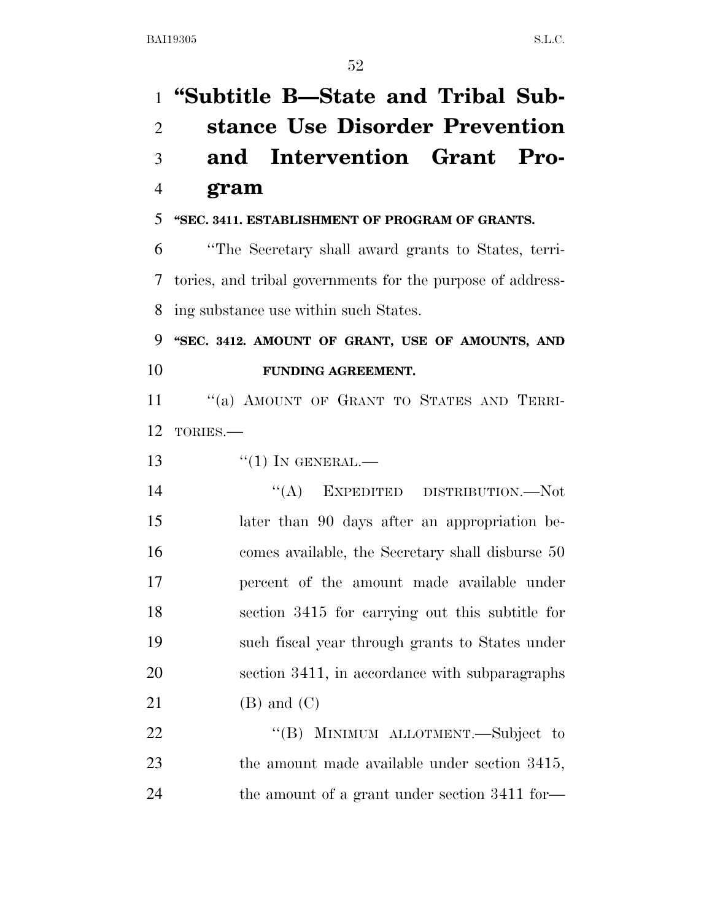# "Subtitle B—State and Tribal Substance Use Disorder Prevention and Intervention Grant Program

**"SEC. 3411. ESTABLISHMENT OF PROGRAM OF GRANTS.**

"The Secretary shall award grants to States, territories, and tribal governments for the purpose of addressing substance use within such States.

**"SEC. 3412. AMOUNT OF GRANT, USE OF AMOUNTS, AND FUNDING AGREEMENT.**

"(a) AMOUNT OF GRANT TO STATES AND TERRITORIES.—

"(1) IN GENERAL.—

"(A) EXPEDITED DISTRIBUTION.—Not later than 90 days after an appropriation becomes available, the Secretary shall disburse 50 percent of the amount made available under section 3415 for carrying out this subtitle for such fiscal year through grants to States under section 3411, in accordance with subparagraphs (B) and (C)

"(B) MINIMUM ALLOTMENT.—Subject to the amount made available under section 3415, the amount of a grant under section 3411 for—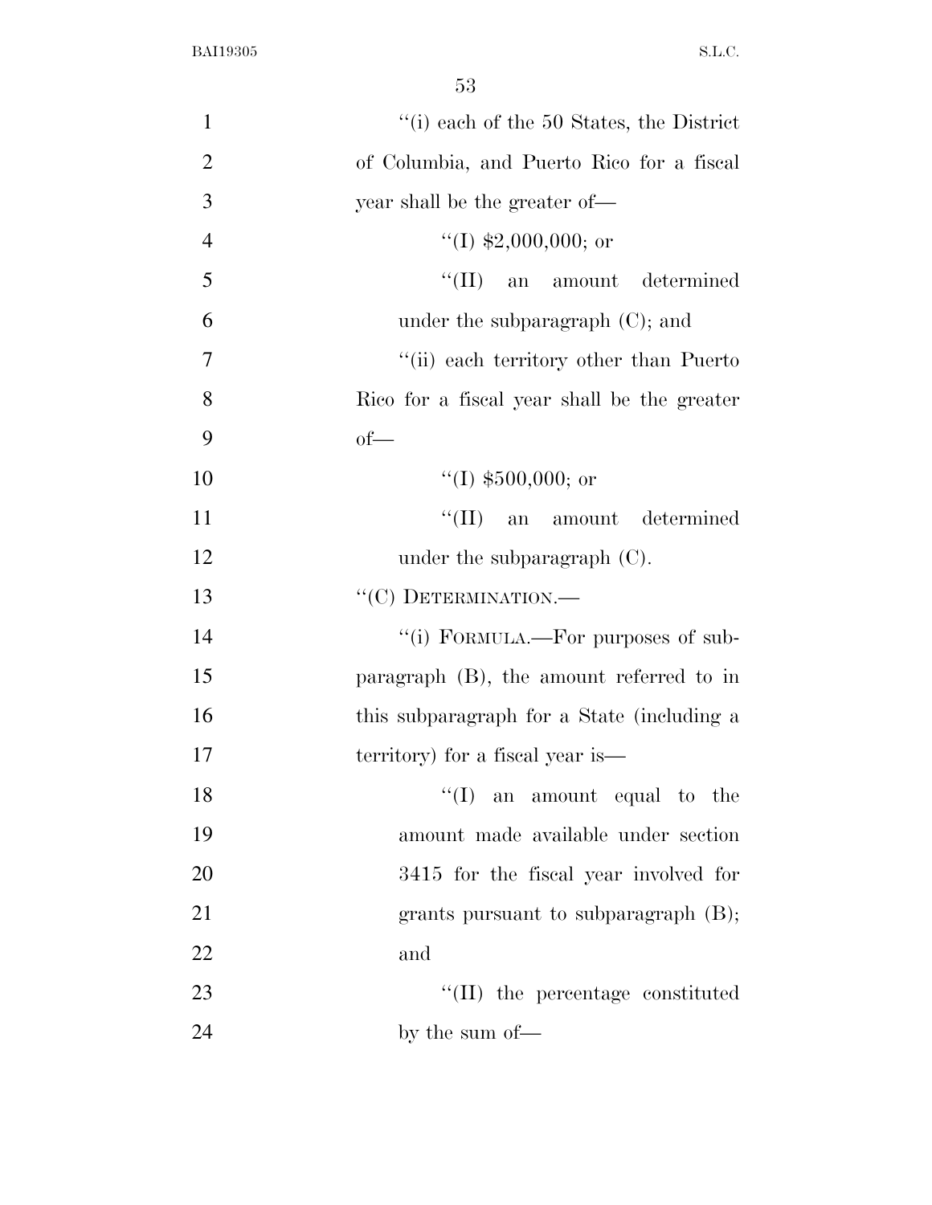"(i) each of the 50 States, the District of Columbia, and Puerto Rico for a fiscal year shall be the greater of—

"(I) $2,000,000; or

"(II) an amount determined under the subparagraph (C); and

"(ii) each territory other than Puerto Rico for a fiscal year shall be the greater of—

"(I) $500,000; or

"(II) an amount determined under the subparagraph (C).

"(C) DETERMINATION.—

"(i) FORMULA.—For purposes of subparagraph (B), the amount referred to in this subparagraph for a State (including a territory) for a fiscal year is—

"(I) an amount equal to the amount made available under section 3415 for the fiscal year involved for grants pursuant to subparagraph (B); and

"(II) the percentage constituted by the sum of—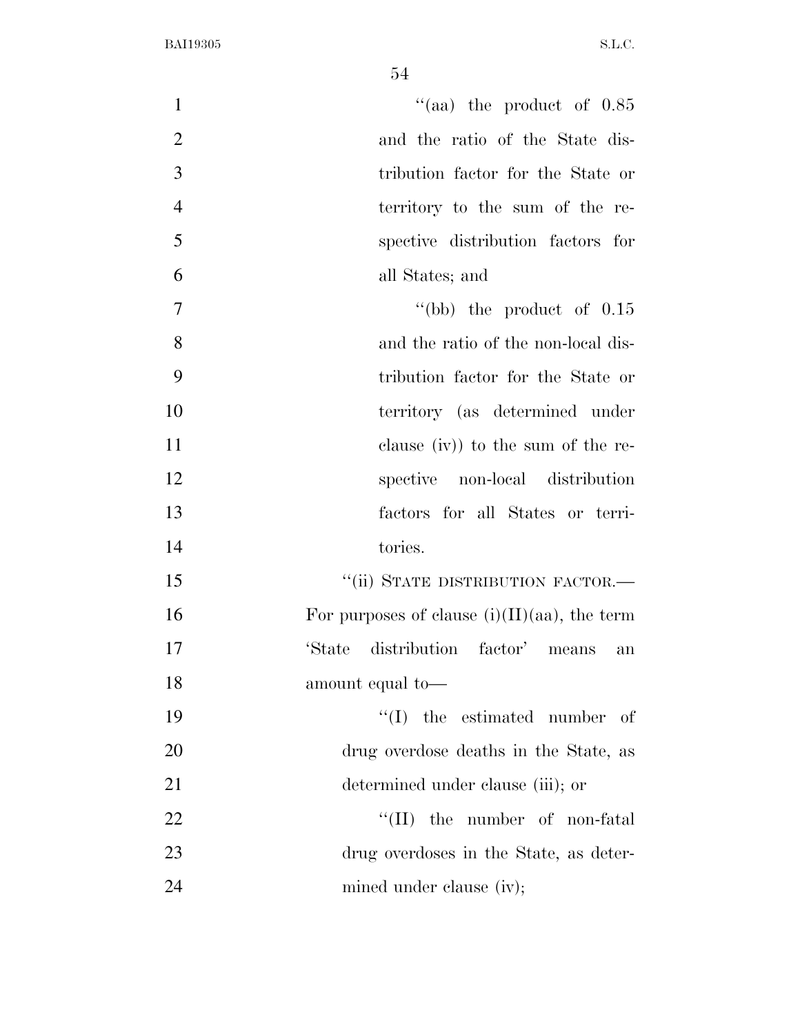"(aa) the product of 0.85 and the ratio of the State distribution factor for the State or territory to the sum of the respective distribution factors for all States; and

"(bb) the product of 0.15 and the ratio of the non-local distribution factor for the State or territory (as determined under clause (iv)) to the sum of the respective non-local distribution factors for all States or territories.

"(ii) STATE DISTRIBUTION FACTOR.—For purposes of clause (i)(II)(aa), the term 'State distribution factor' means an amount equal to—

"(I) the estimated number of drug overdose deaths in the State, as determined under clause (iii); or

"(II) the number of non-fatal drug overdoses in the State, as determined under clause (iv);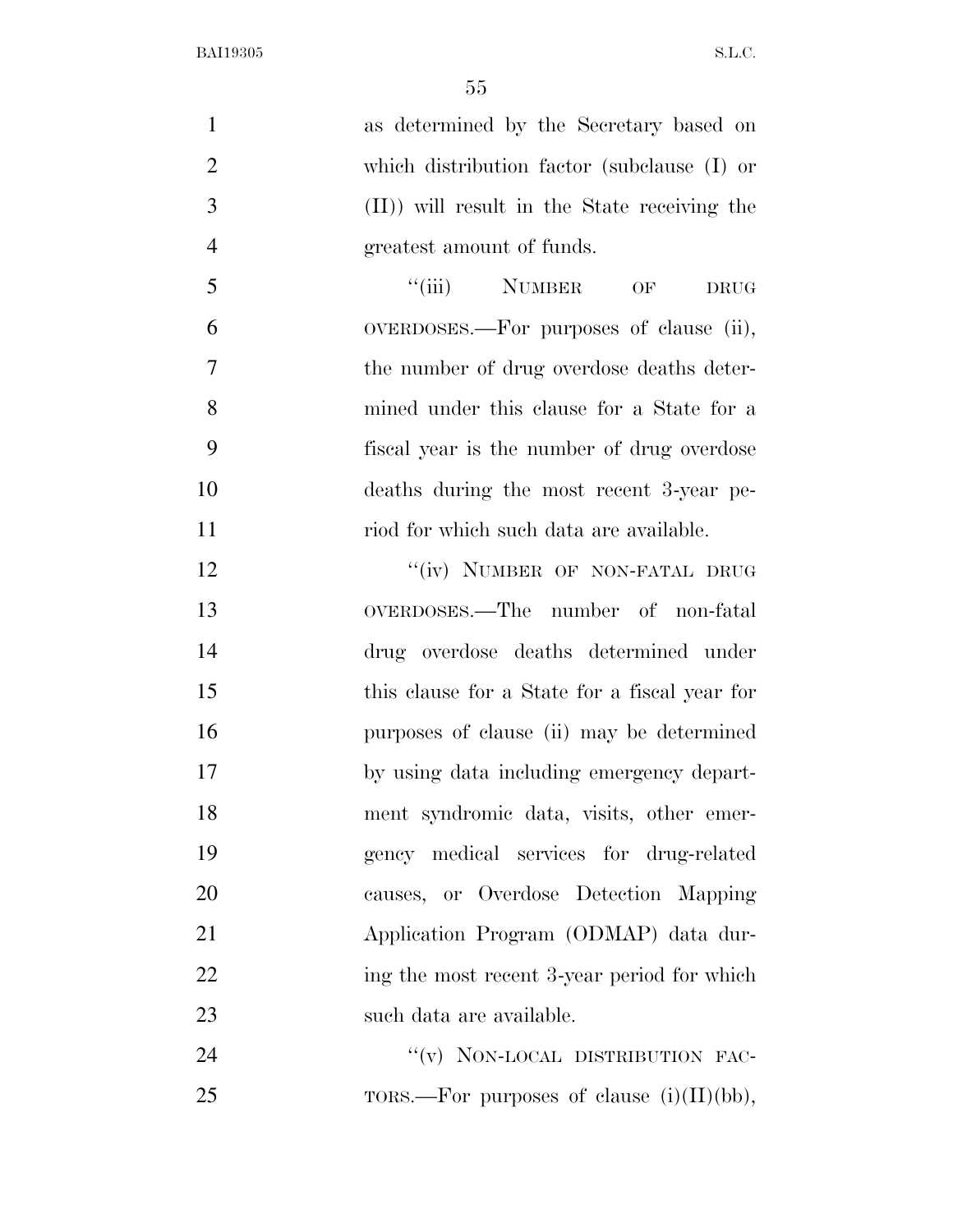as determined by the Secretary based on which distribution factor (subclause (I) or (II)) will result in the State receiving the greatest amount of funds.

"(iii) NUMBER OF DRUG OVERDOSES.—For purposes of clause (ii), the number of drug overdose deaths determined under this clause for a State for a fiscal year is the number of drug overdose deaths during the most recent 3-year period for which such data are available.

"(iv) NUMBER OF NON-FATAL DRUG OVERDOSES.—The number of non-fatal drug overdose deaths determined under this clause for a State for a fiscal year for purposes of clause (ii) may be determined by using data including emergency department syndromic data, visits, other emergency medical services for drug-related causes, or Overdose Detection Mapping Application Program (ODMAP) data during the most recent 3-year period for which such data are available.

"(v) NON-LOCAL DISTRIBUTION FACTORS.—For purposes of clause (i)(II)(bb),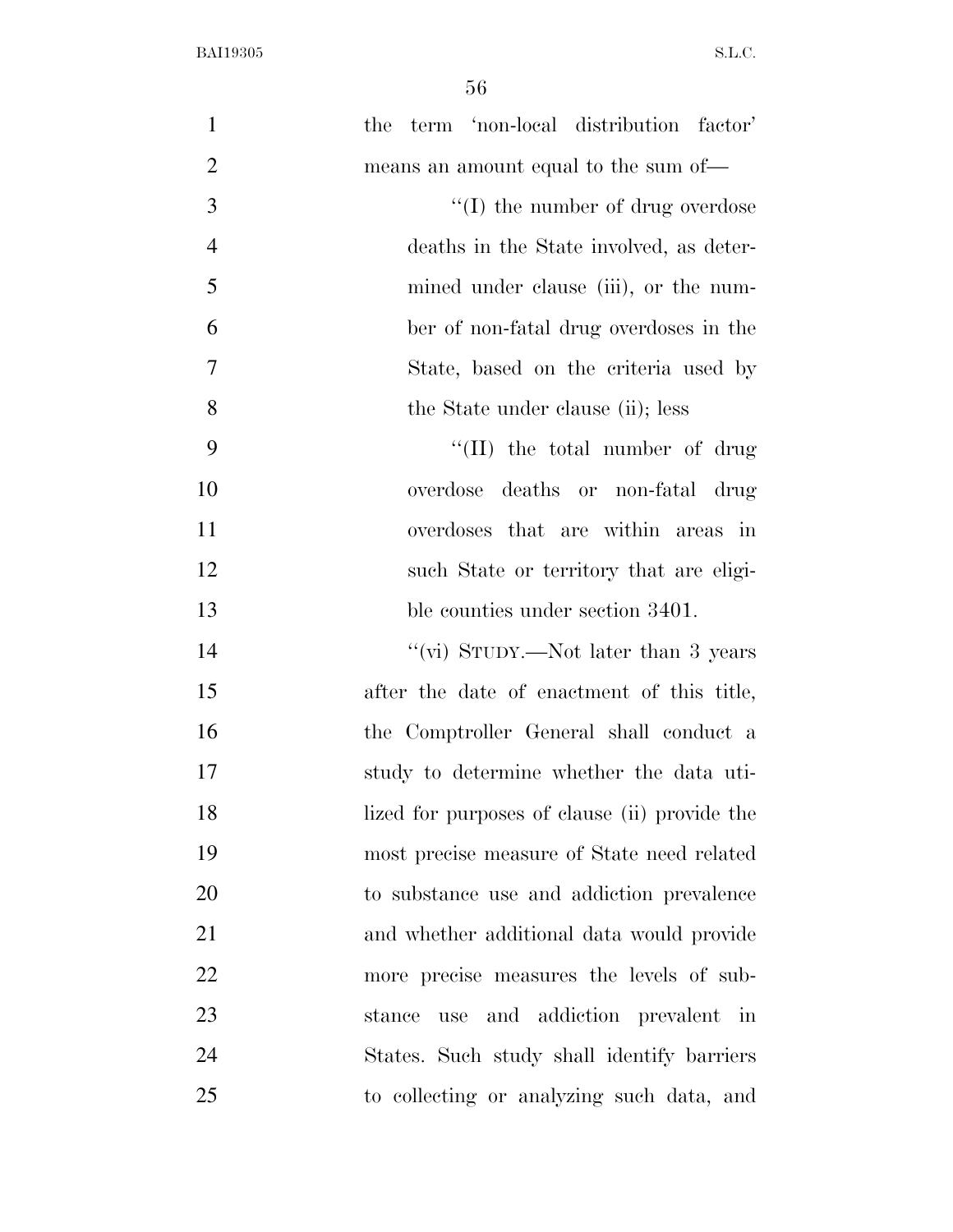the term 'non-local distribution factor' means an amount equal to the sum of—

"(I) the number of drug overdose deaths in the State involved, as determined under clause (iii), or the number of non-fatal drug overdoses in the State, based on the criteria used by the State under clause (ii); less

"(II) the total number of drug overdose deaths or non-fatal drug overdoses that are within areas in such State or territory that are eligible counties under section 3401.

"(vi) STUDY.—Not later than 3 years after the date of enactment of this title, the Comptroller General shall conduct a study to determine whether the data utilized for purposes of clause (ii) provide the most precise measure of State need related to substance use and addiction prevalence and whether additional data would provide more precise measures the levels of substance use and addiction prevalent in States. Such study shall identify barriers to collecting or analyzing such data, and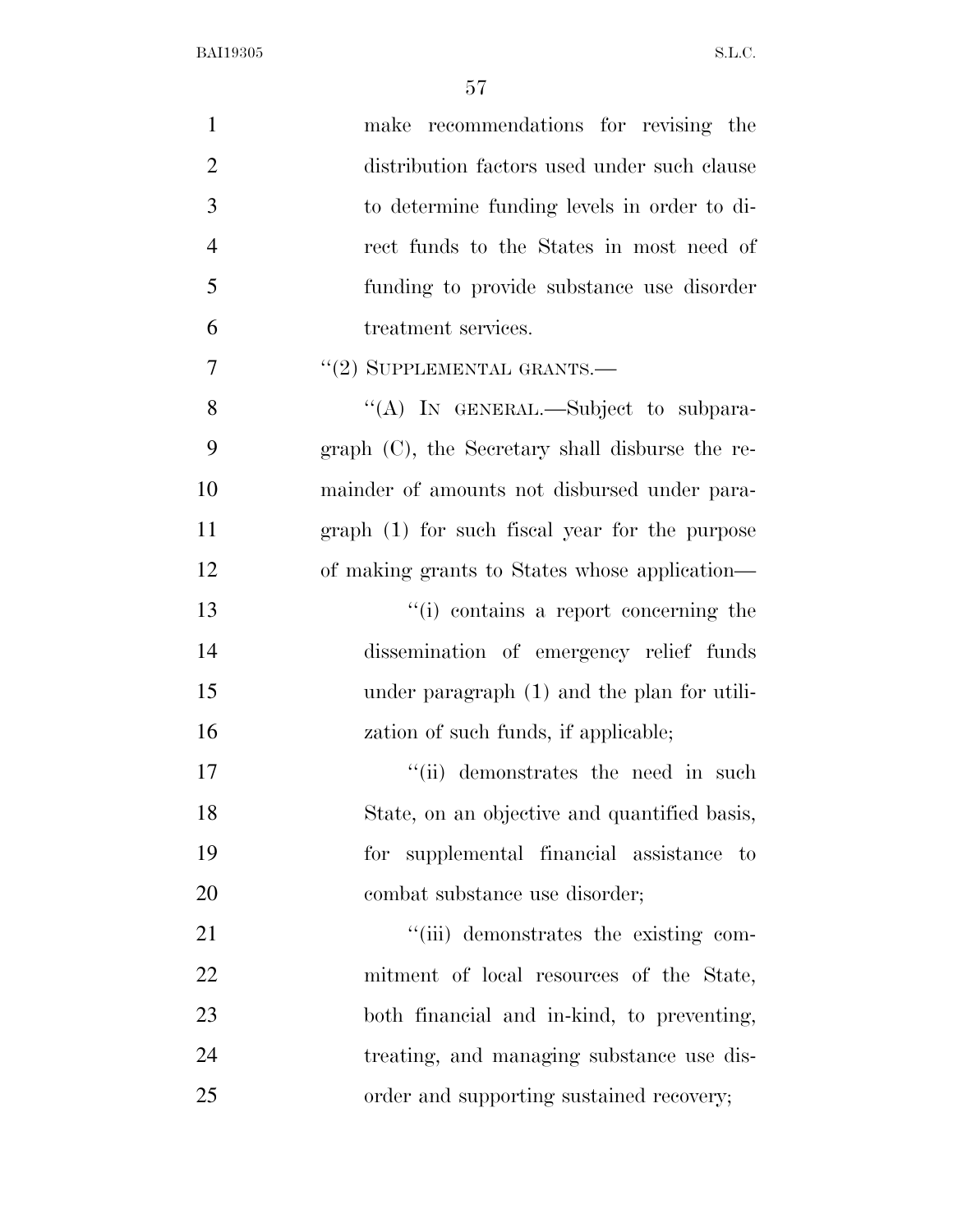make recommendations for revising the distribution factors used under such clause to determine funding levels in order to direct funds to the States in most need of funding to provide substance use disorder treatment services.

''(2) SUPPLEMENTAL GRANTS.—

''(A) IN GENERAL.—Subject to subparagraph (C), the Secretary shall disburse the remainder of amounts not disbursed under paragraph (1) for such fiscal year for the purpose of making grants to States whose application—

''(i) contains a report concerning the dissemination of emergency relief funds under paragraph (1) and the plan for utilization of such funds, if applicable;

''(ii) demonstrates the need in such State, on an objective and quantified basis, for supplemental financial assistance to combat substance use disorder;

''(iii) demonstrates the existing commitment of local resources of the State, both financial and in-kind, to preventing, treating, and managing substance use disorder and supporting sustained recovery;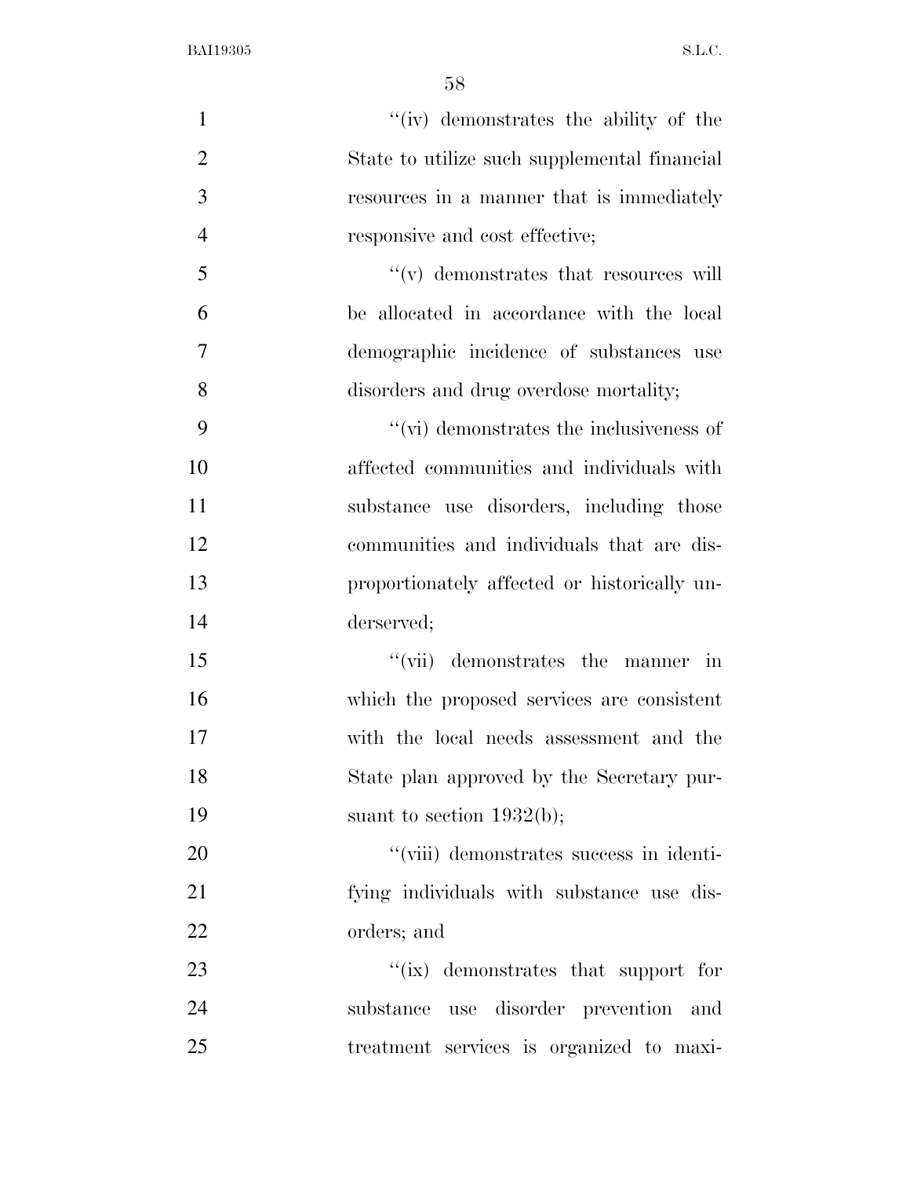''(iv) demonstrates the ability of the State to utilize such supplemental financial resources in a manner that is immediately responsive and cost effective;

''(v) demonstrates that resources will be allocated in accordance with the local demographic incidence of substances use disorders and drug overdose mortality;

''(vi) demonstrates the inclusiveness of affected communities and individuals with substance use disorders, including those communities and individuals that are disproportionately affected or historically underserved;

''(vii) demonstrates the manner in which the proposed services are consistent with the local needs assessment and the State plan approved by the Secretary pursuant to section 1932(b);

''(viii) demonstrates success in identifying individuals with substance use disorders; and

''(ix) demonstrates that support for substance use disorder prevention and treatment services is organized to maxi-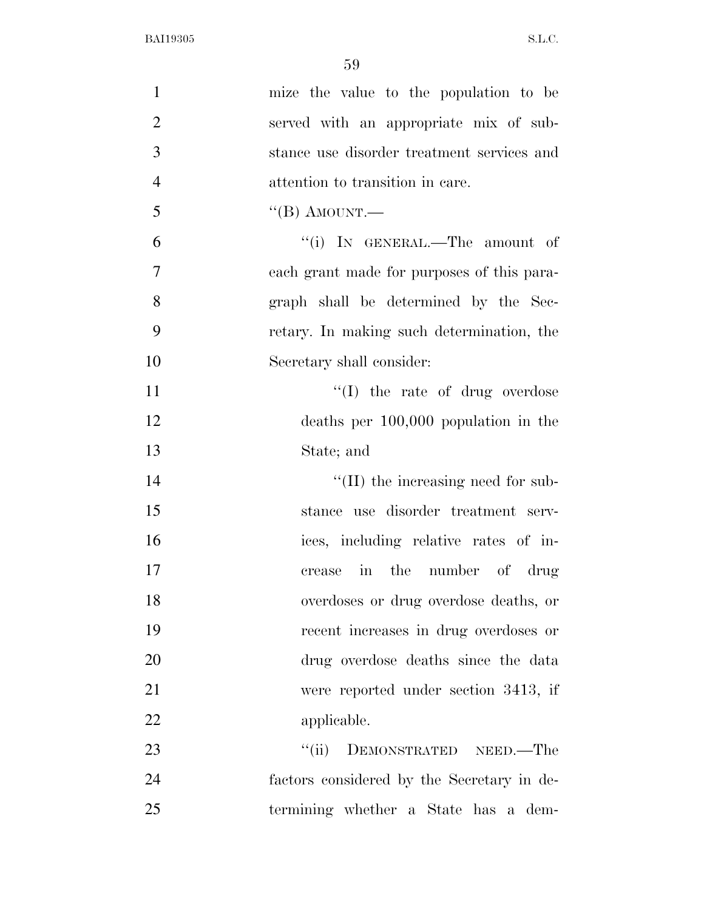mize the value to the population to be served with an appropriate mix of substance use disorder treatment services and attention to transition in care.

"(B) AMOUNT.—

"(i) IN GENERAL.—The amount of each grant made for purposes of this paragraph shall be determined by the Secretary. In making such determination, the Secretary shall consider:

"(I) the rate of drug overdose deaths per 100,000 population in the State; and

"(II) the increasing need for substance use disorder treatment services, including relative rates of increase in the number of drug overdoses or drug overdose deaths, or recent increases in drug overdoses or drug overdose deaths since the data were reported under section 3413, if applicable.

"(ii) DEMONSTRATED NEED.—The factors considered by the Secretary in determining whether a State has a dem-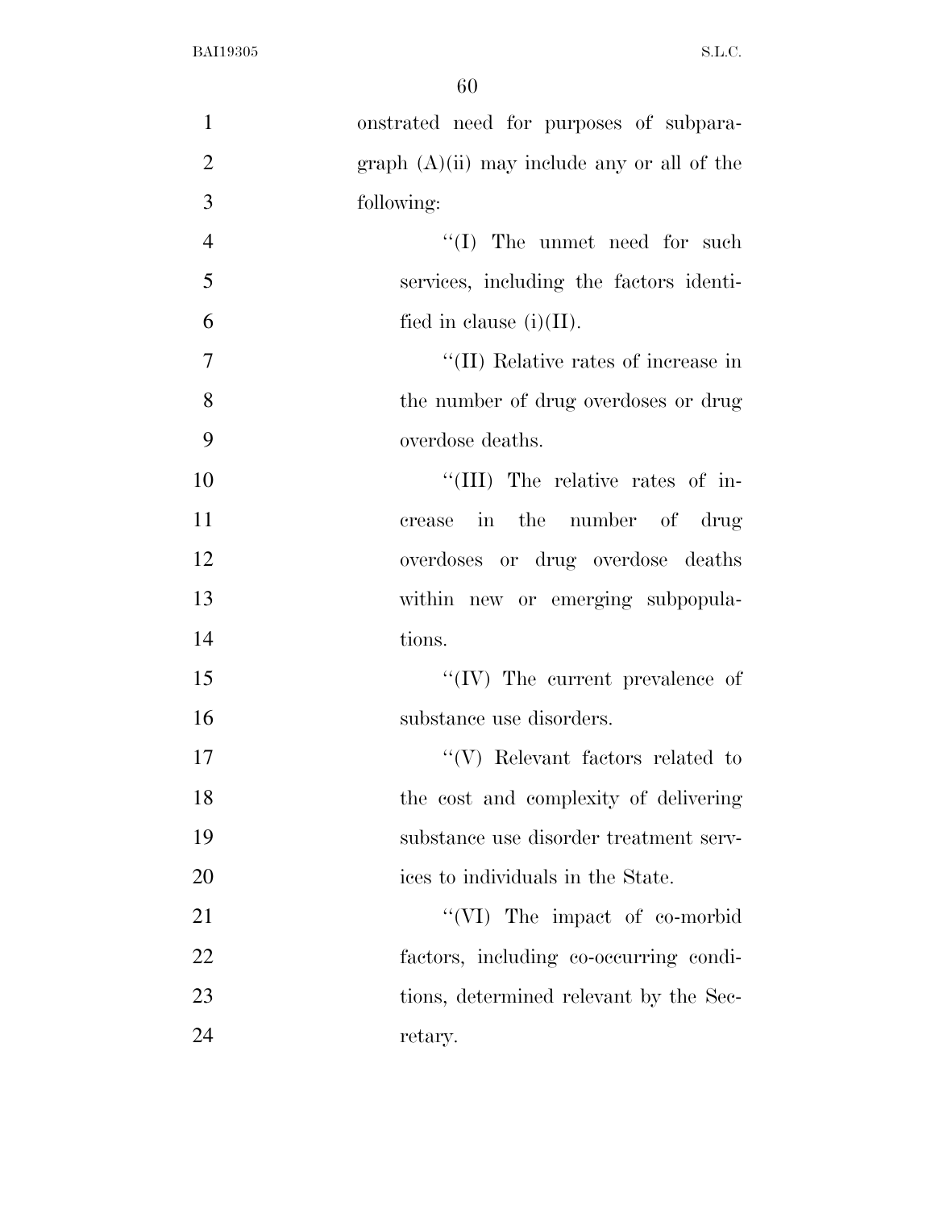onstrated need for purposes of subparagraph (A)(ii) may include any or all of the following:

"(I) The unmet need for such services, including the factors identified in clause (i)(II).

"(II) Relative rates of increase in the number of drug overdoses or drug overdose deaths.

"(III) The relative rates of increase in the number of drug overdoses or drug overdose deaths within new or emerging subpopulations.

"(IV) The current prevalence of substance use disorders.

"(V) Relevant factors related to the cost and complexity of delivering substance use disorder treatment services to individuals in the State.

"(VI) The impact of co-morbid factors, including co-occurring conditions, determined relevant by the Secretary.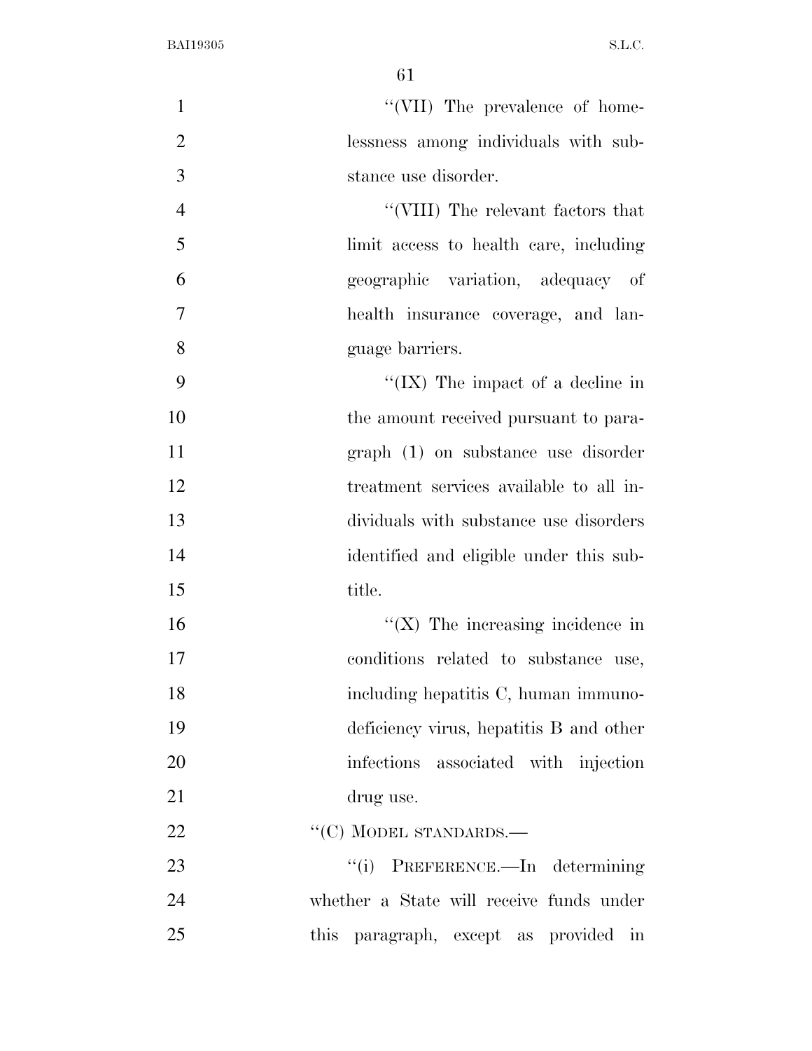"(VII) The prevalence of homelessness among individuals with substance use disorder.

"(VIII) The relevant factors that limit access to health care, including geographic variation, adequacy of health insurance coverage, and language barriers.

"(IX) The impact of a decline in the amount received pursuant to paragraph (1) on substance use disorder treatment services available to all individuals with substance use disorders identified and eligible under this subtitle.

"(X) The increasing incidence in conditions related to substance use, including hepatitis C, human immunodeficiency virus, hepatitis B and other infections associated with injection drug use.

"(C) MODEL STANDARDS.—

"(i) PREFERENCE.—In determining whether a State will receive funds under this paragraph, except as provided in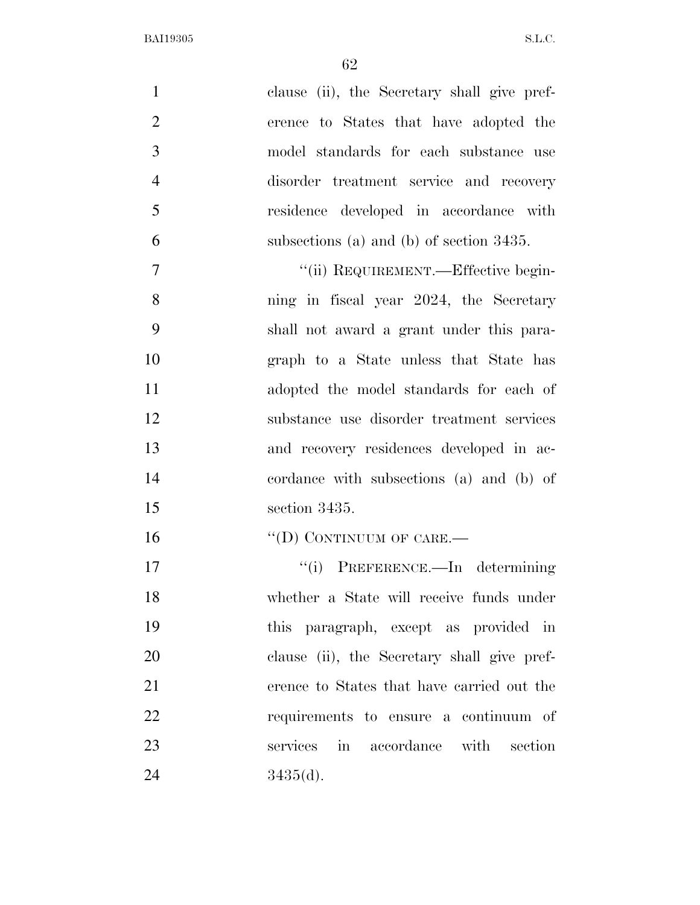clause (ii), the Secretary shall give preference to States that have adopted the model standards for each substance use disorder treatment service and recovery residence developed in accordance with subsections (a) and (b) of section 3435.

"(ii) REQUIREMENT.—Effective beginning in fiscal year 2024, the Secretary shall not award a grant under this paragraph to a State unless that State has adopted the model standards for each of substance use disorder treatment services and recovery residences developed in accordance with subsections (a) and (b) of section 3435.

"(D) CONTINUUM OF CARE.—

"(i) PREFERENCE.—In determining whether a State will receive funds under this paragraph, except as provided in clause (ii), the Secretary shall give preference to States that have carried out the requirements to ensure a continuum of services in accordance with section 3435(d).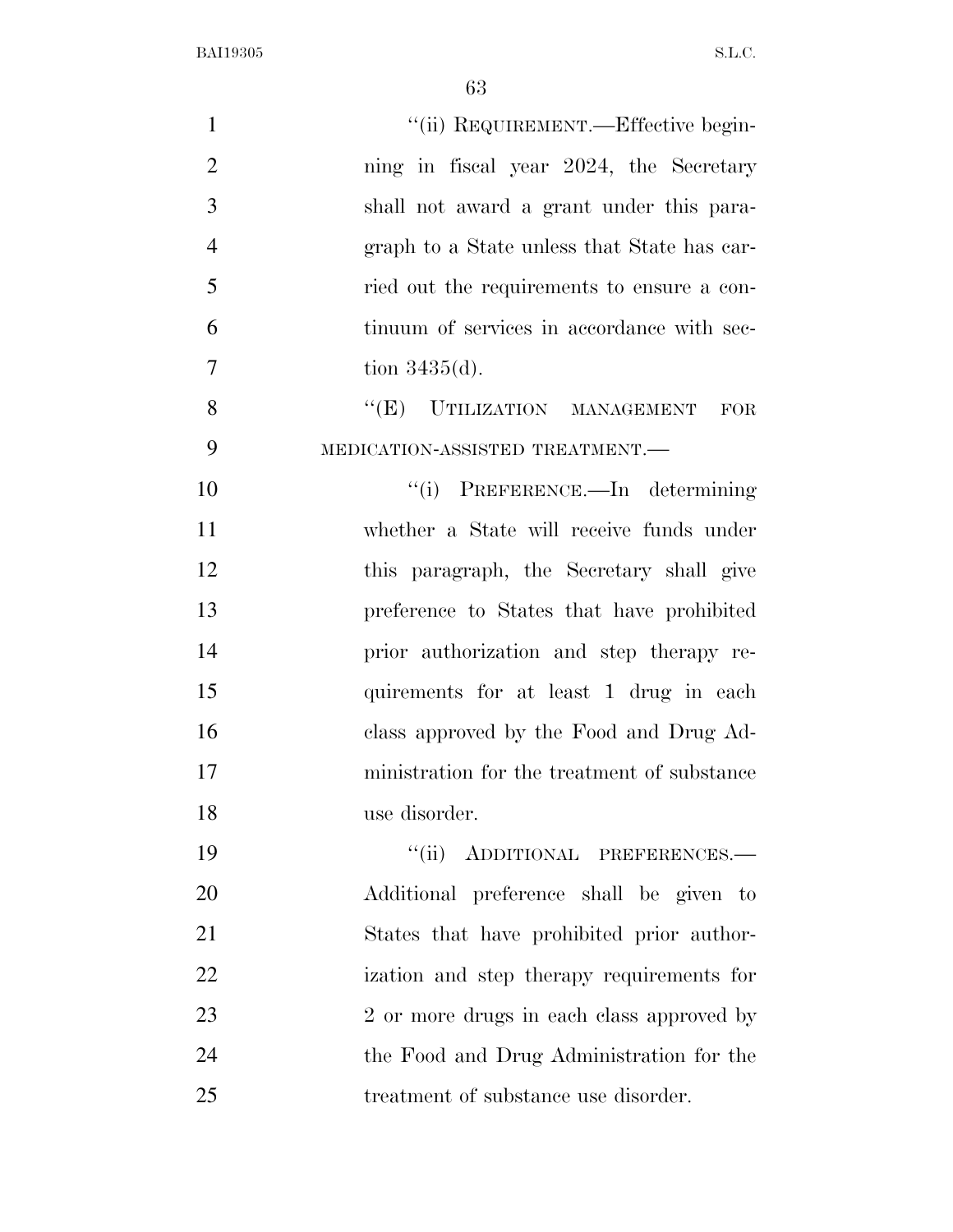"(ii) REQUIREMENT.—Effective beginning in fiscal year 2024, the Secretary shall not award a grant under this paragraph to a State unless that State has carried out the requirements to ensure a continuum of services in accordance with section 3435(d).

"(E) UTILIZATION MANAGEMENT FOR MEDICATION-ASSISTED TREATMENT.—

"(i) PREFERENCE.—In determining whether a State will receive funds under this paragraph, the Secretary shall give preference to States that have prohibited prior authorization and step therapy requirements for at least 1 drug in each class approved by the Food and Drug Administration for the treatment of substance use disorder.

"(ii) ADDITIONAL PREFERENCES.—Additional preference shall be given to States that have prohibited prior authorization and step therapy requirements for 2 or more drugs in each class approved by the Food and Drug Administration for the treatment of substance use disorder.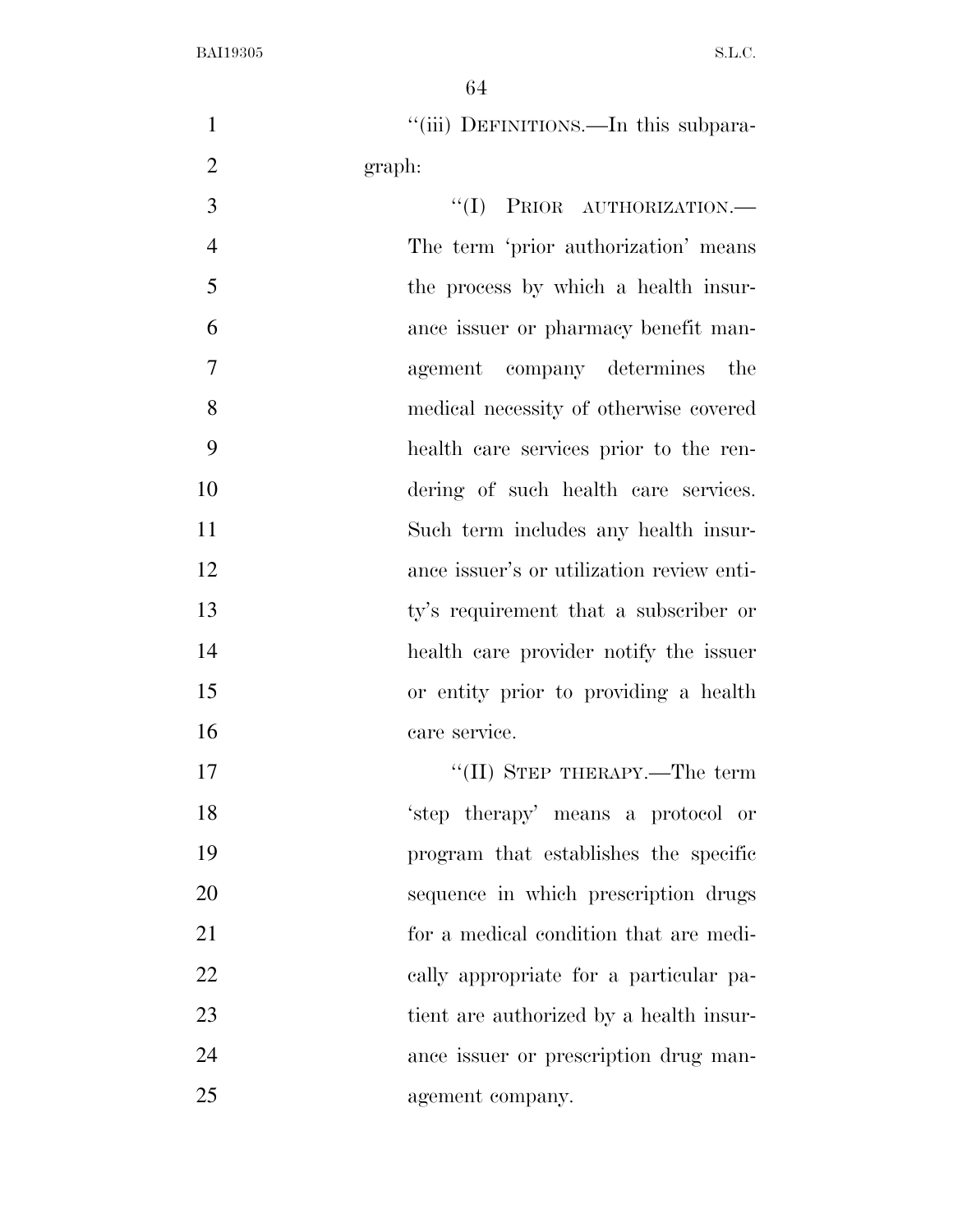"(iii) DEFINITIONS.—In this subparagraph:

"(I) PRIOR AUTHORIZATION.— The term 'prior authorization' means the process by which a health insurance issuer or pharmacy benefit management company determines the medical necessity of otherwise covered health care services prior to the rendering of such health care services. Such term includes any health insurance issuer's or utilization review entity's requirement that a subscriber or health care provider notify the issuer or entity prior to providing a health care service.

"(II) STEP THERAPY.—The term 'step therapy' means a protocol or program that establishes the specific sequence in which prescription drugs for a medical condition that are medically appropriate for a particular patient are authorized by a health insurance issuer or prescription drug management company.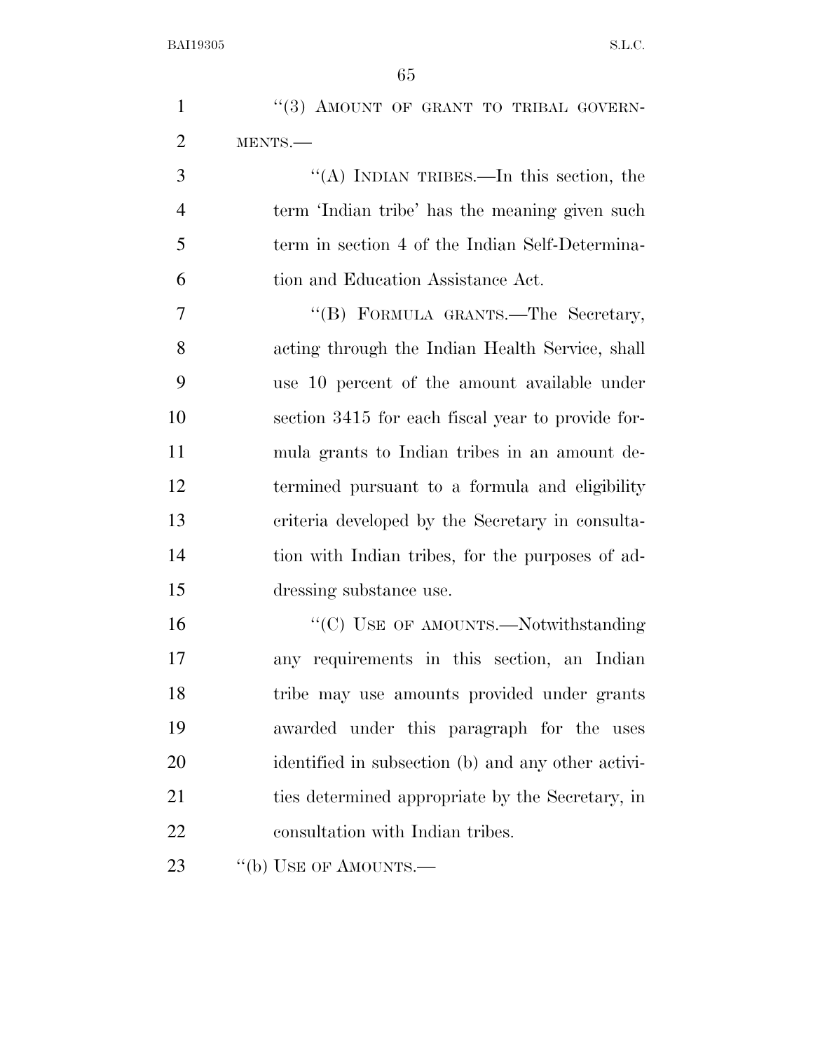"(3) AMOUNT OF GRANT TO TRIBAL GOVERNMENTS.—

"(A) INDIAN TRIBES.—In this section, the term 'Indian tribe' has the meaning given such term in section 4 of the Indian Self-Determination and Education Assistance Act.

"(B) FORMULA GRANTS.—The Secretary, acting through the Indian Health Service, shall use 10 percent of the amount available under section 3415 for each fiscal year to provide formula grants to Indian tribes in an amount determined pursuant to a formula and eligibility criteria developed by the Secretary in consultation with Indian tribes, for the purposes of addressing substance use.

"(C) USE OF AMOUNTS.—Notwithstanding any requirements in this section, an Indian tribe may use amounts provided under grants awarded under this paragraph for the uses identified in subsection (b) and any other activities determined appropriate by the Secretary, in consultation with Indian tribes.

"(b) USE OF AMOUNTS.—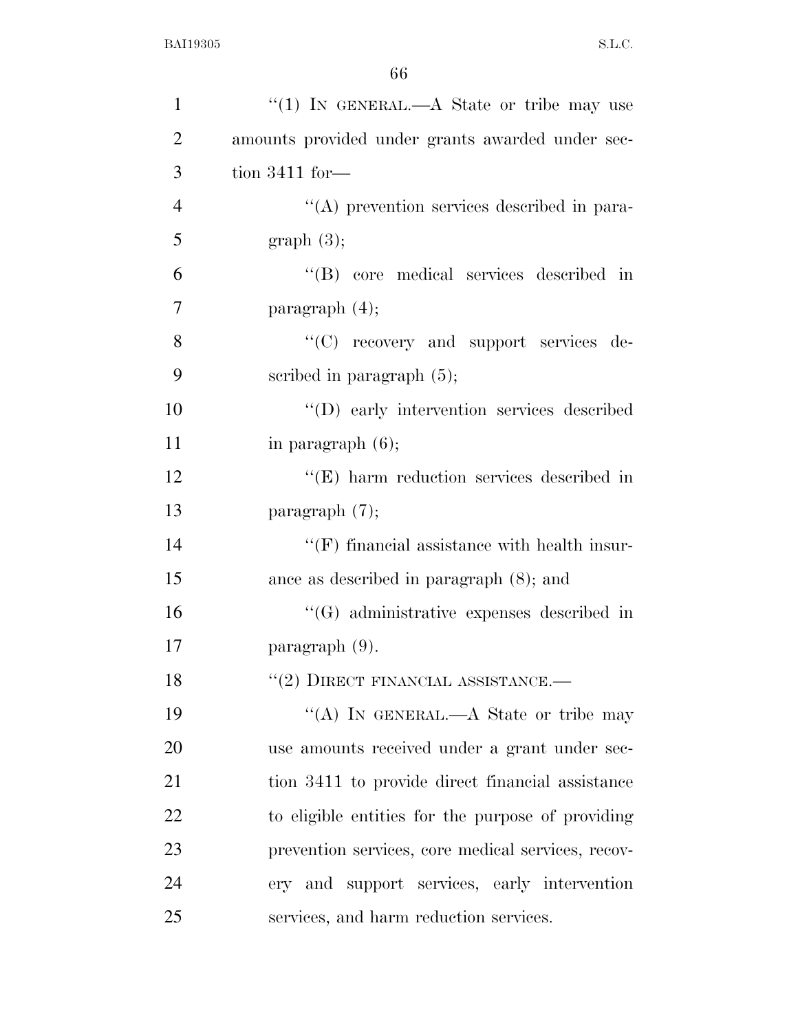''(1) IN GENERAL.—A State or tribe may use amounts provided under grants awarded under section 3411 for—

''(A) prevention services described in paragraph (3);

''(B) core medical services described in paragraph (4);

''(C) recovery and support services described in paragraph (5);

''(D) early intervention services described in paragraph (6);

''(E) harm reduction services described in paragraph (7);

''(F) financial assistance with health insurance as described in paragraph (8); and

''(G) administrative expenses described in paragraph (9).

''(2) DIRECT FINANCIAL ASSISTANCE.—

''(A) IN GENERAL.—A State or tribe may use amounts received under a grant under section 3411 to provide direct financial assistance to eligible entities for the purpose of providing prevention services, core medical services, recovery and support services, early intervention services, and harm reduction services.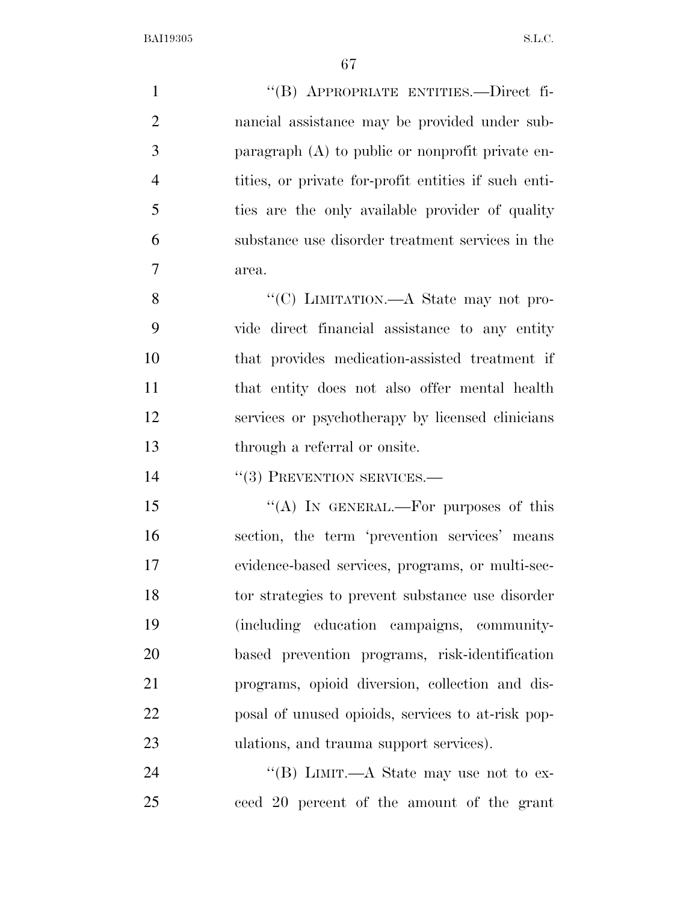"(B) APPROPRIATE ENTITIES.—Direct financial assistance may be provided under subparagraph (A) to public or nonprofit private entities, or private for-profit entities if such entities are the only available provider of quality substance use disorder treatment services in the area.

"(C) LIMITATION.—A State may not provide direct financial assistance to any entity that provides medication-assisted treatment if that entity does not also offer mental health services or psychotherapy by licensed clinicians through a referral or onsite.

"(3) PREVENTION SERVICES.—

"(A) IN GENERAL.—For purposes of this section, the term 'prevention services' means evidence-based services, programs, or multi-sector strategies to prevent substance use disorder (including education campaigns, community-based prevention programs, risk-identification programs, opioid diversion, collection and disposal of unused opioids, services to at-risk populations, and trauma support services).

"(B) LIMIT.—A State may use not to exceed 20 percent of the amount of the grant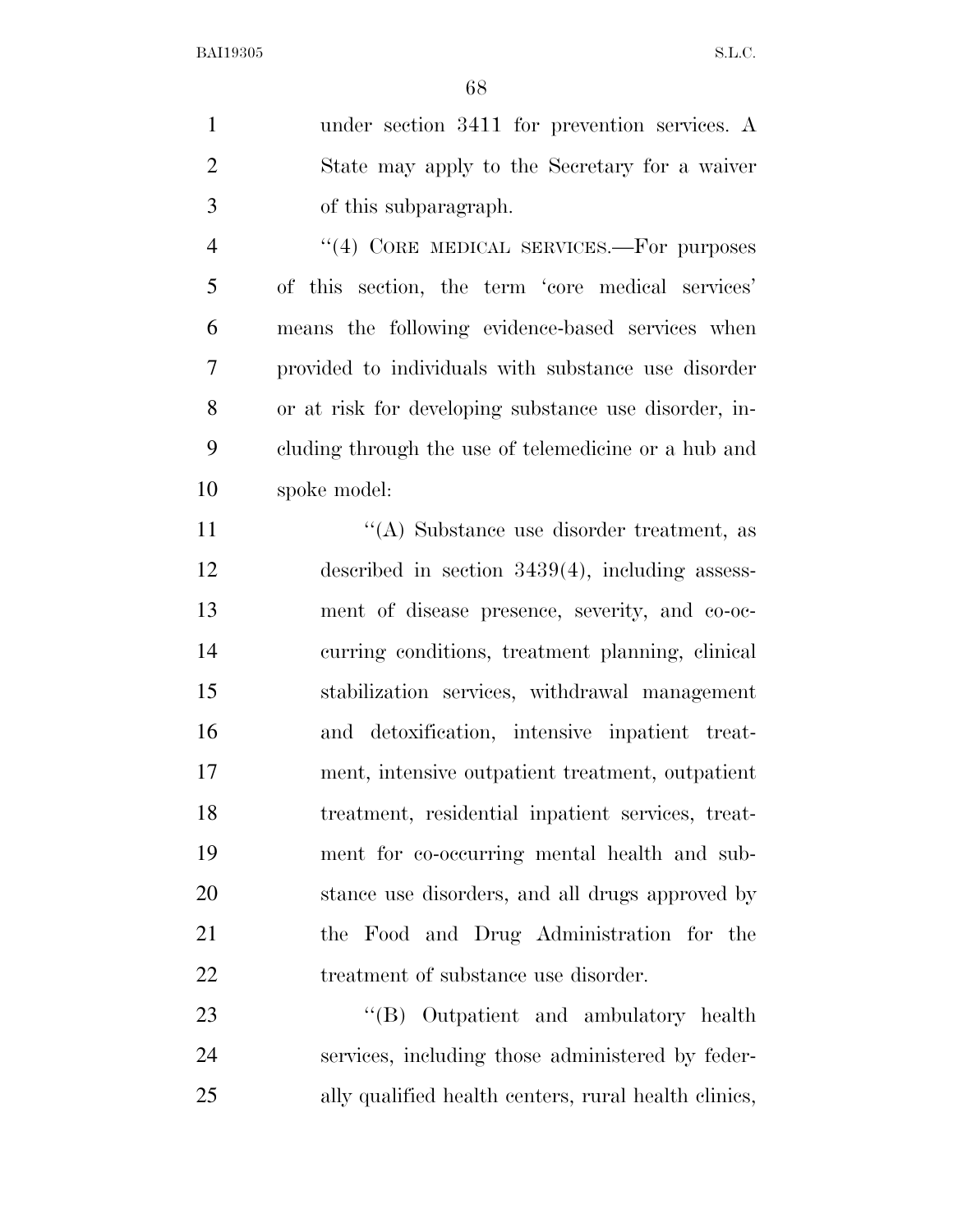under section 3411 for prevention services. A State may apply to the Secretary for a waiver of this subparagraph.

''(4) CORE MEDICAL SERVICES.—For purposes of this section, the term 'core medical services' means the following evidence-based services when provided to individuals with substance use disorder or at risk for developing substance use disorder, including through the use of telemedicine or a hub and spoke model:

''(A) Substance use disorder treatment, as described in section 3439(4), including assessment of disease presence, severity, and co-occurring conditions, treatment planning, clinical stabilization services, withdrawal management and detoxification, intensive inpatient treatment, intensive outpatient treatment, outpatient treatment, residential inpatient services, treatment for co-occurring mental health and substance use disorders, and all drugs approved by the Food and Drug Administration for the treatment of substance use disorder.

''(B) Outpatient and ambulatory health services, including those administered by federally qualified health centers, rural health clinics,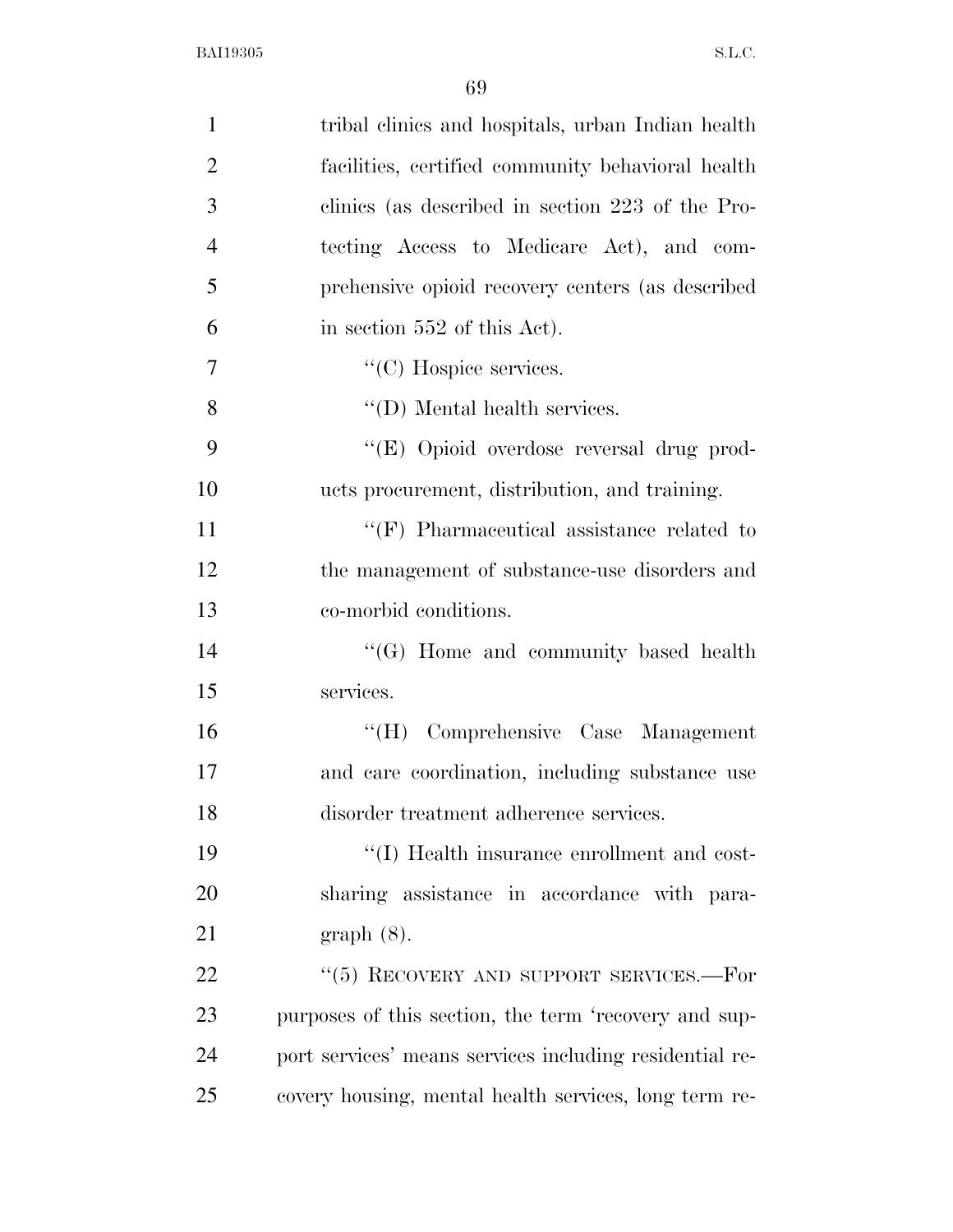tribal clinics and hospitals, urban Indian health facilities, certified community behavioral health clinics (as described in section 223 of the Protecting Access to Medicare Act), and comprehensive opioid recovery centers (as described in section 552 of this Act).

"(C) Hospice services.

"(D) Mental health services.

"(E) Opioid overdose reversal drug products procurement, distribution, and training.

"(F) Pharmaceutical assistance related to the management of substance-use disorders and co-morbid conditions.

"(G) Home and community based health services.

"(H) Comprehensive Case Management and care coordination, including substance use disorder treatment adherence services.

"(I) Health insurance enrollment and cost-sharing assistance in accordance with paragraph (8).

"(5) RECOVERY AND SUPPORT SERVICES.—For purposes of this section, the term 'recovery and support services' means services including residential recovery housing, mental health services, long term re-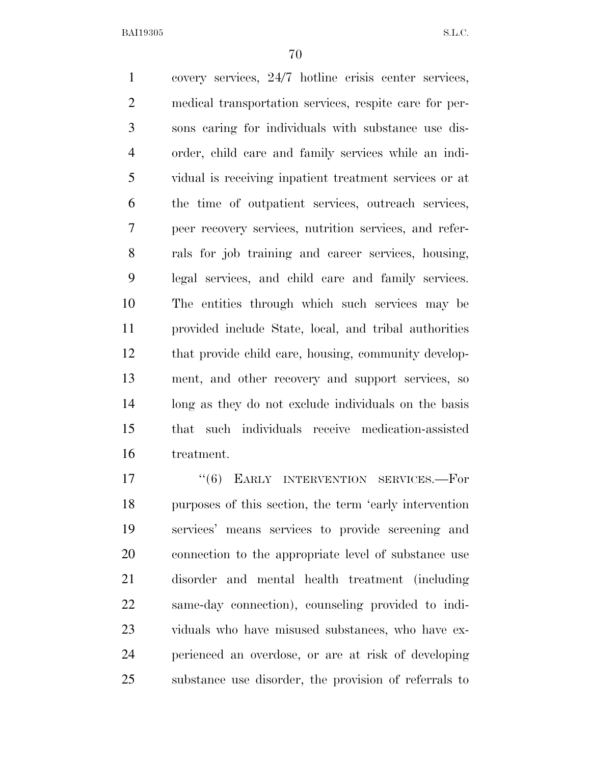covery services, 24/7 hotline crisis center services, medical transportation services, respite care for persons caring for individuals with substance use disorder, child care and family services while an individual is receiving inpatient treatment services or at the time of outpatient services, outreach services, peer recovery services, nutrition services, and referrals for job training and career services, housing, legal services, and child care and family services. The entities through which such services may be provided include State, local, and tribal authorities that provide child care, housing, community development, and other recovery and support services, so long as they do not exclude individuals on the basis that such individuals receive medication-assisted treatment.

"(6) EARLY INTERVENTION SERVICES.—For purposes of this section, the term 'early intervention services' means services to provide screening and connection to the appropriate level of substance use disorder and mental health treatment (including same-day connection), counseling provided to individuals who have misused substances, who have experienced an overdose, or are at risk of developing substance use disorder, the provision of referrals to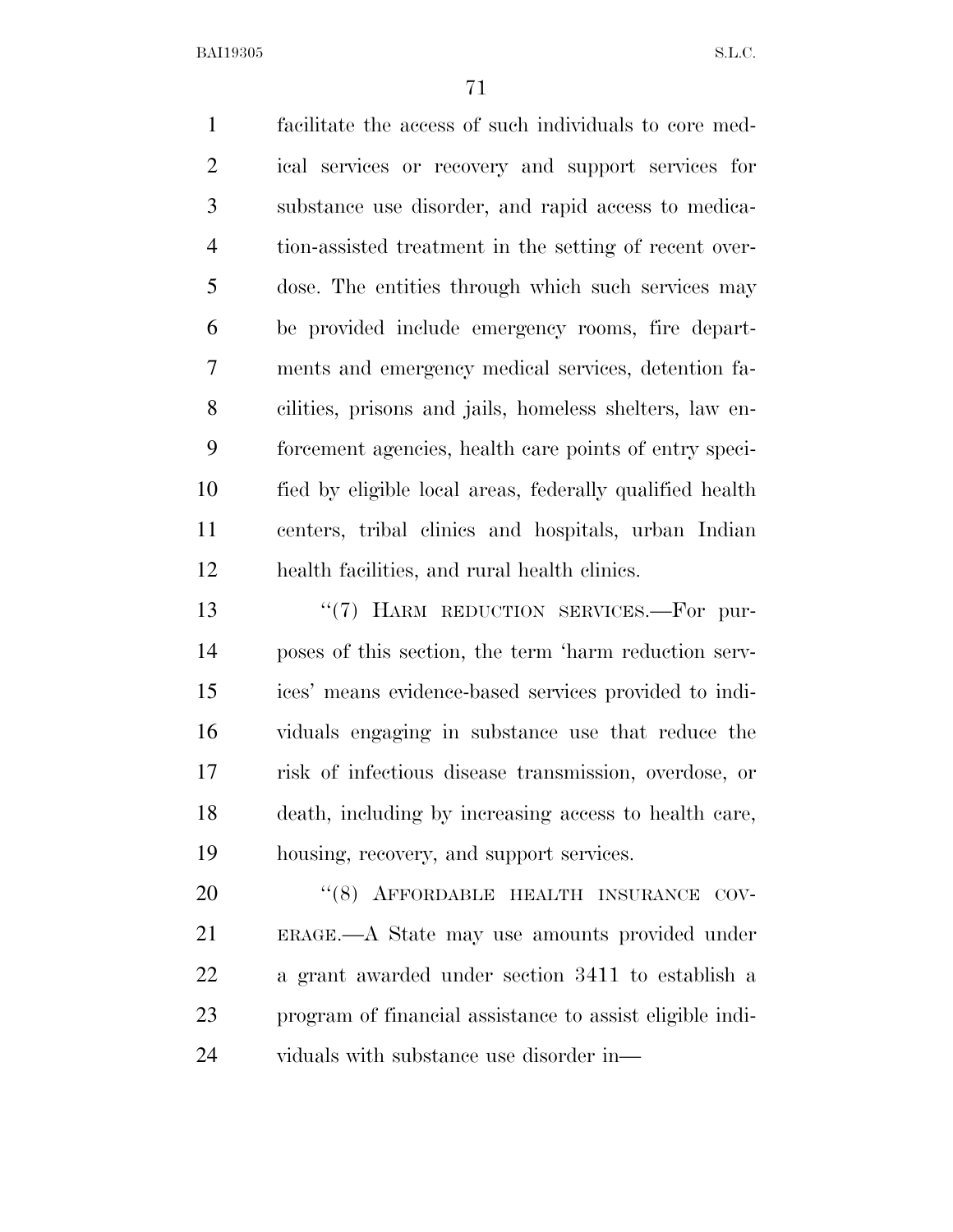facilitate the access of such individuals to core medical services or recovery and support services for substance use disorder, and rapid access to medication-assisted treatment in the setting of recent overdose. The entities through which such services may be provided include emergency rooms, fire departments and emergency medical services, detention facilities, prisons and jails, homeless shelters, law enforcement agencies, health care points of entry specified by eligible local areas, federally qualified health centers, tribal clinics and hospitals, urban Indian health facilities, and rural health clinics.

"(7) HARM REDUCTION SERVICES.—For purposes of this section, the term 'harm reduction services' means evidence-based services provided to individuals engaging in substance use that reduce the risk of infectious disease transmission, overdose, or death, including by increasing access to health care, housing, recovery, and support services.

"(8) AFFORDABLE HEALTH INSURANCE COVERAGE.—A State may use amounts provided under a grant awarded under section 3411 to establish a program of financial assistance to assist eligible individuals with substance use disorder in—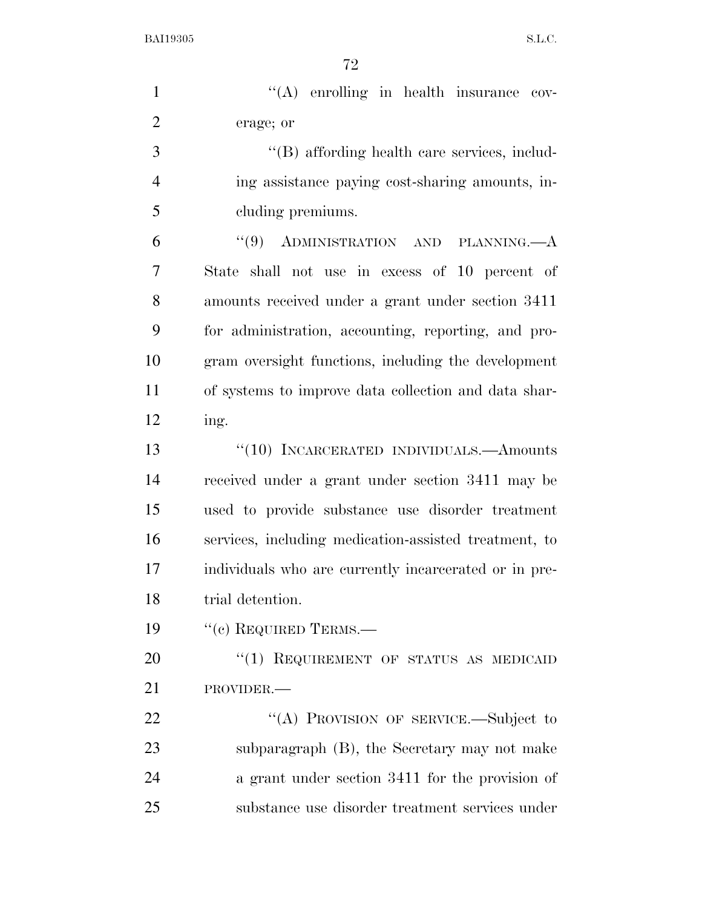"(A) enrolling in health insurance coverage; or

"(B) affording health care services, including assistance paying cost-sharing amounts, including premiums.

"(9) ADMINISTRATION AND PLANNING.—A State shall not use in excess of 10 percent of amounts received under a grant under section 3411 for administration, accounting, reporting, and program oversight functions, including the development of systems to improve data collection and data sharing.

"(10) INCARCERATED INDIVIDUALS.—Amounts received under a grant under section 3411 may be used to provide substance use disorder treatment services, including medication-assisted treatment, to individuals who are currently incarcerated or in pretrial detention.

"(c) REQUIRED TERMS.—

"(1) REQUIREMENT OF STATUS AS MEDICAID PROVIDER.—

"(A) PROVISION OF SERVICE.—Subject to subparagraph (B), the Secretary may not make a grant under section 3411 for the provision of substance use disorder treatment services under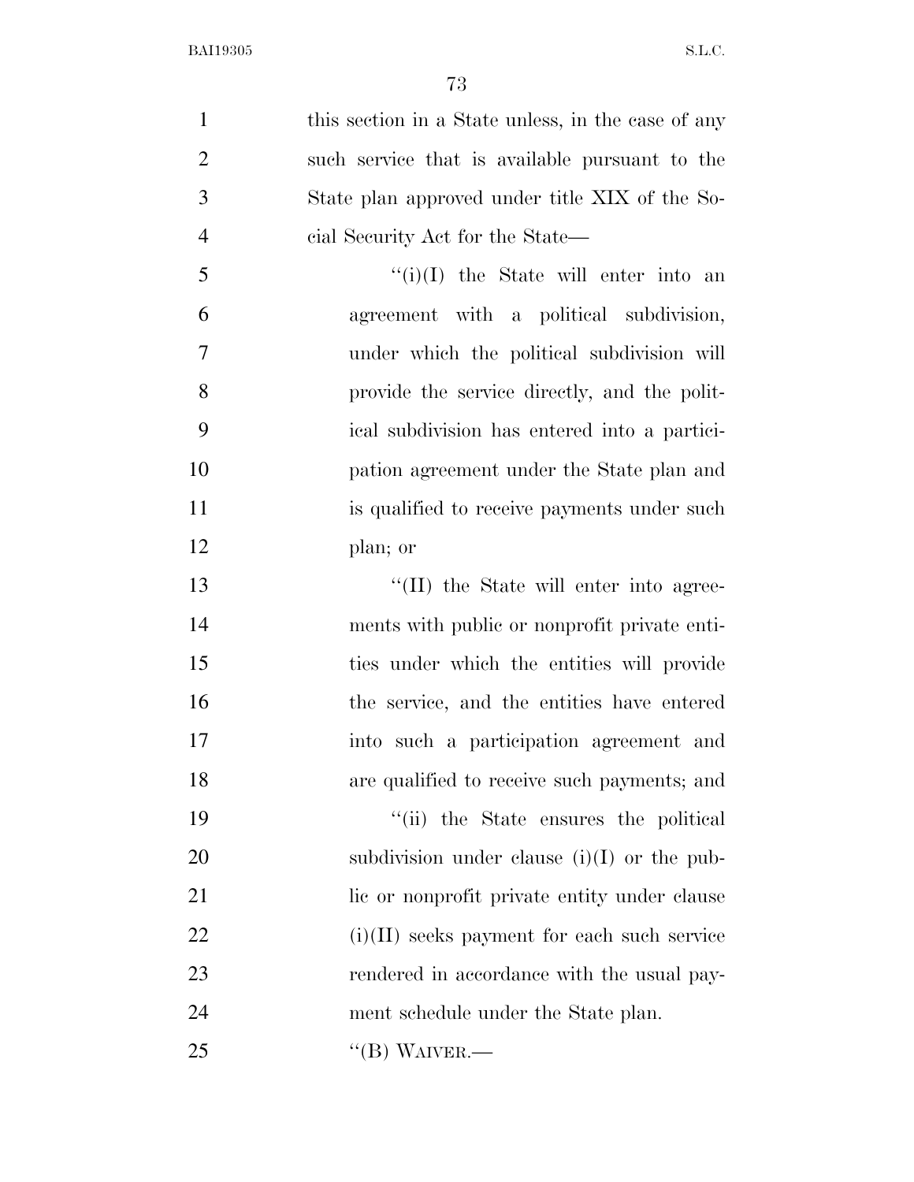this section in a State unless, in the case of any such service that is available pursuant to the State plan approved under title XIX of the Social Security Act for the State—

''(i)(I) the State will enter into an agreement with a political subdivision, under which the political subdivision will provide the service directly, and the political subdivision has entered into a participation agreement under the State plan and is qualified to receive payments under such plan; or

''(II) the State will enter into agreements with public or nonprofit private entities under which the entities will provide the service, and the entities have entered into such a participation agreement and are qualified to receive such payments; and

''(ii) the State ensures the political subdivision under clause (i)(I) or the public or nonprofit private entity under clause (i)(II) seeks payment for each such service rendered in accordance with the usual payment schedule under the State plan.

''(B) WAIVER.—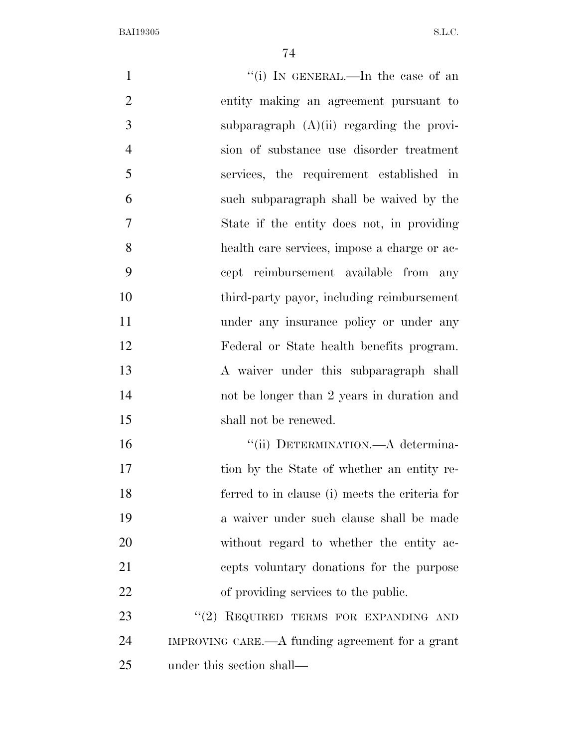"(i) IN GENERAL.—In the case of an entity making an agreement pursuant to subparagraph (A)(ii) regarding the provision of substance use disorder treatment services, the requirement established in such subparagraph shall be waived by the State if the entity does not, in providing health care services, impose a charge or accept reimbursement available from any third-party payor, including reimbursement under any insurance policy or under any Federal or State health benefits program. A waiver under this subparagraph shall not be longer than 2 years in duration and shall not be renewed.

"(ii) DETERMINATION.—A determination by the State of whether an entity referred to in clause (i) meets the criteria for a waiver under such clause shall be made without regard to whether the entity accepts voluntary donations for the purpose of providing services to the public.

"(2) REQUIRED TERMS FOR EXPANDING AND IMPROVING CARE.—A funding agreement for a grant under this section shall—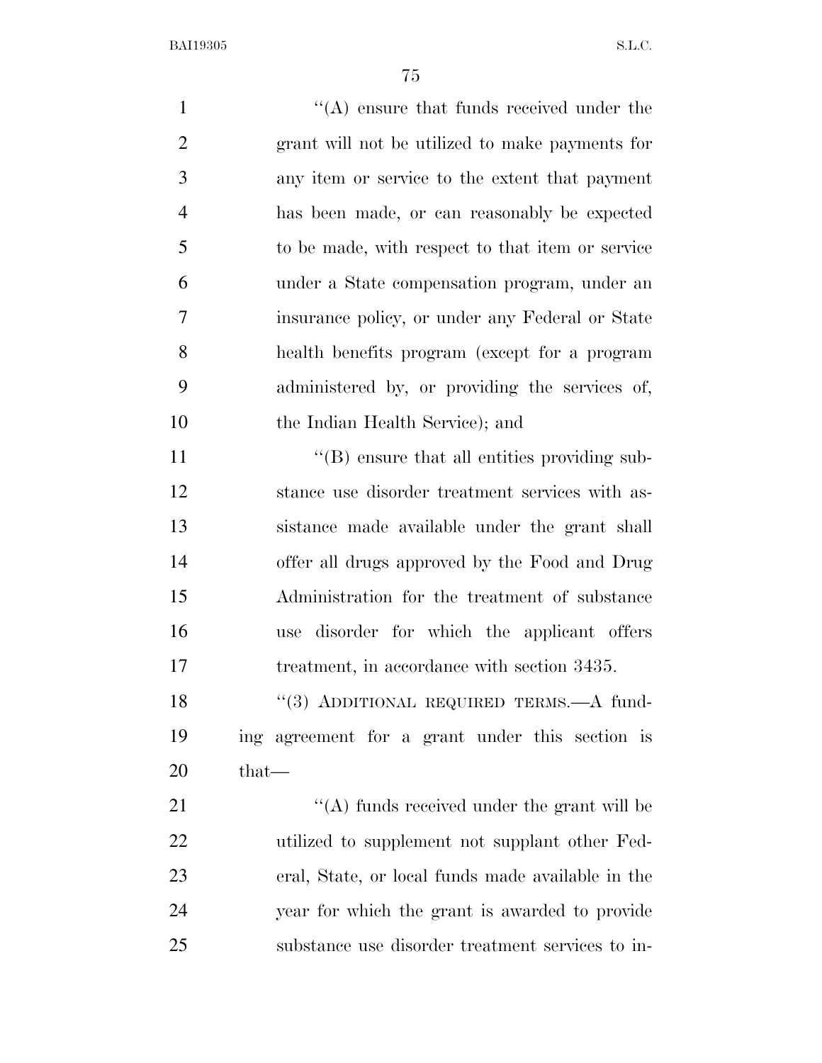''(A) ensure that funds received under the grant will not be utilized to make payments for any item or service to the extent that payment has been made, or can reasonably be expected to be made, with respect to that item or service under a State compensation program, under an insurance policy, or under any Federal or State health benefits program (except for a program administered by, or providing the services of, the Indian Health Service); and

''(B) ensure that all entities providing substance use disorder treatment services with assistance made available under the grant shall offer all drugs approved by the Food and Drug Administration for the treatment of substance use disorder for which the applicant offers treatment, in accordance with section 3435.

''(3) ADDITIONAL REQUIRED TERMS.—A funding agreement for a grant under this section is that—

''(A) funds received under the grant will be utilized to supplement not supplant other Federal, State, or local funds made available in the year for which the grant is awarded to provide substance use disorder treatment services to in-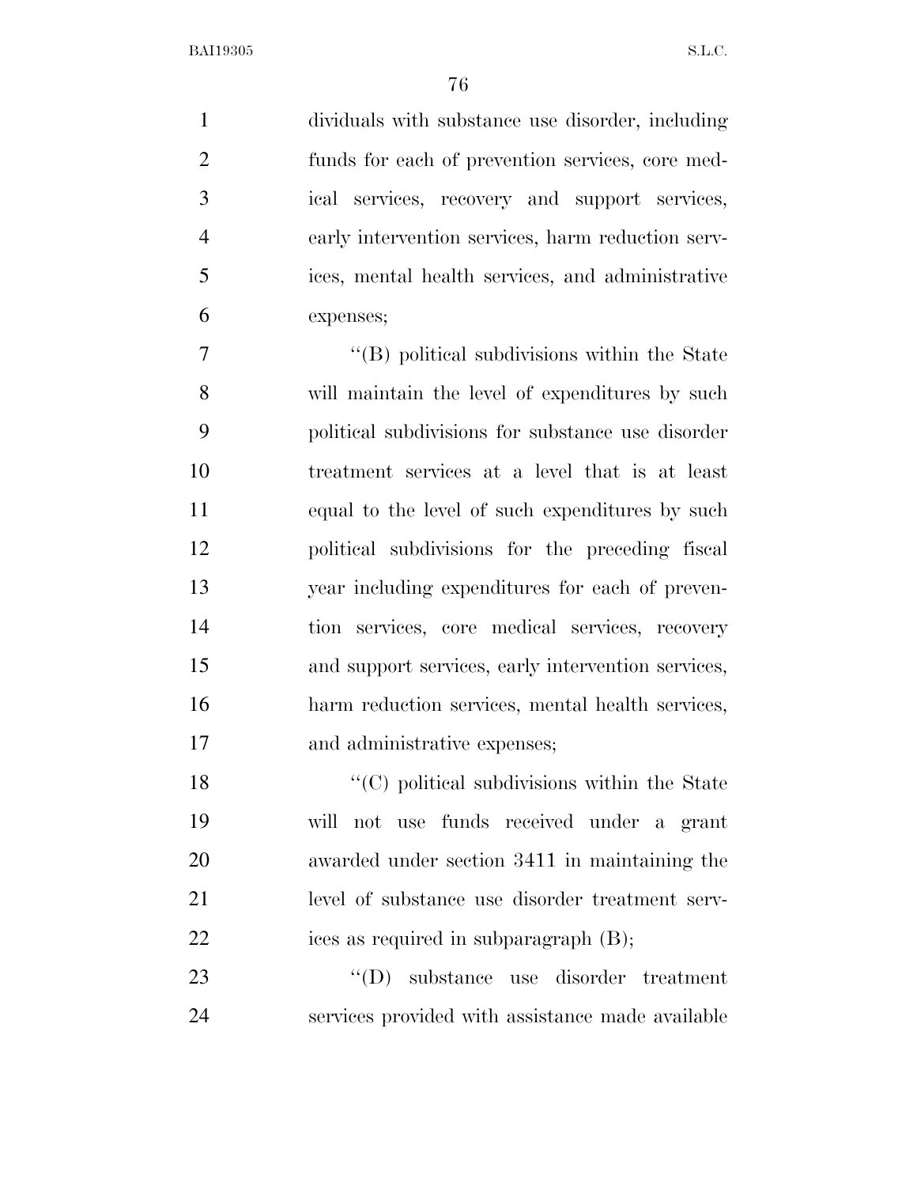dividuals with substance use disorder, including funds for each of prevention services, core medical services, recovery and support services, early intervention services, harm reduction services, mental health services, and administrative expenses;

"(B) political subdivisions within the State will maintain the level of expenditures by such political subdivisions for substance use disorder treatment services at a level that is at least equal to the level of such expenditures by such political subdivisions for the preceding fiscal year including expenditures for each of prevention services, core medical services, recovery and support services, early intervention services, harm reduction services, mental health services, and administrative expenses;

"(C) political subdivisions within the State will not use funds received under a grant awarded under section 3411 in maintaining the level of substance use disorder treatment services as required in subparagraph (B);

"(D) substance use disorder treatment services provided with assistance made available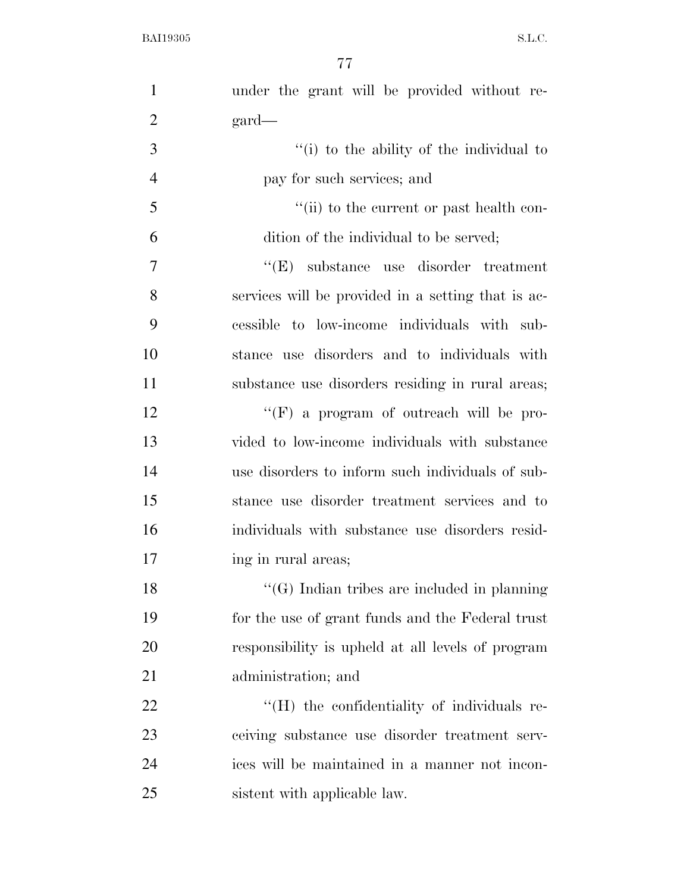under the grant will be provided without regard—

''(i) to the ability of the individual to pay for such services; and

''(ii) to the current or past health condition of the individual to be served;

''(E) substance use disorder treatment services will be provided in a setting that is accessible to low-income individuals with substance use disorders and to individuals with substance use disorders residing in rural areas;

''(F) a program of outreach will be provided to low-income individuals with substance use disorders to inform such individuals of substance use disorder treatment services and to individuals with substance use disorders residing in rural areas;

''(G) Indian tribes are included in planning for the use of grant funds and the Federal trust responsibility is upheld at all levels of program administration; and

''(H) the confidentiality of individuals receiving substance use disorder treatment services will be maintained in a manner not inconsistent with applicable law.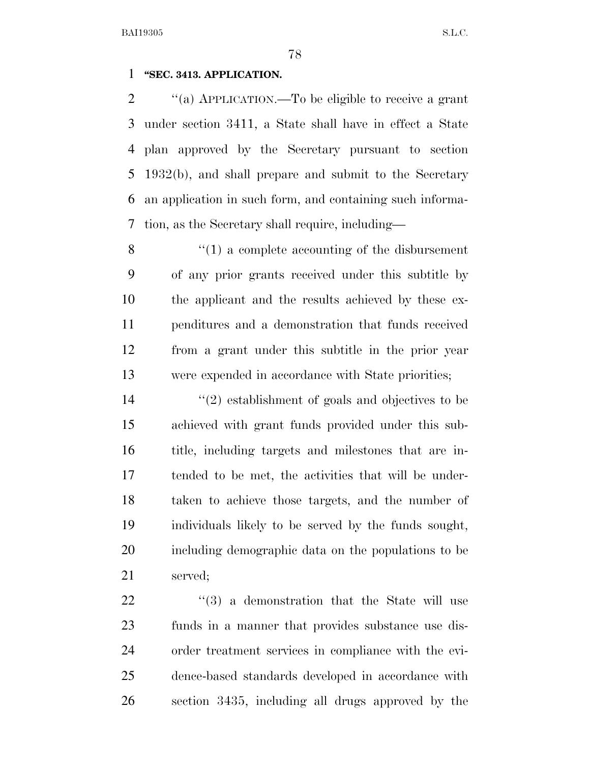**"SEC. 3413. APPLICATION.**

"(a) APPLICATION.—To be eligible to receive a grant under section 3411, a State shall have in effect a State plan approved by the Secretary pursuant to section 1932(b), and shall prepare and submit to the Secretary an application in such form, and containing such information, as the Secretary shall require, including—

"(1) a complete accounting of the disbursement of any prior grants received under this subtitle by the applicant and the results achieved by these expenditures and a demonstration that funds received from a grant under this subtitle in the prior year were expended in accordance with State priorities;

"(2) establishment of goals and objectives to be achieved with grant funds provided under this subtitle, including targets and milestones that are intended to be met, the activities that will be undertaken to achieve those targets, and the number of individuals likely to be served by the funds sought, including demographic data on the populations to be served;

"(3) a demonstration that the State will use funds in a manner that provides substance use disorder treatment services in compliance with the evidence-based standards developed in accordance with section 3435, including all drugs approved by the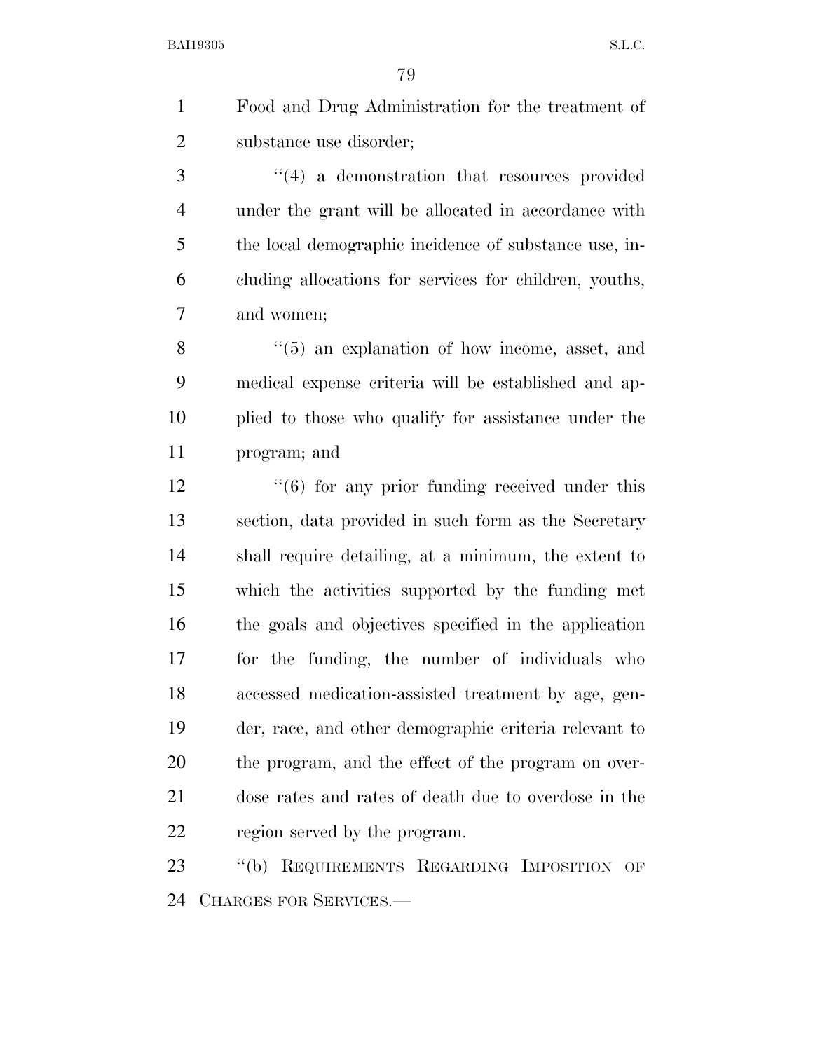Food and Drug Administration for the treatment of substance use disorder;

"(4) a demonstration that resources provided under the grant will be allocated in accordance with the local demographic incidence of substance use, including allocations for services for children, youths, and women;

"(5) an explanation of how income, asset, and medical expense criteria will be established and applied to those who qualify for assistance under the program; and

"(6) for any prior funding received under this section, data provided in such form as the Secretary shall require detailing, at a minimum, the extent to which the activities supported by the funding met the goals and objectives specified in the application for the funding, the number of individuals who accessed medication-assisted treatment by age, gender, race, and other demographic criteria relevant to the program, and the effect of the program on overdose rates and rates of death due to overdose in the region served by the program.

"(b) REQUIREMENTS REGARDING IMPOSITION OF CHARGES FOR SERVICES.—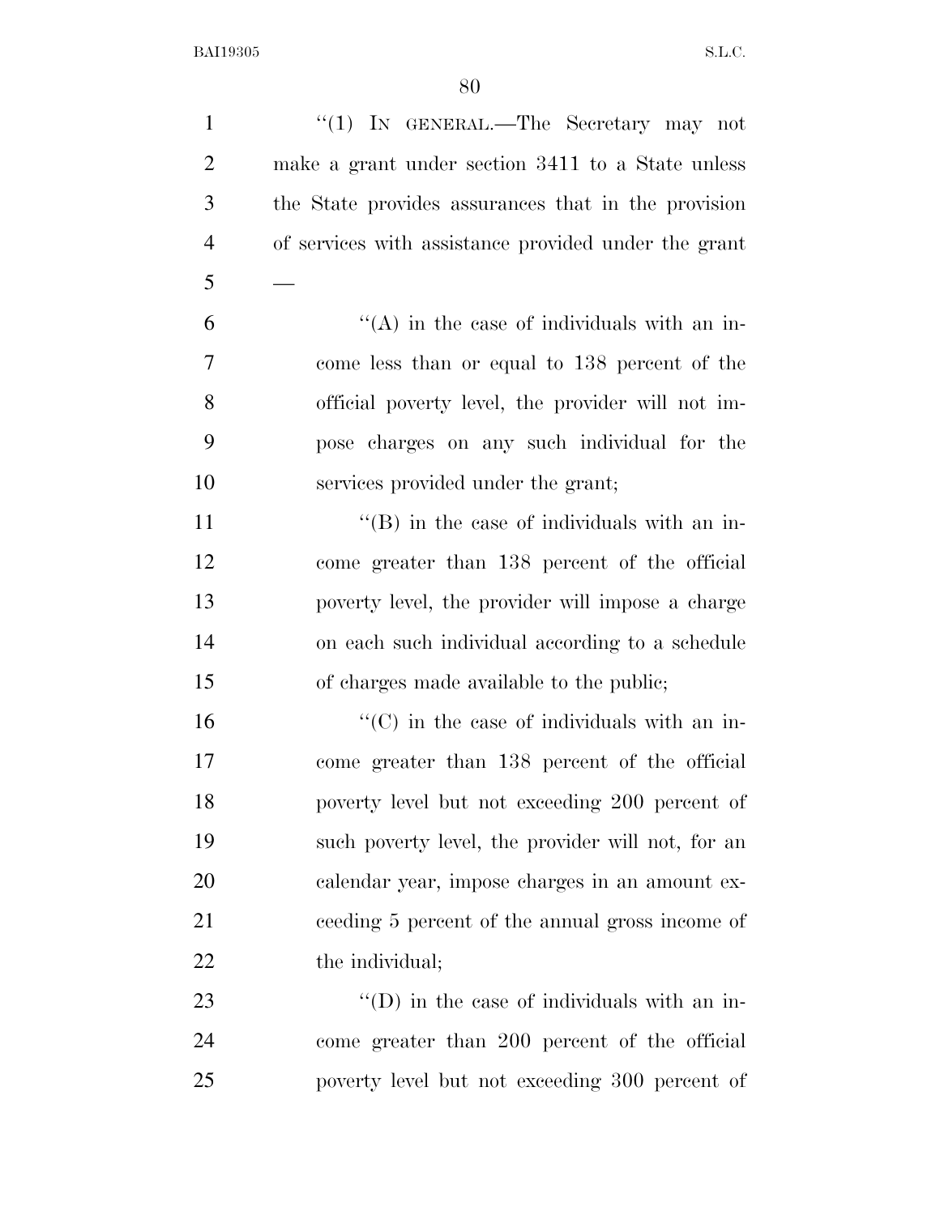"(1) IN GENERAL.—The Secretary may not make a grant under section 3411 to a State unless the State provides assurances that in the provision of services with assistance provided under the grant —

"(A) in the case of individuals with an income less than or equal to 138 percent of the official poverty level, the provider will not impose charges on any such individual for the services provided under the grant;

"(B) in the case of individuals with an income greater than 138 percent of the official poverty level, the provider will impose a charge on each such individual according to a schedule of charges made available to the public;

"(C) in the case of individuals with an income greater than 138 percent of the official poverty level but not exceeding 200 percent of such poverty level, the provider will not, for an calendar year, impose charges in an amount exceeding 5 percent of the annual gross income of the individual;

"(D) in the case of individuals with an income greater than 200 percent of the official poverty level but not exceeding 300 percent of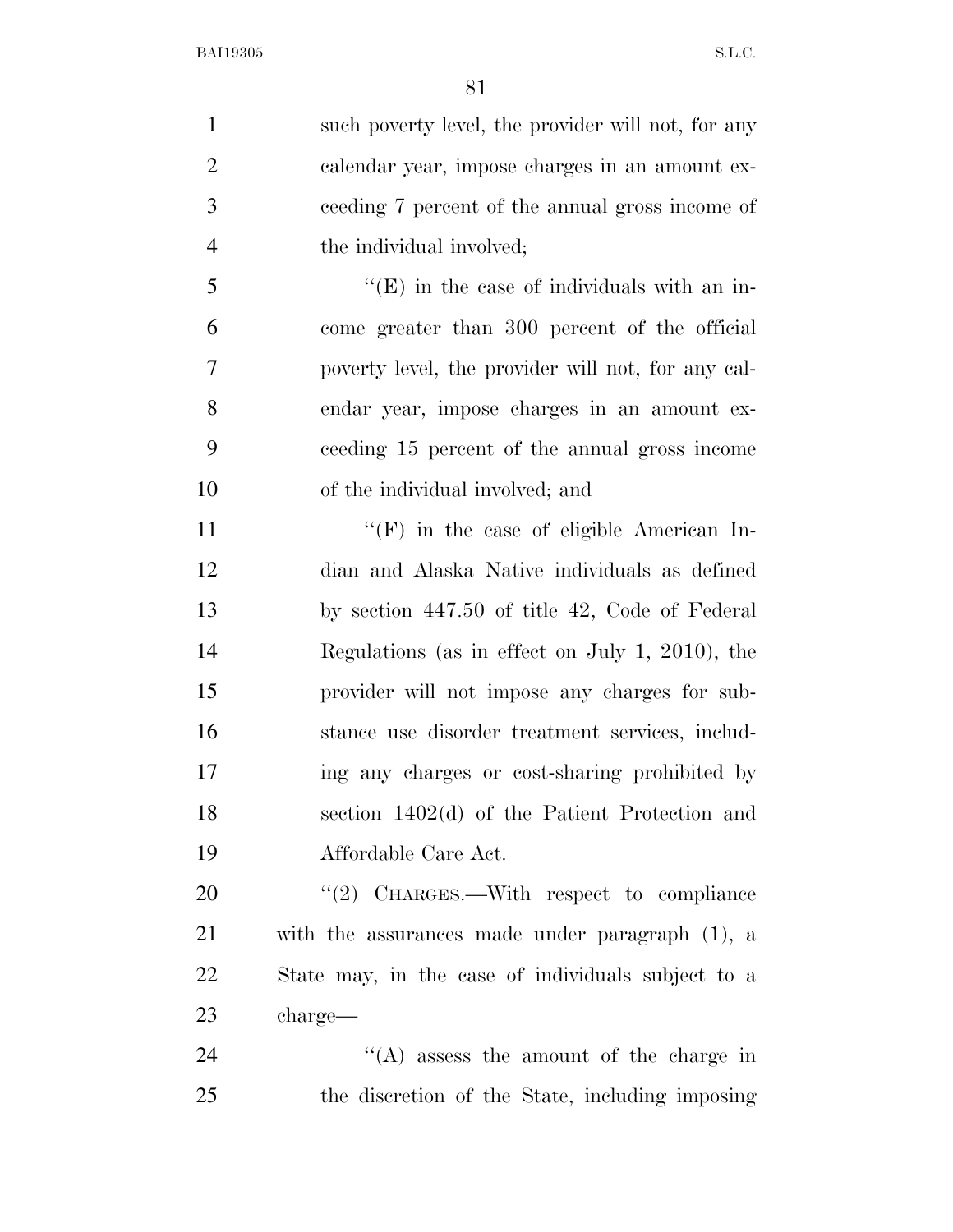such poverty level, the provider will not, for any calendar year, impose charges in an amount exceeding 7 percent of the annual gross income of the individual involved;

"(E) in the case of individuals with an income greater than 300 percent of the official poverty level, the provider will not, for any calendar year, impose charges in an amount exceeding 15 percent of the annual gross income of the individual involved; and

"(F) in the case of eligible American Indian and Alaska Native individuals as defined by section 447.50 of title 42, Code of Federal Regulations (as in effect on July 1, 2010), the provider will not impose any charges for substance use disorder treatment services, including any charges or cost-sharing prohibited by section 1402(d) of the Patient Protection and Affordable Care Act.

"(2) CHARGES.—With respect to compliance with the assurances made under paragraph (1), a State may, in the case of individuals subject to a charge—

"(A) assess the amount of the charge in the discretion of the State, including imposing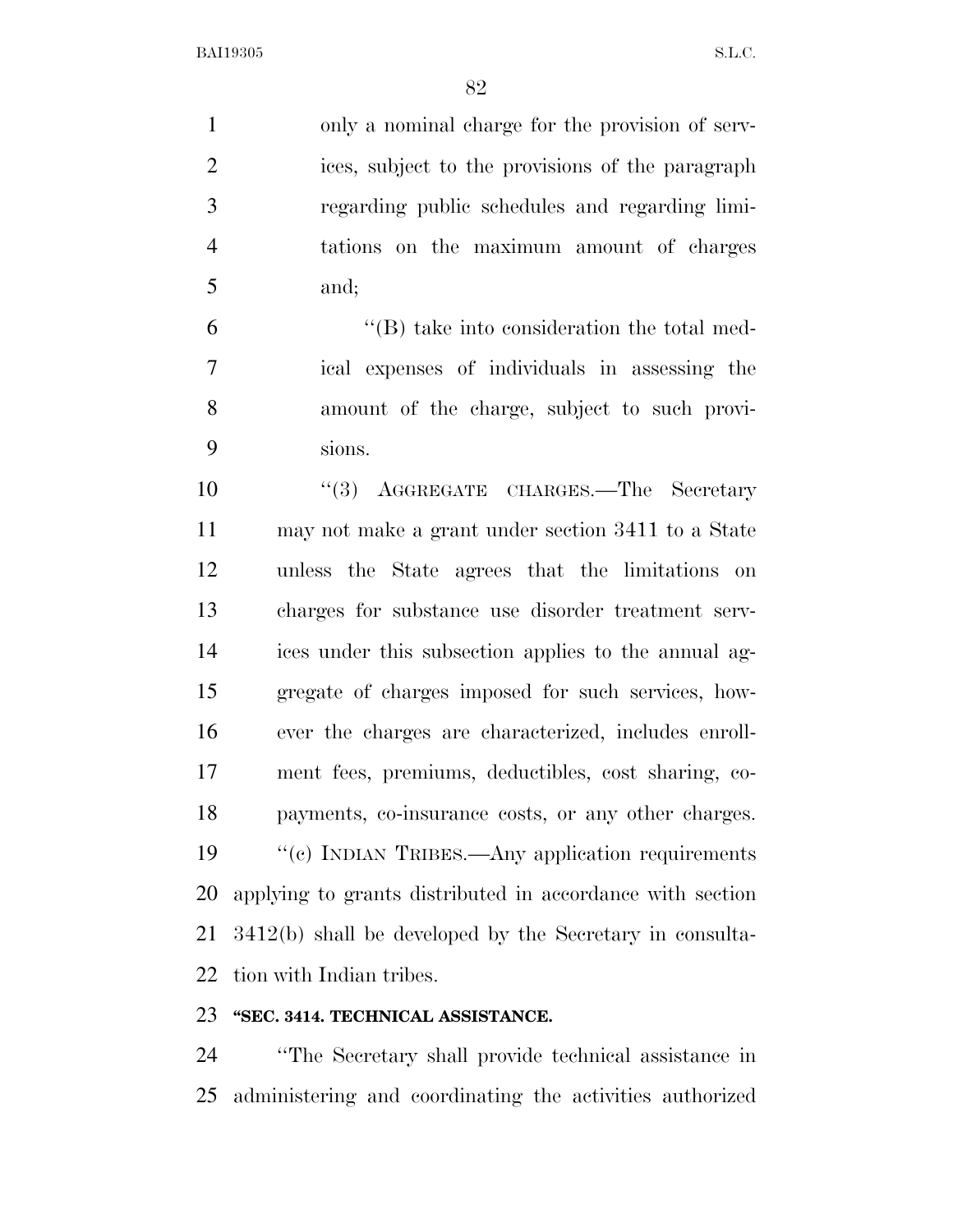only a nominal charge for the provision of services, subject to the provisions of the paragraph regarding public schedules and regarding limitations on the maximum amount of charges and;

''(B) take into consideration the total medical expenses of individuals in assessing the amount of the charge, subject to such provisions.

''(3) AGGREGATE CHARGES.—The Secretary may not make a grant under section 3411 to a State unless the State agrees that the limitations on charges for substance use disorder treatment services under this subsection applies to the annual aggregate of charges imposed for such services, however the charges are characterized, includes enrollment fees, premiums, deductibles, cost sharing, copayments, co-insurance costs, or any other charges.

''(c) INDIAN TRIBES.—Any application requirements applying to grants distributed in accordance with section 3412(b) shall be developed by the Secretary in consultation with Indian tribes.

**''SEC. 3414. TECHNICAL ASSISTANCE.**

''The Secretary shall provide technical assistance in administering and coordinating the activities authorized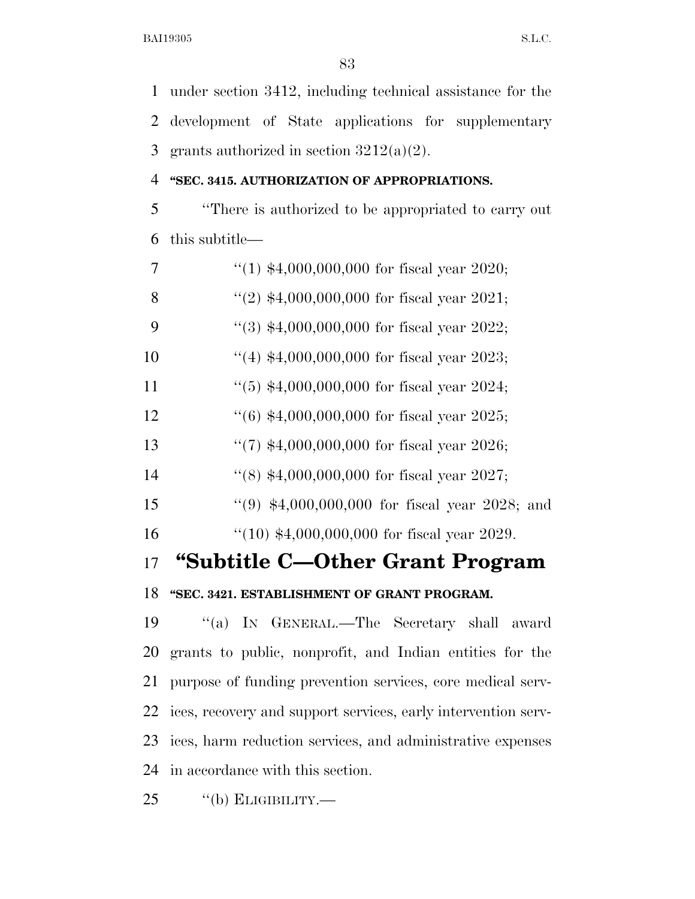under section 3412, including technical assistance for the development of State applications for supplementary grants authorized in section 3212(a)(2).

**"SEC. 3415. AUTHORIZATION OF APPROPRIATIONS.**

"There is authorized to be appropriated to carry out this subtitle—

"(1) $4,000,000,000 for fiscal year 2020;

"(2) $4,000,000,000 for fiscal year 2021;

"(3) $4,000,000,000 for fiscal year 2022;

"(4) $4,000,000,000 for fiscal year 2023;

"(5) $4,000,000,000 for fiscal year 2024;

"(6) $4,000,000,000 for fiscal year 2025;

"(7) $4,000,000,000 for fiscal year 2026;

"(8) $4,000,000,000 for fiscal year 2027;

"(9) $4,000,000,000 for fiscal year 2028; and

"(10) $4,000,000,000 for fiscal year 2029.

## "Subtitle C—Other Grant Program

**"SEC. 3421. ESTABLISHMENT OF GRANT PROGRAM.**

"(a) IN GENERAL.—The Secretary shall award grants to public, nonprofit, and Indian entities for the purpose of funding prevention services, core medical services, recovery and support services, early intervention services, harm reduction services, and administrative expenses in accordance with this section.

"(b) ELIGIBILITY.—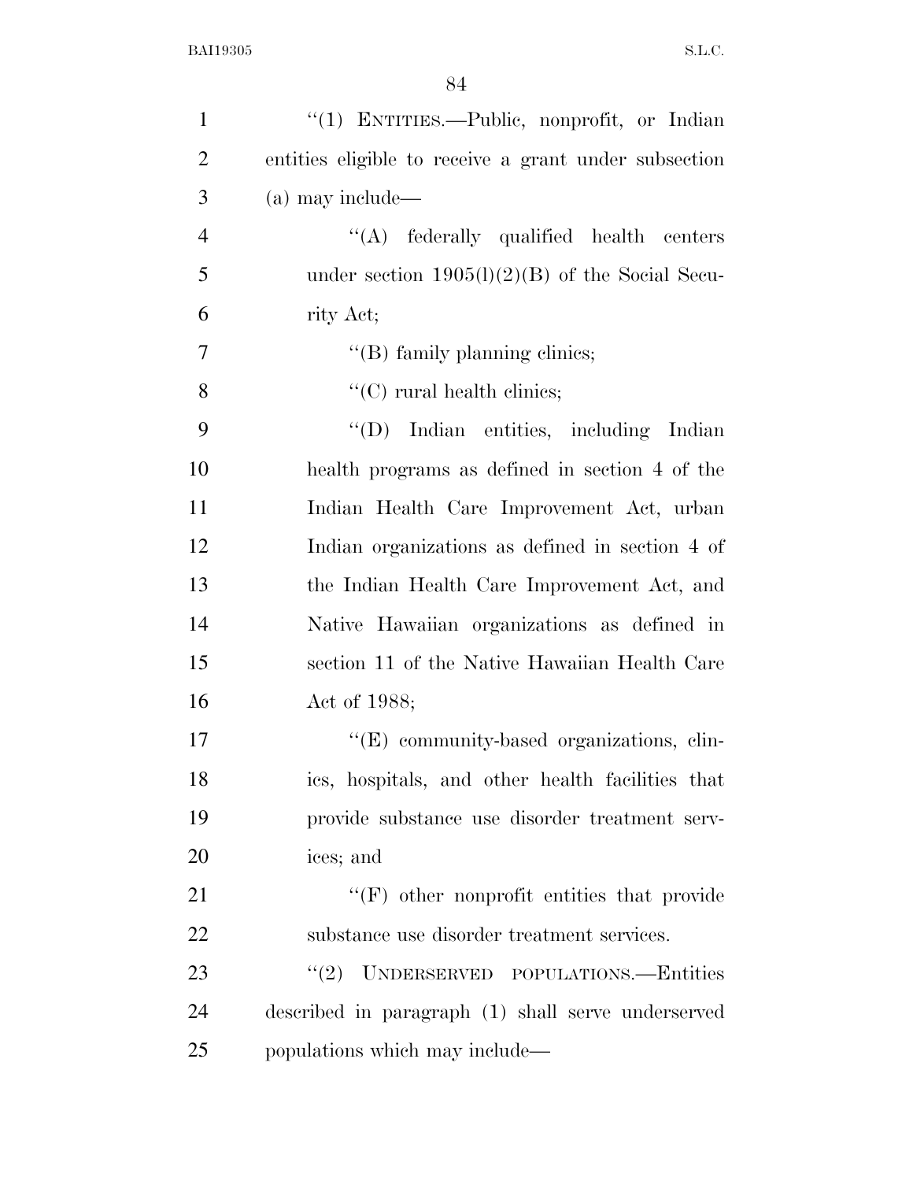''(1) ENTITIES.—Public, nonprofit, or Indian entities eligible to receive a grant under subsection (a) may include—

''(A) federally qualified health centers under section 1905(l)(2)(B) of the Social Security Act;

''(B) family planning clinics;

''(C) rural health clinics;

''(D) Indian entities, including Indian health programs as defined in section 4 of the Indian Health Care Improvement Act, urban Indian organizations as defined in section 4 of the Indian Health Care Improvement Act, and Native Hawaiian organizations as defined in section 11 of the Native Hawaiian Health Care Act of 1988;

''(E) community-based organizations, clinics, hospitals, and other health facilities that provide substance use disorder treatment services; and

''(F) other nonprofit entities that provide substance use disorder treatment services.

''(2) UNDERSERVED POPULATIONS.—Entities described in paragraph (1) shall serve underserved populations which may include—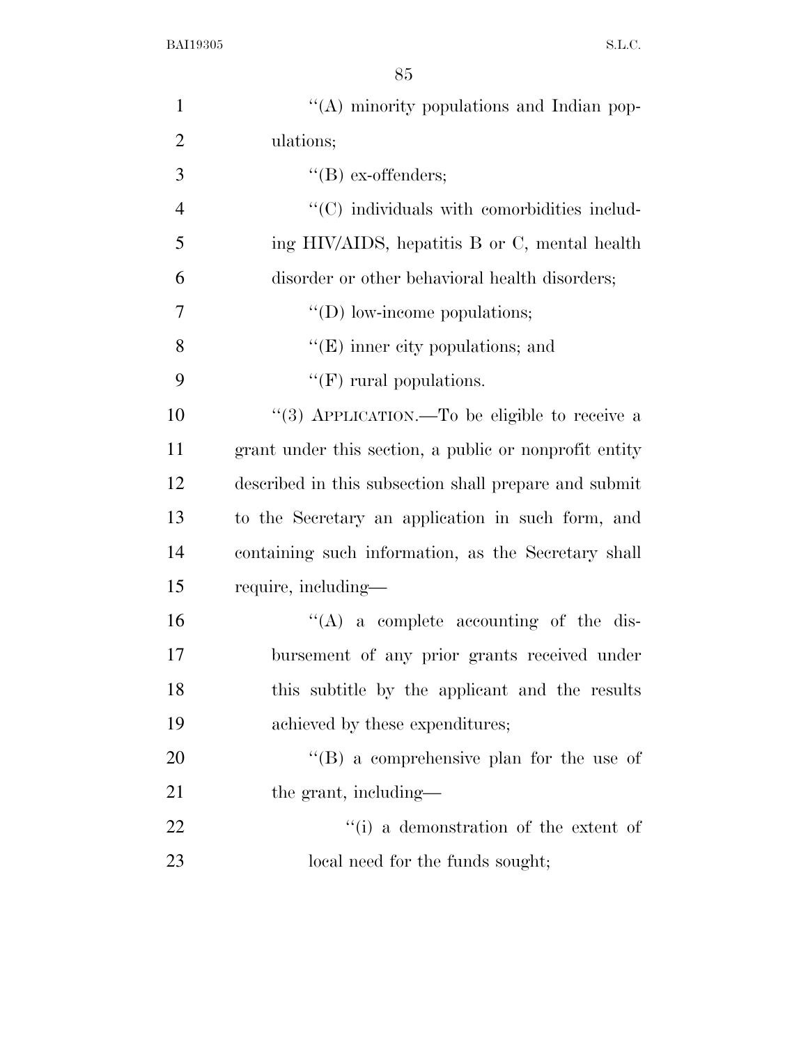"(A) minority populations and Indian populations;

"(B) ex-offenders;

"(C) individuals with comorbidities including HIV/AIDS, hepatitis B or C, mental health disorder or other behavioral health disorders;

"(D) low-income populations;

"(E) inner city populations; and

"(F) rural populations.

"(3) APPLICATION.—To be eligible to receive a grant under this section, a public or nonprofit entity described in this subsection shall prepare and submit to the Secretary an application in such form, and containing such information, as the Secretary shall require, including—

"(A) a complete accounting of the disbursement of any prior grants received under this subtitle by the applicant and the results achieved by these expenditures;

"(B) a comprehensive plan for the use of the grant, including—

"(i) a demonstration of the extent of local need for the funds sought;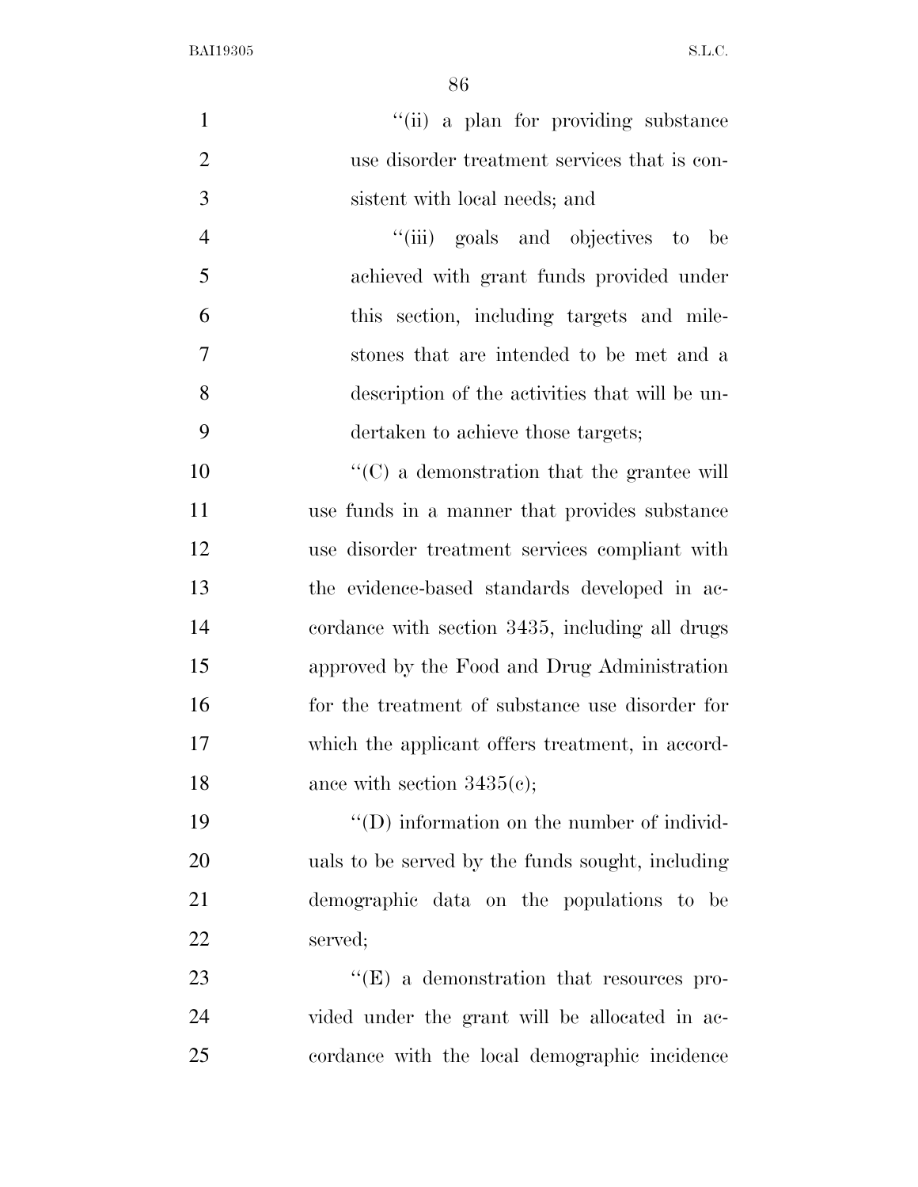"(ii) a plan for providing substance use disorder treatment services that is consistent with local needs; and

"(iii) goals and objectives to be achieved with grant funds provided under this section, including targets and milestones that are intended to be met and a description of the activities that will be undertaken to achieve those targets;

"(C) a demonstration that the grantee will use funds in a manner that provides substance use disorder treatment services compliant with the evidence-based standards developed in accordance with section 3435, including all drugs approved by the Food and Drug Administration for the treatment of substance use disorder for which the applicant offers treatment, in accordance with section 3435(c);

"(D) information on the number of individuals to be served by the funds sought, including demographic data on the populations to be served;

"(E) a demonstration that resources provided under the grant will be allocated in accordance with the local demographic incidence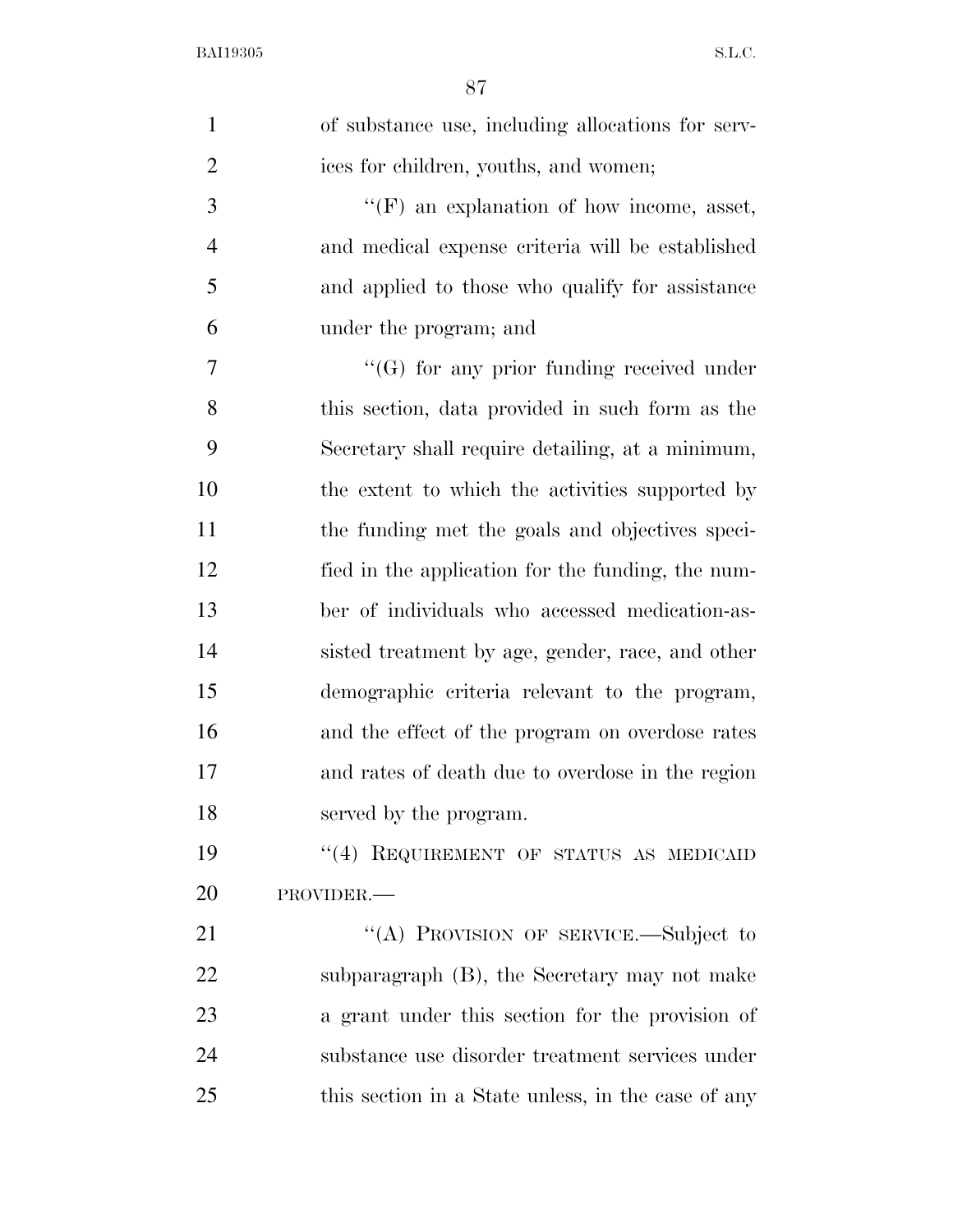of substance use, including allocations for services for children, youths, and women;

''(F) an explanation of how income, asset, and medical expense criteria will be established and applied to those who qualify for assistance under the program; and

''(G) for any prior funding received under this section, data provided in such form as the Secretary shall require detailing, at a minimum, the extent to which the activities supported by the funding met the goals and objectives specified in the application for the funding, the number of individuals who accessed medication-assisted treatment by age, gender, race, and other demographic criteria relevant to the program, and the effect of the program on overdose rates and rates of death due to overdose in the region served by the program.

''(4) REQUIREMENT OF STATUS AS MEDICAID PROVIDER.—

''(A) PROVISION OF SERVICE.—Subject to subparagraph (B), the Secretary may not make a grant under this section for the provision of substance use disorder treatment services under this section in a State unless, in the case of any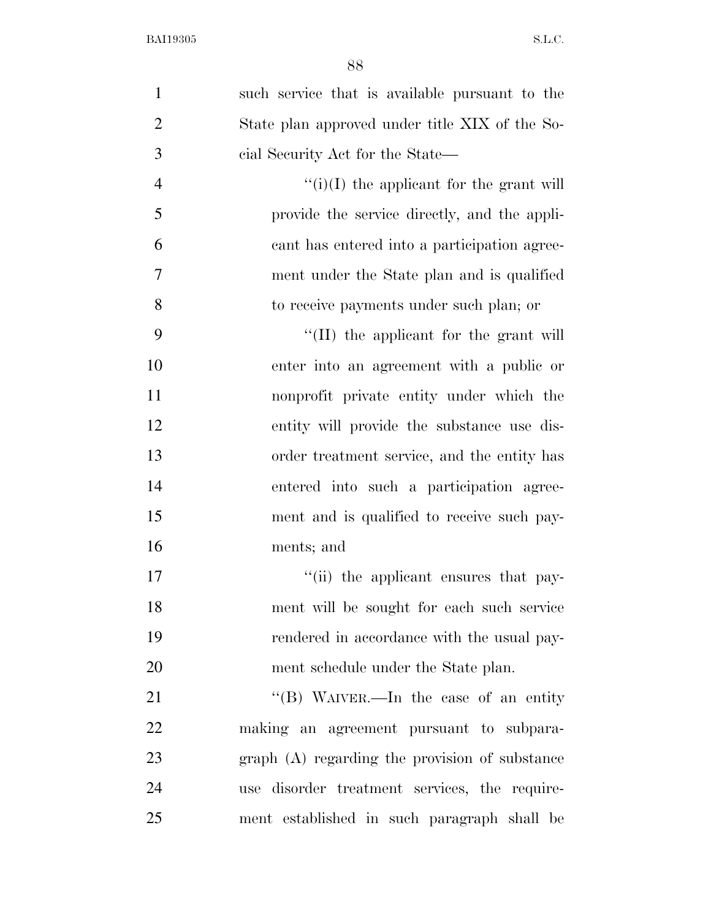such service that is available pursuant to the State plan approved under title XIX of the Social Security Act for the State—

''(i)(I) the applicant for the grant will provide the service directly, and the applicant has entered into a participation agreement under the State plan and is qualified to receive payments under such plan; or

''(II) the applicant for the grant will enter into an agreement with a public or nonprofit private entity under which the entity will provide the substance use disorder treatment service, and the entity has entered into such a participation agreement and is qualified to receive such payments; and

''(ii) the applicant ensures that payment will be sought for each such service rendered in accordance with the usual payment schedule under the State plan.

''(B) WAIVER.—In the case of an entity making an agreement pursuant to subparagraph (A) regarding the provision of substance use disorder treatment services, the requirement established in such paragraph shall be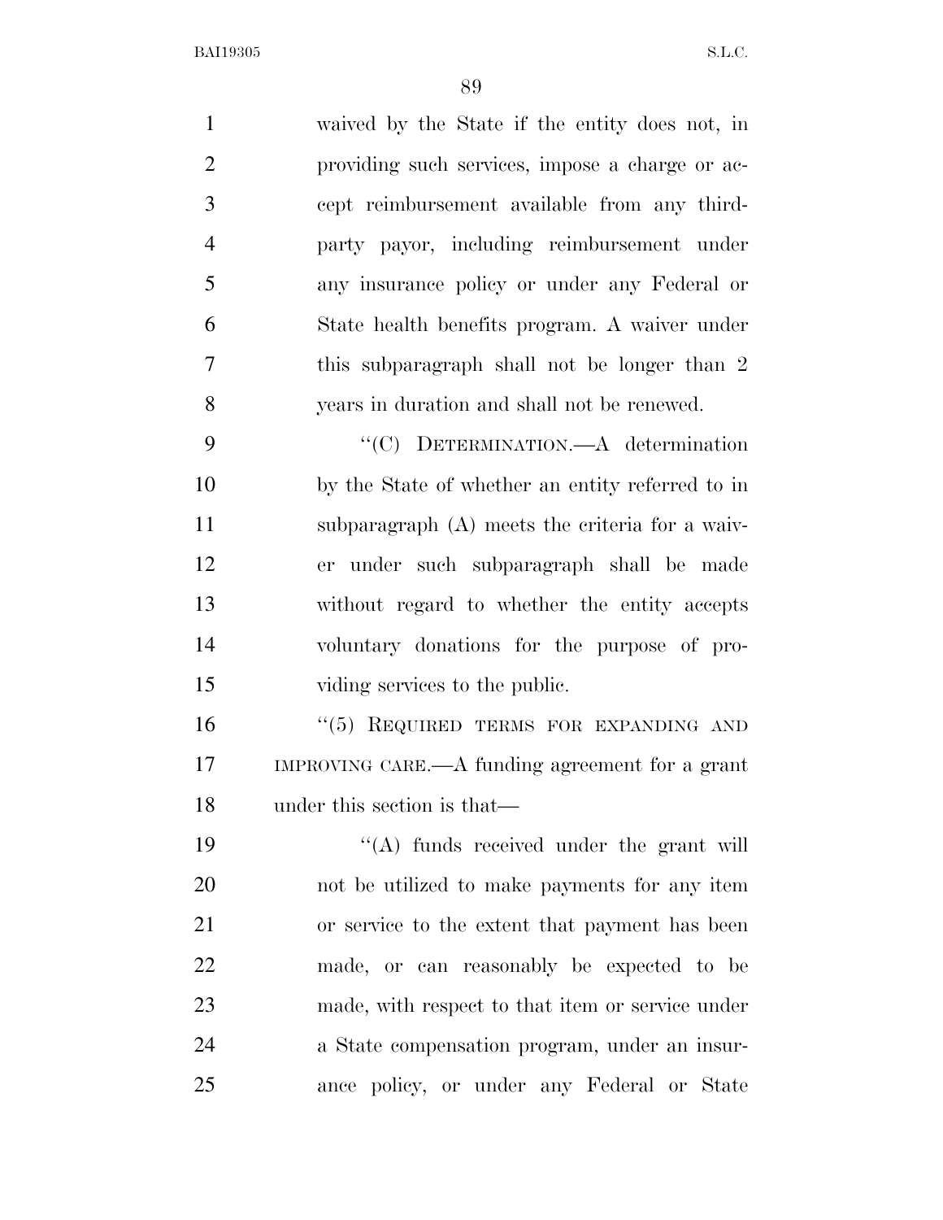waived by the State if the entity does not, in providing such services, impose a charge or accept reimbursement available from any third-party payor, including reimbursement under any insurance policy or under any Federal or State health benefits program. A waiver under this subparagraph shall not be longer than 2 years in duration and shall not be renewed.

"(C) DETERMINATION.—A determination by the State of whether an entity referred to in subparagraph (A) meets the criteria for a waiver under such subparagraph shall be made without regard to whether the entity accepts voluntary donations for the purpose of providing services to the public.

"(5) REQUIRED TERMS FOR EXPANDING AND IMPROVING CARE.—A funding agreement for a grant under this section is that—

"(A) funds received under the grant will not be utilized to make payments for any item or service to the extent that payment has been made, or can reasonably be expected to be made, with respect to that item or service under a State compensation program, under an insurance policy, or under any Federal or State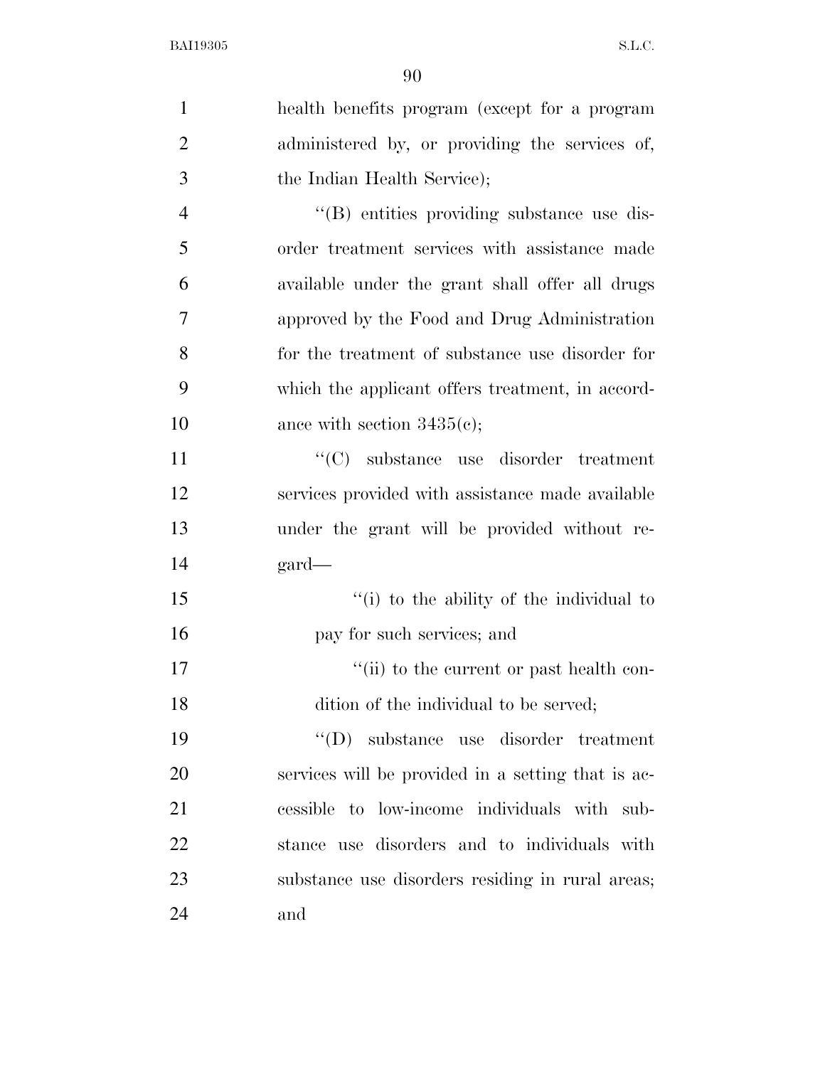health benefits program (except for a program administered by, or providing the services of, the Indian Health Service);

"(B) entities providing substance use disorder treatment services with assistance made available under the grant shall offer all drugs approved by the Food and Drug Administration for the treatment of substance use disorder for which the applicant offers treatment, in accordance with section 3435(c);

"(C) substance use disorder treatment services provided with assistance made available under the grant will be provided without regard—

"(i) to the ability of the individual to pay for such services; and

"(ii) to the current or past health condition of the individual to be served;

"(D) substance use disorder treatment services will be provided in a setting that is accessible to low-income individuals with substance use disorders and to individuals with substance use disorders residing in rural areas; and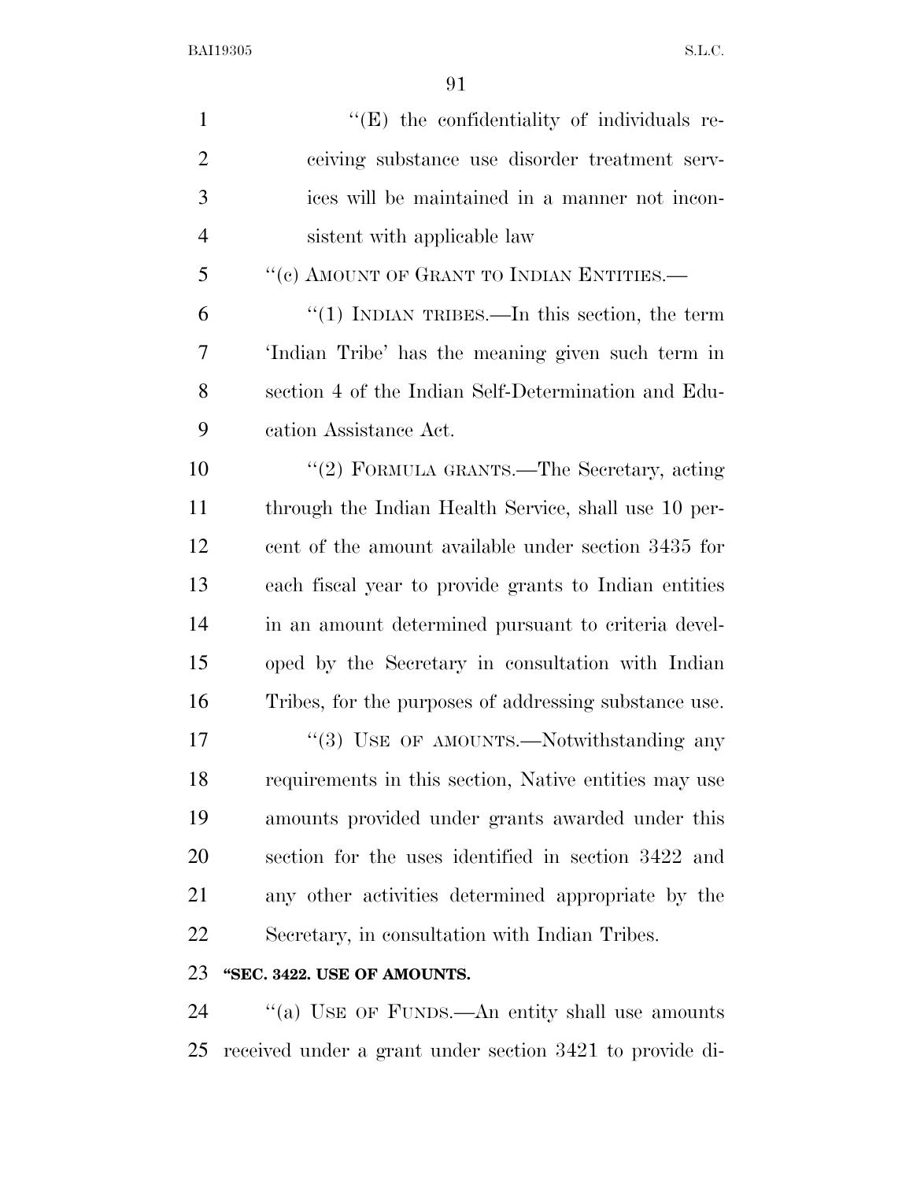"(E) the confidentiality of individuals receiving substance use disorder treatment services will be maintained in a manner not inconsistent with applicable law

"(c) AMOUNT OF GRANT TO INDIAN ENTITIES.—

"(1) INDIAN TRIBES.—In this section, the term 'Indian Tribe' has the meaning given such term in section 4 of the Indian Self-Determination and Education Assistance Act.

"(2) FORMULA GRANTS.—The Secretary, acting through the Indian Health Service, shall use 10 percent of the amount available under section 3435 for each fiscal year to provide grants to Indian entities in an amount determined pursuant to criteria developed by the Secretary in consultation with Indian Tribes, for the purposes of addressing substance use.

"(3) USE OF AMOUNTS.—Notwithstanding any requirements in this section, Native entities may use amounts provided under grants awarded under this section for the uses identified in section 3422 and any other activities determined appropriate by the Secretary, in consultation with Indian Tribes.

**"SEC. 3422. USE OF AMOUNTS.**

"(a) USE OF FUNDS.—An entity shall use amounts received under a grant under section 3421 to provide di-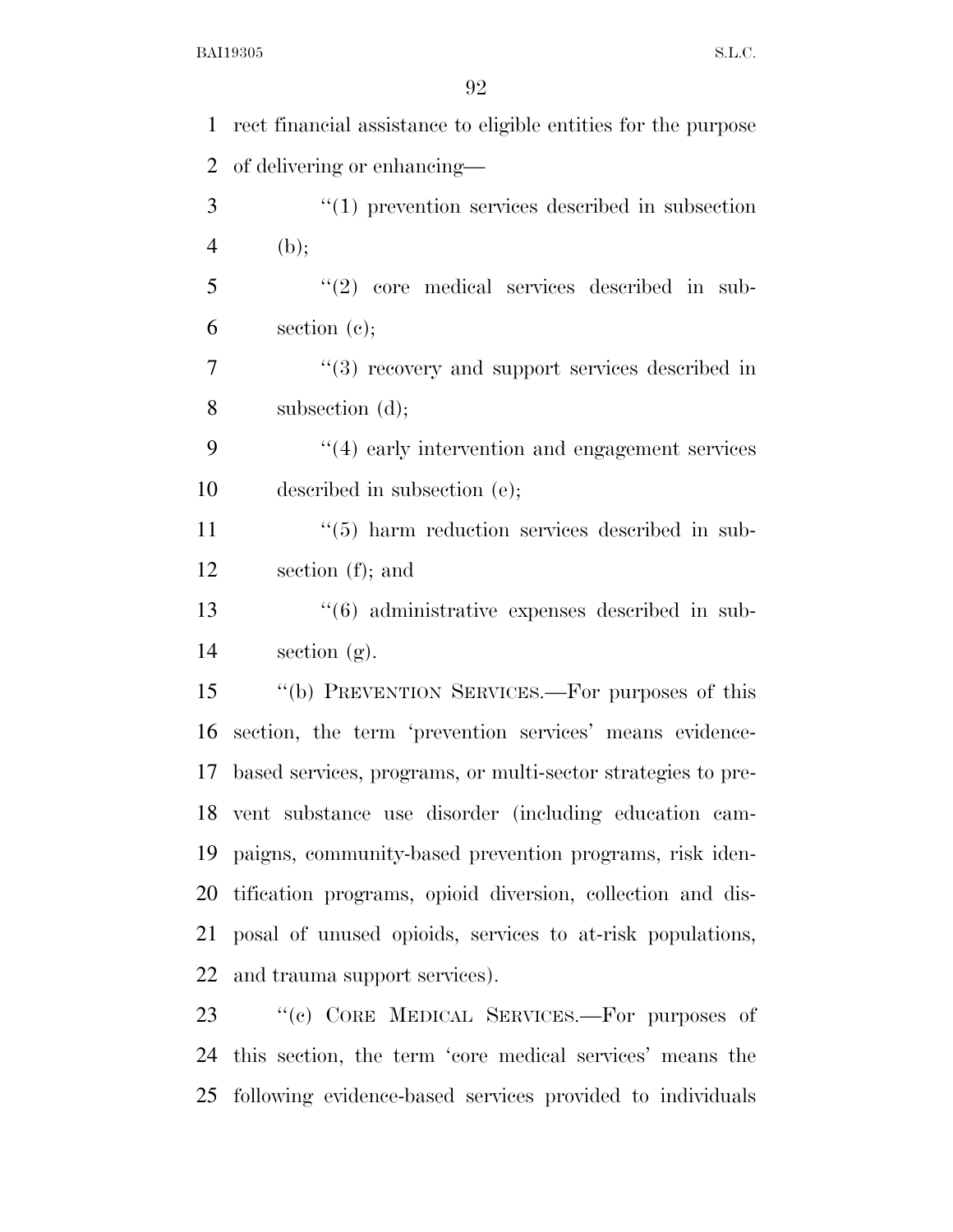rect financial assistance to eligible entities for the purpose of delivering or enhancing—

"(1) prevention services described in subsection (b);

"(2) core medical services described in subsection (c);

"(3) recovery and support services described in subsection (d);

"(4) early intervention and engagement services described in subsection (e);

"(5) harm reduction services described in subsection (f); and

"(6) administrative expenses described in subsection (g).

"(b) PREVENTION SERVICES.—For purposes of this section, the term 'prevention services' means evidence-based services, programs, or multi-sector strategies to prevent substance use disorder (including education campaigns, community-based prevention programs, risk identification programs, opioid diversion, collection and disposal of unused opioids, services to at-risk populations, and trauma support services).

"(c) CORE MEDICAL SERVICES.—For purposes of this section, the term 'core medical services' means the following evidence-based services provided to individuals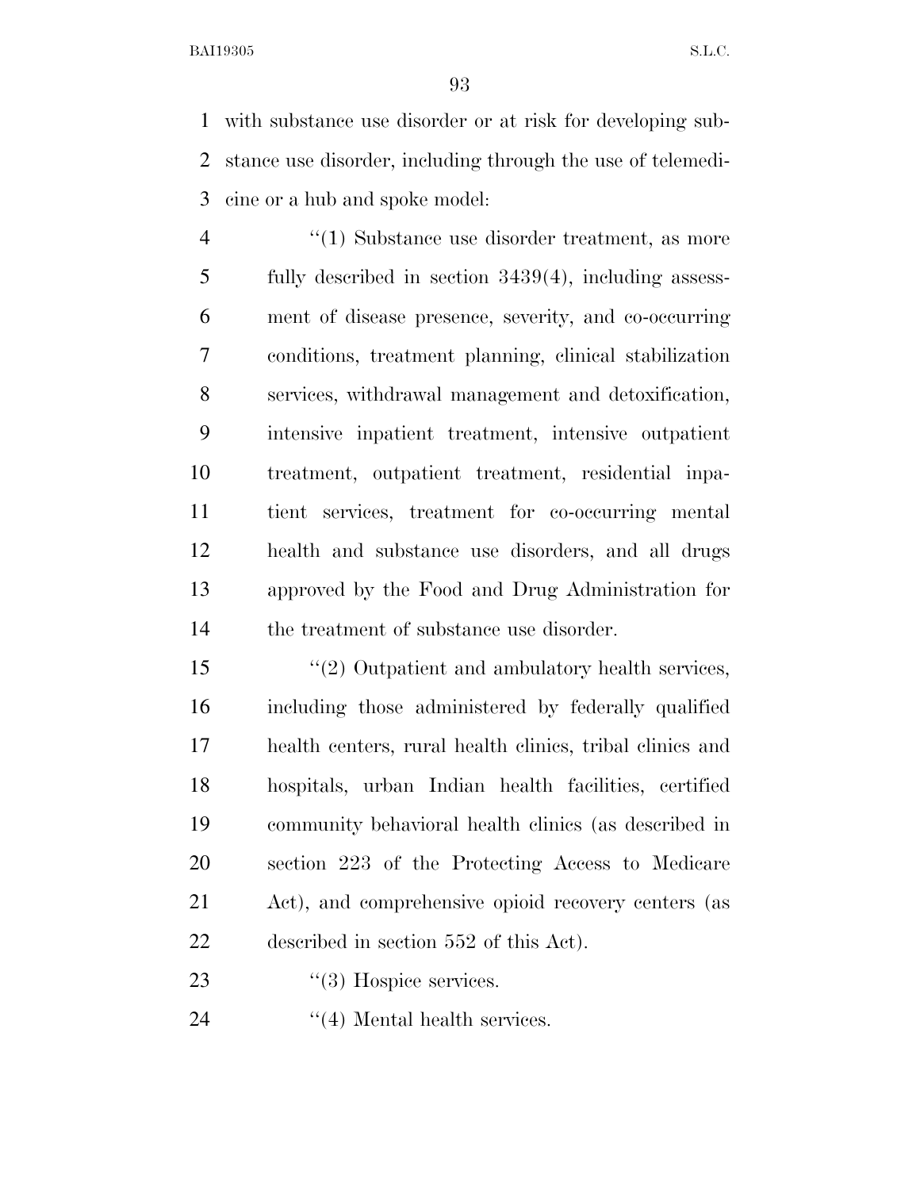with substance use disorder or at risk for developing substance use disorder, including through the use of telemedicine or a hub and spoke model:

''(1) Substance use disorder treatment, as more fully described in section 3439(4), including assessment of disease presence, severity, and co-occurring conditions, treatment planning, clinical stabilization services, withdrawal management and detoxification, intensive inpatient treatment, intensive outpatient treatment, outpatient treatment, residential inpatient services, treatment for co-occurring mental health and substance use disorders, and all drugs approved by the Food and Drug Administration for the treatment of substance use disorder.

''(2) Outpatient and ambulatory health services, including those administered by federally qualified health centers, rural health clinics, tribal clinics and hospitals, urban Indian health facilities, certified community behavioral health clinics (as described in section 223 of the Protecting Access to Medicare Act), and comprehensive opioid recovery centers (as described in section 552 of this Act).

''(3) Hospice services.

''(4) Mental health services.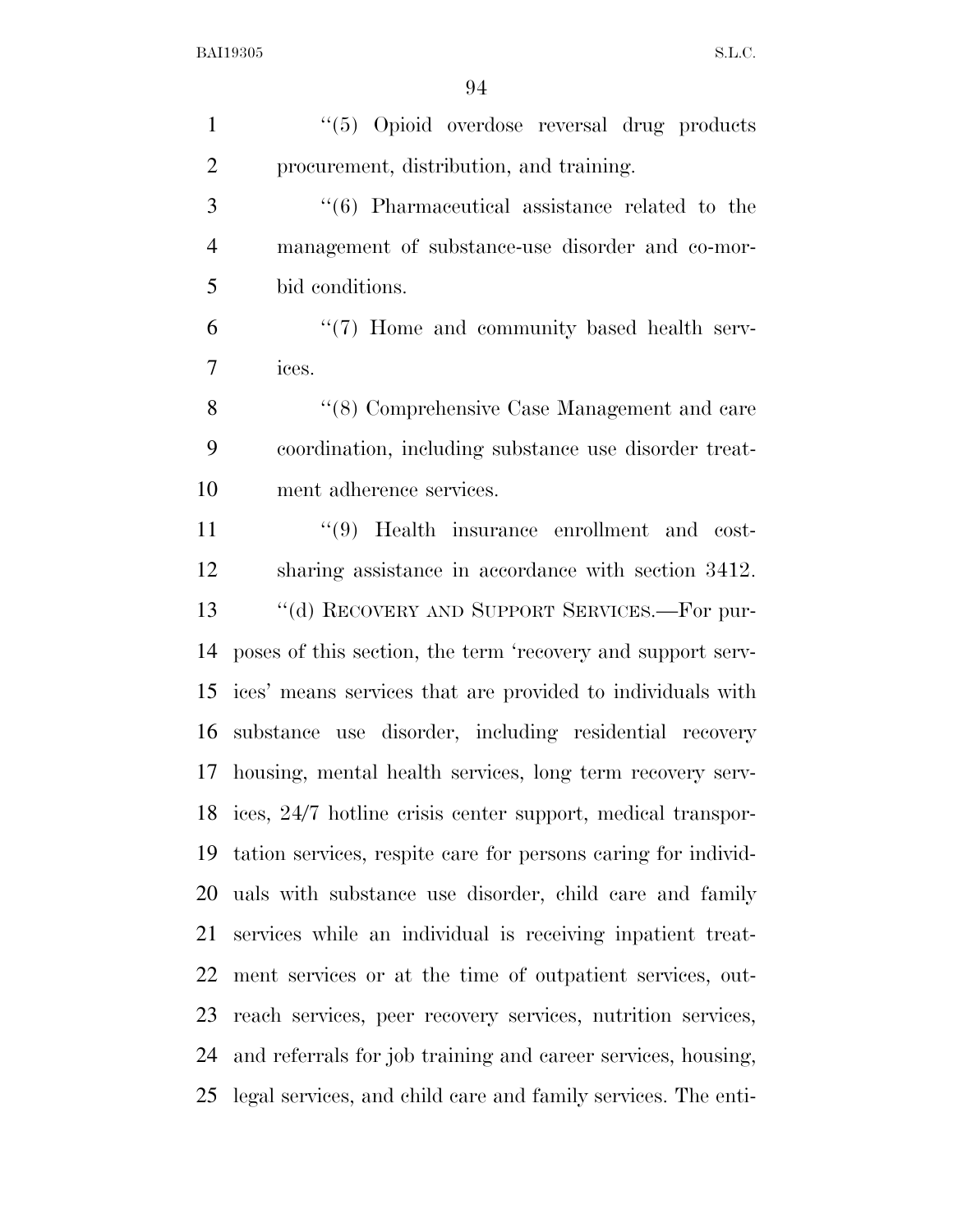"(5) Opioid overdose reversal drug products procurement, distribution, and training.

"(6) Pharmaceutical assistance related to the management of substance-use disorder and co-morbid conditions.

"(7) Home and community based health services.

"(8) Comprehensive Case Management and care coordination, including substance use disorder treatment adherence services.

"(9) Health insurance enrollment and cost-sharing assistance in accordance with section 3412.

"(d) RECOVERY AND SUPPORT SERVICES.—For purposes of this section, the term 'recovery and support services' means services that are provided to individuals with substance use disorder, including residential recovery housing, mental health services, long term recovery services, 24/7 hotline crisis center support, medical transportation services, respite care for persons caring for individuals with substance use disorder, child care and family services while an individual is receiving inpatient treatment services or at the time of outpatient services, outreach services, peer recovery services, nutrition services, and referrals for job training and career services, housing, legal services, and child care and family services. The enti-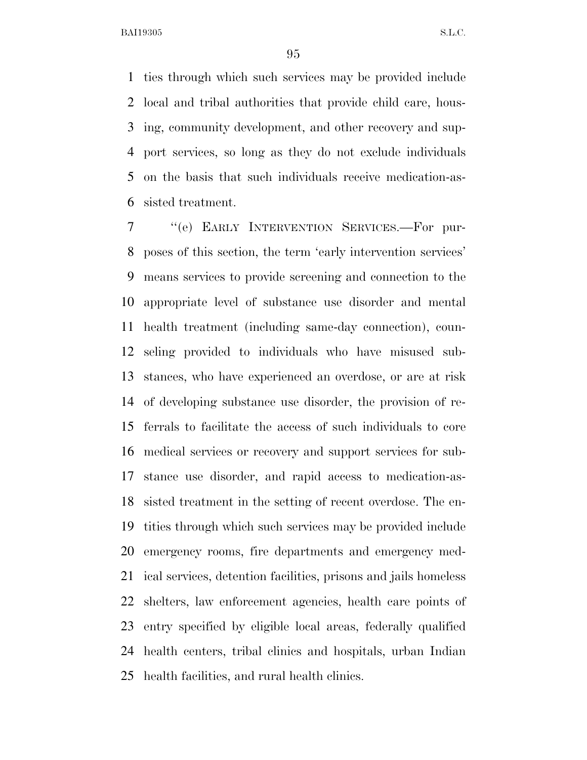ties through which such services may be provided include local and tribal authorities that provide child care, housing, community development, and other recovery and support services, so long as they do not exclude individuals on the basis that such individuals receive medication-assisted treatment.

"(e) EARLY INTERVENTION SERVICES.—For purposes of this section, the term 'early intervention services' means services to provide screening and connection to the appropriate level of substance use disorder and mental health treatment (including same-day connection), counseling provided to individuals who have misused substances, who have experienced an overdose, or are at risk of developing substance use disorder, the provision of referrals to facilitate the access of such individuals to core medical services or recovery and support services for substance use disorder, and rapid access to medication-assisted treatment in the setting of recent overdose. The entities through which such services may be provided include emergency rooms, fire departments and emergency medical services, detention facilities, prisons and jails homeless shelters, law enforcement agencies, health care points of entry specified by eligible local areas, federally qualified health centers, tribal clinics and hospitals, urban Indian health facilities, and rural health clinics.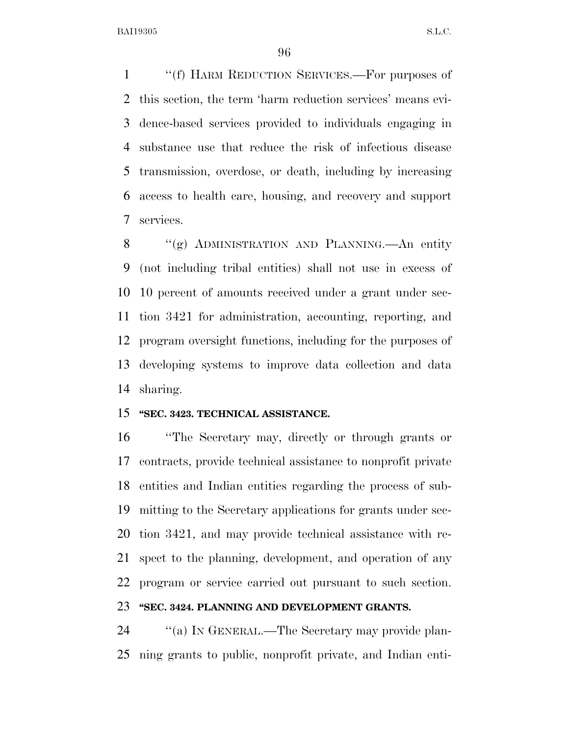"(f) HARM REDUCTION SERVICES.—For purposes of this section, the term 'harm reduction services' means evidence-based services provided to individuals engaging in substance use that reduce the risk of infectious disease transmission, overdose, or death, including by increasing access to health care, housing, and recovery and support services.

"(g) ADMINISTRATION AND PLANNING.—An entity (not including tribal entities) shall not use in excess of 10 percent of amounts received under a grant under section 3421 for administration, accounting, reporting, and program oversight functions, including for the purposes of developing systems to improve data collection and data sharing.

**"SEC. 3423. TECHNICAL ASSISTANCE.**

"The Secretary may, directly or through grants or contracts, provide technical assistance to nonprofit private entities and Indian entities regarding the process of submitting to the Secretary applications for grants under section 3421, and may provide technical assistance with respect to the planning, development, and operation of any program or service carried out pursuant to such section.

**"SEC. 3424. PLANNING AND DEVELOPMENT GRANTS.**

"(a) IN GENERAL.—The Secretary may provide planning grants to public, nonprofit private, and Indian enti-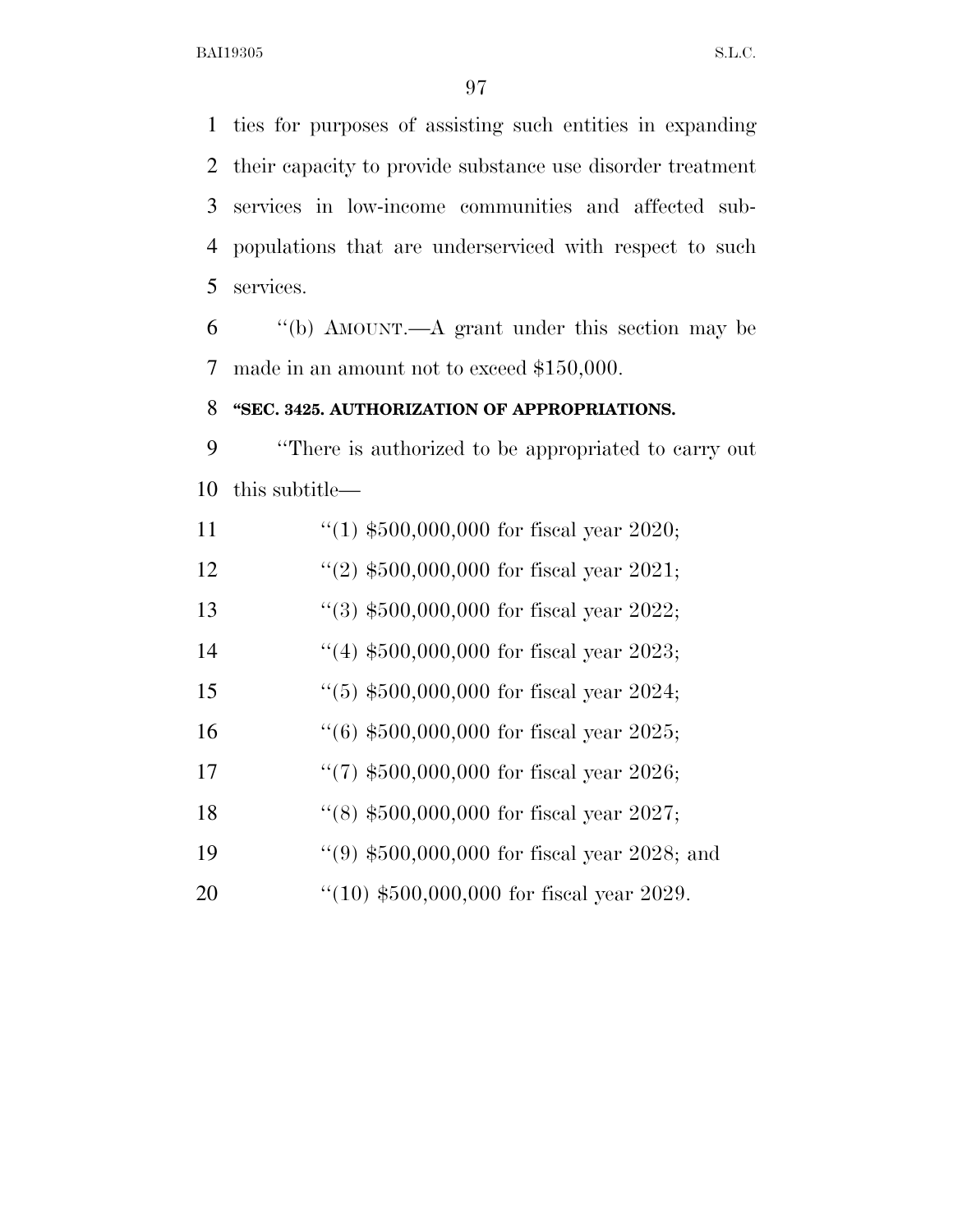ties for purposes of assisting such entities in expanding their capacity to provide substance use disorder treatment services in low-income communities and affected sub-populations that are underserviced with respect to such services.

"(b) AMOUNT.—A grant under this section may be made in an amount not to exceed $150,000.

**"SEC. 3425. AUTHORIZATION OF APPROPRIATIONS.**

"There is authorized to be appropriated to carry out this subtitle—

"(1) $500,000,000 for fiscal year 2020;

"(2) $500,000,000 for fiscal year 2021;

"(3) $500,000,000 for fiscal year 2022;

"(4) $500,000,000 for fiscal year 2023;

"(5) $500,000,000 for fiscal year 2024;

"(6) $500,000,000 for fiscal year 2025;

"(7) $500,000,000 for fiscal year 2026;

"(8) $500,000,000 for fiscal year 2027;

"(9) $500,000,000 for fiscal year 2028; and

"(10) $500,000,000 for fiscal year 2029.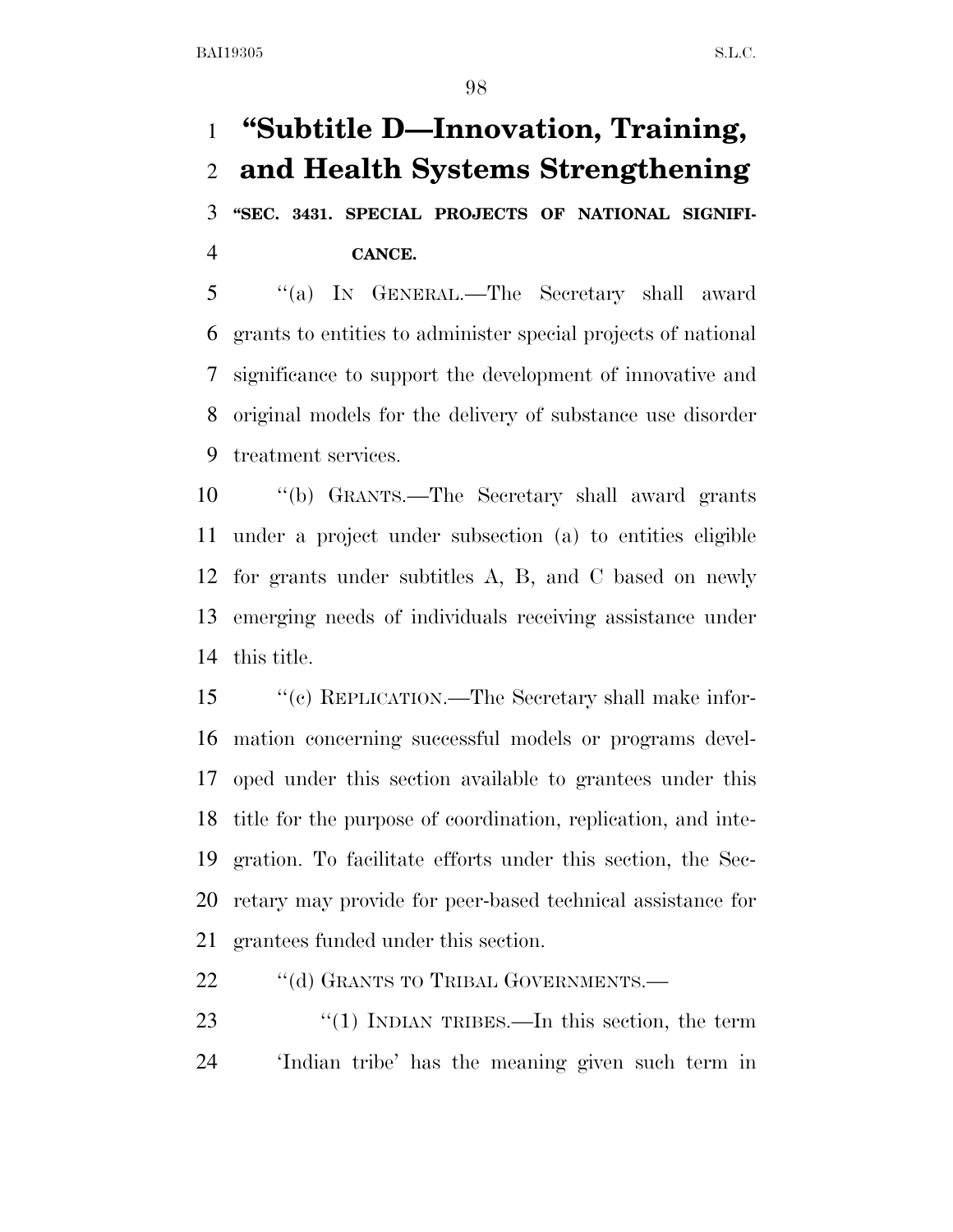# "Subtitle D—Innovation, Training, and Health Systems Strengthening

**"SEC. 3431. SPECIAL PROJECTS OF NATIONAL SIGNIFICANCE.**

"(a) IN GENERAL.—The Secretary shall award grants to entities to administer special projects of national significance to support the development of innovative and original models for the delivery of substance use disorder treatment services.

"(b) GRANTS.—The Secretary shall award grants under a project under subsection (a) to entities eligible for grants under subtitles A, B, and C based on newly emerging needs of individuals receiving assistance under this title.

"(c) REPLICATION.—The Secretary shall make information concerning successful models or programs developed under this section available to grantees under this title for the purpose of coordination, replication, and integration. To facilitate efforts under this section, the Secretary may provide for peer-based technical assistance for grantees funded under this section.

"(d) GRANTS TO TRIBAL GOVERNMENTS.—

"(1) INDIAN TRIBES.—In this section, the term 'Indian tribe' has the meaning given such term in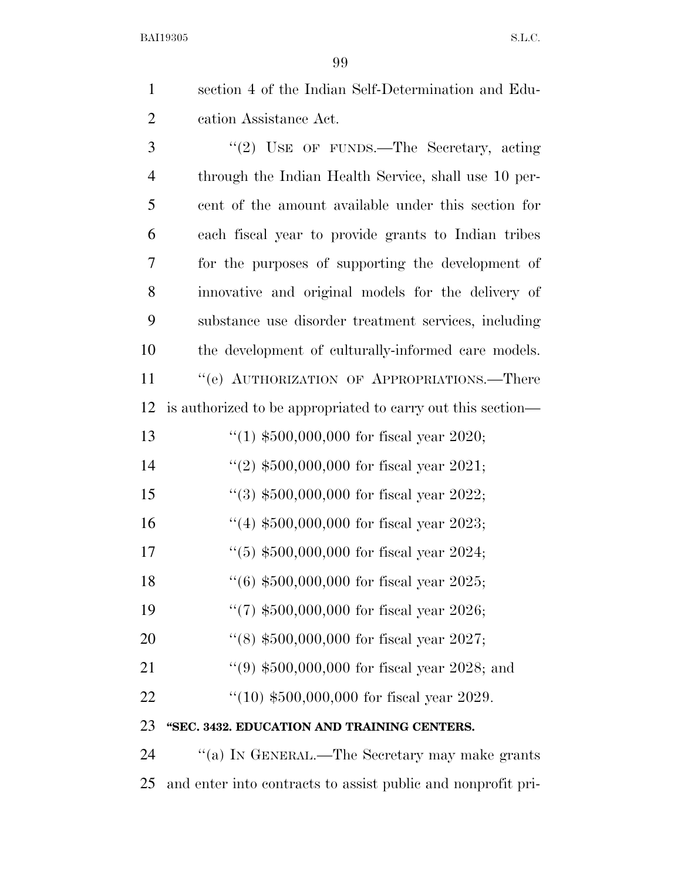section 4 of the Indian Self-Determination and Education Assistance Act.

"(2) USE OF FUNDS.—The Secretary, acting through the Indian Health Service, shall use 10 percent of the amount available under this section for each fiscal year to provide grants to Indian tribes for the purposes of supporting the development of innovative and original models for the delivery of substance use disorder treatment services, including the development of culturally-informed care models.

"(e) AUTHORIZATION OF APPROPRIATIONS.—There is authorized to be appropriated to carry out this section—

"(1) $500,000,000 for fiscal year 2020;

"(2) $500,000,000 for fiscal year 2021;

"(3) $500,000,000 for fiscal year 2022;

"(4) $500,000,000 for fiscal year 2023;

"(5) $500,000,000 for fiscal year 2024;

"(6) $500,000,000 for fiscal year 2025;

"(7) $500,000,000 for fiscal year 2026;

"(8) $500,000,000 for fiscal year 2027;

"(9) $500,000,000 for fiscal year 2028; and

"(10) $500,000,000 for fiscal year 2029.

**"SEC. 3432. EDUCATION AND TRAINING CENTERS.**

"(a) IN GENERAL.—The Secretary may make grants and enter into contracts to assist public and nonprofit pri-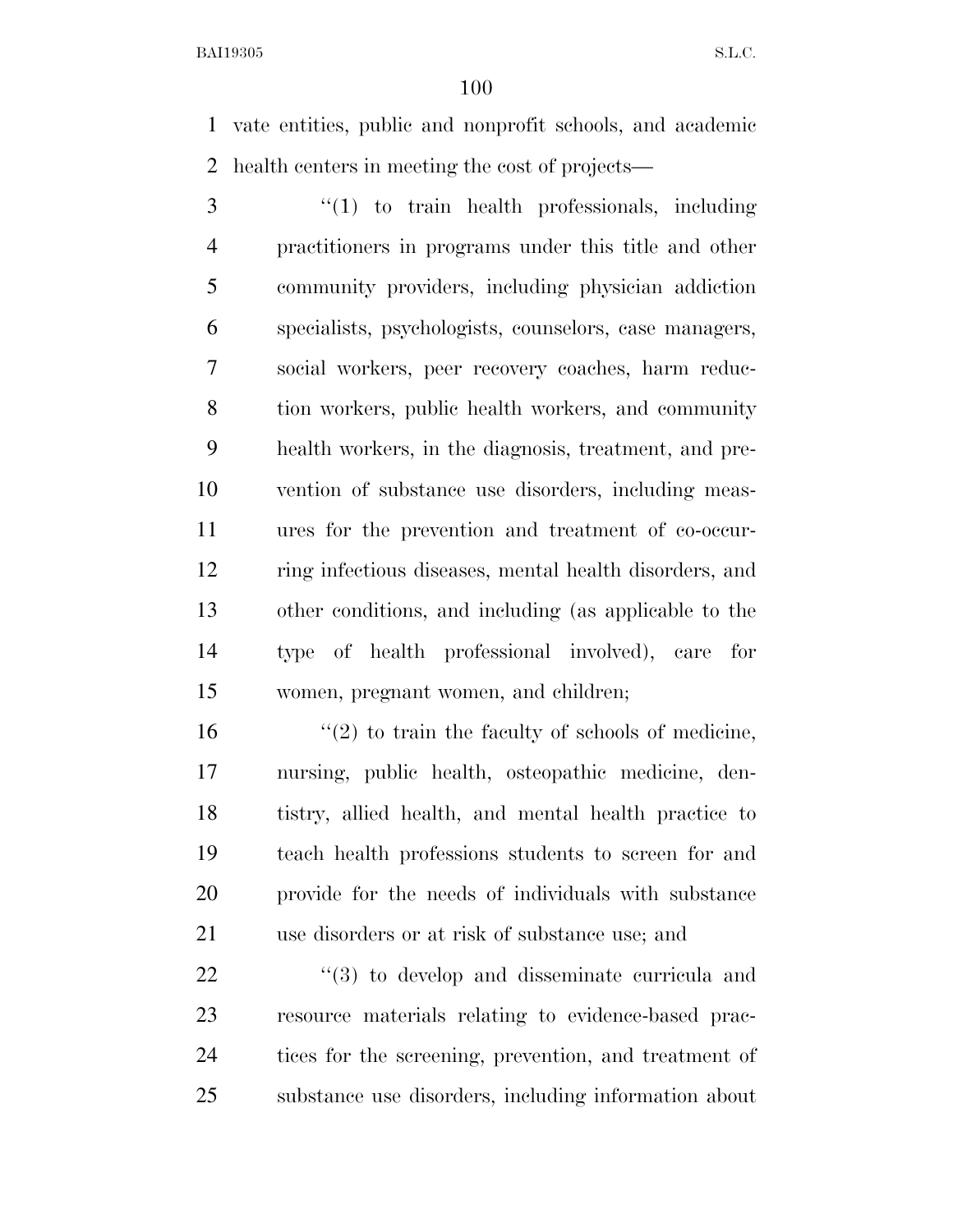vate entities, public and nonprofit schools, and academic health centers in meeting the cost of projects—

"(1) to train health professionals, including practitioners in programs under this title and other community providers, including physician addiction specialists, psychologists, counselors, case managers, social workers, peer recovery coaches, harm reduction workers, public health workers, and community health workers, in the diagnosis, treatment, and prevention of substance use disorders, including measures for the prevention and treatment of co-occurring infectious diseases, mental health disorders, and other conditions, and including (as applicable to the type of health professional involved), care for women, pregnant women, and children;

"(2) to train the faculty of schools of medicine, nursing, public health, osteopathic medicine, dentistry, allied health, and mental health practice to teach health professions students to screen for and provide for the needs of individuals with substance use disorders or at risk of substance use; and

"(3) to develop and disseminate curricula and resource materials relating to evidence-based practices for the screening, prevention, and treatment of substance use disorders, including information about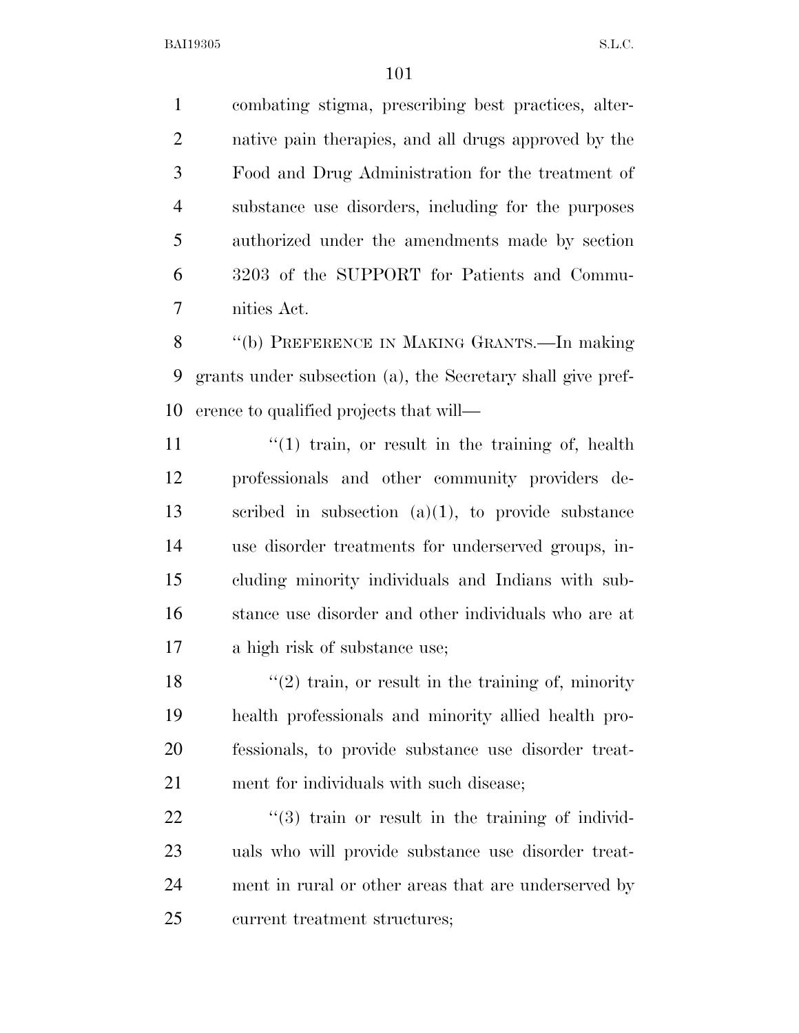combating stigma, prescribing best practices, alternative pain therapies, and all drugs approved by the Food and Drug Administration for the treatment of substance use disorders, including for the purposes authorized under the amendments made by section 3203 of the SUPPORT for Patients and Communities Act.

''(b) PREFERENCE IN MAKING GRANTS.—In making grants under subsection (a), the Secretary shall give preference to qualified projects that will—

''(1) train, or result in the training of, health professionals and other community providers described in subsection (a)(1), to provide substance use disorder treatments for underserved groups, including minority individuals and Indians with substance use disorder and other individuals who are at a high risk of substance use;

''(2) train, or result in the training of, minority health professionals and minority allied health professionals, to provide substance use disorder treatment for individuals with such disease;

''(3) train or result in the training of individuals who will provide substance use disorder treatment in rural or other areas that are underserved by current treatment structures;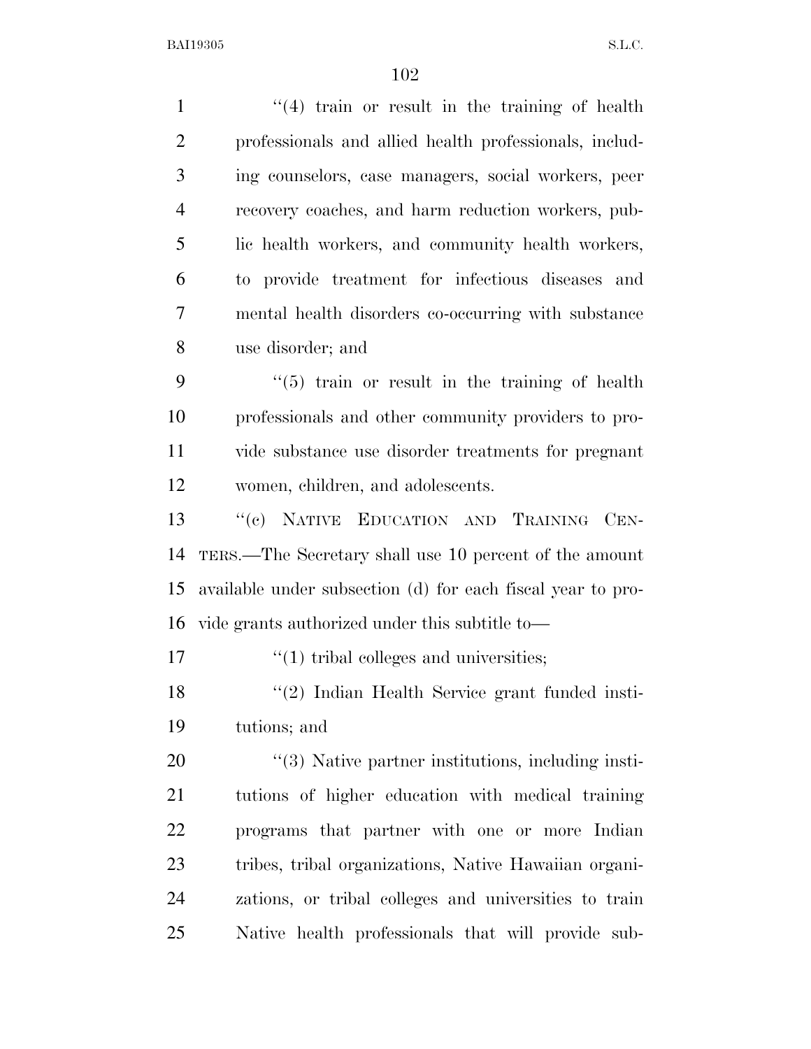"(4) train or result in the training of health professionals and allied health professionals, including counselors, case managers, social workers, peer recovery coaches, and harm reduction workers, public health workers, and community health workers, to provide treatment for infectious diseases and mental health disorders co-occurring with substance use disorder; and

"(5) train or result in the training of health professionals and other community providers to provide substance use disorder treatments for pregnant women, children, and adolescents.

"(c) NATIVE EDUCATION AND TRAINING CENTERS.—The Secretary shall use 10 percent of the amount available under subsection (d) for each fiscal year to provide grants authorized under this subtitle to—

"(1) tribal colleges and universities;

"(2) Indian Health Service grant funded institutions; and

"(3) Native partner institutions, including institutions of higher education with medical training programs that partner with one or more Indian tribes, tribal organizations, Native Hawaiian organizations, or tribal colleges and universities to train Native health professionals that will provide sub-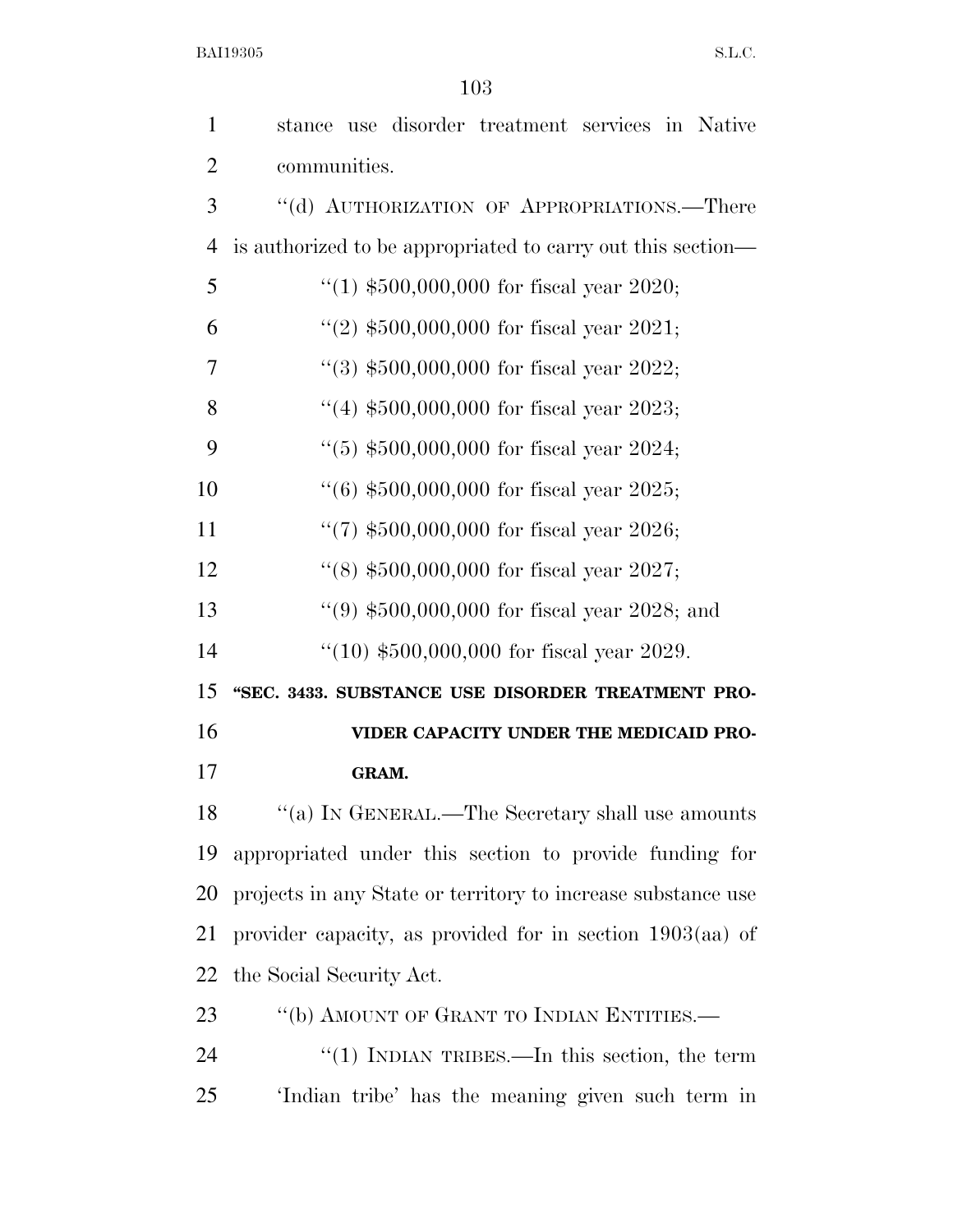stance use disorder treatment services in Native communities.

''(d) AUTHORIZATION OF APPROPRIATIONS.—There is authorized to be appropriated to carry out this section—

''(1) $500,000,000 for fiscal year 2020;

''(2) $500,000,000 for fiscal year 2021;

''(3) $500,000,000 for fiscal year 2022;

''(4) $500,000,000 for fiscal year 2023;

''(5) $500,000,000 for fiscal year 2024;

''(6) $500,000,000 for fiscal year 2025;

''(7) $500,000,000 for fiscal year 2026;

''(8) $500,000,000 for fiscal year 2027;

''(9) $500,000,000 for fiscal year 2028; and

''(10) $500,000,000 for fiscal year 2029.

**''SEC. 3433. SUBSTANCE USE DISORDER TREATMENT PROVIDER CAPACITY UNDER THE MEDICAID PROGRAM.**

''(a) IN GENERAL.—The Secretary shall use amounts appropriated under this section to provide funding for projects in any State or territory to increase substance use provider capacity, as provided for in section 1903(aa) of the Social Security Act.

''(b) AMOUNT OF GRANT TO INDIAN ENTITIES.—

''(1) INDIAN TRIBES.—In this section, the term 'Indian tribe' has the meaning given such term in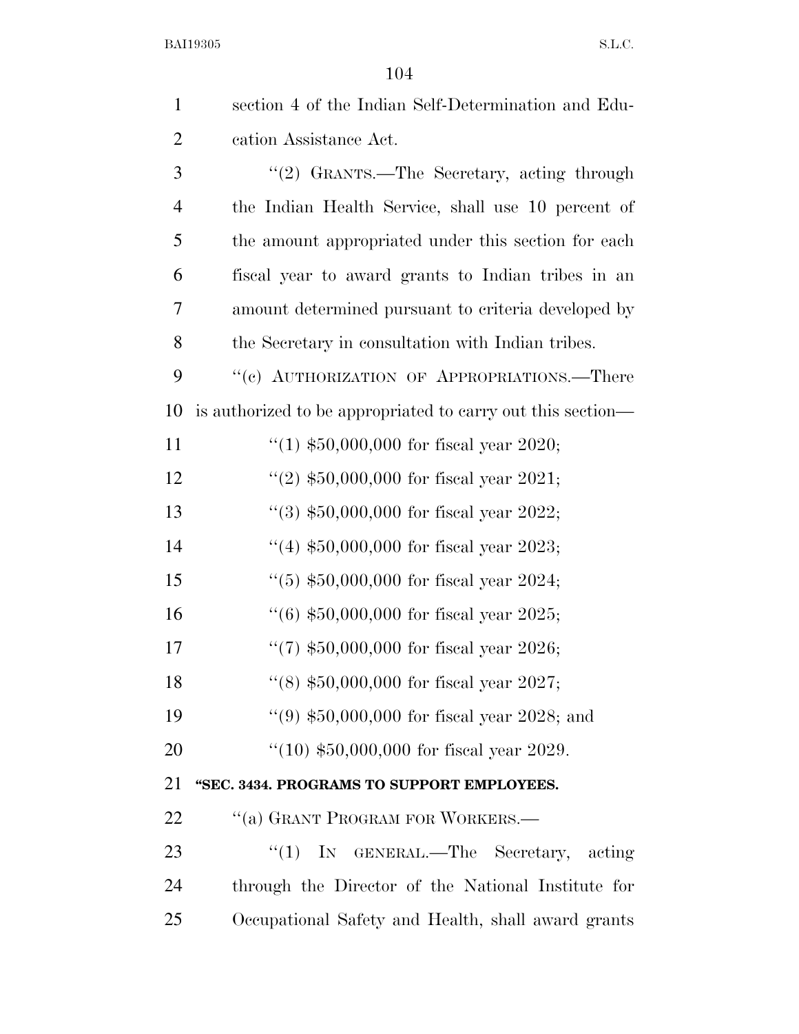section 4 of the Indian Self-Determination and Education Assistance Act.

''(2) GRANTS.—The Secretary, acting through the Indian Health Service, shall use 10 percent of the amount appropriated under this section for each fiscal year to award grants to Indian tribes in an amount determined pursuant to criteria developed by the Secretary in consultation with Indian tribes.

''(c) AUTHORIZATION OF APPROPRIATIONS.—There is authorized to be appropriated to carry out this section—

''(1) $50,000,000 for fiscal year 2020;

''(2) $50,000,000 for fiscal year 2021;

''(3) $50,000,000 for fiscal year 2022;

''(4) $50,000,000 for fiscal year 2023;

''(5) $50,000,000 for fiscal year 2024;

''(6) $50,000,000 for fiscal year 2025;

''(7) $50,000,000 for fiscal year 2026;

''(8) $50,000,000 for fiscal year 2027;

''(9) $50,000,000 for fiscal year 2028; and

''(10) $50,000,000 for fiscal year 2029.

**''SEC. 3434. PROGRAMS TO SUPPORT EMPLOYEES.**

''(a) GRANT PROGRAM FOR WORKERS.—

''(1) IN GENERAL.—The Secretary, acting through the Director of the National Institute for Occupational Safety and Health, shall award grants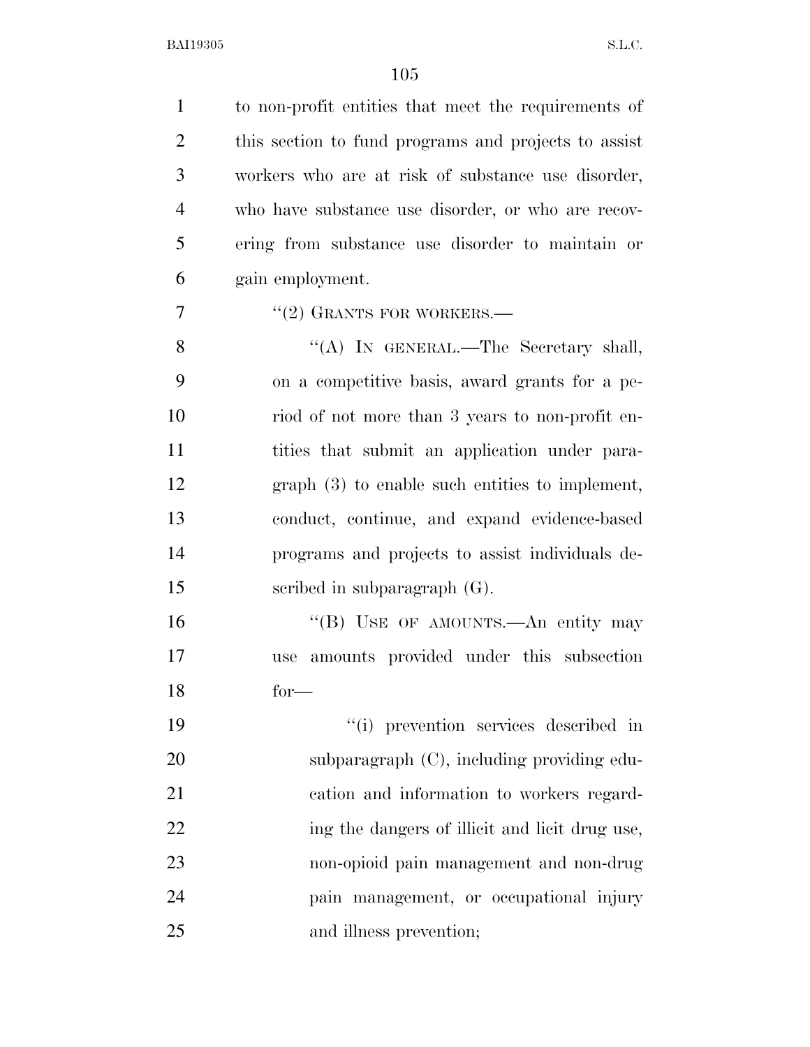to non-profit entities that meet the requirements of this section to fund programs and projects to assist workers who are at risk of substance use disorder, who have substance use disorder, or who are recovering from substance use disorder to maintain or gain employment.

"(2) GRANTS FOR WORKERS.—

"(A) IN GENERAL.—The Secretary shall, on a competitive basis, award grants for a period of not more than 3 years to non-profit entities that submit an application under paragraph (3) to enable such entities to implement, conduct, continue, and expand evidence-based programs and projects to assist individuals described in subparagraph (G).

"(B) USE OF AMOUNTS.—An entity may use amounts provided under this subsection for—

"(i) prevention services described in subparagraph (C), including providing education and information to workers regarding the dangers of illicit and licit drug use, non-opioid pain management and non-drug pain management, or occupational injury and illness prevention;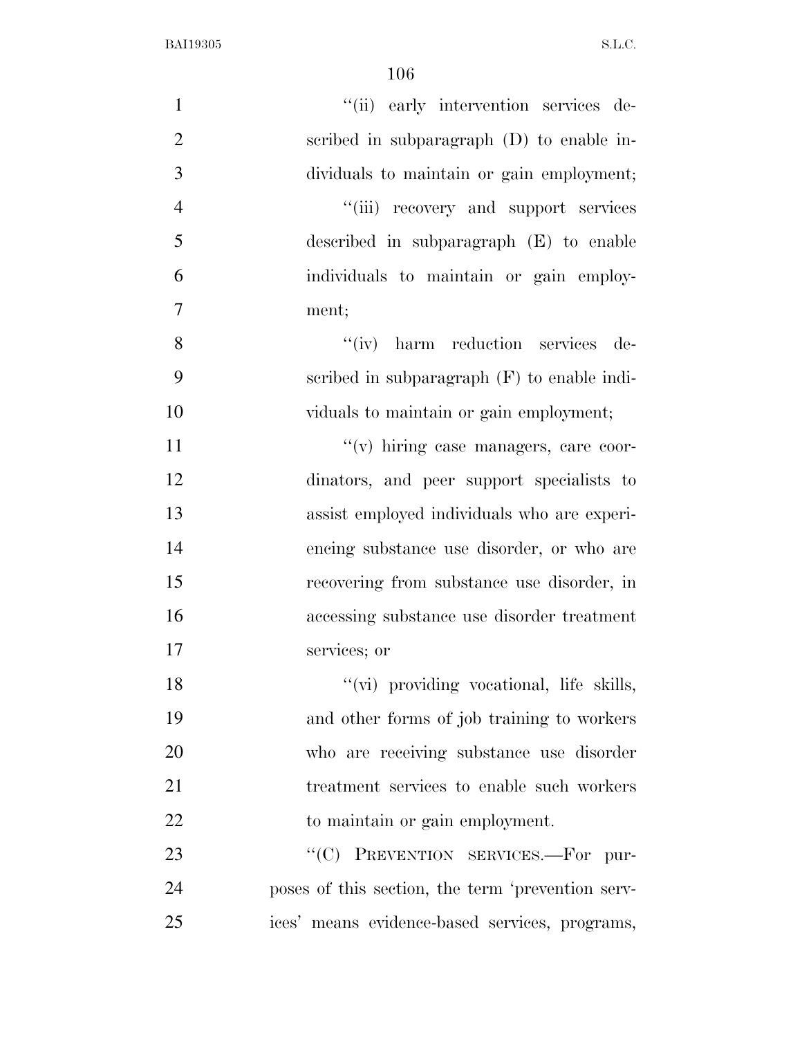"(ii) early intervention services described in subparagraph (D) to enable individuals to maintain or gain employment;

"(iii) recovery and support services described in subparagraph (E) to enable individuals to maintain or gain employment;

"(iv) harm reduction services described in subparagraph (F) to enable individuals to maintain or gain employment;

"(v) hiring case managers, care coordinators, and peer support specialists to assist employed individuals who are experiencing substance use disorder, or who are recovering from substance use disorder, in accessing substance use disorder treatment services; or

"(vi) providing vocational, life skills, and other forms of job training to workers who are receiving substance use disorder treatment services to enable such workers to maintain or gain employment.

"(C) PREVENTION SERVICES.—For purposes of this section, the term 'prevention services' means evidence-based services, programs,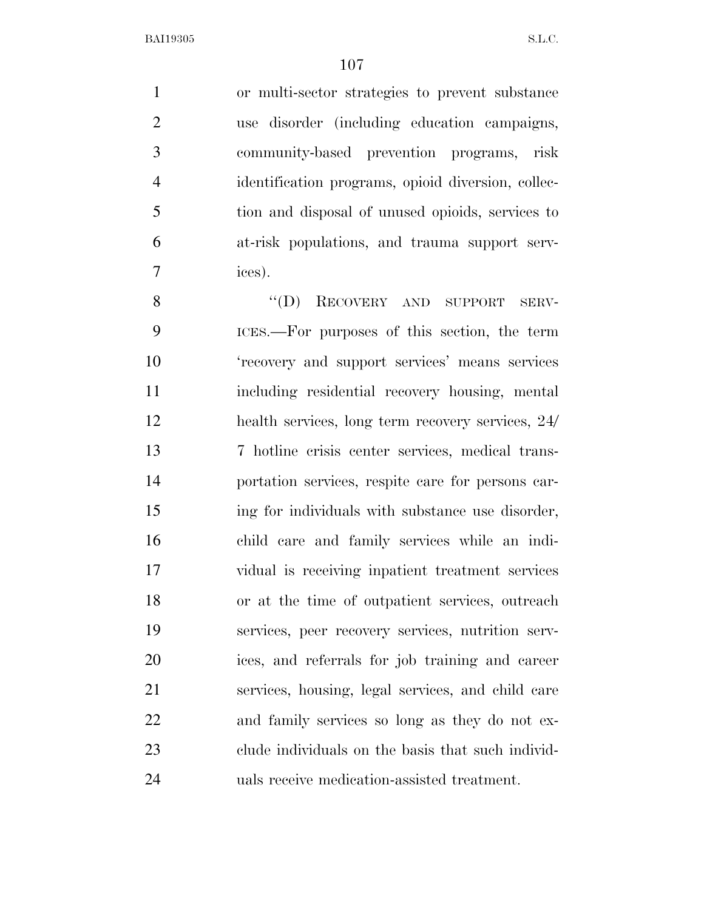or multi-sector strategies to prevent substance use disorder (including education campaigns, community-based prevention programs, risk identification programs, opioid diversion, collection and disposal of unused opioids, services to at-risk populations, and trauma support services).

"(D) RECOVERY AND SUPPORT SERVICES.—For purposes of this section, the term 'recovery and support services' means services including residential recovery housing, mental health services, long term recovery services, 24/7 hotline crisis center services, medical transportation services, respite care for persons caring for individuals with substance use disorder, child care and family services while an individual is receiving inpatient treatment services or at the time of outpatient services, outreach services, peer recovery services, nutrition services, and referrals for job training and career services, housing, legal services, and child care and family services so long as they do not exclude individuals on the basis that such individuals receive medication-assisted treatment.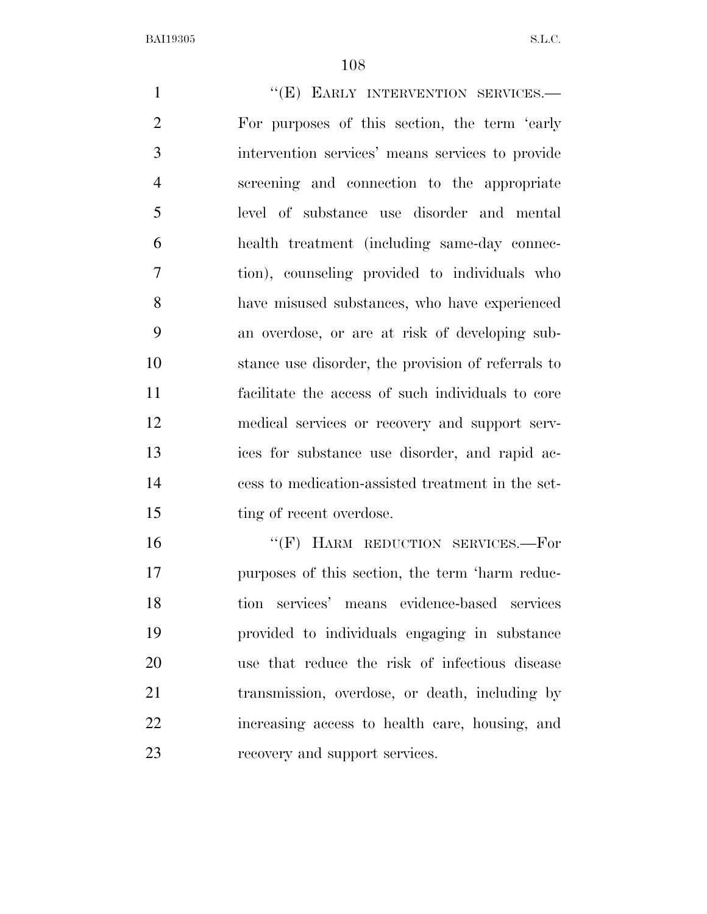"(E) EARLY INTERVENTION SERVICES.—For purposes of this section, the term 'early intervention services' means services to provide screening and connection to the appropriate level of substance use disorder and mental health treatment (including same-day connection), counseling provided to individuals who have misused substances, who have experienced an overdose, or are at risk of developing substance use disorder, the provision of referrals to facilitate the access of such individuals to core medical services or recovery and support services for substance use disorder, and rapid access to medication-assisted treatment in the setting of recent overdose.

"(F) HARM REDUCTION SERVICES.—For purposes of this section, the term 'harm reduction services' means evidence-based services provided to individuals engaging in substance use that reduce the risk of infectious disease transmission, overdose, or death, including by increasing access to health care, housing, and recovery and support services.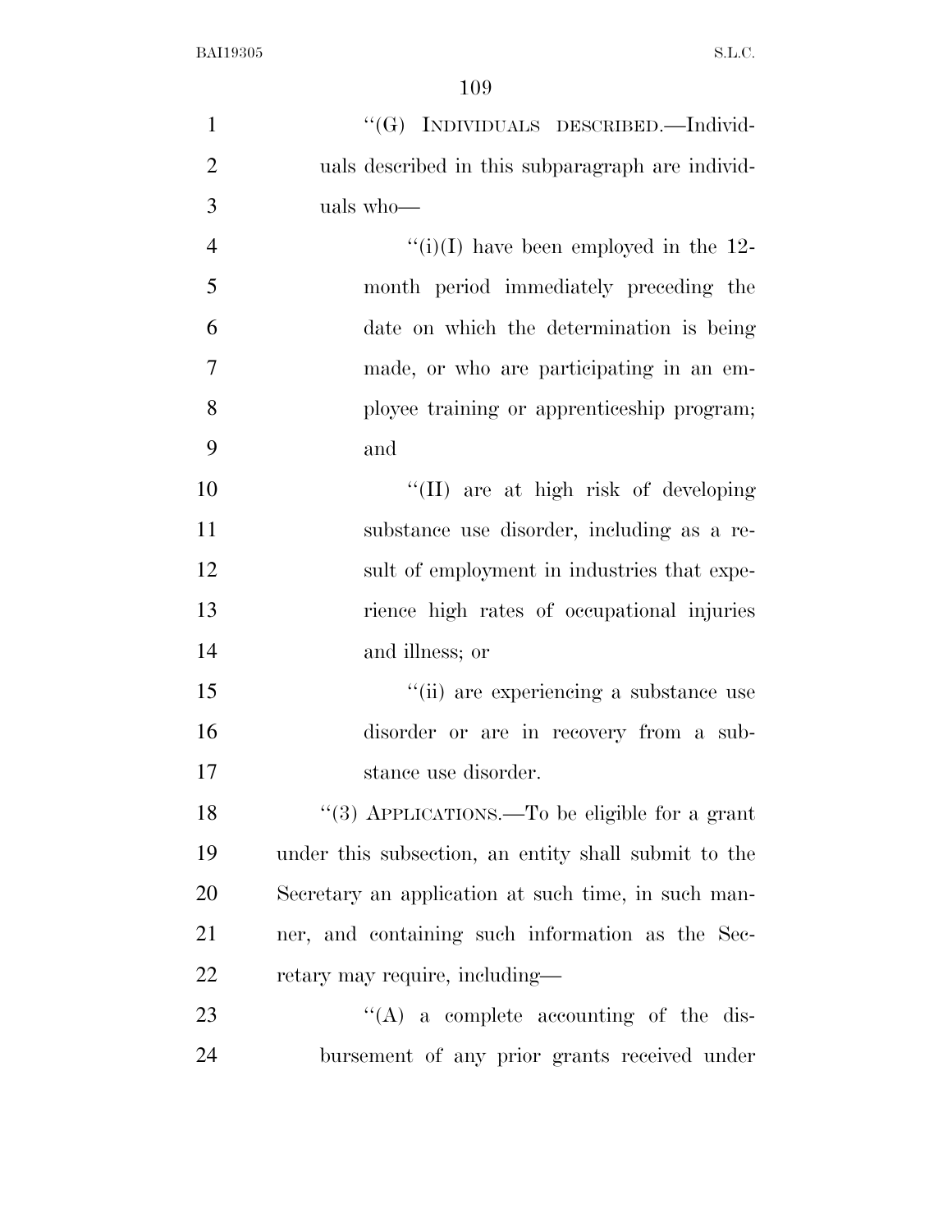''(G) Individuals described.—Individuals described in this subparagraph are individuals who—

''(i)(I) have been employed in the 12-month period immediately preceding the date on which the determination is being made, or who are participating in an employee training or apprenticeship program; and

''(II) are at high risk of developing substance use disorder, including as a result of employment in industries that experience high rates of occupational injuries and illness; or

''(ii) are experiencing a substance use disorder or are in recovery from a substance use disorder.

''(3) Applications.—To be eligible for a grant under this subsection, an entity shall submit to the Secretary an application at such time, in such manner, and containing such information as the Secretary may require, including—

''(A) a complete accounting of the disbursement of any prior grants received under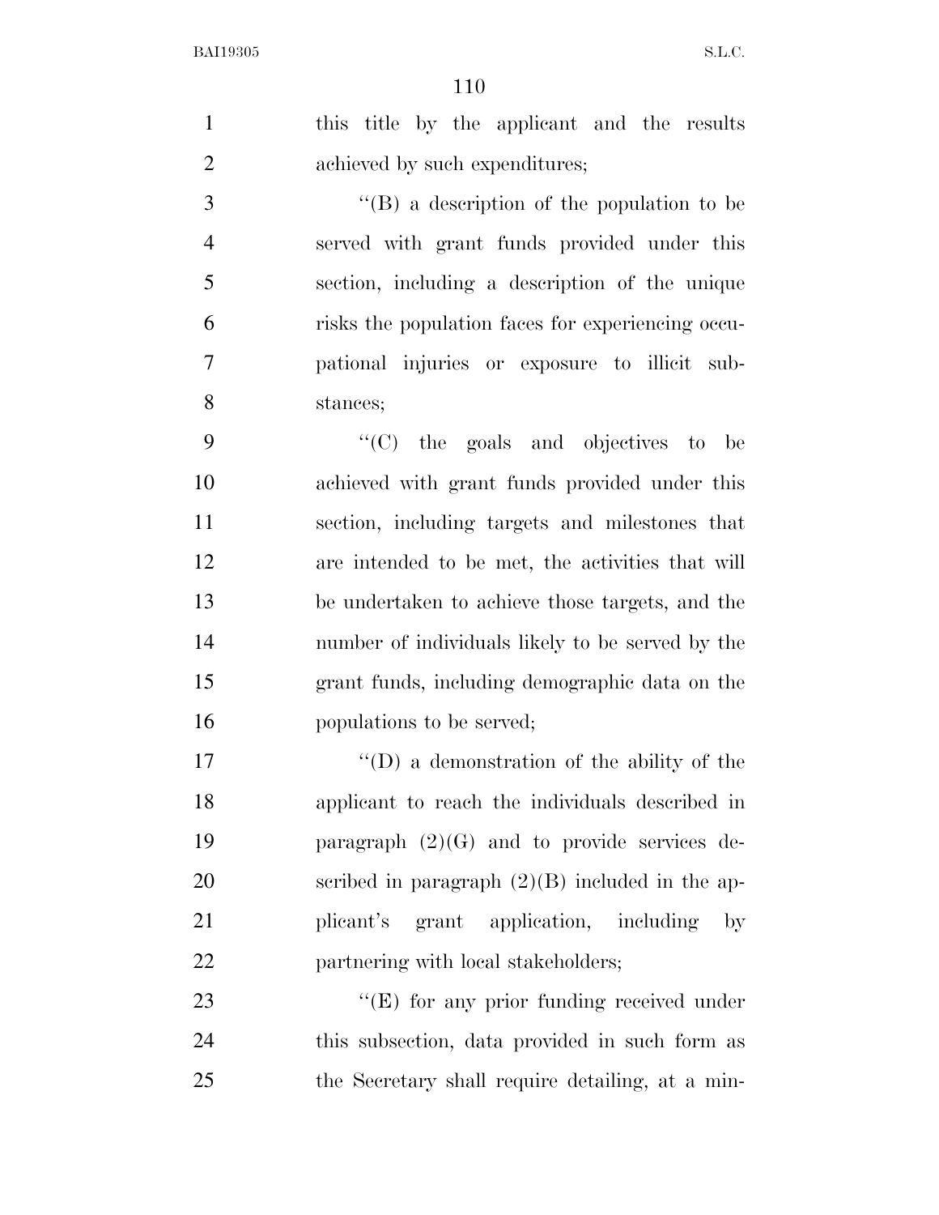this title by the applicant and the results achieved by such expenditures;

''(B) a description of the population to be served with grant funds provided under this section, including a description of the unique risks the population faces for experiencing occupational injuries or exposure to illicit substances;

''(C) the goals and objectives to be achieved with grant funds provided under this section, including targets and milestones that are intended to be met, the activities that will be undertaken to achieve those targets, and the number of individuals likely to be served by the grant funds, including demographic data on the populations to be served;

''(D) a demonstration of the ability of the applicant to reach the individuals described in paragraph (2)(G) and to provide services described in paragraph (2)(B) included in the applicant's grant application, including by partnering with local stakeholders;

''(E) for any prior funding received under this subsection, data provided in such form as the Secretary shall require detailing, at a min-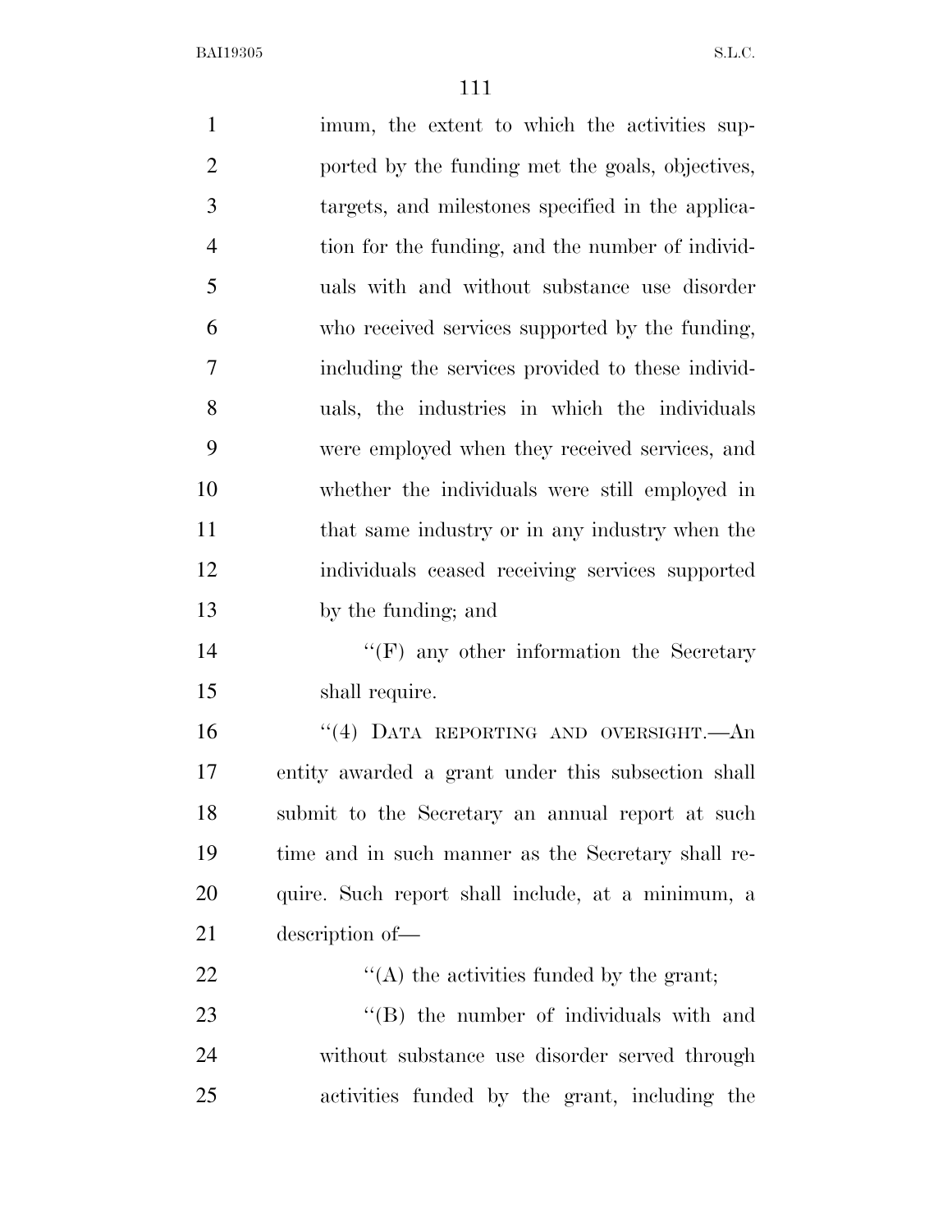imum, the extent to which the activities supported by the funding met the goals, objectives, targets, and milestones specified in the application for the funding, and the number of individuals with and without substance use disorder who received services supported by the funding, including the services provided to these individuals, the industries in which the individuals were employed when they received services, and whether the individuals were still employed in that same industry or in any industry when the individuals ceased receiving services supported by the funding; and

''(F) any other information the Secretary shall require.

''(4) DATA REPORTING AND OVERSIGHT.—An entity awarded a grant under this subsection shall submit to the Secretary an annual report at such time and in such manner as the Secretary shall require. Such report shall include, at a minimum, a description of—

''(A) the activities funded by the grant;

''(B) the number of individuals with and without substance use disorder served through activities funded by the grant, including the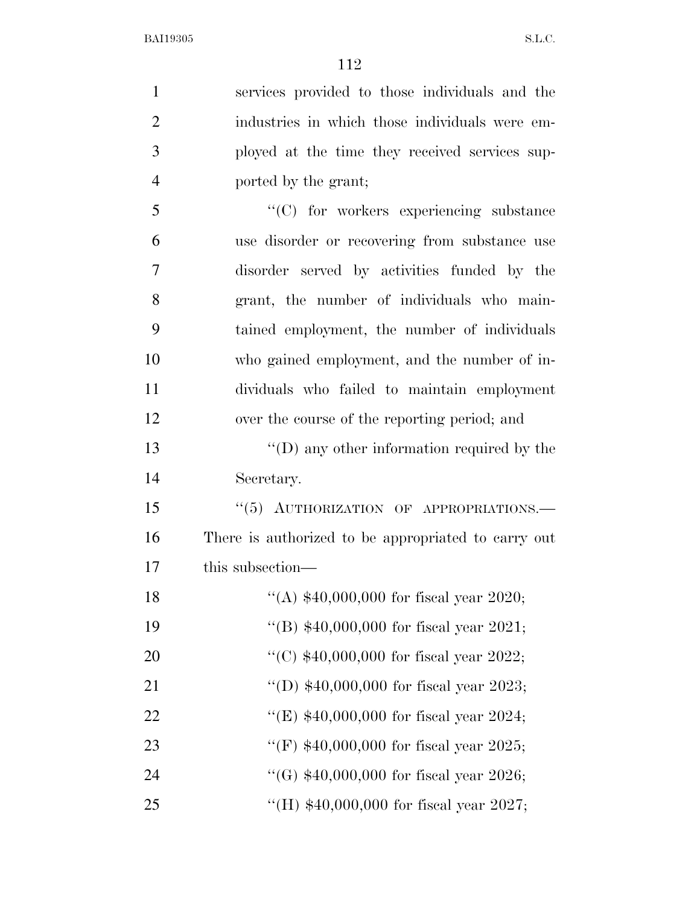services provided to those individuals and the industries in which those individuals were employed at the time they received services supported by the grant;

''(C) for workers experiencing substance use disorder or recovering from substance use disorder served by activities funded by the grant, the number of individuals who maintained employment, the number of individuals who gained employment, and the number of individuals who failed to maintain employment over the course of the reporting period; and

''(D) any other information required by the Secretary.

''(5) AUTHORIZATION OF APPROPRIATIONS.— There is authorized to be appropriated to carry out this subsection—

''(A) $40,000,000 for fiscal year 2020;

''(B) $40,000,000 for fiscal year 2021;

''(C) $40,000,000 for fiscal year 2022;

''(D) $40,000,000 for fiscal year 2023;

''(E) $40,000,000 for fiscal year 2024;

''(F) $40,000,000 for fiscal year 2025;

''(G) $40,000,000 for fiscal year 2026;

''(H) $40,000,000 for fiscal year 2027;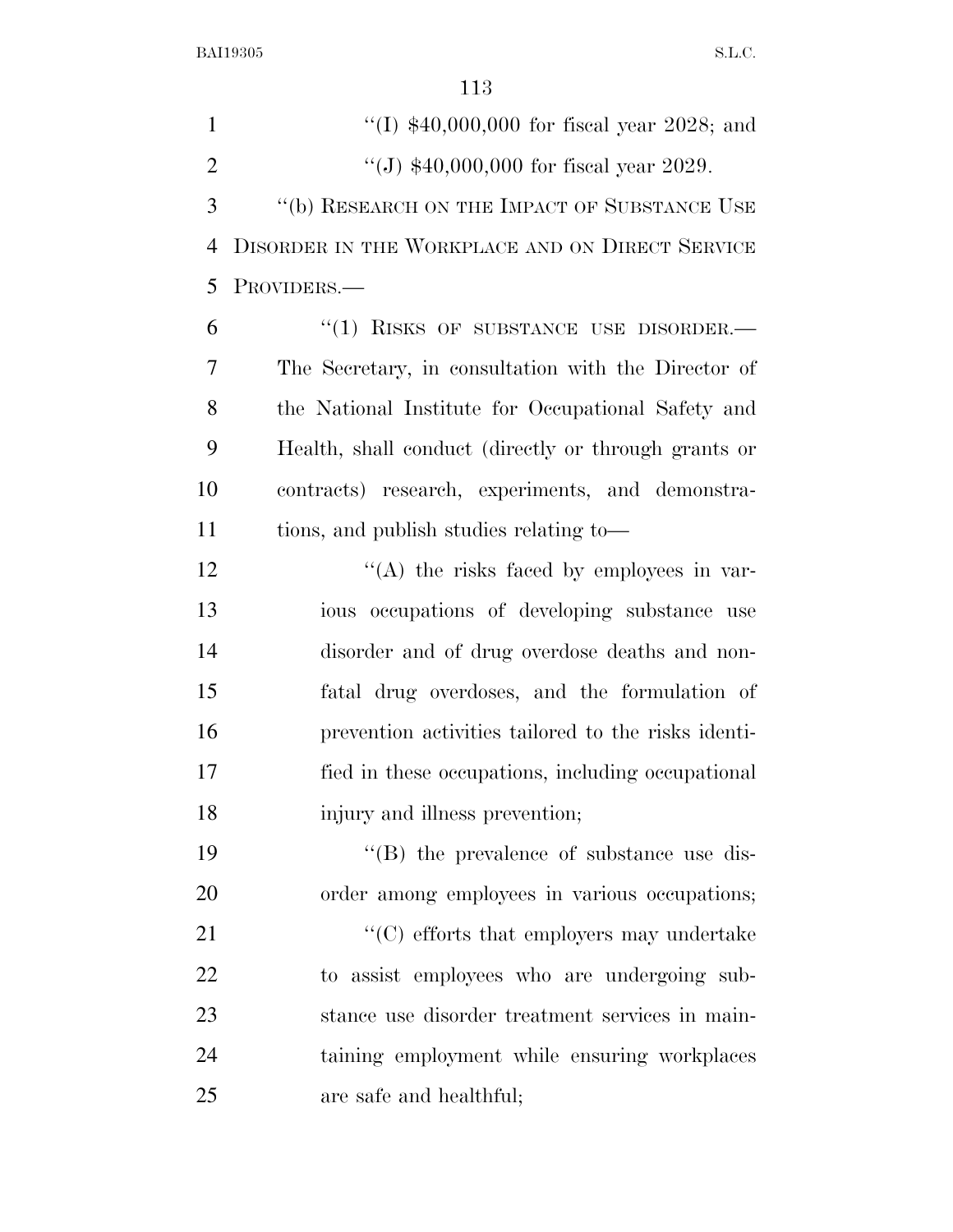"(I) $40,000,000 for fiscal year 2028; and

"(J) $40,000,000 for fiscal year 2029.

"(b) RESEARCH ON THE IMPACT OF SUBSTANCE USE DISORDER IN THE WORKPLACE AND ON DIRECT SERVICE PROVIDERS.—

"(1) RISKS OF SUBSTANCE USE DISORDER.— The Secretary, in consultation with the Director of the National Institute for Occupational Safety and Health, shall conduct (directly or through grants or contracts) research, experiments, and demonstrations, and publish studies relating to—

"(A) the risks faced by employees in various occupations of developing substance use disorder and of drug overdose deaths and nonfatal drug overdoses, and the formulation of prevention activities tailored to the risks identified in these occupations, including occupational injury and illness prevention;

"(B) the prevalence of substance use disorder among employees in various occupations;

"(C) efforts that employers may undertake to assist employees who are undergoing substance use disorder treatment services in maintaining employment while ensuring workplaces are safe and healthful;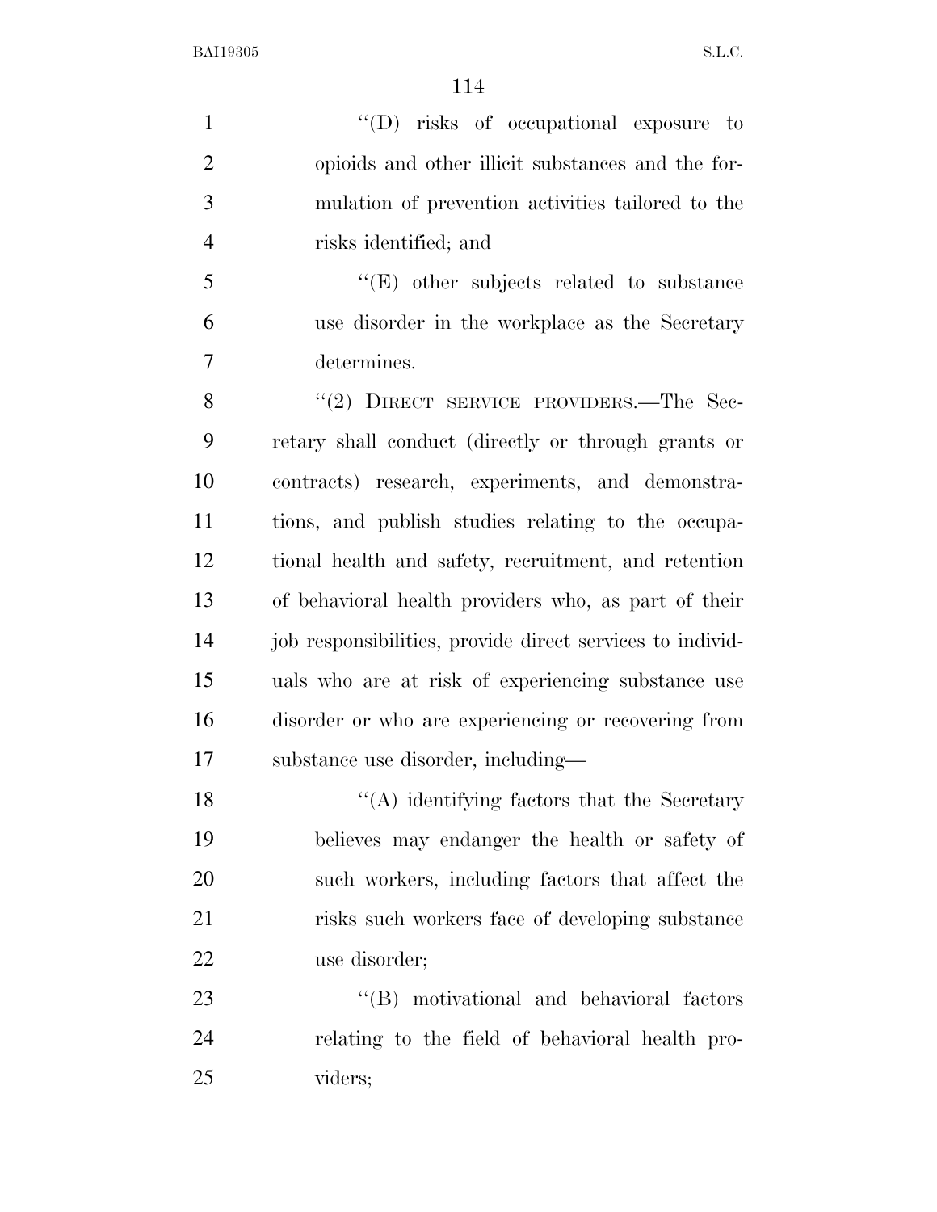''(D) risks of occupational exposure to opioids and other illicit substances and the formulation of prevention activities tailored to the risks identified; and

''(E) other subjects related to substance use disorder in the workplace as the Secretary determines.

''(2) DIRECT SERVICE PROVIDERS.—The Secretary shall conduct (directly or through grants or contracts) research, experiments, and demonstrations, and publish studies relating to the occupational health and safety, recruitment, and retention of behavioral health providers who, as part of their job responsibilities, provide direct services to individuals who are at risk of experiencing substance use disorder or who are experiencing or recovering from substance use disorder, including—

''(A) identifying factors that the Secretary believes may endanger the health or safety of such workers, including factors that affect the risks such workers face of developing substance use disorder;

''(B) motivational and behavioral factors relating to the field of behavioral health providers;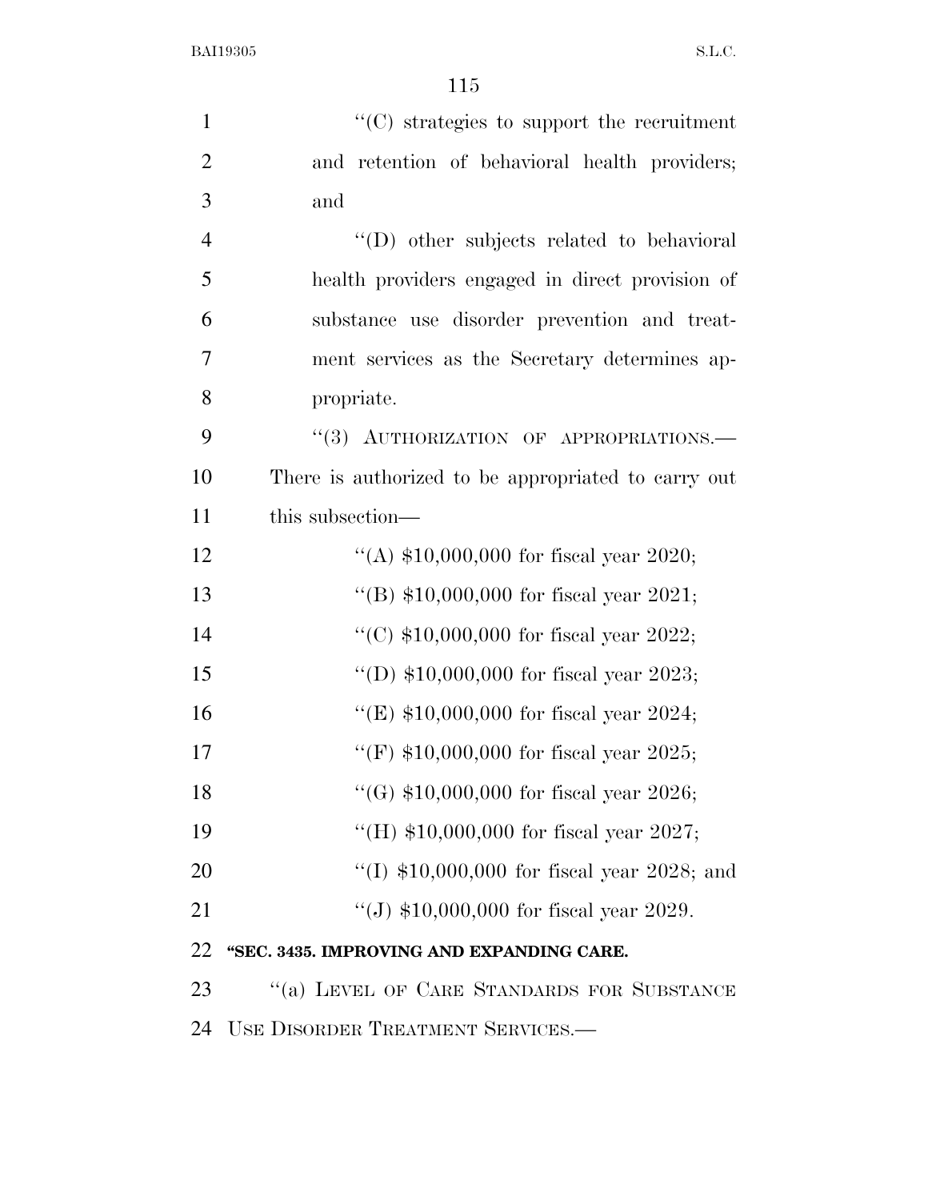''(C) strategies to support the recruitment and retention of behavioral health providers; and

''(D) other subjects related to behavioral health providers engaged in direct provision of substance use disorder prevention and treatment services as the Secretary determines appropriate.

''(3) AUTHORIZATION OF APPROPRIATIONS.—There is authorized to be appropriated to carry out this subsection—

''(A) $10,000,000 for fiscal year 2020;

''(B) $10,000,000 for fiscal year 2021;

''(C) $10,000,000 for fiscal year 2022;

''(D) $10,000,000 for fiscal year 2023;

''(E) $10,000,000 for fiscal year 2024;

''(F) $10,000,000 for fiscal year 2025;

''(G) $10,000,000 for fiscal year 2026;

''(H) $10,000,000 for fiscal year 2027;

''(I) $10,000,000 for fiscal year 2028; and

''(J) $10,000,000 for fiscal year 2029.

**"SEC. 3435. IMPROVING AND EXPANDING CARE.**

''(a) LEVEL OF CARE STANDARDS FOR SUBSTANCE USE DISORDER TREATMENT SERVICES.—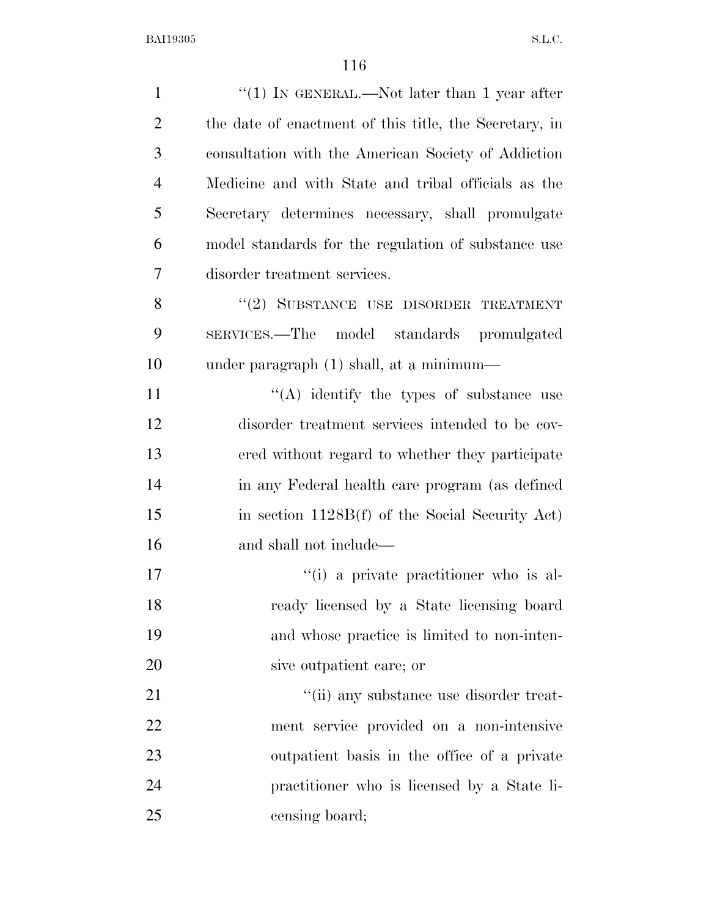"(1) IN GENERAL.—Not later than 1 year after the date of enactment of this title, the Secretary, in consultation with the American Society of Addiction Medicine and with State and tribal officials as the Secretary determines necessary, shall promulgate model standards for the regulation of substance use disorder treatment services.

"(2) SUBSTANCE USE DISORDER TREATMENT SERVICES.—The model standards promulgated under paragraph (1) shall, at a minimum—

"(A) identify the types of substance use disorder treatment services intended to be covered without regard to whether they participate in any Federal health care program (as defined in section 1128B(f) of the Social Security Act) and shall not include—

"(i) a private practitioner who is already licensed by a State licensing board and whose practice is limited to non-intensive outpatient care; or

"(ii) any substance use disorder treatment service provided on a non-intensive outpatient basis in the office of a private practitioner who is licensed by a State licensing board;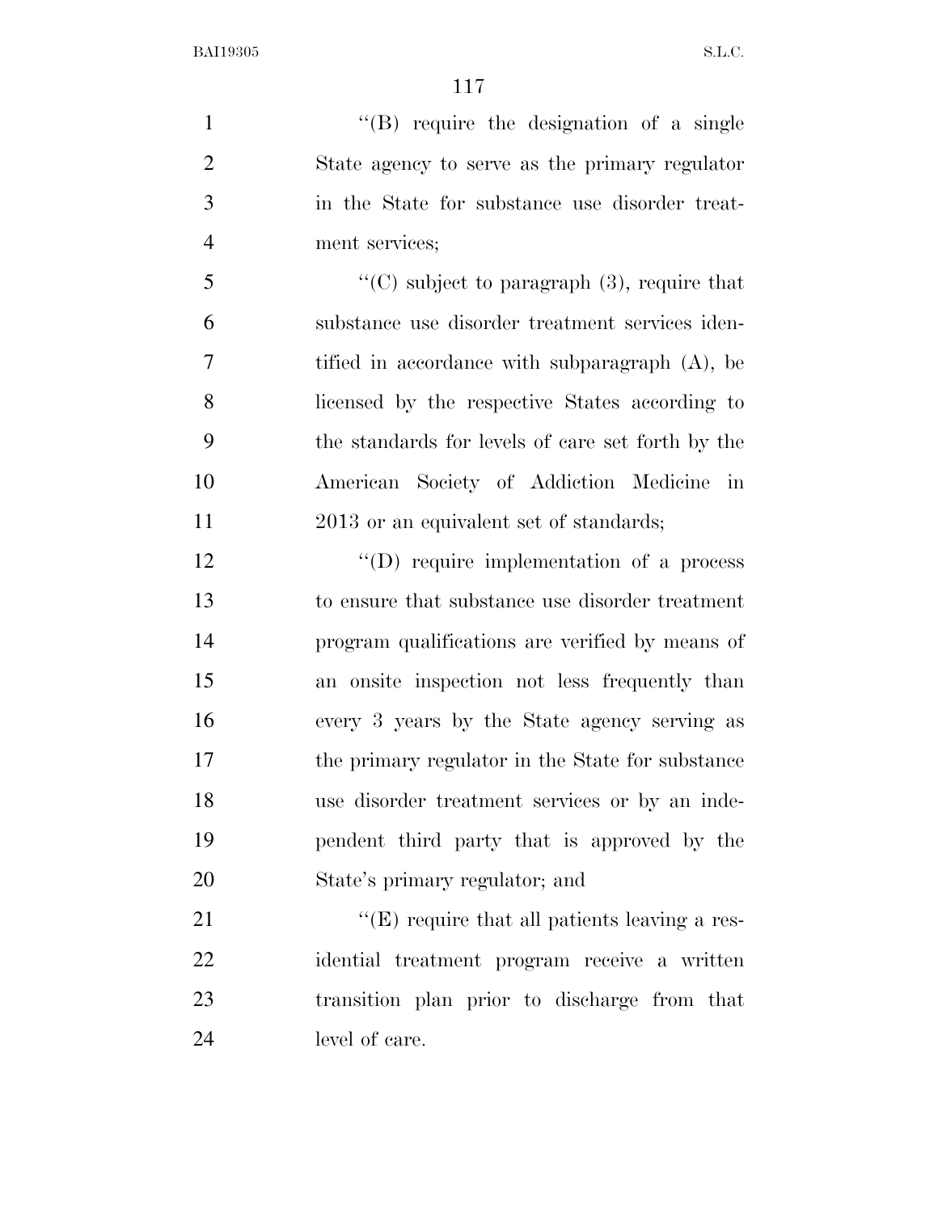''(B) require the designation of a single State agency to serve as the primary regulator in the State for substance use disorder treatment services;

''(C) subject to paragraph (3), require that substance use disorder treatment services identified in accordance with subparagraph (A), be licensed by the respective States according to the standards for levels of care set forth by the American Society of Addiction Medicine in 2013 or an equivalent set of standards;

''(D) require implementation of a process to ensure that substance use disorder treatment program qualifications are verified by means of an onsite inspection not less frequently than every 3 years by the State agency serving as the primary regulator in the State for substance use disorder treatment services or by an independent third party that is approved by the State's primary regulator; and

''(E) require that all patients leaving a residential treatment program receive a written transition plan prior to discharge from that level of care.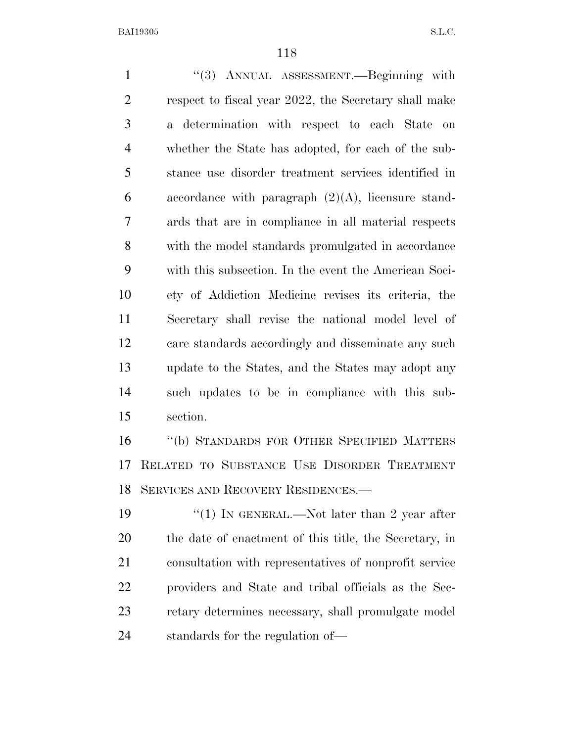"(3) ANNUAL ASSESSMENT.—Beginning with respect to fiscal year 2022, the Secretary shall make a determination with respect to each State on whether the State has adopted, for each of the substance use disorder treatment services identified in accordance with paragraph (2)(A), licensure standards that are in compliance in all material respects with the model standards promulgated in accordance with this subsection. In the event the American Society of Addiction Medicine revises its criteria, the Secretary shall revise the national model level of care standards accordingly and disseminate any such update to the States, and the States may adopt any such updates to be in compliance with this subsection.

"(b) STANDARDS FOR OTHER SPECIFIED MATTERS RELATED TO SUBSTANCE USE DISORDER TREATMENT SERVICES AND RECOVERY RESIDENCES.—

"(1) IN GENERAL.—Not later than 2 year after the date of enactment of this title, the Secretary, in consultation with representatives of nonprofit service providers and State and tribal officials as the Secretary determines necessary, shall promulgate model standards for the regulation of—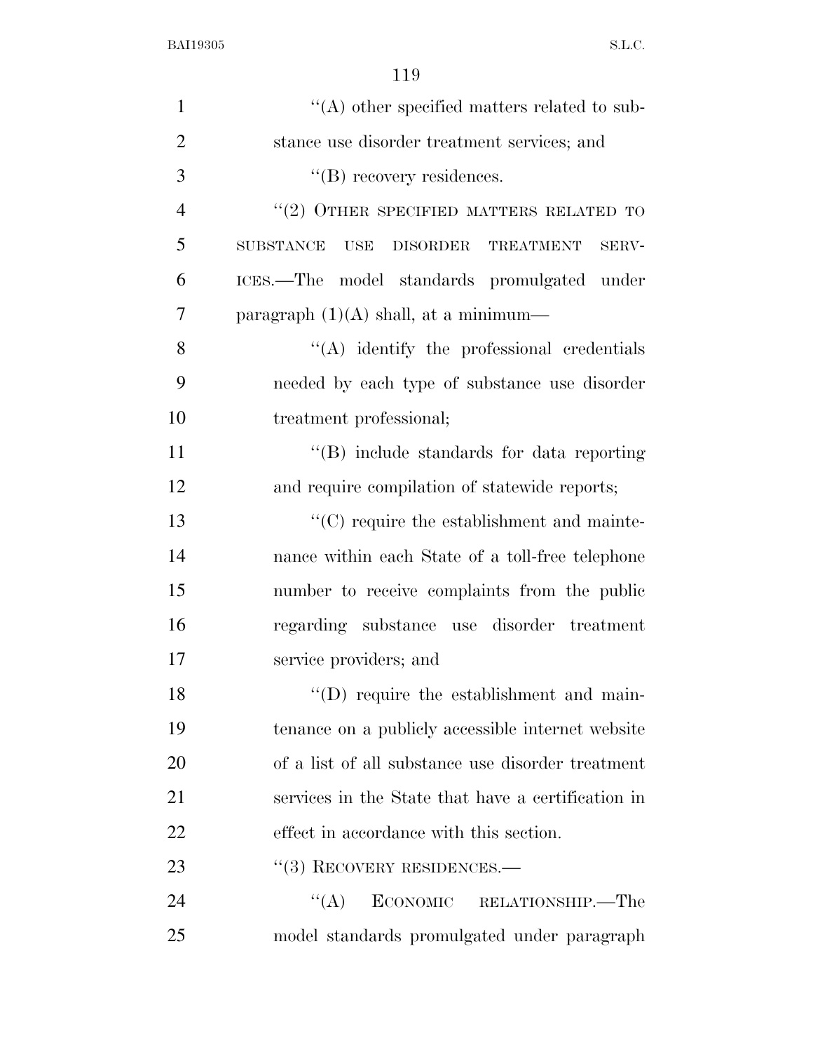''(A) other specified matters related to substance use disorder treatment services; and

''(B) recovery residences.

''(2) OTHER SPECIFIED MATTERS RELATED TO SUBSTANCE USE DISORDER TREATMENT SERVICES.—The model standards promulgated under paragraph (1)(A) shall, at a minimum—

''(A) identify the professional credentials needed by each type of substance use disorder treatment professional;

''(B) include standards for data reporting and require compilation of statewide reports;

''(C) require the establishment and maintenance within each State of a toll-free telephone number to receive complaints from the public regarding substance use disorder treatment service providers; and

''(D) require the establishment and maintenance on a publicly accessible internet website of a list of all substance use disorder treatment services in the State that have a certification in effect in accordance with this section.

''(3) RECOVERY RESIDENCES.—

''(A) ECONOMIC RELATIONSHIP.—The model standards promulgated under paragraph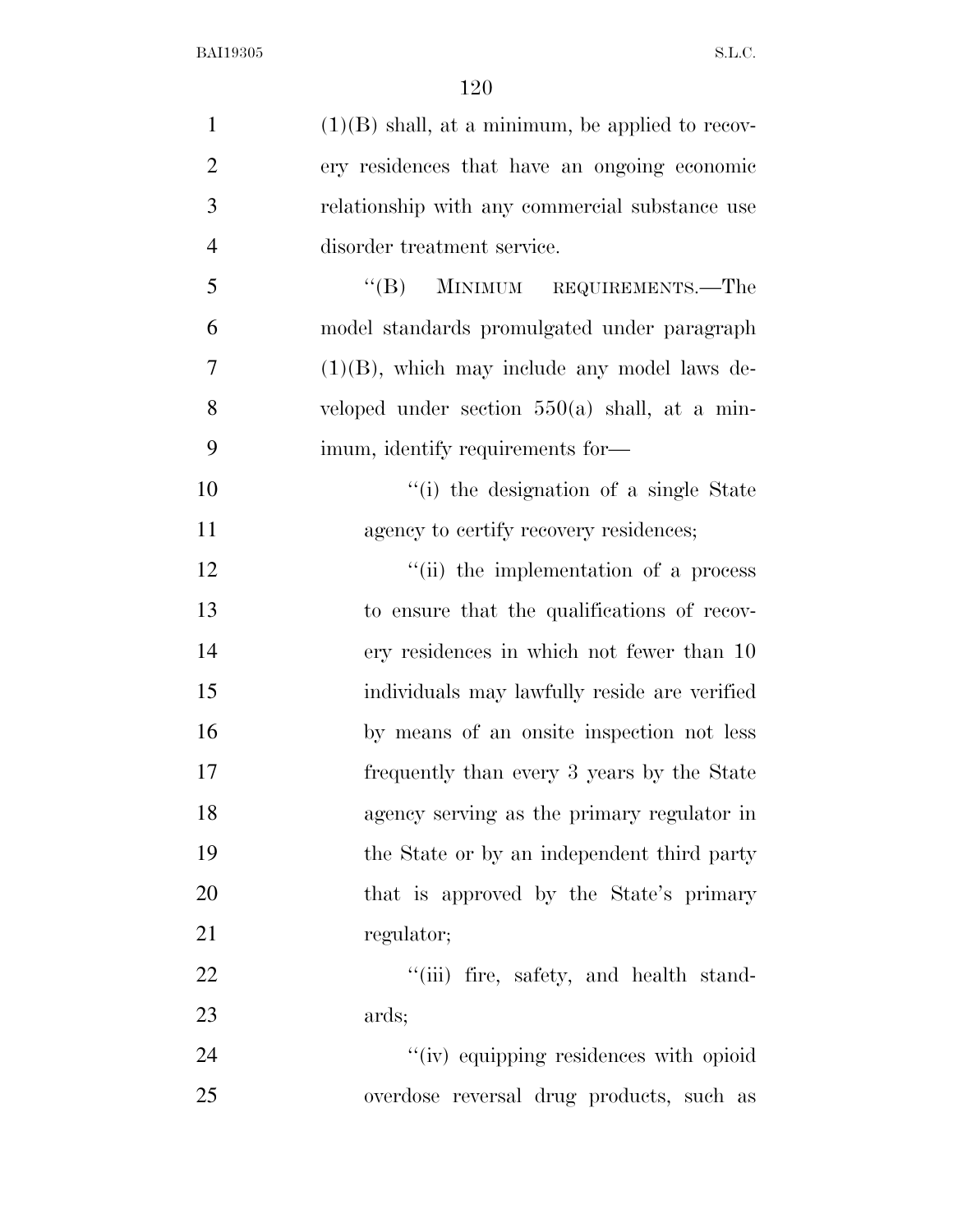(1)(B) shall, at a minimum, be applied to recovery residences that have an ongoing economic relationship with any commercial substance use disorder treatment service.

''(B) MINIMUM REQUIREMENTS.—The model standards promulgated under paragraph (1)(B), which may include any model laws developed under section 550(a) shall, at a minimum, identify requirements for—

''(i) the designation of a single State agency to certify recovery residences;

''(ii) the implementation of a process to ensure that the qualifications of recovery residences in which not fewer than 10 individuals may lawfully reside are verified by means of an onsite inspection not less frequently than every 3 years by the State agency serving as the primary regulator in the State or by an independent third party that is approved by the State's primary regulator;

''(iii) fire, safety, and health standards;

''(iv) equipping residences with opioid overdose reversal drug products, such as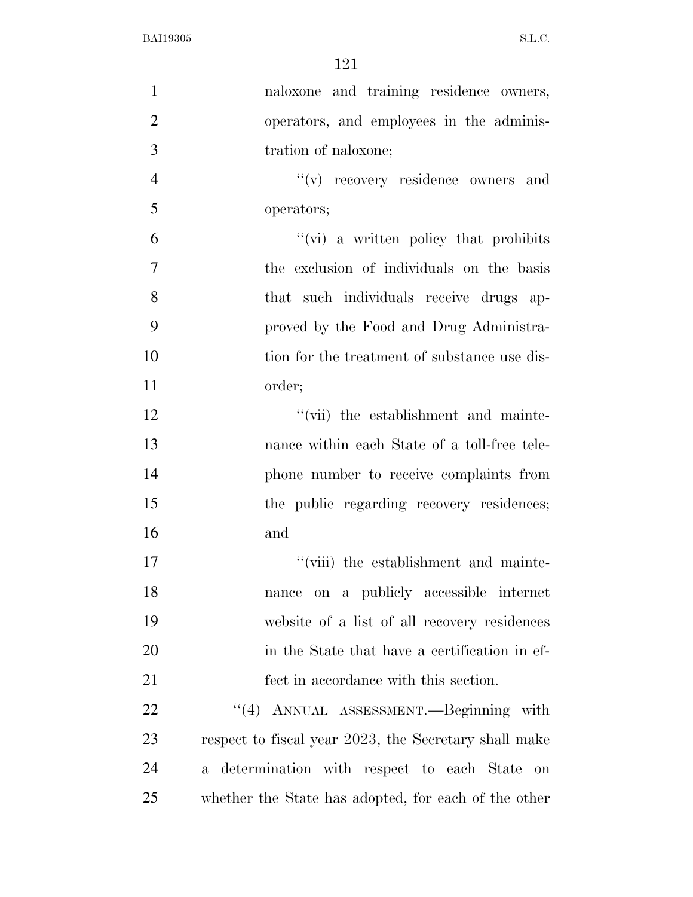naloxone and training residence owners, operators, and employees in the administration of naloxone;

"(v) recovery residence owners and operators;

"(vi) a written policy that prohibits the exclusion of individuals on the basis that such individuals receive drugs approved by the Food and Drug Administration for the treatment of substance use disorder;

"(vii) the establishment and maintenance within each State of a toll-free telephone number to receive complaints from the public regarding recovery residences; and

"(viii) the establishment and maintenance on a publicly accessible internet website of a list of all recovery residences in the State that have a certification in effect in accordance with this section.

"(4) ANNUAL ASSESSMENT.—Beginning with respect to fiscal year 2023, the Secretary shall make a determination with respect to each State on whether the State has adopted, for each of the other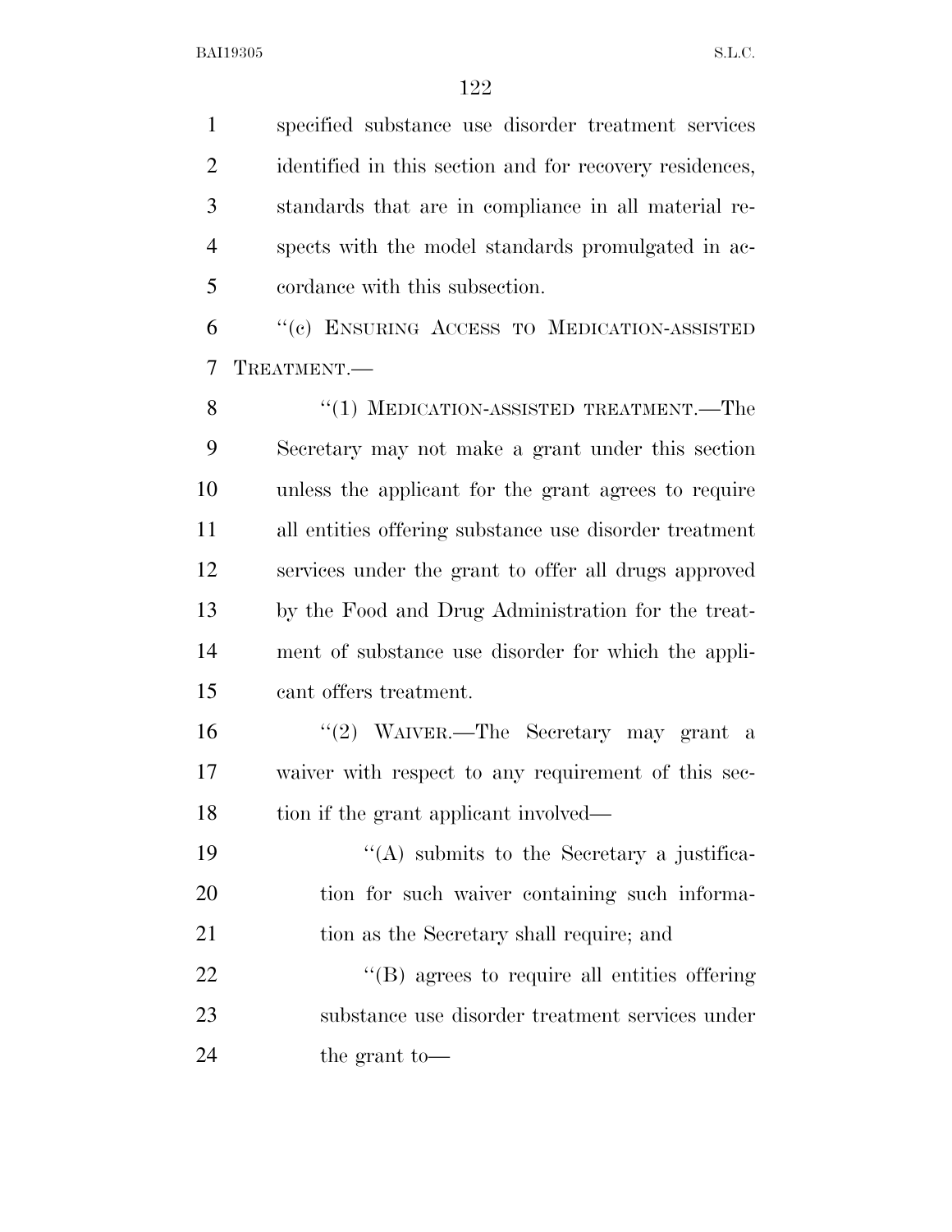specified substance use disorder treatment services identified in this section and for recovery residences, standards that are in compliance in all material respects with the model standards promulgated in accordance with this subsection.

"(c) ENSURING ACCESS TO MEDICATION-ASSISTED TREATMENT.—

"(1) MEDICATION-ASSISTED TREATMENT.—The Secretary may not make a grant under this section unless the applicant for the grant agrees to require all entities offering substance use disorder treatment services under the grant to offer all drugs approved by the Food and Drug Administration for the treatment of substance use disorder for which the applicant offers treatment.

"(2) WAIVER.—The Secretary may grant a waiver with respect to any requirement of this section if the grant applicant involved—

"(A) submits to the Secretary a justification for such waiver containing such information as the Secretary shall require; and

"(B) agrees to require all entities offering substance use disorder treatment services under the grant to—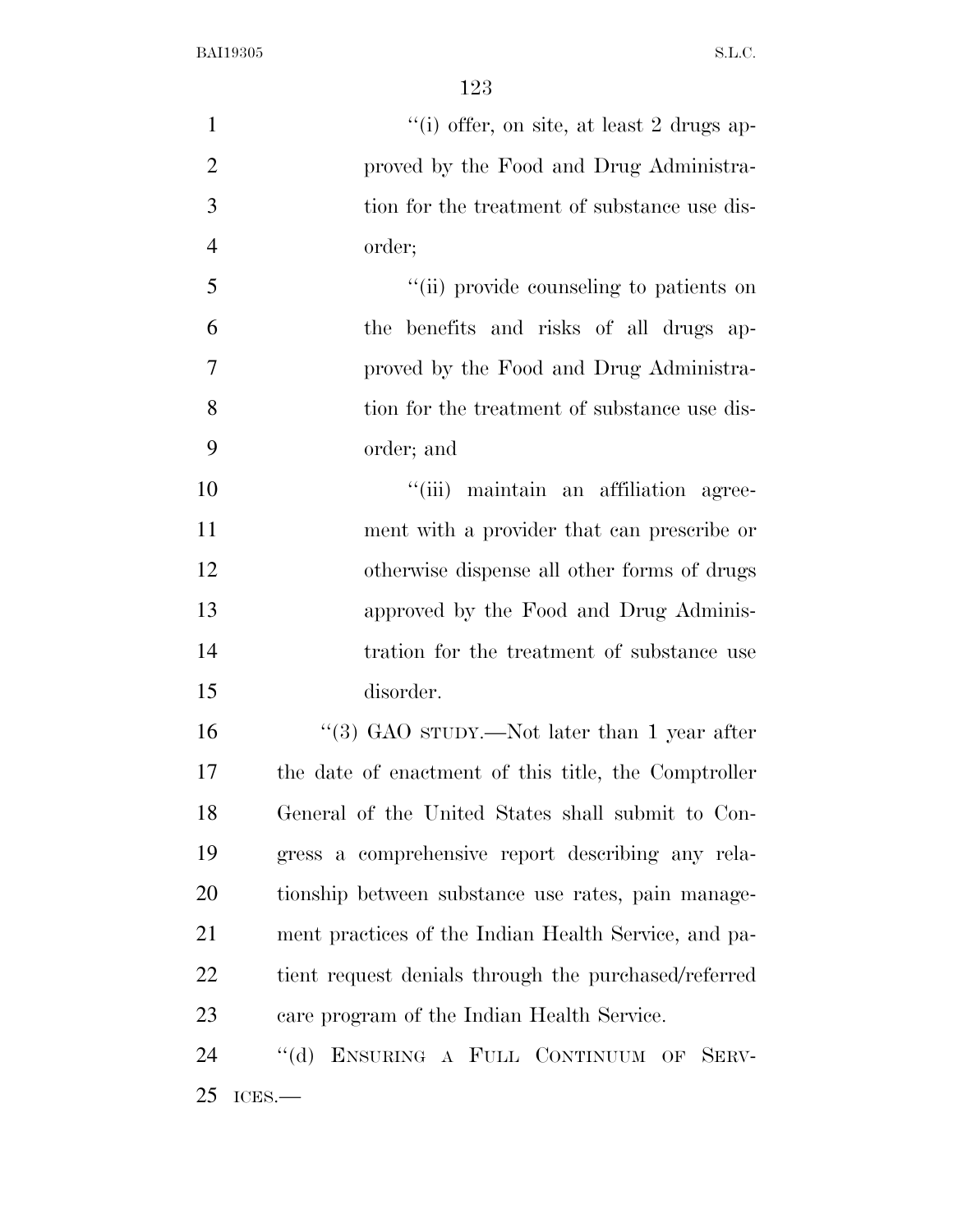"(i) offer, on site, at least 2 drugs approved by the Food and Drug Administration for the treatment of substance use disorder;

"(ii) provide counseling to patients on the benefits and risks of all drugs approved by the Food and Drug Administration for the treatment of substance use disorder; and

"(iii) maintain an affiliation agreement with a provider that can prescribe or otherwise dispense all other forms of drugs approved by the Food and Drug Administration for the treatment of substance use disorder.

"(3) GAO STUDY.—Not later than 1 year after the date of enactment of this title, the Comptroller General of the United States shall submit to Congress a comprehensive report describing any relationship between substance use rates, pain management practices of the Indian Health Service, and patient request denials through the purchased/referred care program of the Indian Health Service.

"(d) ENSURING A FULL CONTINUUM OF SERVICES.—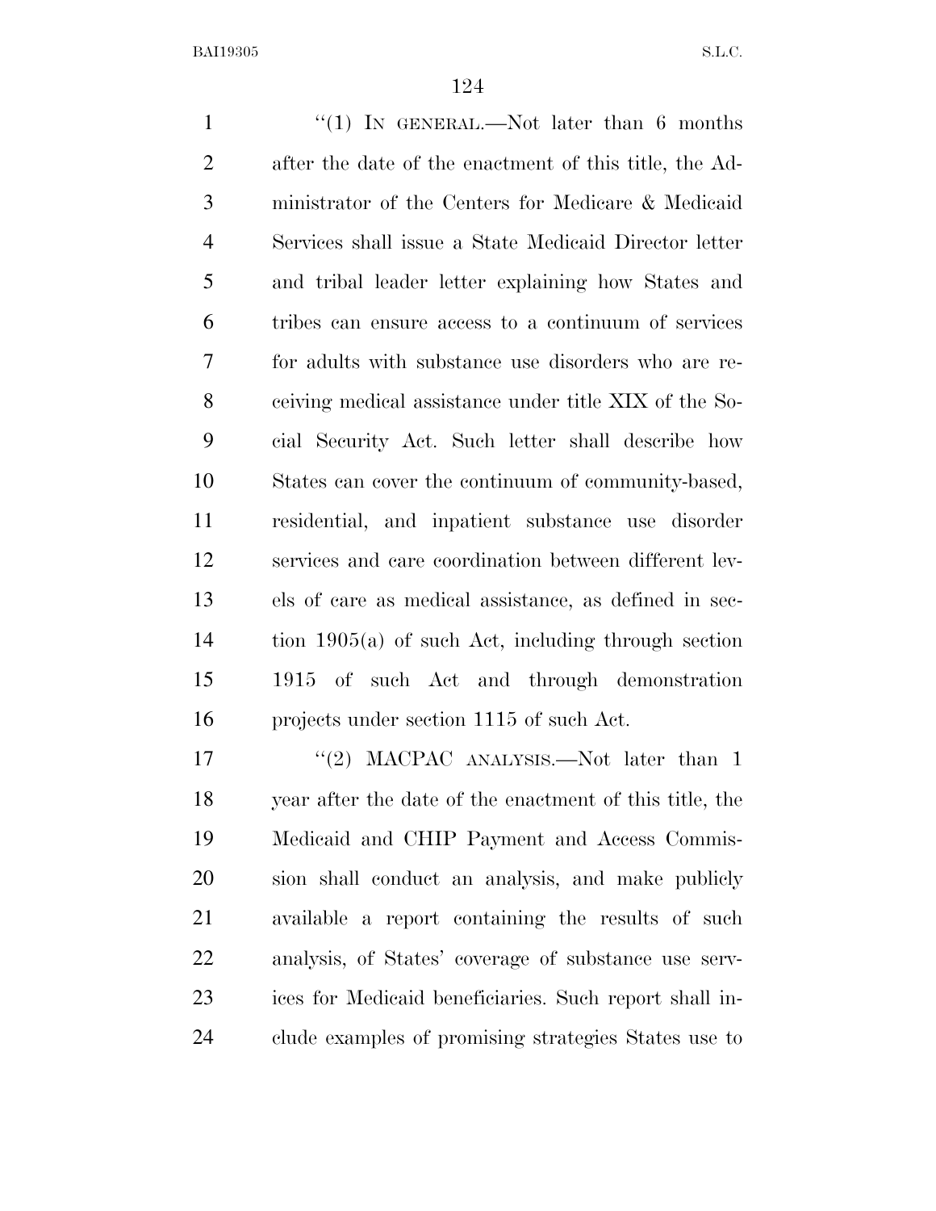"(1) IN GENERAL.—Not later than 6 months after the date of the enactment of this title, the Administrator of the Centers for Medicare & Medicaid Services shall issue a State Medicaid Director letter and tribal leader letter explaining how States and tribes can ensure access to a continuum of services for adults with substance use disorders who are receiving medical assistance under title XIX of the Social Security Act. Such letter shall describe how States can cover the continuum of community-based, residential, and inpatient substance use disorder services and care coordination between different levels of care as medical assistance, as defined in section 1905(a) of such Act, including through section 1915 of such Act and through demonstration projects under section 1115 of such Act.

"(2) MACPAC ANALYSIS.—Not later than 1 year after the date of the enactment of this title, the Medicaid and CHIP Payment and Access Commission shall conduct an analysis, and make publicly available a report containing the results of such analysis, of States' coverage of substance use services for Medicaid beneficiaries. Such report shall include examples of promising strategies States use to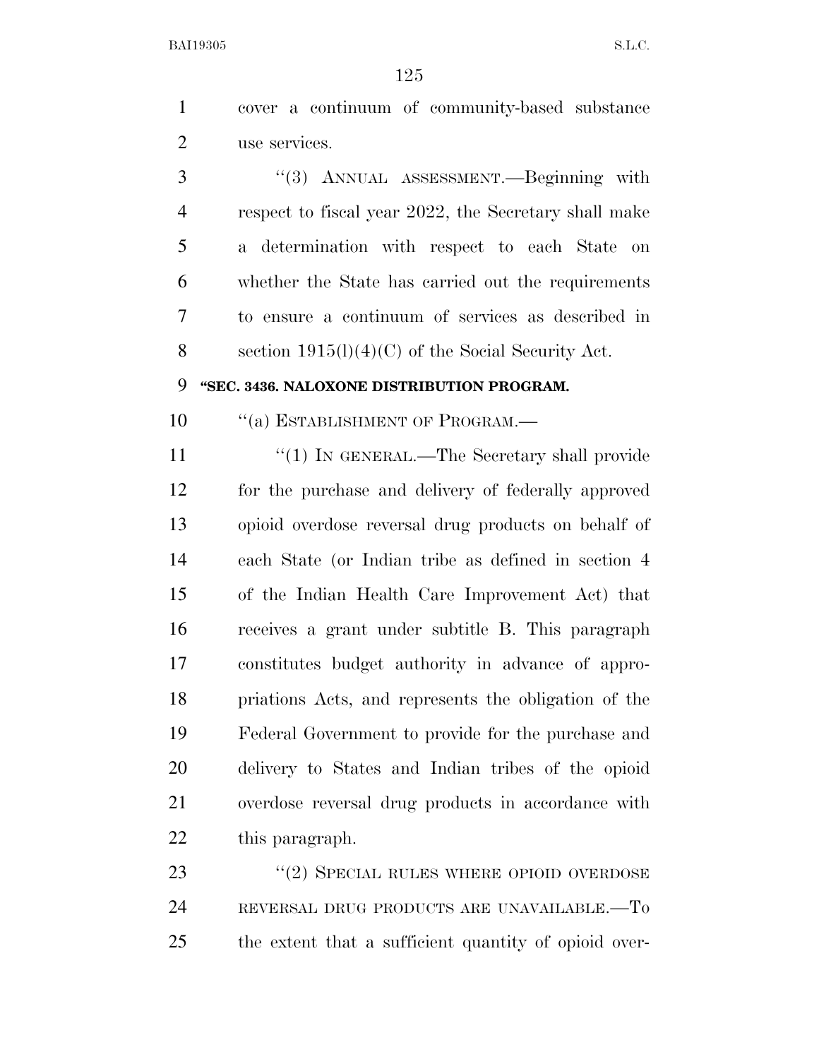cover a continuum of community-based substance use services.

"(3) ANNUAL ASSESSMENT.—Beginning with respect to fiscal year 2022, the Secretary shall make a determination with respect to each State on whether the State has carried out the requirements to ensure a continuum of services as described in section 1915(l)(4)(C) of the Social Security Act.

**"SEC. 3436. NALOXONE DISTRIBUTION PROGRAM.**

"(a) ESTABLISHMENT OF PROGRAM.—

"(1) IN GENERAL.—The Secretary shall provide for the purchase and delivery of federally approved opioid overdose reversal drug products on behalf of each State (or Indian tribe as defined in section 4 of the Indian Health Care Improvement Act) that receives a grant under subtitle B. This paragraph constitutes budget authority in advance of appropriations Acts, and represents the obligation of the Federal Government to provide for the purchase and delivery to States and Indian tribes of the opioid overdose reversal drug products in accordance with this paragraph.

"(2) SPECIAL RULES WHERE OPIOID OVERDOSE REVERSAL DRUG PRODUCTS ARE UNAVAILABLE.—To the extent that a sufficient quantity of opioid over-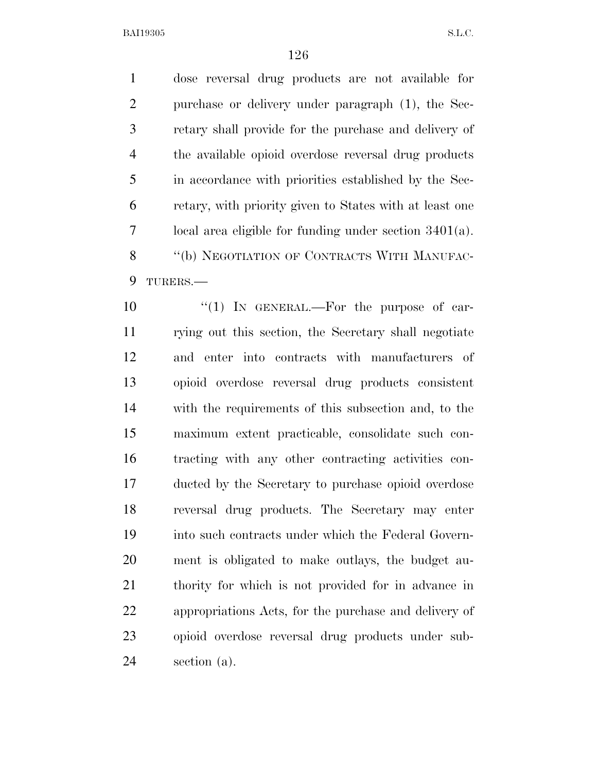dose reversal drug products are not available for purchase or delivery under paragraph (1), the Secretary shall provide for the purchase and delivery of the available opioid overdose reversal drug products in accordance with priorities established by the Secretary, with priority given to States with at least one local area eligible for funding under section 3401(a).

"(b) NEGOTIATION OF CONTRACTS WITH MANUFACTURERS.—

"(1) IN GENERAL.—For the purpose of carrying out this section, the Secretary shall negotiate and enter into contracts with manufacturers of opioid overdose reversal drug products consistent with the requirements of this subsection and, to the maximum extent practicable, consolidate such contracting with any other contracting activities conducted by the Secretary to purchase opioid overdose reversal drug products. The Secretary may enter into such contracts under which the Federal Government is obligated to make outlays, the budget authority for which is not provided for in advance in appropriations Acts, for the purchase and delivery of opioid overdose reversal drug products under subsection (a).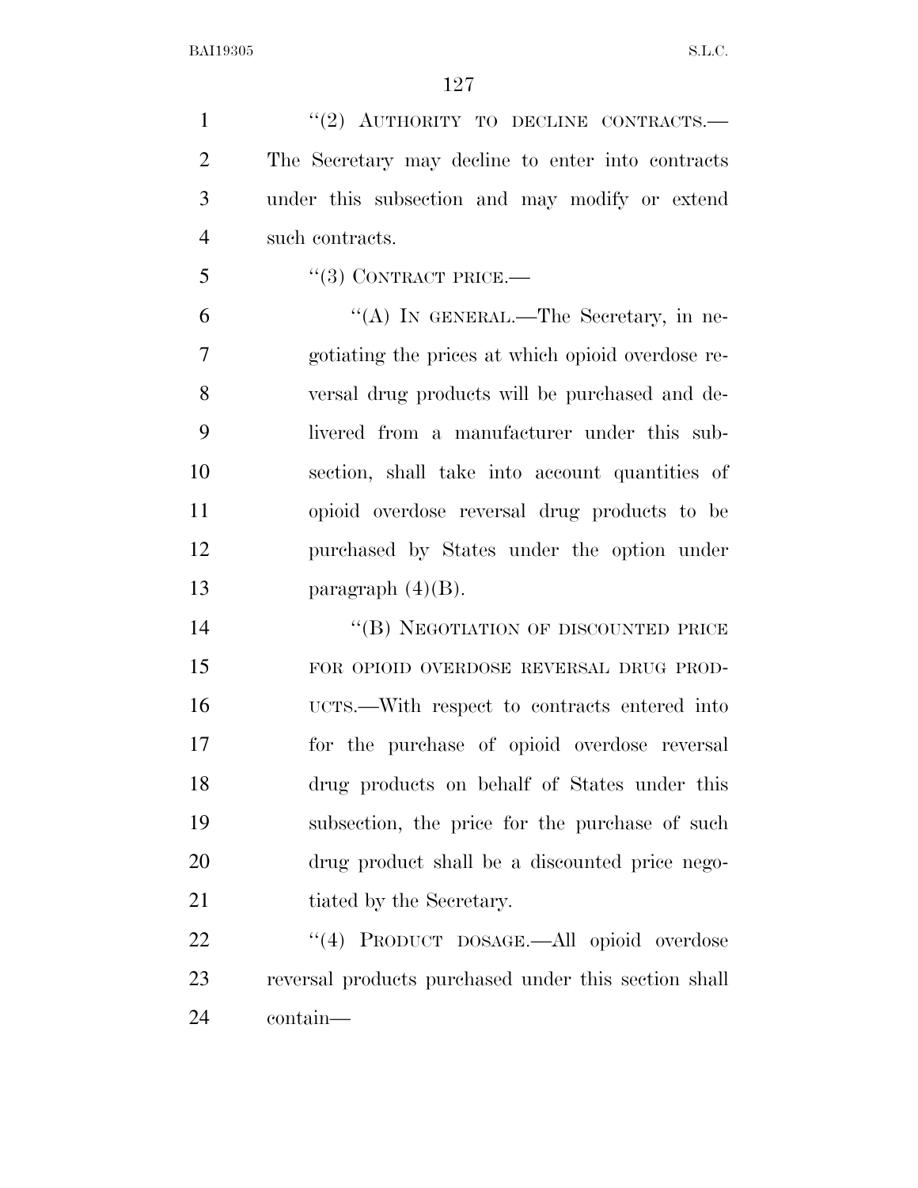"(2) AUTHORITY TO DECLINE CONTRACTS.—The Secretary may decline to enter into contracts under this subsection and may modify or extend such contracts.

"(3) CONTRACT PRICE.—

"(A) IN GENERAL.—The Secretary, in negotiating the prices at which opioid overdose reversal drug products will be purchased and delivered from a manufacturer under this subsection, shall take into account quantities of opioid overdose reversal drug products to be purchased by States under the option under paragraph (4)(B).

"(B) NEGOTIATION OF DISCOUNTED PRICE FOR OPIOID OVERDOSE REVERSAL DRUG PRODUCTS.—With respect to contracts entered into for the purchase of opioid overdose reversal drug products on behalf of States under this subsection, the price for the purchase of such drug product shall be a discounted price negotiated by the Secretary.

"(4) PRODUCT DOSAGE.—All opioid overdose reversal products purchased under this section shall contain—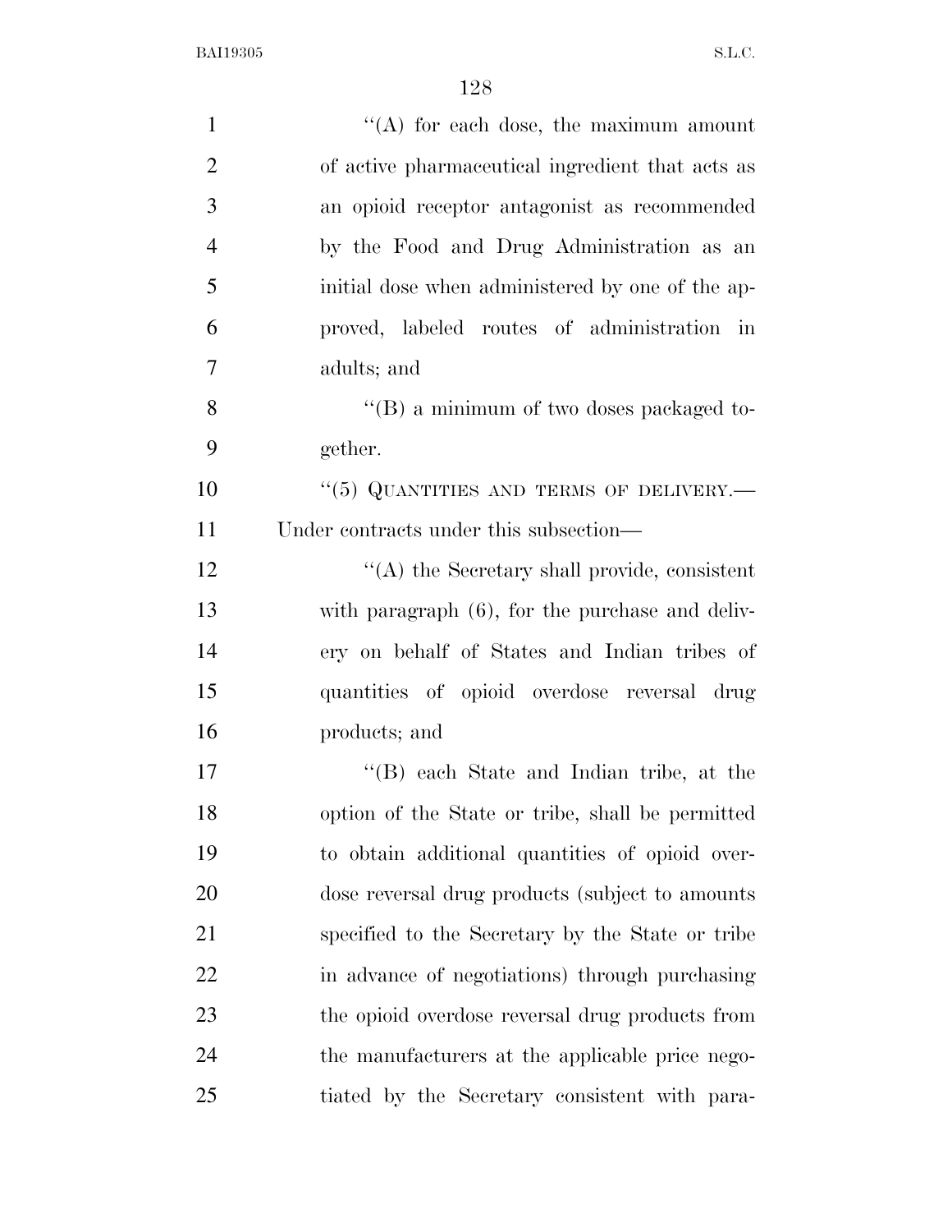''(A) for each dose, the maximum amount of active pharmaceutical ingredient that acts as an opioid receptor antagonist as recommended by the Food and Drug Administration as an initial dose when administered by one of the approved, labeled routes of administration in adults; and

''(B) a minimum of two doses packaged together.

''(5) QUANTITIES AND TERMS OF DELIVERY.—Under contracts under this subsection—

''(A) the Secretary shall provide, consistent with paragraph (6), for the purchase and delivery on behalf of States and Indian tribes of quantities of opioid overdose reversal drug products; and

''(B) each State and Indian tribe, at the option of the State or tribe, shall be permitted to obtain additional quantities of opioid overdose reversal drug products (subject to amounts specified to the Secretary by the State or tribe in advance of negotiations) through purchasing the opioid overdose reversal drug products from the manufacturers at the applicable price negotiated by the Secretary consistent with para-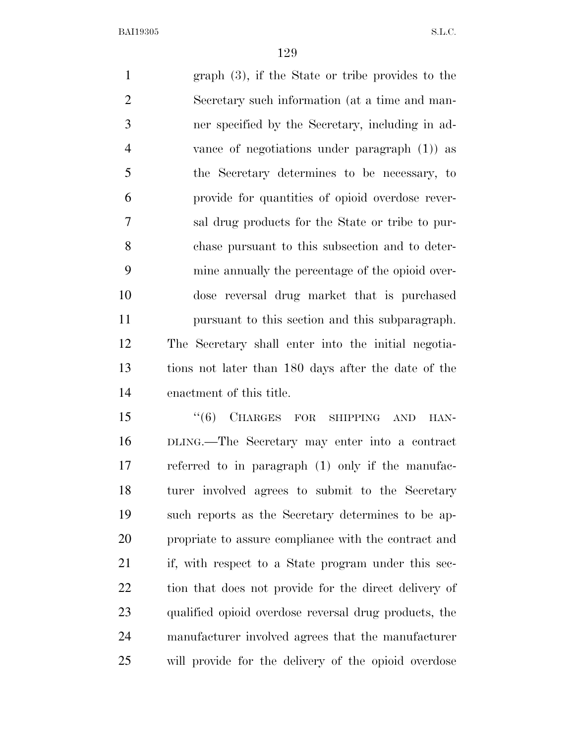graph (3), if the State or tribe provides to the Secretary such information (at a time and manner specified by the Secretary, including in advance of negotiations under paragraph (1)) as the Secretary determines to be necessary, to provide for quantities of opioid overdose reversal drug products for the State or tribe to purchase pursuant to this subsection and to determine annually the percentage of the opioid overdose reversal drug market that is purchased pursuant to this section and this subparagraph.

The Secretary shall enter into the initial negotiations not later than 180 days after the date of the enactment of this title.

"(6) CHARGES FOR SHIPPING AND HANDLING.—The Secretary may enter into a contract referred to in paragraph (1) only if the manufacturer involved agrees to submit to the Secretary such reports as the Secretary determines to be appropriate to assure compliance with the contract and if, with respect to a State program under this section that does not provide for the direct delivery of qualified opioid overdose reversal drug products, the manufacturer involved agrees that the manufacturer will provide for the delivery of the opioid overdose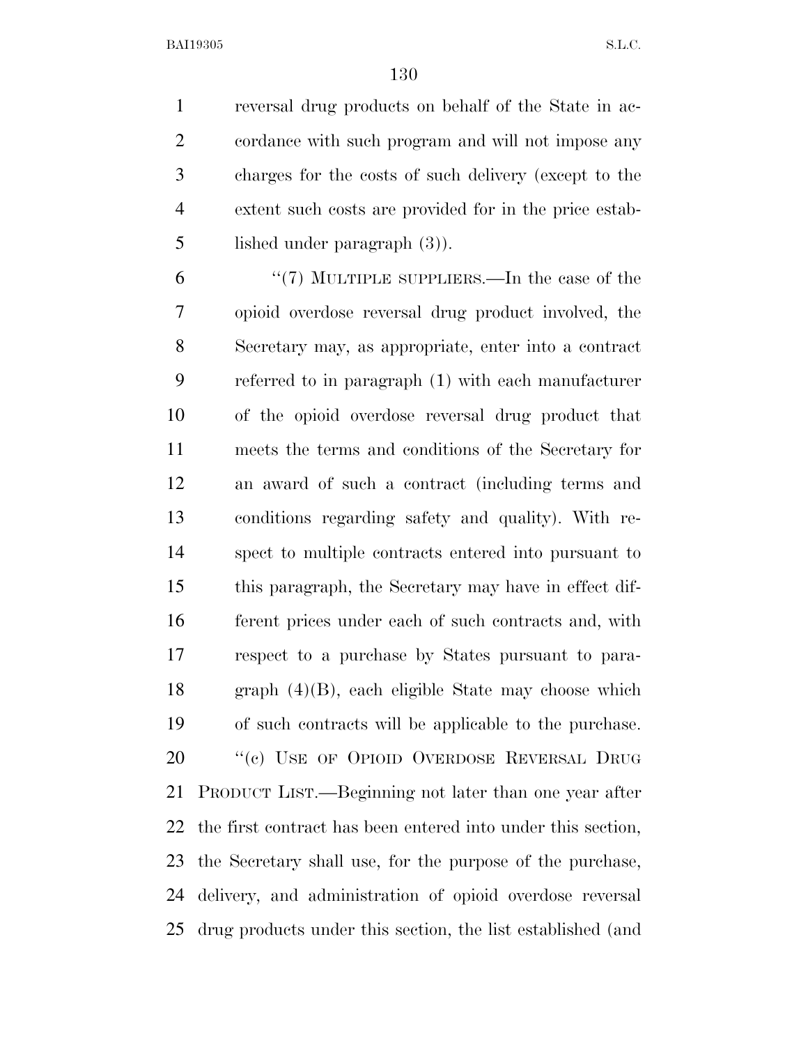reversal drug products on behalf of the State in accordance with such program and will not impose any charges for the costs of such delivery (except to the extent such costs are provided for in the price established under paragraph (3)).

"(7) MULTIPLE SUPPLIERS.—In the case of the opioid overdose reversal drug product involved, the Secretary may, as appropriate, enter into a contract referred to in paragraph (1) with each manufacturer of the opioid overdose reversal drug product that meets the terms and conditions of the Secretary for an award of such a contract (including terms and conditions regarding safety and quality). With respect to multiple contracts entered into pursuant to this paragraph, the Secretary may have in effect different prices under each of such contracts and, with respect to a purchase by States pursuant to paragraph (4)(B), each eligible State may choose which of such contracts will be applicable to the purchase.

"(c) USE OF OPIOID OVERDOSE REVERSAL DRUG PRODUCT LIST.—Beginning not later than one year after the first contract has been entered into under this section, the Secretary shall use, for the purpose of the purchase, delivery, and administration of opioid overdose reversal drug products under this section, the list established (and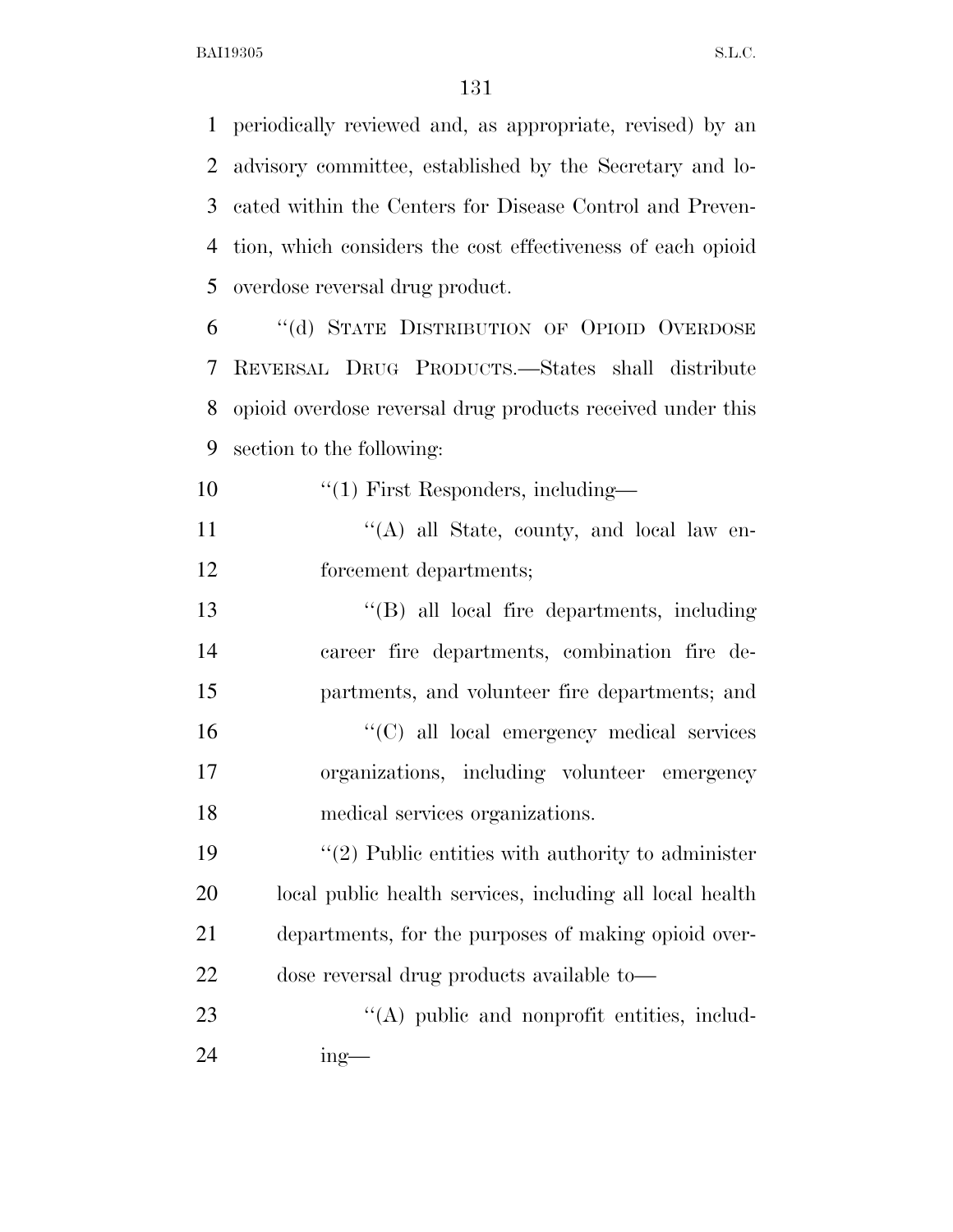periodically reviewed and, as appropriate, revised) by an advisory committee, established by the Secretary and located within the Centers for Disease Control and Prevention, which considers the cost effectiveness of each opioid overdose reversal drug product.

"(d) STATE DISTRIBUTION OF OPIOID OVERDOSE REVERSAL DRUG PRODUCTS.—States shall distribute opioid overdose reversal drug products received under this section to the following:

"(1) First Responders, including—

"(A) all State, county, and local law enforcement departments;

"(B) all local fire departments, including career fire departments, combination fire departments, and volunteer fire departments; and

"(C) all local emergency medical services organizations, including volunteer emergency medical services organizations.

"(2) Public entities with authority to administer local public health services, including all local health departments, for the purposes of making opioid overdose reversal drug products available to—

"(A) public and nonprofit entities, including—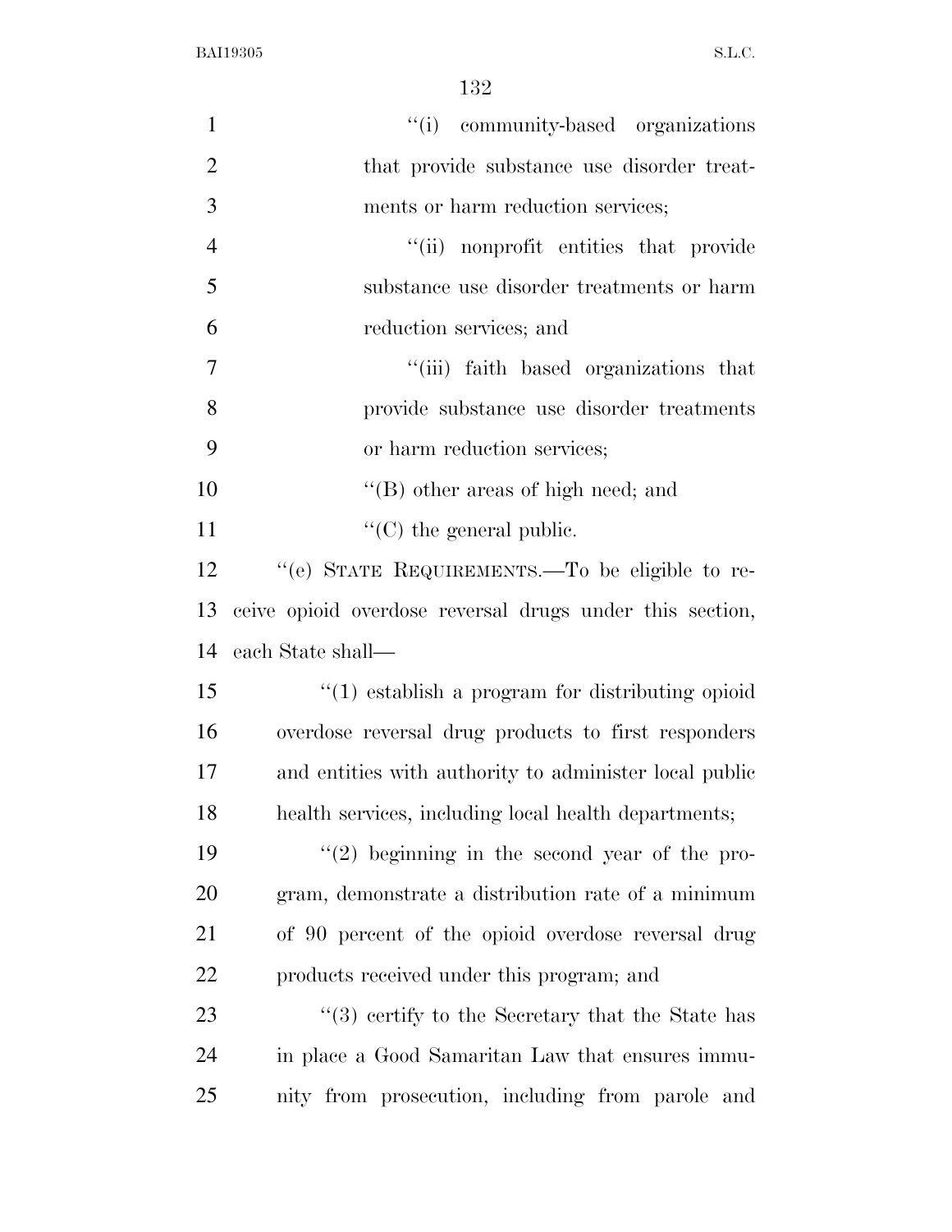"(i) community-based organizations that provide substance use disorder treatments or harm reduction services;

"(ii) nonprofit entities that provide substance use disorder treatments or harm reduction services; and

"(iii) faith based organizations that provide substance use disorder treatments or harm reduction services;

"(B) other areas of high need; and

"(C) the general public.

"(e) STATE REQUIREMENTS.—To be eligible to receive opioid overdose reversal drugs under this section, each State shall—

"(1) establish a program for distributing opioid overdose reversal drug products to first responders and entities with authority to administer local public health services, including local health departments;

"(2) beginning in the second year of the program, demonstrate a distribution rate of a minimum of 90 percent of the opioid overdose reversal drug products received under this program; and

"(3) certify to the Secretary that the State has in place a Good Samaritan Law that ensures immunity from prosecution, including from parole and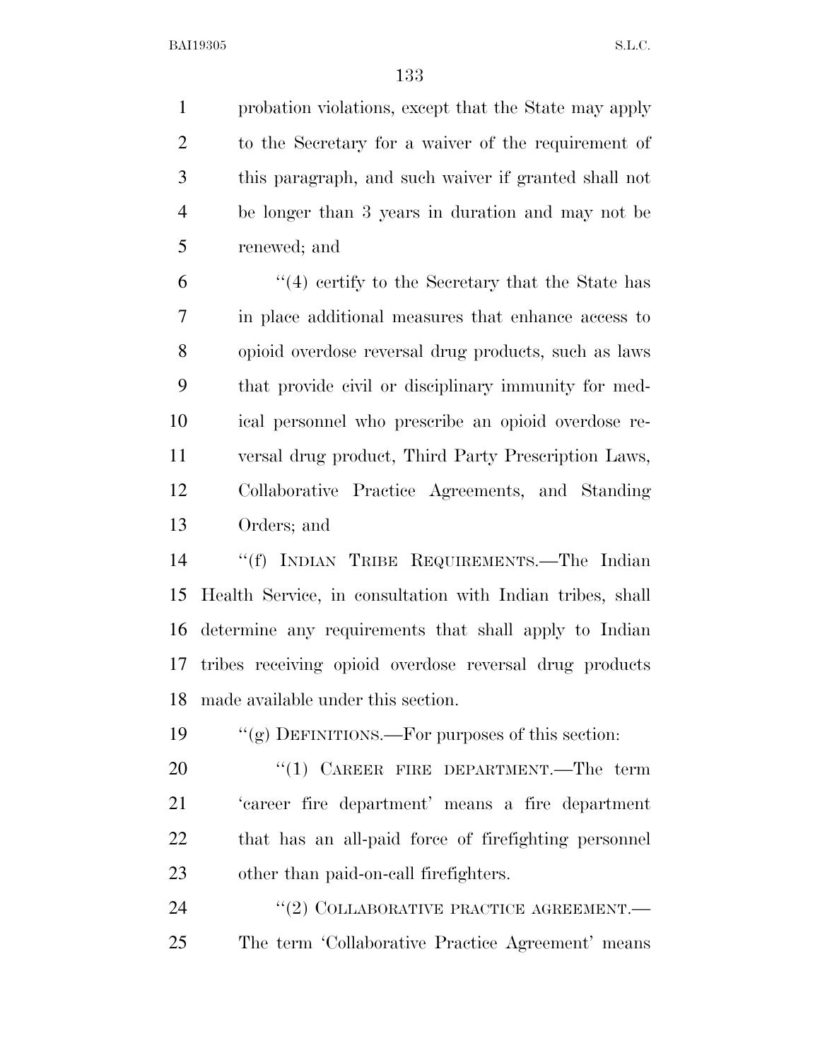probation violations, except that the State may apply to the Secretary for a waiver of the requirement of this paragraph, and such waiver if granted shall not be longer than 3 years in duration and may not be renewed; and

"(4) certify to the Secretary that the State has in place additional measures that enhance access to opioid overdose reversal drug products, such as laws that provide civil or disciplinary immunity for medical personnel who prescribe an opioid overdose reversal drug product, Third Party Prescription Laws, Collaborative Practice Agreements, and Standing Orders; and

"(f) INDIAN TRIBE REQUIREMENTS.—The Indian Health Service, in consultation with Indian tribes, shall determine any requirements that shall apply to Indian tribes receiving opioid overdose reversal drug products made available under this section.

"(g) DEFINITIONS.—For purposes of this section:

"(1) CAREER FIRE DEPARTMENT.—The term 'career fire department' means a fire department that has an all-paid force of firefighting personnel other than paid-on-call firefighters.

"(2) COLLABORATIVE PRACTICE AGREEMENT.— The term 'Collaborative Practice Agreement' means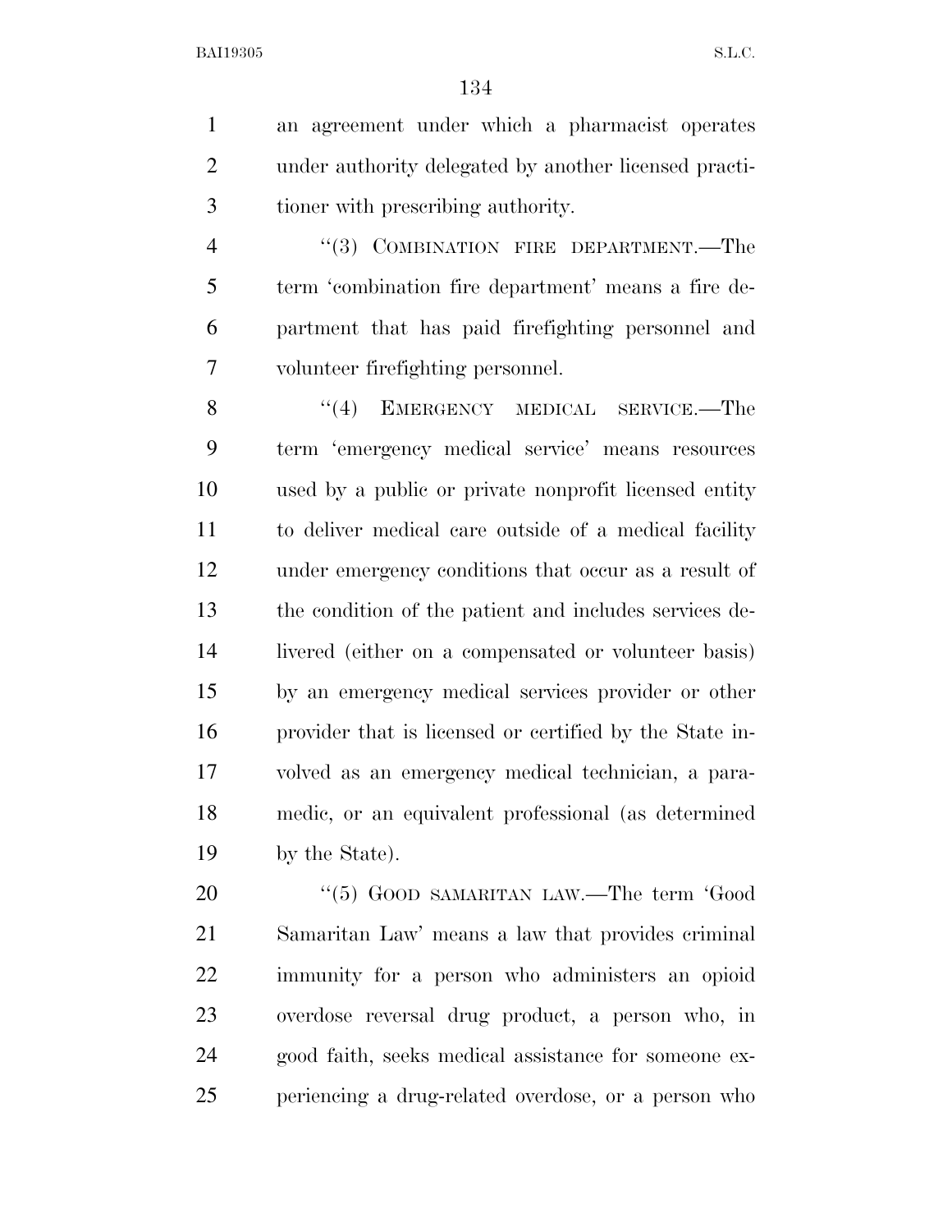an agreement under which a pharmacist operates under authority delegated by another licensed practitioner with prescribing authority.

"(3) COMBINATION FIRE DEPARTMENT.—The term 'combination fire department' means a fire department that has paid firefighting personnel and volunteer firefighting personnel.

"(4) EMERGENCY MEDICAL SERVICE.—The term 'emergency medical service' means resources used by a public or private nonprofit licensed entity to deliver medical care outside of a medical facility under emergency conditions that occur as a result of the condition of the patient and includes services delivered (either on a compensated or volunteer basis) by an emergency medical services provider or other provider that is licensed or certified by the State involved as an emergency medical technician, a paramedic, or an equivalent professional (as determined by the State).

"(5) GOOD SAMARITAN LAW.—The term 'Good Samaritan Law' means a law that provides criminal immunity for a person who administers an opioid overdose reversal drug product, a person who, in good faith, seeks medical assistance for someone experiencing a drug-related overdose, or a person who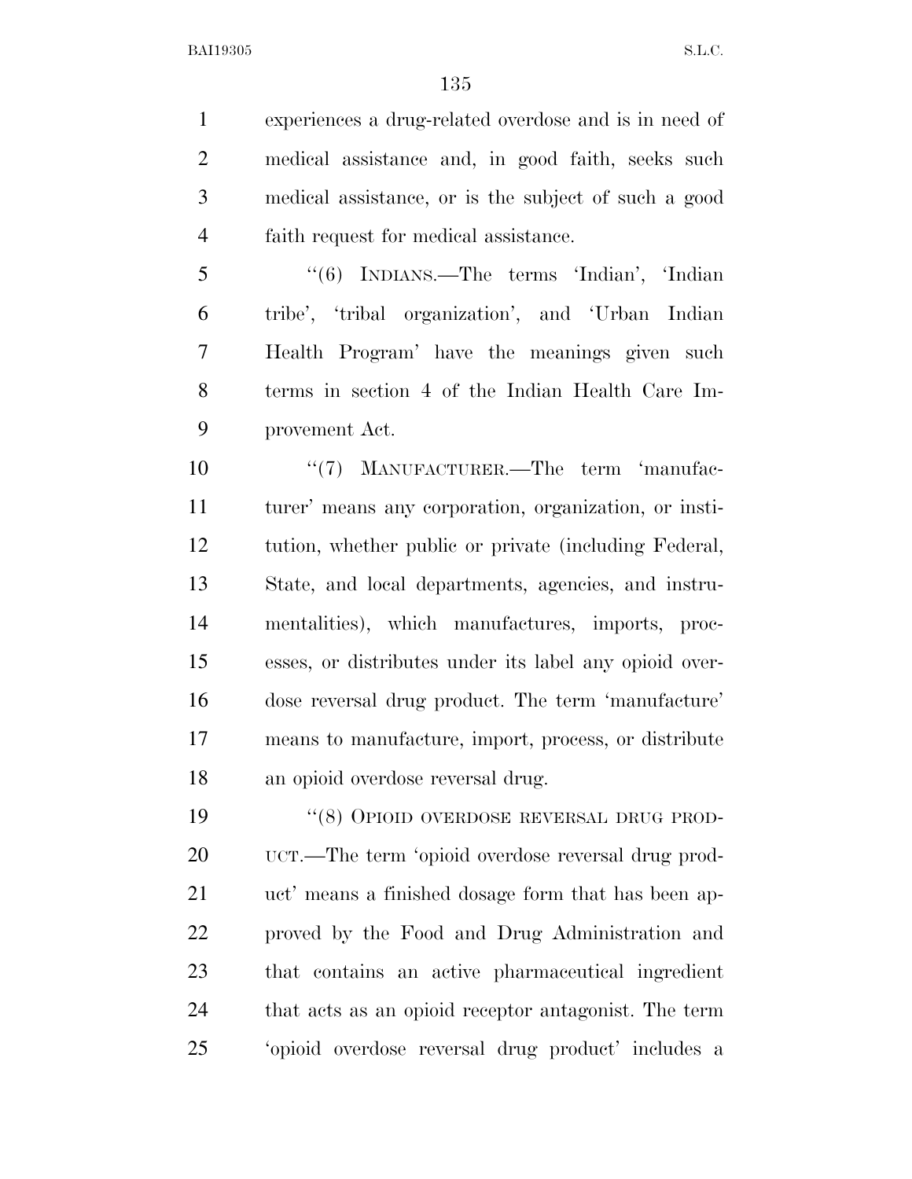experiences a drug-related overdose and is in need of medical assistance and, in good faith, seeks such medical assistance, or is the subject of such a good faith request for medical assistance.

"(6) INDIANS.—The terms 'Indian', 'Indian tribe', 'tribal organization', and 'Urban Indian Health Program' have the meanings given such terms in section 4 of the Indian Health Care Improvement Act.

"(7) MANUFACTURER.—The term 'manufacturer' means any corporation, organization, or institution, whether public or private (including Federal, State, and local departments, agencies, and instrumentalities), which manufactures, imports, processes, or distributes under its label any opioid overdose reversal drug product. The term 'manufacture' means to manufacture, import, process, or distribute an opioid overdose reversal drug.

"(8) OPIOID OVERDOSE REVERSAL DRUG PRODUCT.—The term 'opioid overdose reversal drug product' means a finished dosage form that has been approved by the Food and Drug Administration and that contains an active pharmaceutical ingredient that acts as an opioid receptor antagonist. The term 'opioid overdose reversal drug product' includes a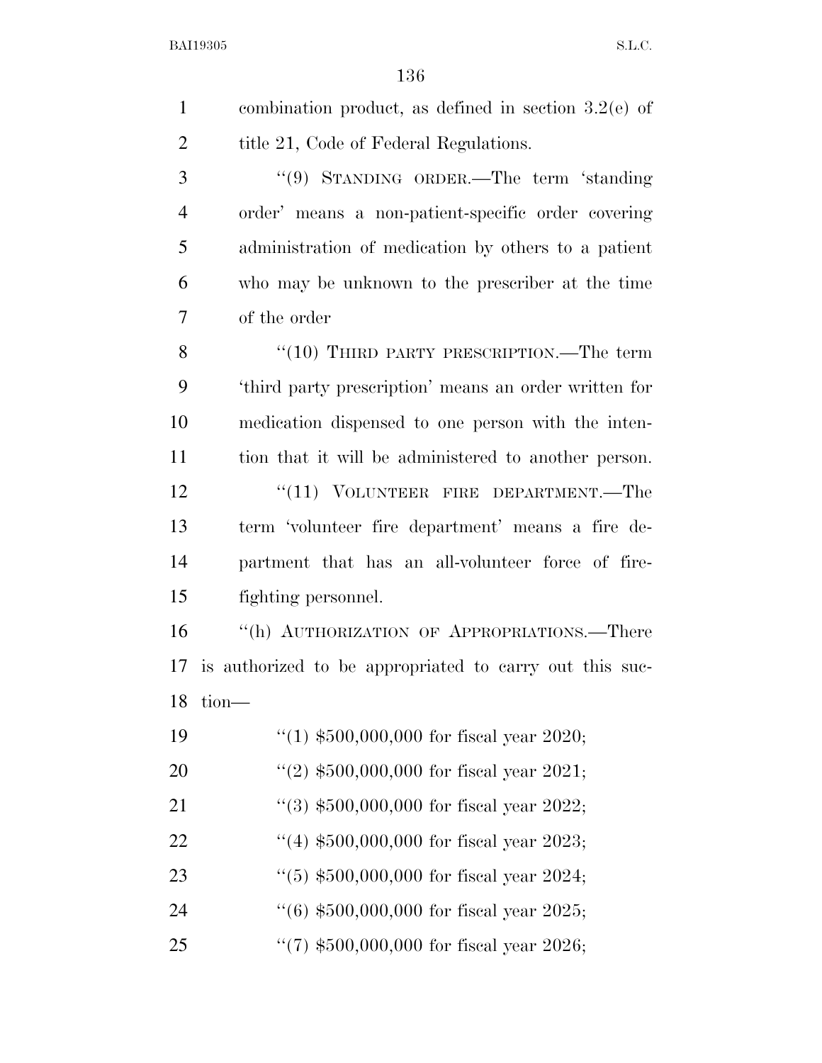combination product, as defined in section 3.2(e) of title 21, Code of Federal Regulations.

"(9) STANDING ORDER.—The term 'standing order' means a non-patient-specific order covering administration of medication by others to a patient who may be unknown to the prescriber at the time of the order

"(10) THIRD PARTY PRESCRIPTION.—The term 'third party prescription' means an order written for medication dispensed to one person with the intention that it will be administered to another person.

"(11) VOLUNTEER FIRE DEPARTMENT.—The term 'volunteer fire department' means a fire department that has an all-volunteer force of firefighting personnel.

"(h) AUTHORIZATION OF APPROPRIATIONS.—There is authorized to be appropriated to carry out this section—

"(1) $500,000,000 for fiscal year 2020;

"(2) $500,000,000 for fiscal year 2021;

"(3) $500,000,000 for fiscal year 2022;

"(4) $500,000,000 for fiscal year 2023;

"(5) $500,000,000 for fiscal year 2024;

"(6) $500,000,000 for fiscal year 2025;

"(7) $500,000,000 for fiscal year 2026;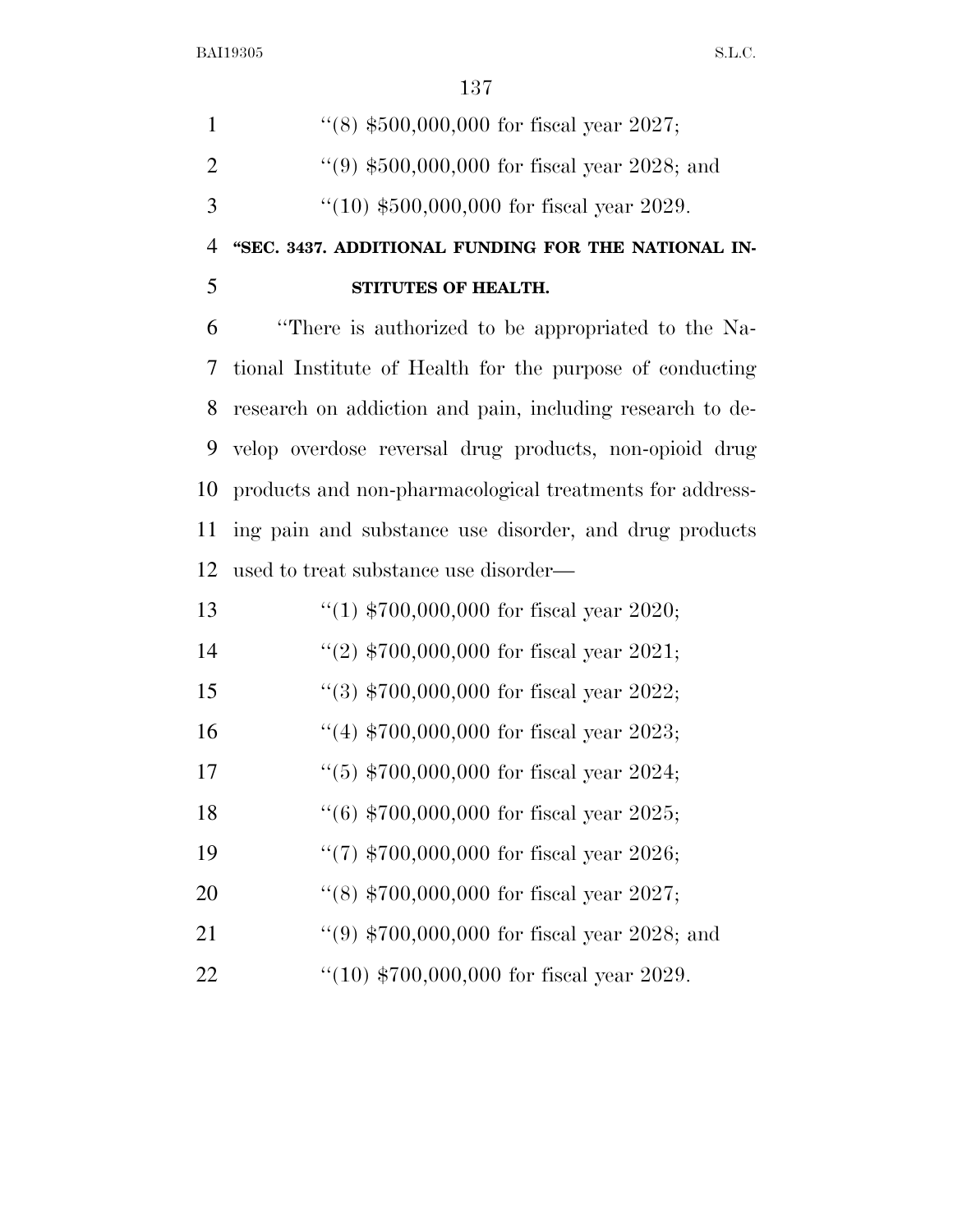''(8) $500,000,000 for fiscal year 2027;

''(9) $500,000,000 for fiscal year 2028; and

''(10) $500,000,000 for fiscal year 2029.

**''SEC. 3437. ADDITIONAL FUNDING FOR THE NATIONAL INSTITUTES OF HEALTH.**

''There is authorized to be appropriated to the National Institute of Health for the purpose of conducting research on addiction and pain, including research to develop overdose reversal drug products, non-opioid drug products and non-pharmacological treatments for addressing pain and substance use disorder, and drug products used to treat substance use disorder—

''(1) $700,000,000 for fiscal year 2020;

''(2) $700,000,000 for fiscal year 2021;

''(3) $700,000,000 for fiscal year 2022;

''(4) $700,000,000 for fiscal year 2023;

''(5) $700,000,000 for fiscal year 2024;

''(6) $700,000,000 for fiscal year 2025;

''(7) $700,000,000 for fiscal year 2026;

''(8) $700,000,000 for fiscal year 2027;

''(9) $700,000,000 for fiscal year 2028; and

''(10) $700,000,000 for fiscal year 2029.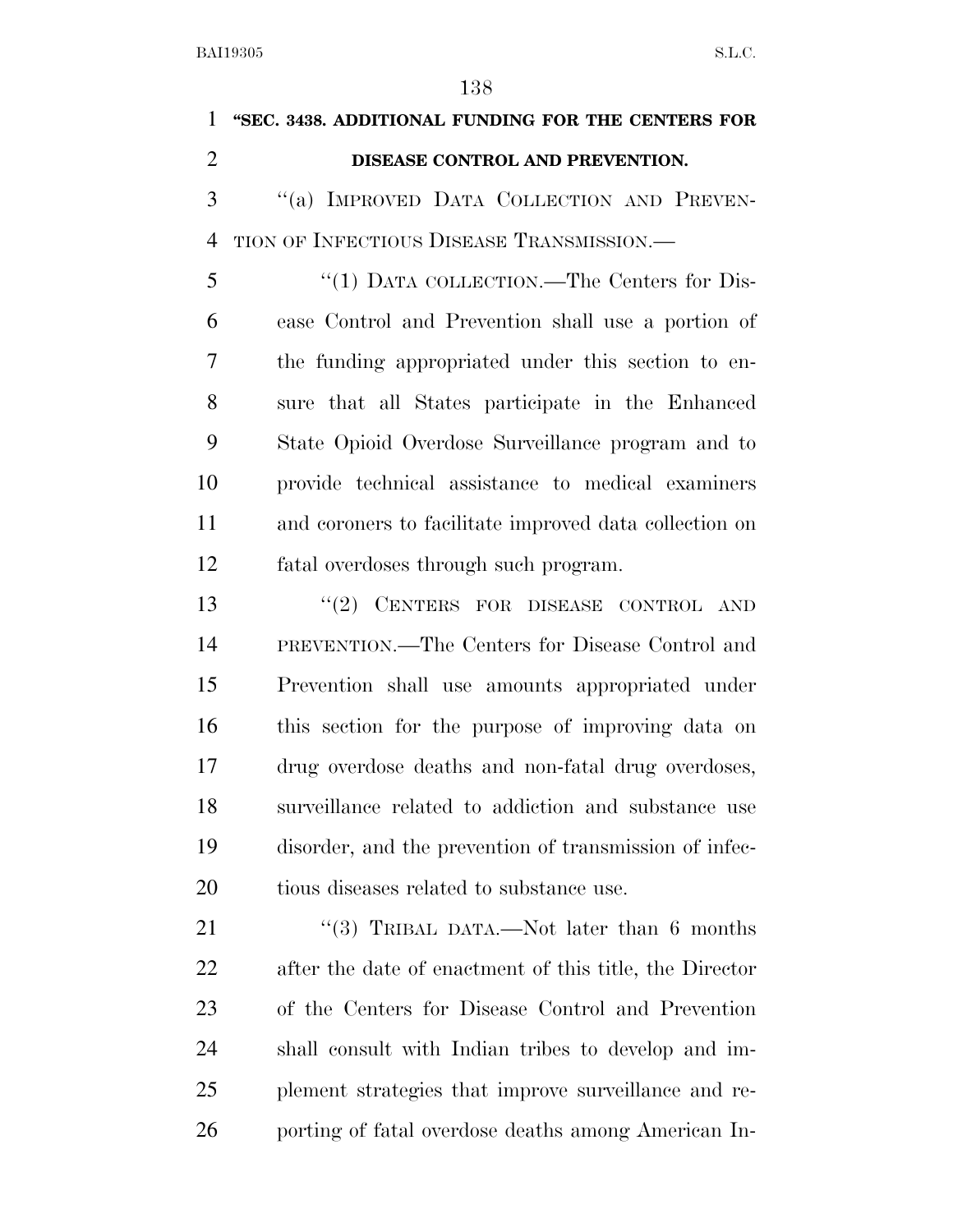**"SEC. 3438. ADDITIONAL FUNDING FOR THE CENTERS FOR DISEASE CONTROL AND PREVENTION.**

"(a) IMPROVED DATA COLLECTION AND PREVENTION OF INFECTIOUS DISEASE TRANSMISSION.—

"(1) DATA COLLECTION.—The Centers for Disease Control and Prevention shall use a portion of the funding appropriated under this section to ensure that all States participate in the Enhanced State Opioid Overdose Surveillance program and to provide technical assistance to medical examiners and coroners to facilitate improved data collection on fatal overdoses through such program.

"(2) CENTERS FOR DISEASE CONTROL AND PREVENTION.—The Centers for Disease Control and Prevention shall use amounts appropriated under this section for the purpose of improving data on drug overdose deaths and non-fatal drug overdoses, surveillance related to addiction and substance use disorder, and the prevention of transmission of infectious diseases related to substance use.

"(3) TRIBAL DATA.—Not later than 6 months after the date of enactment of this title, the Director of the Centers for Disease Control and Prevention shall consult with Indian tribes to develop and implement strategies that improve surveillance and reporting of fatal overdose deaths among American In-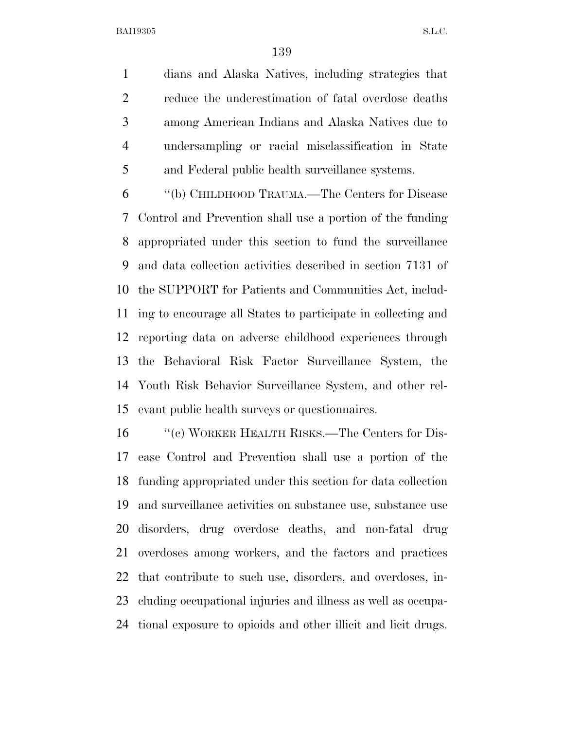dians and Alaska Natives, including strategies that reduce the underestimation of fatal overdose deaths among American Indians and Alaska Natives due to undersampling or racial misclassification in State and Federal public health surveillance systems.

"(b) CHILDHOOD TRAUMA.—The Centers for Disease Control and Prevention shall use a portion of the funding appropriated under this section to fund the surveillance and data collection activities described in section 7131 of the SUPPORT for Patients and Communities Act, including to encourage all States to participate in collecting and reporting data on adverse childhood experiences through the Behavioral Risk Factor Surveillance System, the Youth Risk Behavior Surveillance System, and other relevant public health surveys or questionnaires.

"(c) WORKER HEALTH RISKS.—The Centers for Disease Control and Prevention shall use a portion of the funding appropriated under this section for data collection and surveillance activities on substance use, substance use disorders, drug overdose deaths, and non-fatal drug overdoses among workers, and the factors and practices that contribute to such use, disorders, and overdoses, including occupational injuries and illness as well as occupational exposure to opioids and other illicit and licit drugs.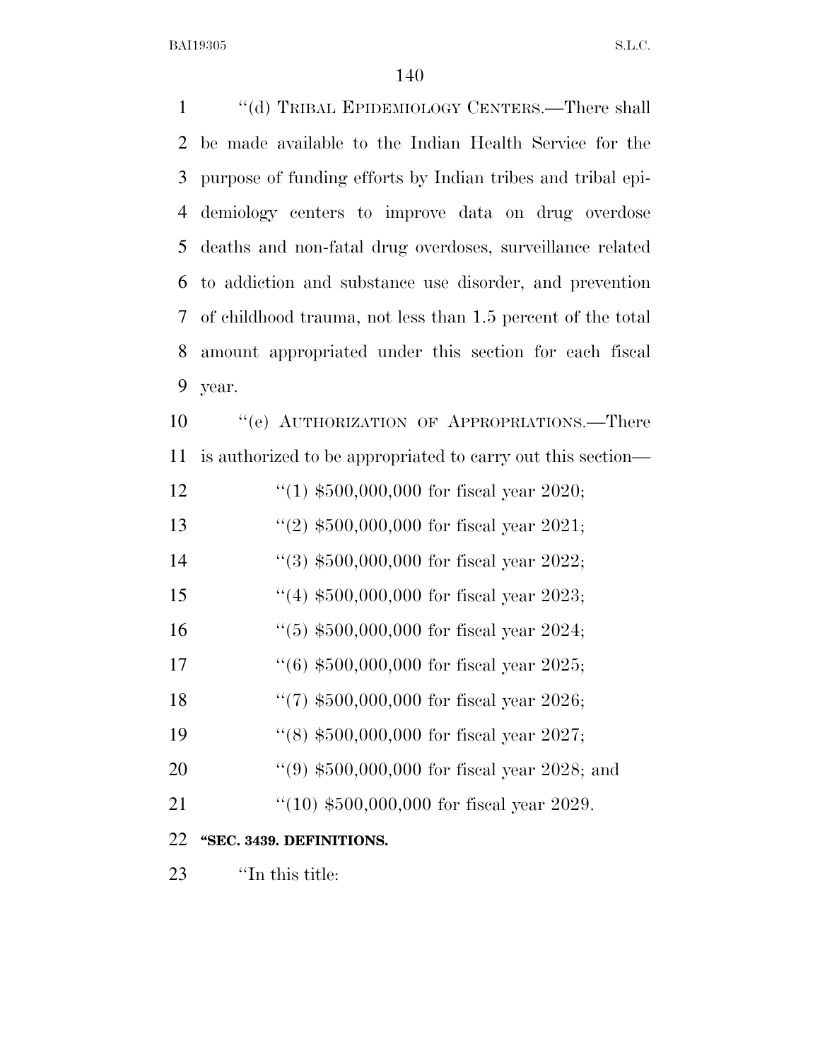''(d) TRIBAL EPIDEMIOLOGY CENTERS.—There shall be made available to the Indian Health Service for the purpose of funding efforts by Indian tribes and tribal epidemiology centers to improve data on drug overdose deaths and non-fatal drug overdoses, surveillance related to addiction and substance use disorder, and prevention of childhood trauma, not less than 1.5 percent of the total amount appropriated under this section for each fiscal year.

''(e) AUTHORIZATION OF APPROPRIATIONS.—There is authorized to be appropriated to carry out this section—

''(1) $500,000,000 for fiscal year 2020;

''(2) $500,000,000 for fiscal year 2021;

''(3) $500,000,000 for fiscal year 2022;

''(4) $500,000,000 for fiscal year 2023;

''(5) $500,000,000 for fiscal year 2024;

''(6) $500,000,000 for fiscal year 2025;

''(7) $500,000,000 for fiscal year 2026;

''(8) $500,000,000 for fiscal year 2027;

''(9) $500,000,000 for fiscal year 2028; and

''(10) $500,000,000 for fiscal year 2029.

**''SEC. 3439. DEFINITIONS.**

''In this title: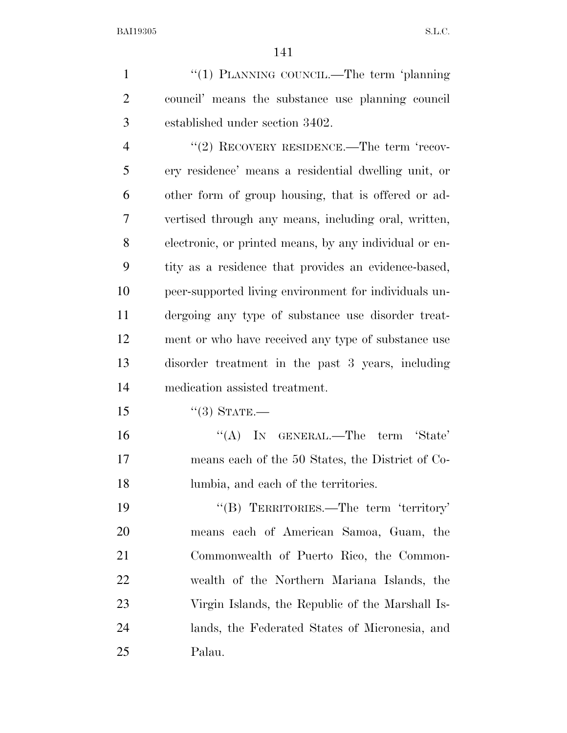''(1) PLANNING COUNCIL.—The term 'planning council' means the substance use planning council established under section 3402.

''(2) RECOVERY RESIDENCE.—The term 'recovery residence' means a residential dwelling unit, or other form of group housing, that is offered or advertised through any means, including oral, written, electronic, or printed means, by any individual or entity as a residence that provides an evidence-based, peer-supported living environment for individuals undergoing any type of substance use disorder treatment or who have received any type of substance use disorder treatment in the past 3 years, including medication assisted treatment.

''(3) STATE.—

''(A) IN GENERAL.—The term 'State' means each of the 50 States, the District of Columbia, and each of the territories.

''(B) TERRITORIES.—The term 'territory' means each of American Samoa, Guam, the Commonwealth of Puerto Rico, the Commonwealth of the Northern Mariana Islands, the Virgin Islands, the Republic of the Marshall Islands, the Federated States of Micronesia, and Palau.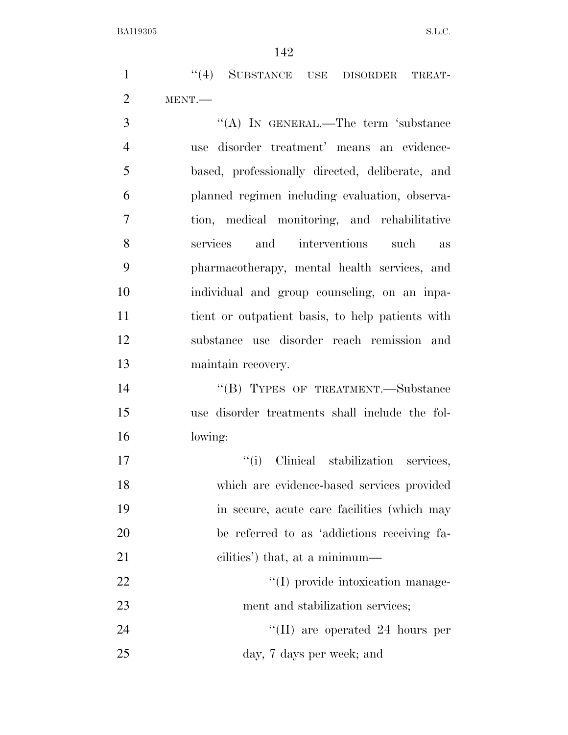"(4) SUBSTANCE USE DISORDER TREATMENT.—

"(A) IN GENERAL.—The term 'substance use disorder treatment' means an evidence-based, professionally directed, deliberate, and planned regimen including evaluation, observation, medical monitoring, and rehabilitative services and interventions such as pharmacotherapy, mental health services, and individual and group counseling, on an inpatient or outpatient basis, to help patients with substance use disorder reach remission and maintain recovery.

"(B) TYPES OF TREATMENT.—Substance use disorder treatments shall include the following:

"(i) Clinical stabilization services, which are evidence-based services provided in secure, acute care facilities (which may be referred to as 'addictions receiving facilities') that, at a minimum—

"(I) provide intoxication management and stabilization services;

"(II) are operated 24 hours per day, 7 days per week; and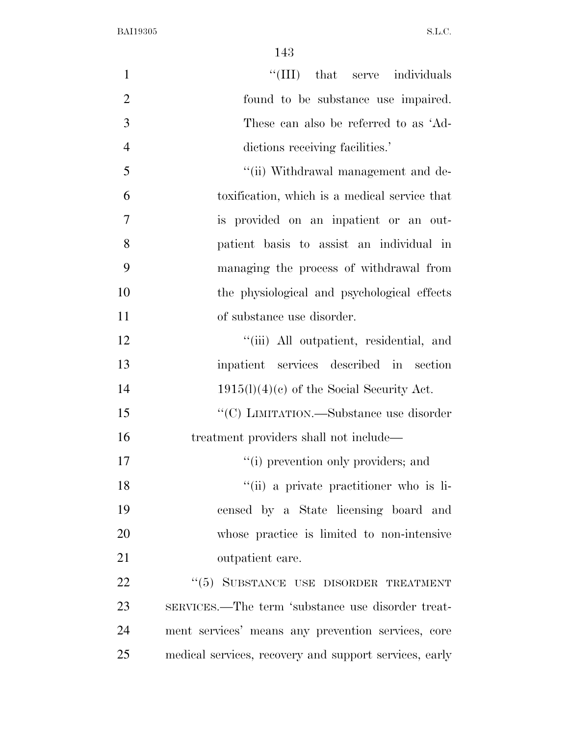"(III) that serve individuals found to be substance use impaired. These can also be referred to as 'Addictions receiving facilities.'

"(ii) Withdrawal management and detoxification, which is a medical service that is provided on an inpatient or an outpatient basis to assist an individual in managing the process of withdrawal from the physiological and psychological effects of substance use disorder.

"(iii) All outpatient, residential, and inpatient services described in section 1915(l)(4)(c) of the Social Security Act.

"(C) LIMITATION.—Substance use disorder treatment providers shall not include—

"(i) prevention only providers; and

"(ii) a private practitioner who is licensed by a State licensing board and whose practice is limited to non-intensive outpatient care.

"(5) SUBSTANCE USE DISORDER TREATMENT SERVICES.—The term 'substance use disorder treatment services' means any prevention services, core medical services, recovery and support services, early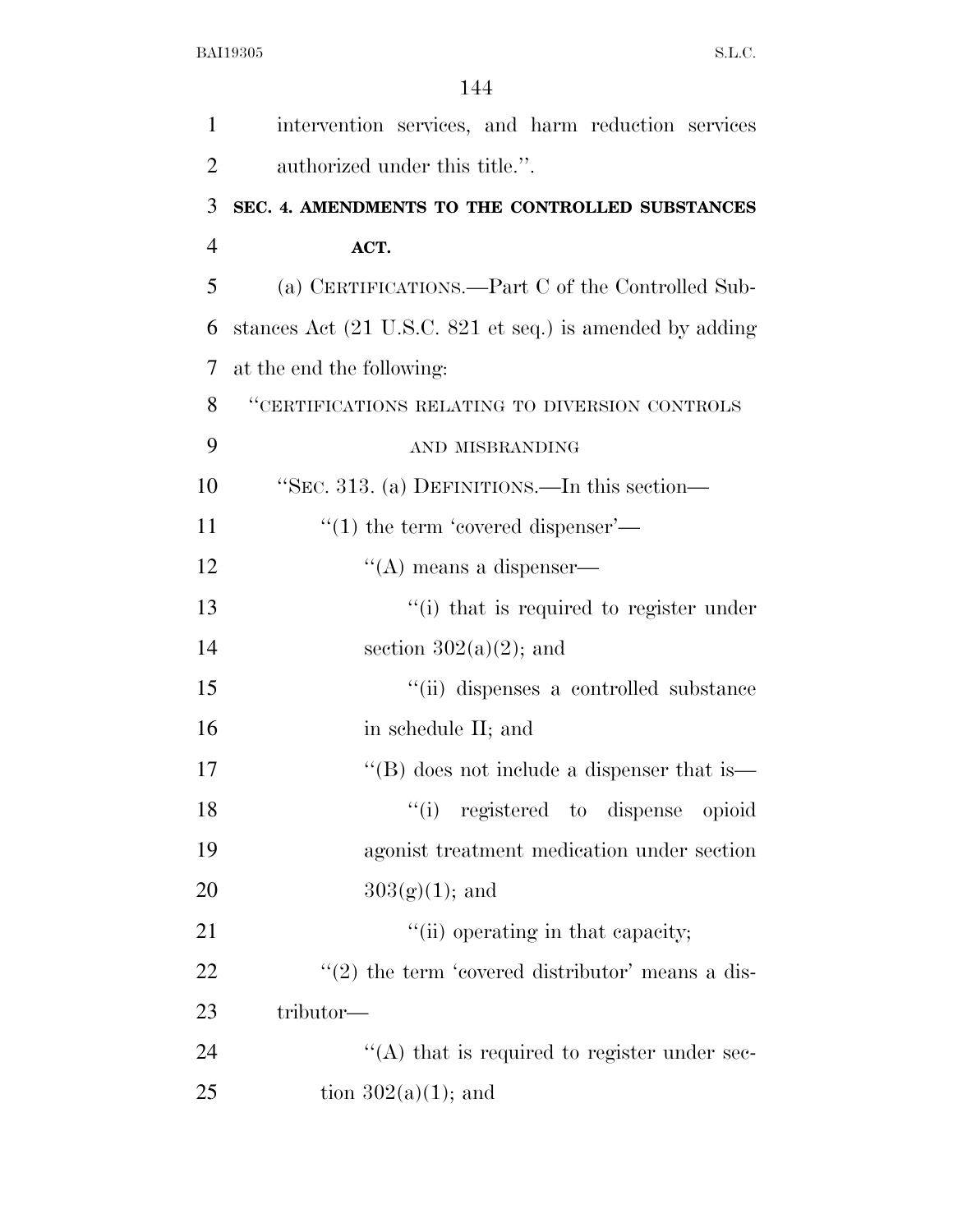intervention services, and harm reduction services authorized under this title.''.

**SEC. 4. AMENDMENTS TO THE CONTROLLED SUBSTANCES ACT.**

(a) CERTIFICATIONS.—Part C of the Controlled Substances Act (21 U.S.C. 821 et seq.) is amended by adding at the end the following:

''CERTIFICATIONS RELATING TO DIVERSION CONTROLS AND MISBRANDING

''SEC. 313. (a) DEFINITIONS.—In this section—

''(1) the term 'covered dispenser'—

''(A) means a dispenser—

''(i) that is required to register under section 302(a)(2); and

''(ii) dispenses a controlled substance in schedule II; and

''(B) does not include a dispenser that is—

''(i) registered to dispense opioid agonist treatment medication under section 303(g)(1); and

''(ii) operating in that capacity;

''(2) the term 'covered distributor' means a distributor—

''(A) that is required to register under section 302(a)(1); and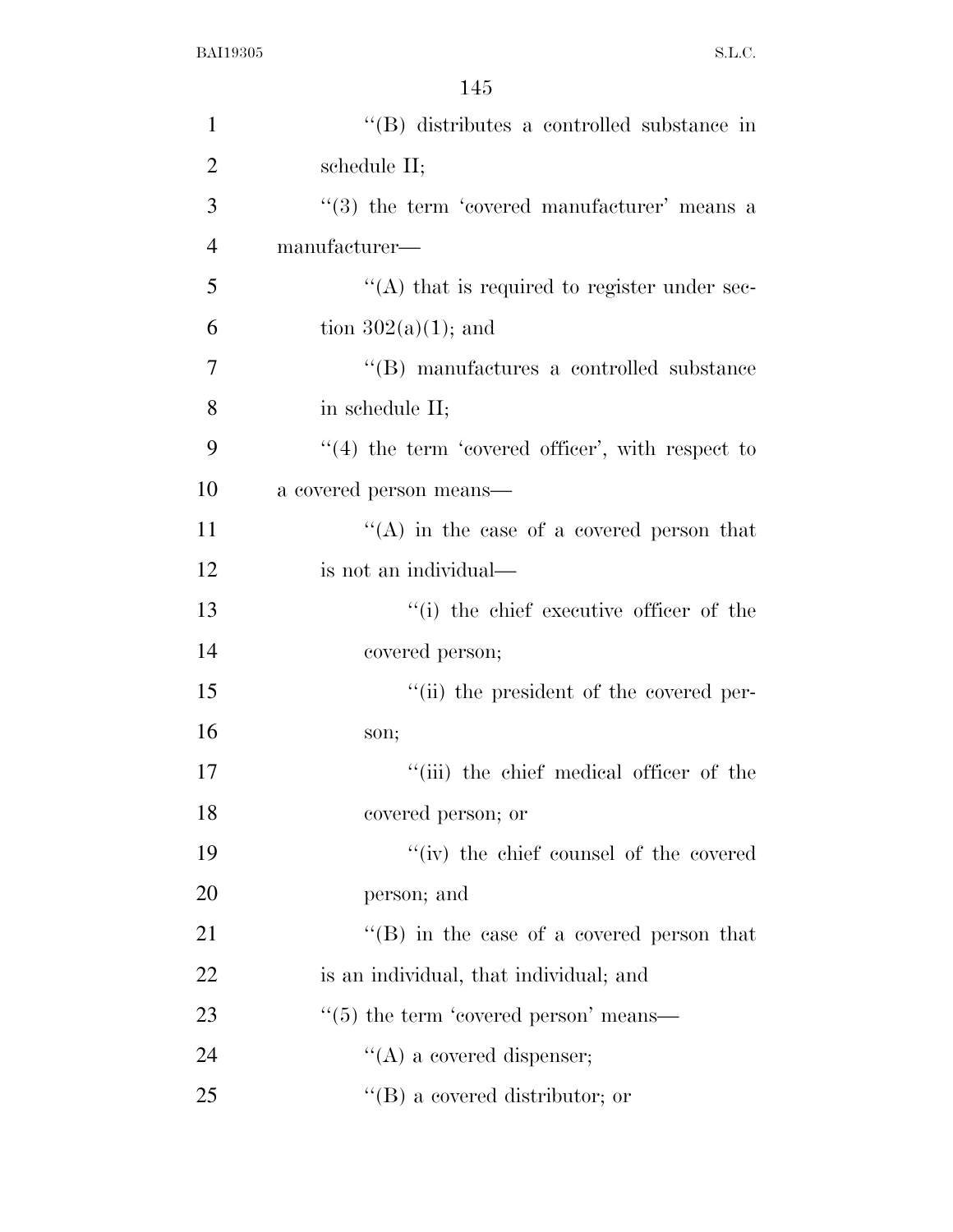''(B) distributes a controlled substance in schedule II;

''(3) the term 'covered manufacturer' means a manufacturer—

''(A) that is required to register under section 302(a)(1); and

''(B) manufactures a controlled substance in schedule II;

''(4) the term 'covered officer', with respect to a covered person means—

''(A) in the case of a covered person that is not an individual—

''(i) the chief executive officer of the covered person;

''(ii) the president of the covered person;

''(iii) the chief medical officer of the covered person; or

''(iv) the chief counsel of the covered person; and

''(B) in the case of a covered person that is an individual, that individual; and

''(5) the term 'covered person' means—

''(A) a covered dispenser;

''(B) a covered distributor; or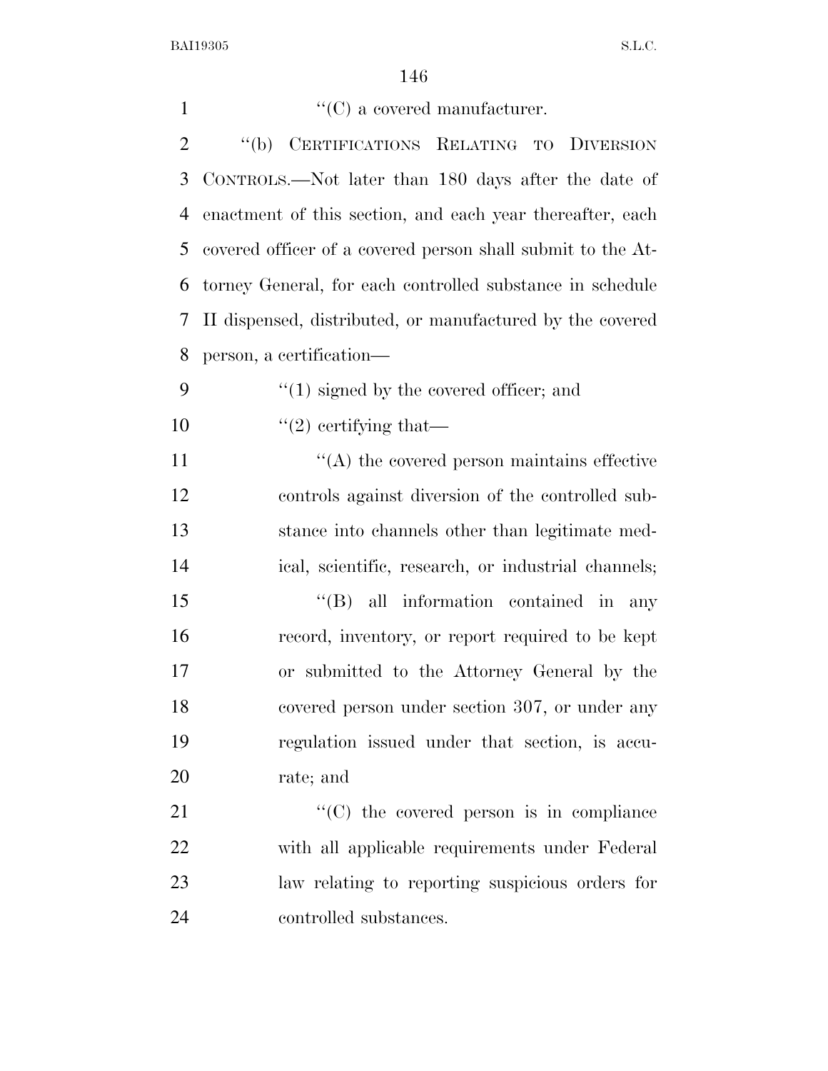"(C) a covered manufacturer.

"(b) CERTIFICATIONS RELATING TO DIVERSION CONTROLS.—Not later than 180 days after the date of enactment of this section, and each year thereafter, each covered officer of a covered person shall submit to the Attorney General, for each controlled substance in schedule II dispensed, distributed, or manufactured by the covered person, a certification—

"(1) signed by the covered officer; and

"(2) certifying that—

"(A) the covered person maintains effective controls against diversion of the controlled substance into channels other than legitimate medical, scientific, research, or industrial channels;

"(B) all information contained in any record, inventory, or report required to be kept or submitted to the Attorney General by the covered person under section 307, or under any regulation issued under that section, is accurate; and

"(C) the covered person is in compliance with all applicable requirements under Federal law relating to reporting suspicious orders for controlled substances.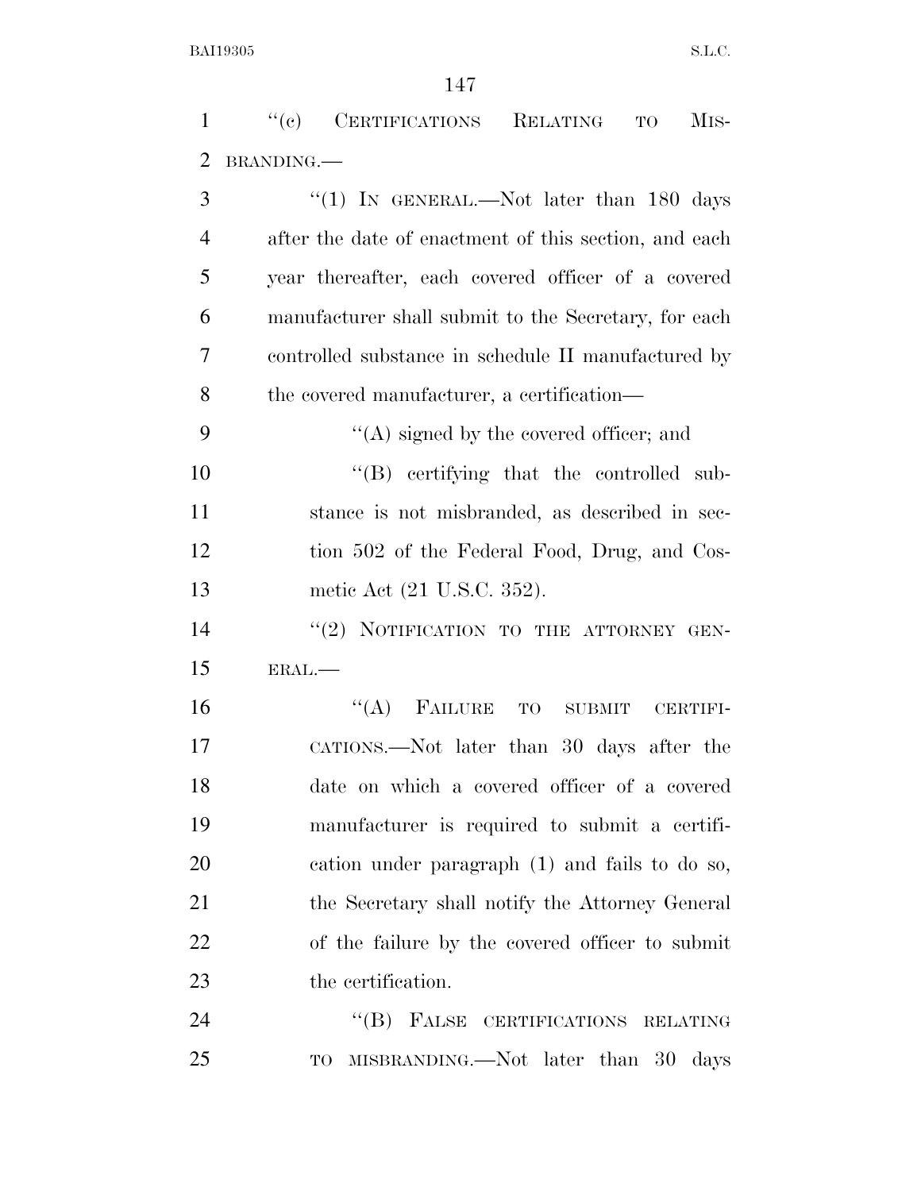"(c) CERTIFICATIONS RELATING TO MISBRANDING.—

"(1) IN GENERAL.—Not later than 180 days after the date of enactment of this section, and each year thereafter, each covered officer of a covered manufacturer shall submit to the Secretary, for each controlled substance in schedule II manufactured by the covered manufacturer, a certification—

"(A) signed by the covered officer; and

"(B) certifying that the controlled substance is not misbranded, as described in section 502 of the Federal Food, Drug, and Cosmetic Act (21 U.S.C. 352).

"(2) NOTIFICATION TO THE ATTORNEY GENERAL.—

"(A) FAILURE TO SUBMIT CERTIFICATIONS.—Not later than 30 days after the date on which a covered officer of a covered manufacturer is required to submit a certification under paragraph (1) and fails to do so, the Secretary shall notify the Attorney General of the failure by the covered officer to submit the certification.

"(B) FALSE CERTIFICATIONS RELATING TO MISBRANDING.—Not later than 30 days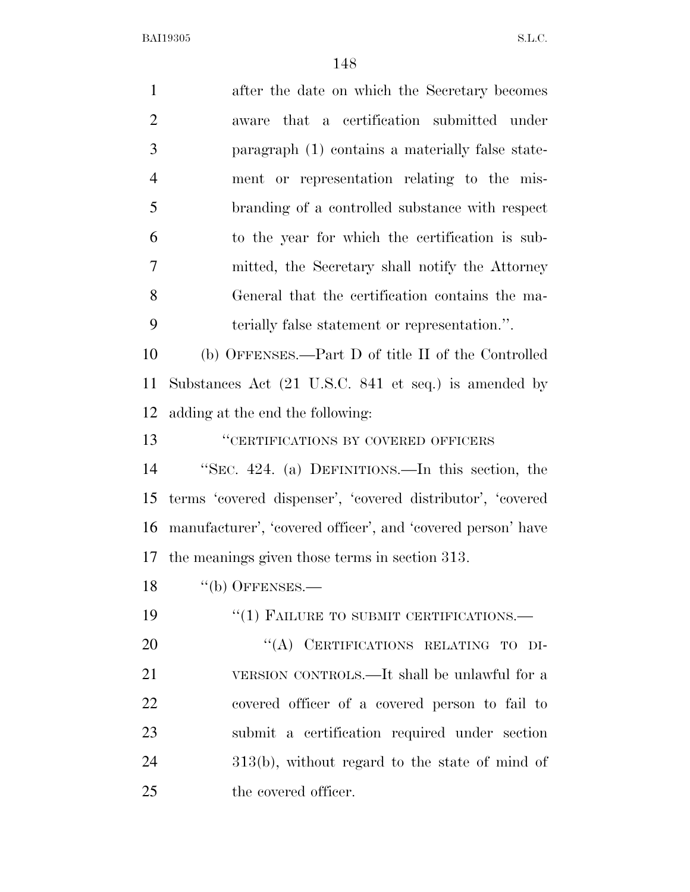after the date on which the Secretary becomes aware that a certification submitted under paragraph (1) contains a materially false statement or representation relating to the misbranding of a controlled substance with respect to the year for which the certification is submitted, the Secretary shall notify the Attorney General that the certification contains the materially false statement or representation.''.

(b) OFFENSES.—Part D of title II of the Controlled Substances Act (21 U.S.C. 841 et seq.) is amended by adding at the end the following:

''CERTIFICATIONS BY COVERED OFFICERS

''SEC. 424. (a) DEFINITIONS.—In this section, the terms 'covered dispenser', 'covered distributor', 'covered manufacturer', 'covered officer', and 'covered person' have the meanings given those terms in section 313.

''(b) OFFENSES.—

''(1) FAILURE TO SUBMIT CERTIFICATIONS.—

''(A) CERTIFICATIONS RELATING TO DIVERSION CONTROLS.—It shall be unlawful for a covered officer of a covered person to fail to submit a certification required under section 313(b), without regard to the state of mind of the covered officer.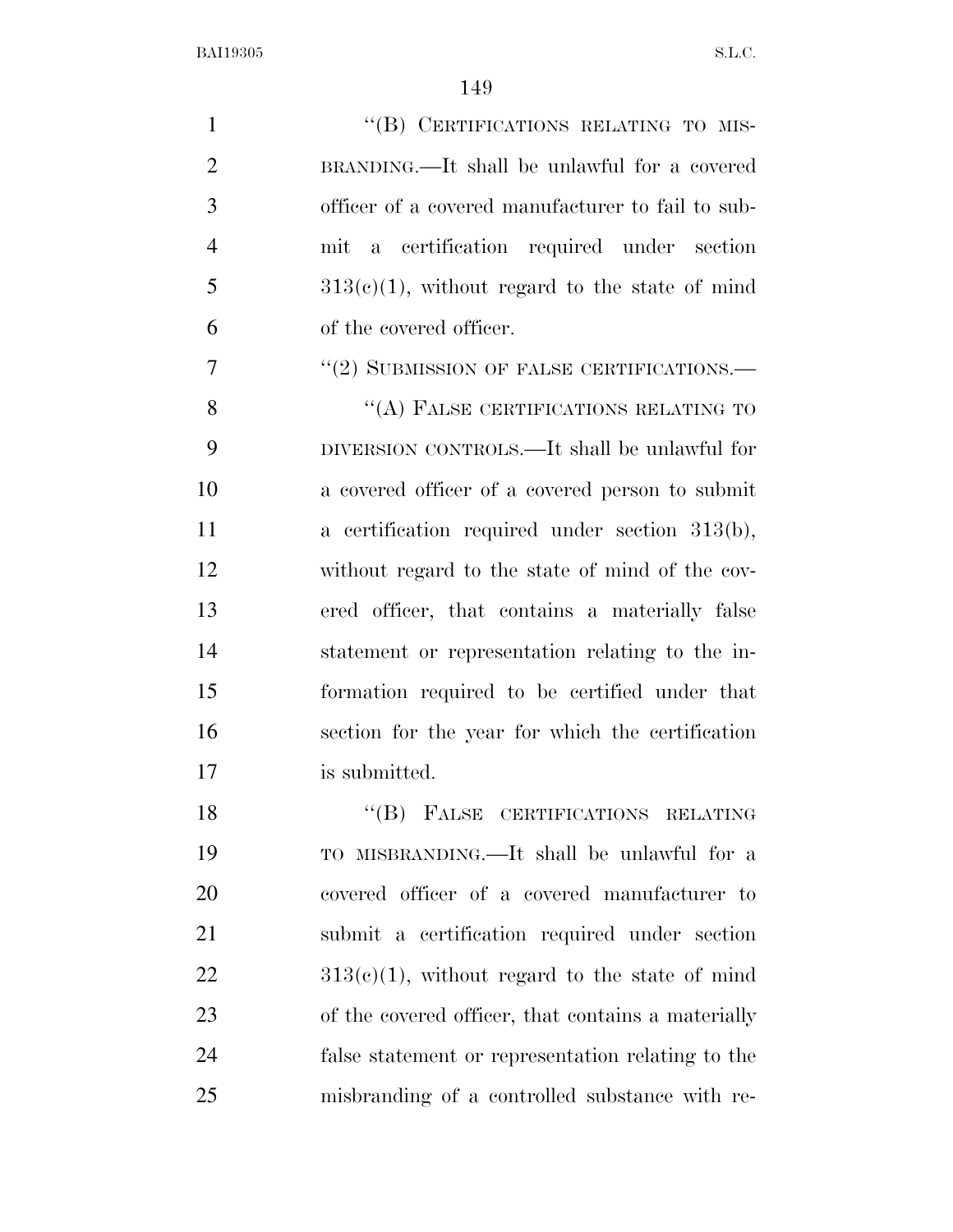"(B) CERTIFICATIONS RELATING TO MISBRANDING.—It shall be unlawful for a covered officer of a covered manufacturer to fail to submit a certification required under section 313(c)(1), without regard to the state of mind of the covered officer.

"(2) SUBMISSION OF FALSE CERTIFICATIONS.—

"(A) FALSE CERTIFICATIONS RELATING TO DIVERSION CONTROLS.—It shall be unlawful for a covered officer of a covered person to submit a certification required under section 313(b), without regard to the state of mind of the covered officer, that contains a materially false statement or representation relating to the information required to be certified under that section for the year for which the certification is submitted.

"(B) FALSE CERTIFICATIONS RELATING TO MISBRANDING.—It shall be unlawful for a covered officer of a covered manufacturer to submit a certification required under section 313(c)(1), without regard to the state of mind of the covered officer, that contains a materially false statement or representation relating to the misbranding of a controlled substance with re-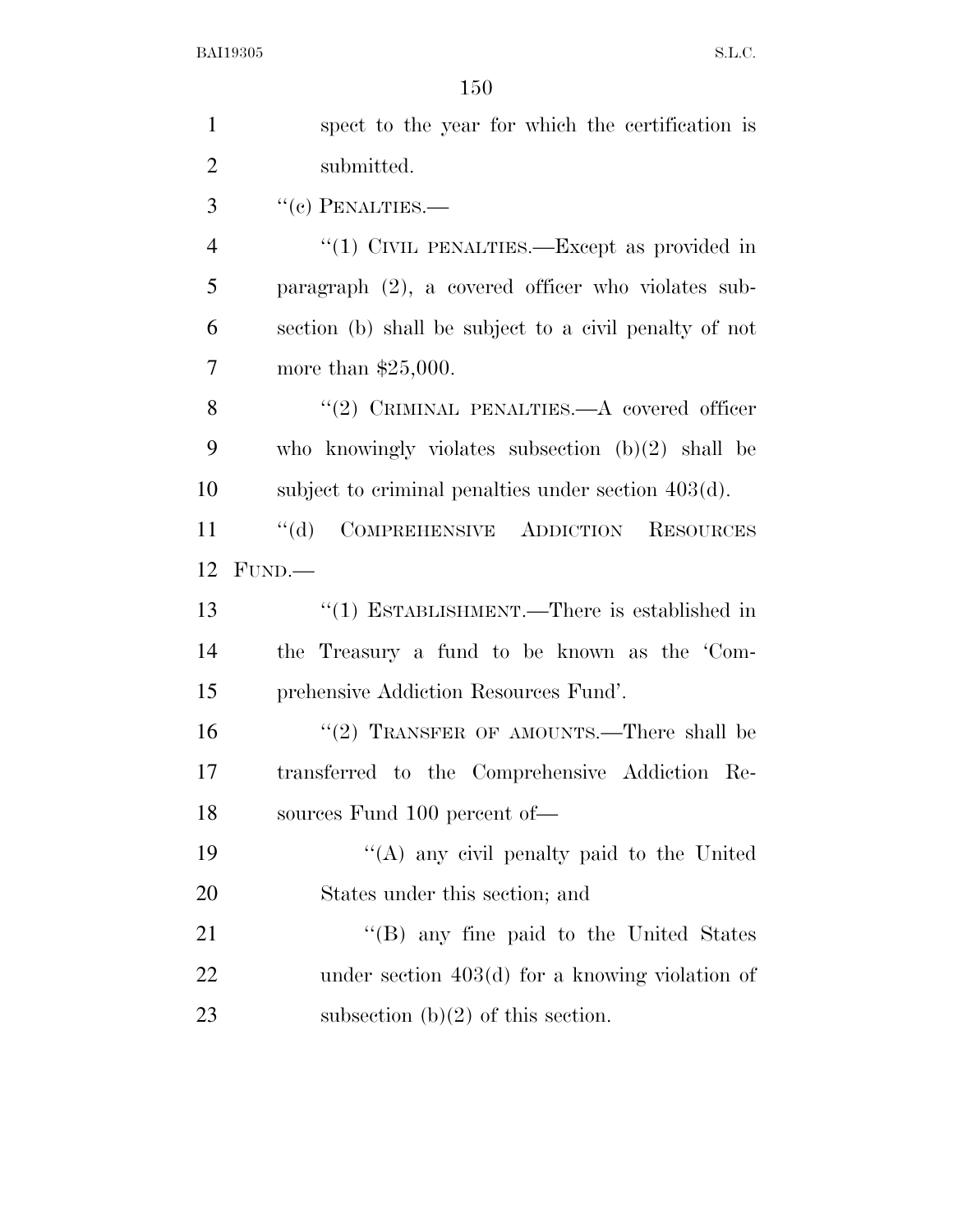spect to the year for which the certification is submitted.

"(c) PENALTIES.—

"(1) CIVIL PENALTIES.—Except as provided in paragraph (2), a covered officer who violates subsection (b) shall be subject to a civil penalty of not more than $25,000.

"(2) CRIMINAL PENALTIES.—A covered officer who knowingly violates subsection (b)(2) shall be subject to criminal penalties under section 403(d).

"(d) COMPREHENSIVE ADDICTION RESOURCES FUND.—

"(1) ESTABLISHMENT.—There is established in the Treasury a fund to be known as the 'Comprehensive Addiction Resources Fund'.

"(2) TRANSFER OF AMOUNTS.—There shall be transferred to the Comprehensive Addiction Resources Fund 100 percent of—

"(A) any civil penalty paid to the United States under this section; and

"(B) any fine paid to the United States under section 403(d) for a knowing violation of subsection (b)(2) of this section.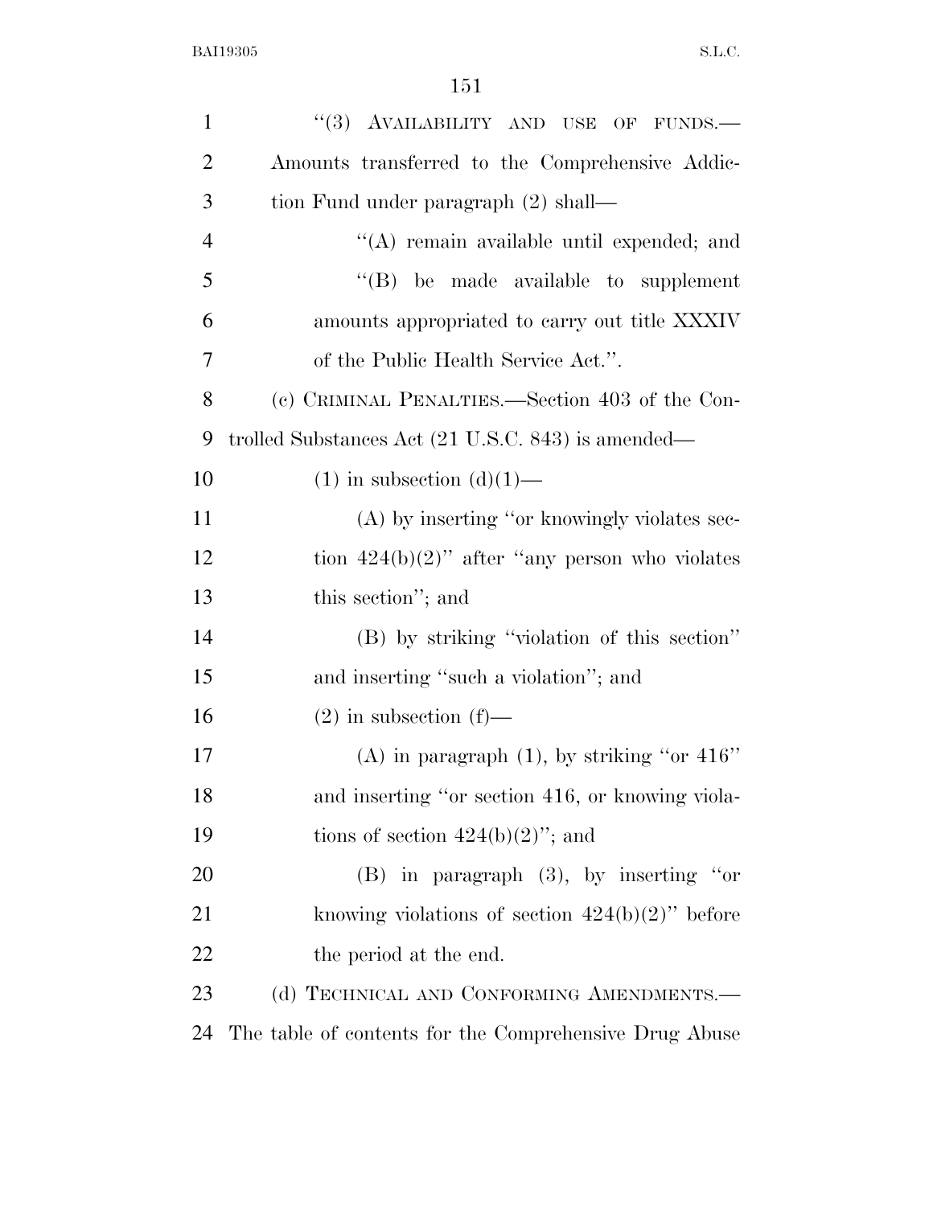''(3) AVAILABILITY AND USE OF FUNDS.—Amounts transferred to the Comprehensive Addiction Fund under paragraph (2) shall—

''(A) remain available until expended; and

''(B) be made available to supplement amounts appropriated to carry out title XXXIV of the Public Health Service Act.''.

(c) CRIMINAL PENALTIES.—Section 403 of the Controlled Substances Act (21 U.S.C. 843) is amended—

(1) in subsection (d)(1)—

(A) by inserting ''or knowingly violates section 424(b)(2)'' after ''any person who violates this section''; and

(B) by striking ''violation of this section'' and inserting ''such a violation''; and

(2) in subsection (f)—

(A) in paragraph (1), by striking ''or 416'' and inserting ''or section 416, or knowing violations of section 424(b)(2)''; and

(B) in paragraph (3), by inserting ''or knowing violations of section 424(b)(2)'' before the period at the end.

(d) TECHNICAL AND CONFORMING AMENDMENTS.—The table of contents for the Comprehensive Drug Abuse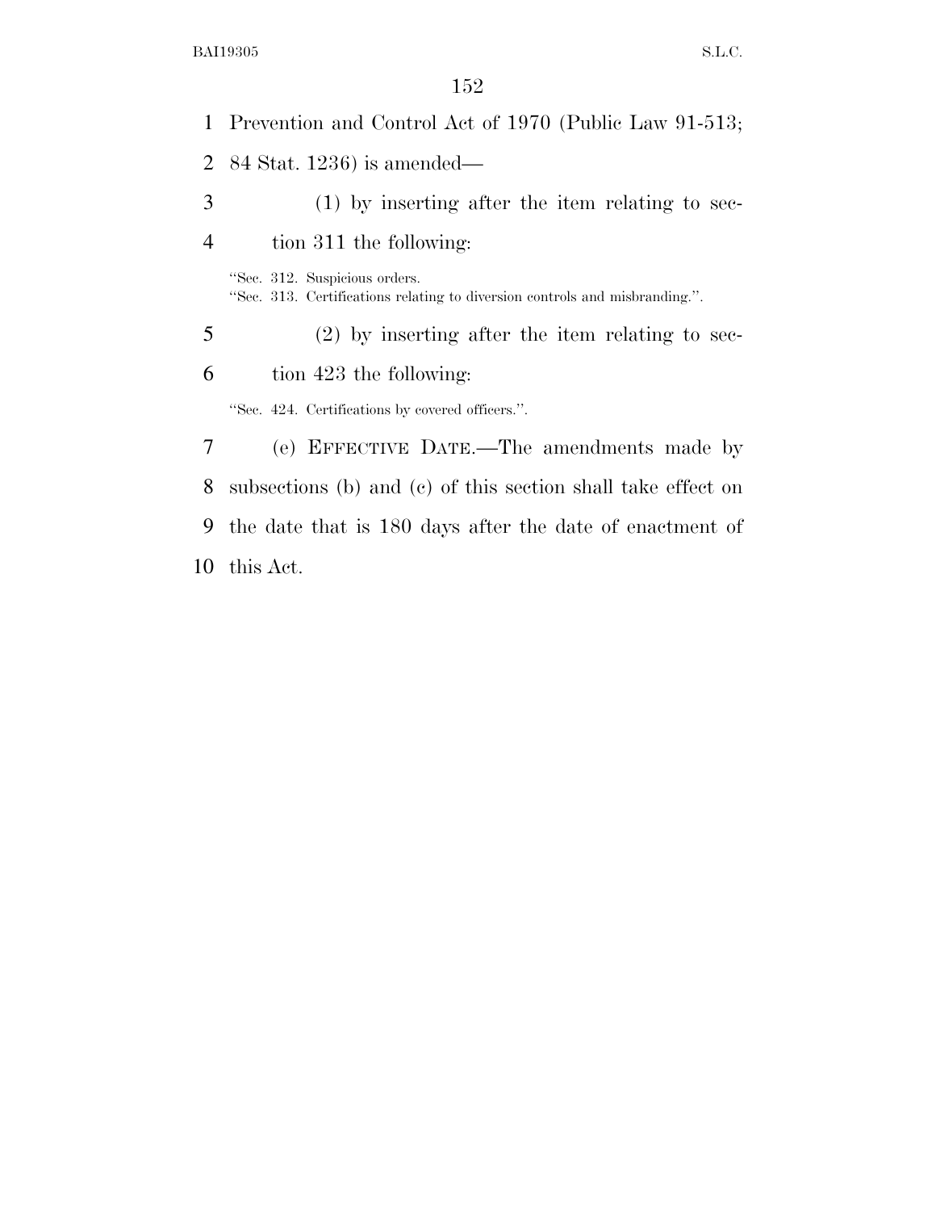Prevention and Control Act of 1970 (Public Law 91-513; 84 Stat. 1236) is amended—

(1) by inserting after the item relating to section 311 the following:

"Sec. 312. Suspicious orders.
"Sec. 313. Certifications relating to diversion controls and misbranding.".

(2) by inserting after the item relating to section 423 the following:

"Sec. 424. Certifications by covered officers.".

(e) EFFECTIVE DATE.—The amendments made by subsections (b) and (c) of this section shall take effect on the date that is 180 days after the date of enactment of this Act.